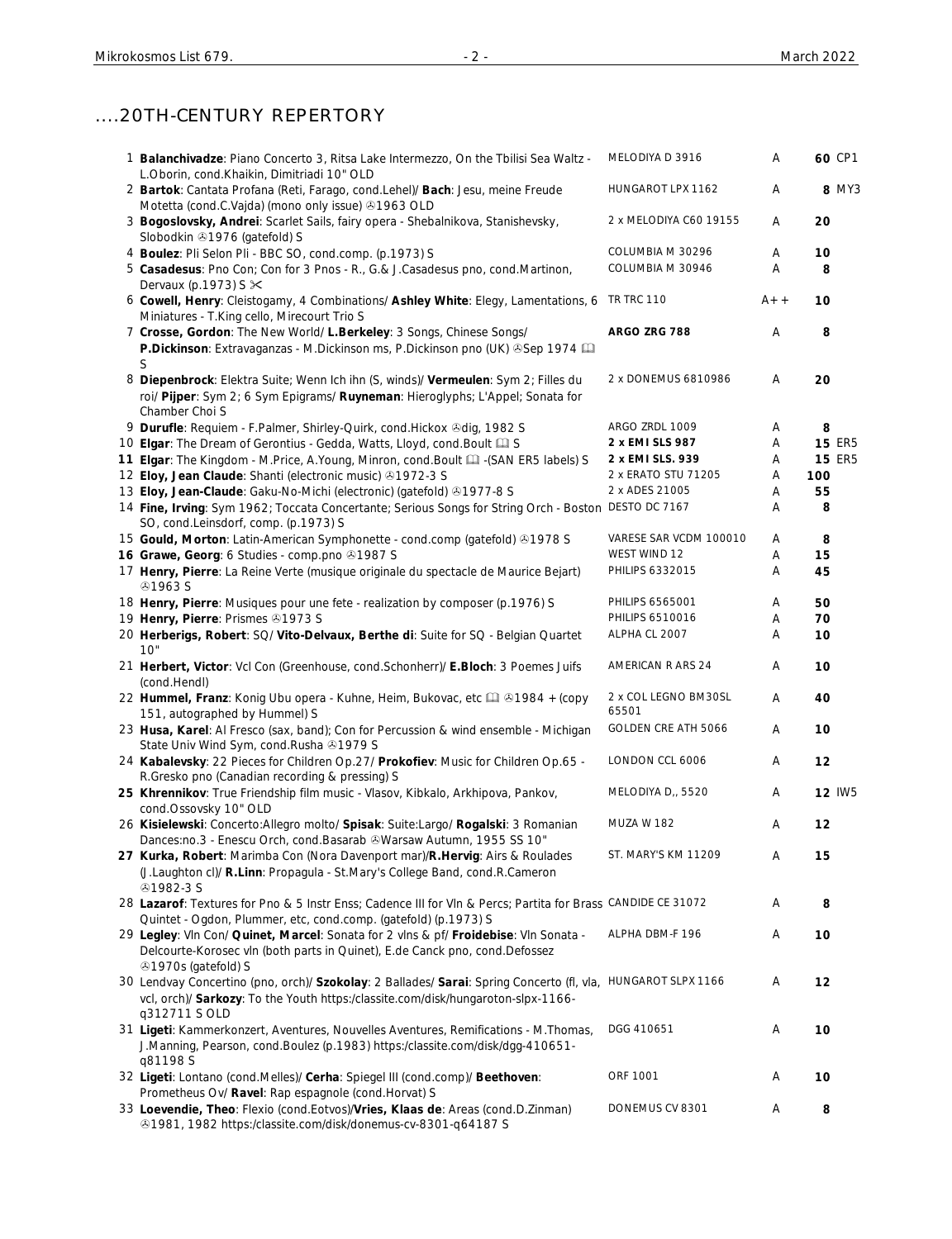## ....20TH-CENTURY REPERTORY

| # | Description | Label | Cond. | Price | |
|---|---|---|---|---|---|
| 1 | **Balanchivadze**: Piano Concerto 3, Ritsa Lake Intermezzo, On the Tbilisi Sea Waltz - L.Oborin, cond.Khaikin, Dimitriadi 10" OLD | MELODIYA D 3916 | A | **60** | CP1 |
| 2 | **Bartok**: Cantata Profana (Reti, Farago, cond.Lehel)/ **Bach**: Jesu, meine Freude Motetta (cond.C.Vajda) (mono only issue) ℗1963 OLD | HUNGAROT LPX 1162 | A | **8** | MY3 |
| 3 | **Bogoslovsky, Andrei**: Scarlet Sails, fairy opera - Shebalnikova, Stanishevsky, Slobodkin ℗1976 (gatefold) S | 2 x MELODIYA C60 19155 | A | **20** | |
| 4 | **Boulez**: Pli Selon Pli - BBC SO, cond.comp. (p.1973) S | COLUMBIA M 30296 | A | **10** | |
| 5 | **Casadesus**: Pno Con; Con for 3 Pnos - R., G.& J.Casadesus pno, cond.Martinon, Dervaux (p.1973) S ✂ | COLUMBIA M 30946 | A | **8** | |
| 6 | **Cowell, Henry**: Cleistogamy, 4 Combinations/ **Ashley White**: Elegy, Lamentations, 6 Miniatures - T.King cello, Mirecourt Trio S | TR TRC 110 | A++ | **10** | |
| 7 | **Crosse, Gordon**: The New World/ **L.Berkeley**: 3 Songs, Chinese Songs/ **P.Dickinson**: Extravaganzas - M.Dickinson ms, P.Dickinson pno (UK) ℗Sep 1974 🕮 S | **ARGO ZRG 788** | A | **8** | |
| 8 | **Diepenbrock**: Elektra Suite; Wenn Ich ihn (S, winds)/ **Vermeulen**: Sym 2; Filles du roi/ **Pijper**: Sym 2; 6 Sym Epigrams/ **Ruyneman**: Hieroglyphs; L'Appel; Sonata for Chamber Choi S | 2 x DONEMUS 6810986 | A | **20** | |
| 9 | **Durufle**: Requiem - F.Palmer, Shirley-Quirk, cond.Hickox ℗dig, 1982 S | ARGO ZRDL 1009 | A | **8** | |
| 10 | **Elgar**: The Dream of Gerontius - Gedda, Watts, Lloyd, cond.Boult 🕮 S | **2 x EMI SLS 987** | A | **15** | ER5 |
| 11 | **Elgar**: The Kingdom - M.Price, A.Young, Minron, cond.Boult 🕮 -(SAN ER5 labels) S | **2 x EMI SLS. 939** | A | **15** | ER5 |
| 12 | **Eloy, Jean Claude**: Shanti (electronic music) ℗1972-3 S | 2 x ERATO STU 71205 | A | **100** | |
| 13 | **Eloy, Jean-Claude**: Gaku-No-Michi (electronic) (gatefold) ℗1977-8 S | 2 x ADES 21005 | A | **55** | |
| 14 | **Fine, Irving**: Sym 1962; Toccata Concertante; Serious Songs for String Orch - Boston SO, cond.Leinsdorf, comp. (p.1973) S | DESTO DC 7167 | A | **8** | |
| 15 | **Gould, Morton**: Latin-American Symphonette - cond.comp (gatefold) ℗1978 S | VARESE SAR VCDM 100010 | A | **8** | |
| 16 | **Grawe, Georg**: 6 Studies - comp.pno ℗1987 S | WEST WIND 12 | A | **15** | |
| 17 | **Henry, Pierre**: La Reine Verte (musique originale du spectacle de Maurice Bejart) ℗1963 S | PHILIPS 6332015 | A | **45** | |
| 18 | **Henry, Pierre**: Musiques pour une fete - realization by composer (p.1976) S | PHILIPS 6565001 | A | **50** | |
| 19 | **Henry, Pierre**: Prismes ℗1973 S | PHILIPS 6510016 | A | **70** | |
| 20 | **Herberigs, Robert**: SQ/ **Vito-Delvaux, Berthe di**: Suite for SQ - Belgian Quartet 10" | ALPHA CL 2007 | A | **10** | |
| 21 | **Herbert, Victor**: Vcl Con (Greenhouse, cond.Schonherr)/ **E.Bloch**: 3 Poemes Juifs (cond.Hendl) | AMERICAN R ARS 24 | A | **10** | |
| 22 | **Hummel, Franz**: Konig Ubu opera - Kuhne, Heim, Bukovac, etc 🕮 ℗1984 + (copy 151, autographed by Hummel) S | 2 x COL LEGNO BM30SL 65501 | A | **40** | |
| 23 | **Husa, Karel**: Al Fresco (sax, band); Con for Percussion & wind ensemble - Michigan State Univ Wind Sym, cond.Rusha ℗1979 S | GOLDEN CRE ATH 5066 | A | **10** | |
| 24 | **Kabalevsky**: 22 Pieces for Children Op.27/ **Prokofiev**: Music for Children Op.65 - R.Gresko pno (Canadian recording & pressing) S | LONDON CCL 6006 | A | **12** | |
| 25 | **Khrennikov**: True Friendship film music - Vlasov, Kibkalo, Arkhipova, Pankov, cond.Ossovsky 10" OLD | MELODIYA D,, 5520 | A | **12** | IW5 |
| 26 | **Kisielewski**: Concerto:Allegro molto/ **Spisak**: Suite:Largo/ **Rogalski**: 3 Romanian Dances:no.3 - Enescu Orch, cond.Basarab ℗Warsaw Autumn, 1955 SS 10" | MUZA W 182 | A | **12** | |
| 27 | **Kurka, Robert**: Marimba Con (Nora Davenport mar)/**R.Hervig**: Airs & Roulades (J.Laughton cl)/ **R.Linn**: Propagula - St.Mary's College Band, cond.R.Cameron ℗1982-3 S | ST. MARY'S KM 11209 | A | **15** | |
| 28 | **Lazarof**: Textures for Pno & 5 Instr Enss; Cadence III for Vln & Percs; Partita for Brass Quintet - Ogdon, Plummer, etc, cond.comp. (gatefold) (p.1973) S | CANDIDE CE 31072 | A | **8** | |
| 29 | **Legley**: Vln Con/ **Quinet, Marcel**: Sonata for 2 vlns & pf/ **Froidebise**: Vln Sonata - Delcourte-Korosec vln (both parts in Quinet), E.de Canck pno, cond.Defossez ℗1970s (gatefold) S | ALPHA DBM-F 196 | A | **10** | |
| 30 | Lendvay Concertino (pno, orch)/ **Szokolay**: 2 Ballades/ **Sarai**: Spring Concerto (fl, vla, vcl, orch)/ **Sarkozy**: To the Youth https:/classite.com/disk/hungaroton-slpx-1166-q312711 S OLD | HUNGAROT SLPX 1166 | A | **12** | |
| 31 | **Ligeti**: Kammerkonzert, Aventures, Nouvelles Aventures, Remifications - M.Thomas, J.Manning, Pearson, cond.Boulez (p.1983) https:/classite.com/disk/dgg-410651-q81198 S | DGG 410651 | A | **10** | |
| 32 | **Ligeti**: Lontano (cond.Melles)/ **Cerha**: Spiegel III (cond.comp)/ **Beethoven**: Prometheus Ov/ **Ravel**: Rap espagnole (cond.Horvat) S | ORF 1001 | A | **10** | |
| 33 | **Loevendie, Theo**: Flexio (cond.Eotvos)/**Vries, Klaas de**: Areas (cond.D.Zinman) ℗1981, 1982 https:/classite.com/disk/donemus-cv-8301-q64187 S | DONEMUS CV 8301 | A | **8** | |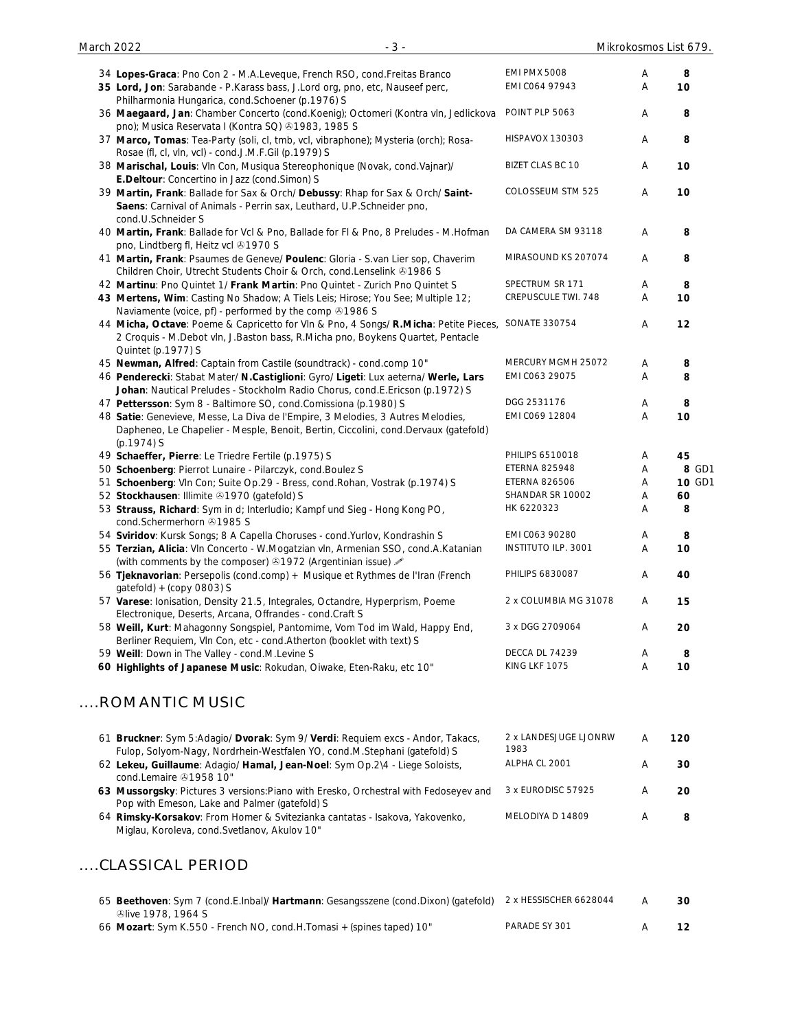| | | | | |
|---|---|---|---|---|
| 34 **Lopes-Graca**: Pno Con 2 - M.A.Leveque, French RSO, cond.Freitas Branco | EMI PMX 5008 | A | **8** | |
| **35 Lord, Jon**: Sarabande - P.Karass bass, J.Lord org, pno, etc, Nauseef perc, Philharmonia Hungarica, cond.Schoener (p.1976) S | EMI C064 97943 | A | **10** | |
| 36 **Maegaard, Jan**: Chamber Concerto (cond.Koenig); Octomeri (Kontra vln, Jedlickova pno); Musica Reservata I (Kontra SQ) ℗1983, 1985 S | POINT PLP 5063 | A | **8** | |
| 37 **Marco, Tomas**: Tea-Party (soli, cl, tmb, vcl, vibraphone); Mysteria (orch); Rosa-Rosae (fl, cl, vln, vcl) - cond.J.M.F.Gil (p.1979) S | HISPAVOX 130303 | A | **8** | |
| 38 **Marischal, Louis**: Vln Con, Musiqua Stereophonique (Novak, cond.Vajnar)/ **E.Deltour**: Concertino in Jazz (cond.Simon) S | BIZET CLAS BC 10 | A | **10** | |
| 39 **Martin, Frank**: Ballade for Sax & Orch/ **Debussy**: Rhap for Sax & Orch/ **Saint-Saens**: Carnival of Animals - Perrin sax, Leuthard, U.P.Schneider pno, cond.U.Schneider S | COLOSSEUM STM 525 | A | **10** | |
| 40 **Martin, Frank**: Ballade for Vcl & Pno, Ballade for Fl & Pno, 8 Preludes - M.Hofman pno, Lindtberg fl, Heitz vcl ℗1970 S | DA CAMERA SM 93118 | A | **8** | |
| 41 **Martin, Frank**: Psaumes de Geneve/ **Poulenc**: Gloria - S.van Lier sop, Chaverim Children Choir, Utrecht Students Choir & Orch, cond.Lenselink ℗1986 S | MIRASOUND KS 207074 | A | **8** | |
| 42 **Martinu**: Pno Quintet 1/ **Frank Martin**: Pno Quintet - Zurich Pno Quintet S | SPECTRUM SR 171 | A | **8** | |
| **43 Mertens, Wim**: Casting No Shadow; A Tiels Leis; Hirose; You See; Multiple 12; Naviamente (voice, pf) - performed by the comp ℗1986 S | CREPUSCULE TWI. 748 | A | **10** | |
| 44 **Micha, Octave**: Poeme & Capricetto for Vln & Pno, 4 Songs/ **R.Micha**: Petite Pieces, 2 Croquis - M.Debot vln, J.Baston bass, R.Micha pno, Boykens Quartet, Pentacle Quintet (p.1977) S | SONATE 330754 | A | **12** | |
| 45 **Newman, Alfred**: Captain from Castile (soundtrack) - cond.comp 10" | MERCURY MGMH 25072 | A | **8** | |
| 46 **Penderecki**: Stabat Mater/ **N.Castiglioni**: Gyro/ **Ligeti**: Lux aeterna/ **Werle, Lars Johan**: Nautical Preludes - Stockholm Radio Chorus, cond.E.Ericson (p.1972) S | EMI C063 29075 | A | **8** | |
| 47 **Pettersson**: Sym 8 - Baltimore SO, cond.Comissiona (p.1980) S | DGG 2531176 | A | **8** | |
| 48 **Satie**: Genevieve, Messe, La Diva de l'Empire, 3 Melodies, 3 Autres Melodies, Dapheneo, Le Chapelier - Mesple, Benoit, Bertin, Ciccolini, cond.Dervaux (gatefold) (p.1974) S | EMI C069 12804 | A | **10** | |
| 49 **Schaeffer, Pierre**: Le Triedre Fertile (p.1975) S | PHILIPS 6510018 | A | **45** | |
| 50 **Schoenberg**: Pierrot Lunaire - Pilarczyk, cond.Boulez S | ETERNA 825948 | A | **8** | GD1 |
| 51 **Schoenberg**: Vln Con; Suite Op.29 - Bress, cond.Rohan, Vostrak (p.1974) S | ETERNA 826506 | A | **10** | GD1 |
| 52 **Stockhausen**: Illimite ℗1970 (gatefold) S | SHANDAR SR 10002 | A | **60** | |
| 53 **Strauss, Richard**: Sym in d; Interludio; Kampf und Sieg - Hong Kong PO, cond.Schermerhorn ℗1985 S | HK 6220323 | A | **8** | |
| 54 **Sviridov**: Kursk Songs; 8 A Capella Choruses - cond.Yurlov, Kondrashin S | EMI C063 90280 | A | **8** | |
| 55 **Terzian, Alicia**: Vln Concerto - W.Mogatzian vln, Armenian SSO, cond.A.Katanian (with comments by the composer) ℗1972 (Argentinian issue) ✐ | INSTITUTO ILP. 3001 | A | **10** | |
| 56 **Tjeknavorian**: Persepolis (cond.comp) + Musique et Rythmes de l'Iran (French gatefold) + (copy 0803) S | PHILIPS 6830087 | A | **40** | |
| 57 **Varese**: Ionisation, Density 21.5, Integrales, Octandre, Hyperprism, Poeme Electronique, Deserts, Arcana, Offrandes - cond.Craft S | 2 x COLUMBIA MG 31078 | A | **15** | |
| 58 **Weill, Kurt**: Mahagonny Songspiel, Pantomime, Vom Tod im Wald, Happy End, Berliner Requiem, Vln Con, etc - cond.Atherton (booklet with text) S | 3 x DGG 2709064 | A | **20** | |
| 59 **Weill**: Down in The Valley - cond.M.Levine S | DECCA DL 74239 | A | **8** | |
| **60 Highlights of Japanese Music**: Rokudan, Oiwake, Eten-Raku, etc 10" | KING LKF 1075 | A | **10** | |

## ....ROMANTIC MUSIC

| | | | |
|---|---|---|---|
| 61 **Bruckner**: Sym 5:Adagio/ **Dvorak**: Sym 9/ **Verdi**: Requiem excs - Andor, Takacs, Fulop, Solyom-Nagy, Nordrhein-Westfalen YO, cond.M.Stephani (gatefold) S | 2 x LANDESJUGE LJONRW 1983 | A | **120** |
| 62 **Lekeu, Guillaume**: Adagio/ **Hamal, Jean-Noel**: Sym Op.2\4 - Liege Soloists, cond.Lemaire ℗1958 10" | ALPHA CL 2001 | A | **30** |
| **63 Mussorgsky**: Pictures 3 versions:Piano with Eresko, Orchestral with Fedoseyev and Pop with Emeson, Lake and Palmer (gatefold) S | 3 x EURODISC 57925 | A | **20** |
| 64 **Rimsky-Korsakov**: From Homer & Svitezianka cantatas - Isakova, Yakovenko, Miglau, Koroleva, cond.Svetlanov, Akulov 10" | MELODIYA D 14809 | A | **8** |

## ....CLASSICAL PERIOD

| | | | |
|---|---|---|---|
| 65 **Beethoven**: Sym 7 (cond.E.Inbal)/ **Hartmann**: Gesangsszene (cond.Dixon) (gatefold) ℗live 1978, 1964 S | 2 x HESSISCHER 6628044 | A | **30** |
| 66 **Mozart**: Sym K.550 - French NO, cond.H.Tomasi + (spines taped) 10" | PARADE SY 301 | A | **12** |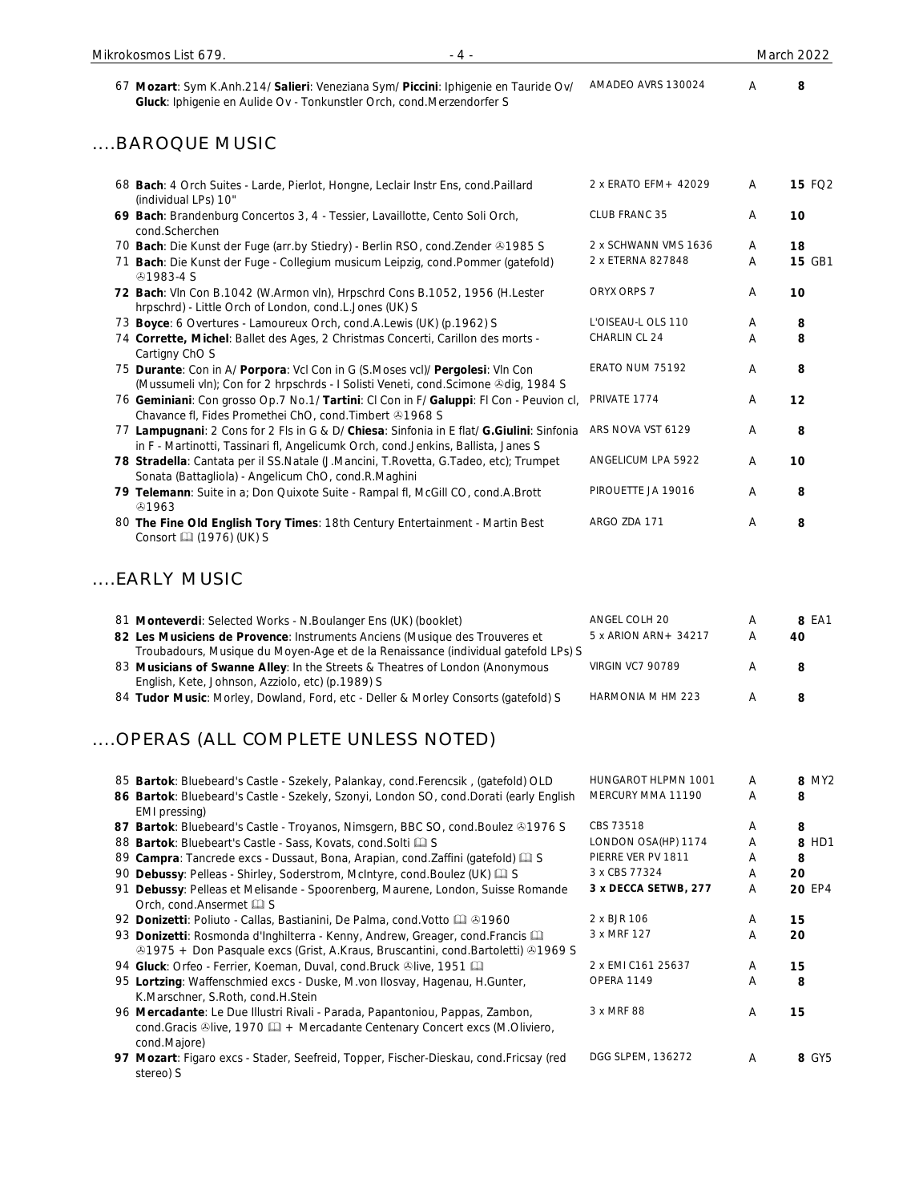| | | | | |
|---|---|---|---|---|
| 67 **Mozart**: Sym K.Anh.214/ **Salieri**: Veneziana Sym/ **Piccini**: Iphigenie en Tauride Ov/ **Gluck**: Iphigenie en Aulide Ov - Tonkunstler Orch, cond.Merzendorfer S | AMADEO AVRS 130024 | A | **8** | |

## ....BAROQUE MUSIC

| | | | | |
|---|---|---|---|---|
| 68 **Bach**: 4 Orch Suites - Larde, Pierlot, Hongne, Leclair Instr Ens, cond.Paillard (individual LPs) 10" | 2 x ERATO EFM+ 42029 | A | **15** | FQ2 |
| **69 Bach**: Brandenburg Concertos 3, 4 - Tessier, Lavaillotte, Cento Soli Orch, cond.Scherchen | CLUB FRANC 35 | A | **10** | |
| 70 **Bach**: Die Kunst der Fuge (arr.by Stiedry) - Berlin RSO, cond.Zender ℗1985 S | 2 x SCHWANN VMS 1636 | A | **18** | |
| 71 **Bach**: Die Kunst der Fuge - Collegium musicum Leipzig, cond.Pommer (gatefold) ℗1983-4 S | 2 x ETERNA 827848 | A | **15** | GB1 |
| **72 Bach**: Vln Con B.1042 (W.Armon vln), Hrpschrd Cons B.1052, 1956 (H.Lester hrpschrd) - Little Orch of London, cond.L.Jones (UK) S | ORYX ORPS 7 | A | **10** | |
| 73 **Boyce**: 6 Overtures - Lamoureux Orch, cond.A.Lewis (UK) (p.1962) S | L'OISEAU-L OLS 110 | A | **8** | |
| 74 **Corrette, Michel**: Ballet des Ages, 2 Christmas Concerti, Carillon des morts - Cartigny ChO S | CHARLIN CL 24 | A | **8** | |
| 75 **Durante**: Con in A/ **Porpora**: Vcl Con in G (S.Moses vcl)/ **Pergolesi**: Vln Con (Mussumeli vln); Con for 2 hrpschrds - I Solisti Veneti, cond.Scimone ℗dig, 1984 S | ERATO NUM 75192 | A | **8** | |
| 76 **Geminiani**: Con grosso Op.7 No.1/ **Tartini**: Cl Con in F/ **Galuppi**: Fl Con - Peuvion cl, Chavance fl, Fides Promethei ChO, cond.Timbert ℗1968 S | PRIVATE 1774 | A | **12** | |
| 77 **Lampugnani**: 2 Cons for 2 Fls in G & D/ **Chiesa**: Sinfonia in E flat/ **G.Giulini**: Sinfonia in F - Martinotti, Tassinari fl, Angelicumk Orch, cond.Jenkins, Ballista, Janes S | ARS NOVA VST 6129 | A | **8** | |
| **78 Stradella**: Cantata per il SS.Natale (J.Mancini, T.Rovetta, G.Tadeo, etc); Trumpet Sonata (Battagliola) - Angelicum ChO, cond.R.Maghini | ANGELICUM LPA 5922 | A | **10** | |
| **79 Telemann**: Suite in a; Don Quixote Suite - Rampal fl, McGill CO, cond.A.Brott ℗1963 | PIROUETTE JA 19016 | A | **8** | |
| 80 **The Fine Old English Tory Times**: 18th Century Entertainment - Martin Best Consort 🕮 (1976) (UK) S | ARGO ZDA 171 | A | **8** | |

## ....EARLY MUSIC

| | | | | |
|---|---|---|---|---|
| 81 **Monteverdi**: Selected Works - N.Boulanger Ens (UK) (booklet) | ANGEL COLH 20 | A | **8** | EA1 |
| **82 Les Musiciens de Provence**: Instruments Anciens (Musique des Trouveres et Troubadours, Musique du Moyen-Age et de la Renaissance (individual gatefold LPs) S | 5 x ARION ARN+ 34217 | A | **40** | |
| 83 **Musicians of Swanne Alley**: In the Streets & Theatres of London (Anonymous English, Kete, Johnson, Azziolo, etc) (p.1989) S | VIRGIN VC7 90789 | A | **8** | |
| 84 **Tudor Music**: Morley, Dowland, Ford, etc - Deller & Morley Consorts (gatefold) S | HARMONIA M HM 223 | A | **8** | |

## ....OPERAS (ALL COMPLETE UNLESS NOTED)

| | | | | |
|---|---|---|---|---|
| 85 **Bartok**: Bluebeard's Castle - Szekely, Palankay, cond.Ferencsik , (gatefold) OLD | HUNGAROT HLPMN 1001 | A | **8** | MY2 |
| **86 Bartok**: Bluebeard's Castle - Szekely, Szonyi, London SO, cond.Dorati (early English EMI pressing) | MERCURY MMA 11190 | A | **8** | |
| **87 Bartok**: Bluebeard's Castle - Troyanos, Nimsgern, BBC SO, cond.Boulez ℗1976 S | CBS 73518 | A | **8** | |
| 88 **Bartok**: Bluebeart's Castle - Sass, Kovats, cond.Solti 🕮 S | LONDON OSA(HP) 1174 | A | **8** | HD1 |
| 89 **Campra**: Tancrede excs - Dussaut, Bona, Arapian, cond.Zaffini (gatefold) 🕮 S | PIERRE VER PV 1811 | A | **8** | |
| 90 **Debussy**: Pelleas - Shirley, Soderstrom, McIntyre, cond.Boulez (UK) 🕮 S | 3 x CBS 77324 | A | **20** | |
| 91 **Debussy**: Pelleas et Melisande - Spoorenberg, Maurene, London, Suisse Romande Orch, cond.Ansermet 🕮 S | **3 x DECCA SETWB, 277** | A | **20** | EP4 |
| 92 **Donizetti**: Poliuto - Callas, Bastianini, De Palma, cond.Votto 🕮 ℗1960 | 2 x BJR 106 | A | **15** | |
| 93 **Donizetti**: Rosmonda d'Inghilterra - Kenny, Andrew, Greager, cond.Francis 🕮 ℗1975 + Don Pasquale excs (Grist, A.Kraus, Bruscantini, cond.Bartoletti) ℗1969 S | 3 x MRF 127 | A | **20** | |
| 94 **Gluck**: Orfeo - Ferrier, Koeman, Duval, cond.Bruck ℗live, 1951 🕮 | 2 x EMI C161 25637 | A | **15** | |
| 95 **Lortzing**: Waffenschmied excs - Duske, M.von Ilosvay, Hagenau, H.Gunter, K.Marschner, S.Roth, cond.H.Stein | OPERA 1149 | A | **8** | |
| 96 **Mercadante**: Le Due Illustri Rivali - Parada, Papantoniou, Pappas, Zambon, cond.Gracis ℗live, 1970 🕮 + Mercadante Centenary Concert excs (M.Oliviero, cond.Majore) | 3 x MRF 88 | A | **15** | |
| **97 Mozart**: Figaro excs - Stader, Seefreid, Topper, Fischer-Dieskau, cond.Fricsay (red stereo) S | DGG SLPEM, 136272 | A | **8** | GY5 |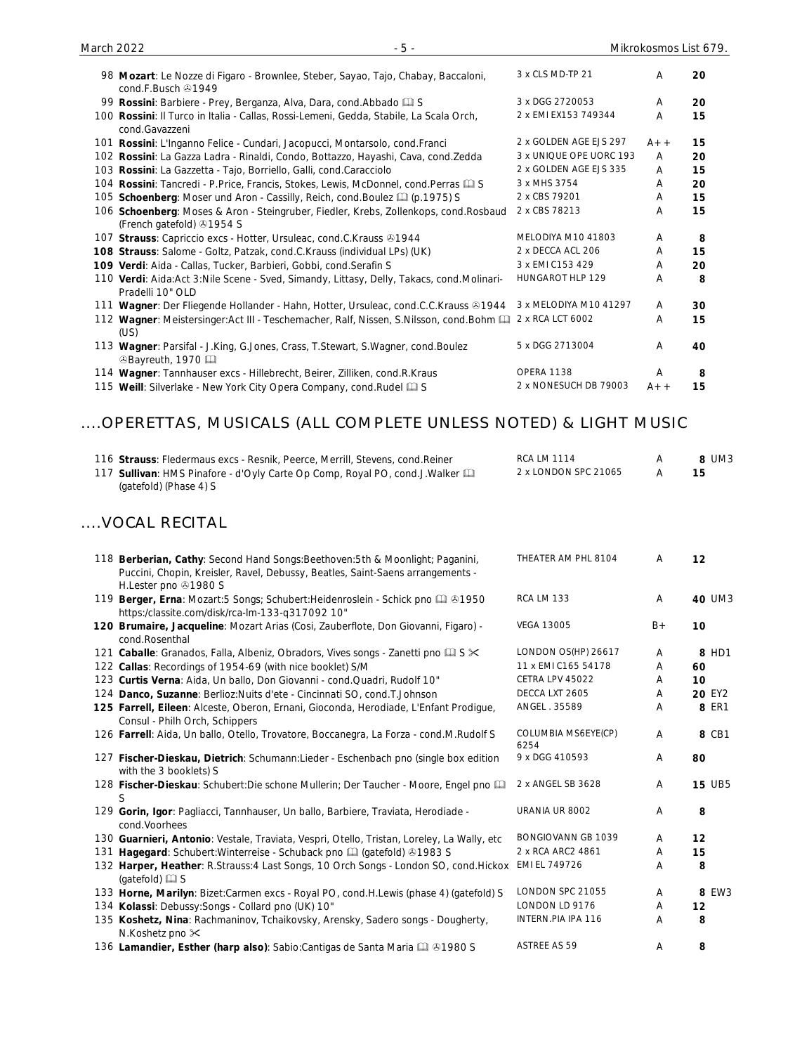| | | | | |
|---|---|---|---|---|
| 98 | **Mozart**: Le Nozze di Figaro - Brownlee, Steber, Sayao, Tajo, Chabay, Baccaloni, cond.F.Busch ℗1949 | 3 x CLS MD-TP 21 | A | **20** |
| 99 | **Rossini**: Barbiere - Prey, Berganza, Alva, Dara, cond.Abbado 🕮 S | 3 x DGG 2720053 | A | **20** |
| 100 | **Rossini**: Il Turco in Italia - Callas, Rossi-Lemeni, Gedda, Stabile, La Scala Orch, cond.Gavazzeni | 2 x EMI EX153 749344 | A | **15** |
| 101 | **Rossini**: L'Inganno Felice - Cundari, Jacopucci, Montarsolo, cond.Franci | 2 x GOLDEN AGE EJS 297 | A++ | **15** |
| 102 | **Rossini**: La Gazza Ladra - Rinaldi, Condo, Bottazzo, Hayashi, Cava, cond.Zedda | 3 x UNIQUE OPE UORC 193 | A | **20** |
| 103 | **Rossini**: La Gazzetta - Tajo, Borriello, Galli, cond.Caracciolo | 2 x GOLDEN AGE EJS 335 | A | **15** |
| 104 | **Rossini**: Tancredi - P.Price, Francis, Stokes, Lewis, McDonnel, cond.Perras 🕮 S | 3 x MHS 3754 | A | **20** |
| 105 | **Schoenberg**: Moser und Aron - Cassilly, Reich, cond.Boulez 🕮 (p.1975) S | 2 x CBS 79201 | A | **15** |
| 106 | **Schoenberg**: Moses & Aron - Steingruber, Fiedler, Krebs, Zollenkops, cond.Rosbaud (French gatefold) ℗1954 S | 2 x CBS 78213 | A | **15** |
| 107 | **Strauss**: Capriccio excs - Hotter, Ursuleac, cond.C.Krauss ℗1944 | MELODIYA M10 41803 | A | **8** |
| **108** | **Strauss**: Salome - Goltz, Patzak, cond.C.Krauss (individual LPs) (UK) | 2 x DECCA ACL 206 | A | **15** |
| **109** | **Verdi**: Aida - Callas, Tucker, Barbieri, Gobbi, cond.Serafin S | 3 x EMI C153 429 | A | **20** |
| 110 | **Verdi**: Aida:Act 3:Nile Scene - Sved, Simandy, Littasy, Delly, Takacs, cond.Molinari-Pradelli 10" OLD | HUNGAROT HLP 129 | A | **8** |
| 111 | **Wagner**: Der Fliegende Hollander - Hahn, Hotter, Ursuleac, cond.C.C.Krauss ℗1944 | 3 x MELODIYA M10 41297 | A | **30** |
| 112 | **Wagner**: Meistersinger:Act III - Teschemacher, Ralf, Nissen, S.Nilsson, cond.Bohm 🕮 (US) | 2 x RCA LCT 6002 | A | **15** |
| 113 | **Wagner**: Parsifal - J.King, G.Jones, Crass, T.Stewart, S.Wagner, cond.Boulez ℗Bayreuth, 1970 🕮 | 5 x DGG 2713004 | A | **40** |
| 114 | **Wagner**: Tannhauser excs - Hillebrecht, Beirer, Zilliken, cond.R.Kraus | OPERA 1138 | A | **8** |
| 115 | **Weill**: Silverlake - New York City Opera Company, cond.Rudel 🕮 S | 2 x NONESUCH DB 79003 | A++ | **15** |

## ....OPERETTAS, MUSICALS (ALL COMPLETE UNLESS NOTED) & LIGHT MUSIC

| | | | | |
|---|---|---|---|---|
| 116 | **Strauss**: Fledermaus excs - Resnik, Peerce, Merrill, Stevens, cond.Reiner | RCA LM 1114 | A | **8** UM3 |
| 117 | **Sullivan**: HMS Pinafore - d'Oyly Carte Op Comp, Royal PO, cond.J.Walker 🕮 (gatefold) (Phase 4) S | 2 x LONDON SPC 21065 | A | **15** |

## ....VOCAL RECITAL

| | | | | |
|---|---|---|---|---|
| 118 | **Berberian, Cathy**: Second Hand Songs:Beethoven:5th & Moonlight; Paganini, Puccini, Chopin, Kreisler, Ravel, Debussy, Beatles, Saint-Saens arrangements - H.Lester pno ℗1980 S | THEATER AM PHL 8104 | A | **12** |
| 119 | **Berger, Erna**: Mozart:5 Songs; Schubert:Heidenroslein - Schick pno 🕮 ℗1950 https:/classite.com/disk/rca-lm-133-q317092 10" | RCA LM 133 | A | **40** UM3 |
| **120** | **Brumaire, Jacqueline**: Mozart Arias (Cosi, Zauberflote, Don Giovanni, Figaro) - cond.Rosenthal | VEGA 13005 | B+ | **10** |
| 121 | **Caballe**: Granados, Falla, Albeniz, Obradors, Vives songs - Zanetti pno 🕮 S ✂ | LONDON OS(HP) 26617 | A | **8** HD1 |
| 122 | **Callas**: Recordings of 1954-69 (with nice booklet) S/M | 11 x EMI C165 54178 | A | **60** |
| 123 | **Curtis Verna**: Aida, Un ballo, Don Giovanni - cond.Quadri, Rudolf 10" | CETRA LPV 45022 | A | **10** |
| 124 | **Danco, Suzanne**: Berlioz:Nuits d'ete - Cincinnati SO, cond.T.Johnson | DECCA LXT 2605 | A | **20** EY2 |
| **125** | **Farrell, Eileen**: Alceste, Oberon, Ernani, Gioconda, Herodiade, L'Enfant Prodigue, Consul - Philh Orch, Schippers | ANGEL . 35589 | A | **8** ER1 |
| 126 | **Farrell**: Aida, Un ballo, Otello, Trovatore, Boccanegra, La Forza - cond.M.Rudolf S | COLUMBIA MS6EYE(CP) 6254 | A | **8** CB1 |
| 127 | **Fischer-Dieskau, Dietrich**: Schumann:Lieder - Eschenbach pno (single box edition with the 3 booklets) S | 9 x DGG 410593 | A | **80** |
| 128 | **Fischer-Dieskau**: Schubert:Die schone Mullerin; Der Taucher - Moore, Engel pno 🕮 S | 2 x ANGEL SB 3628 | A | **15** UB5 |
| 129 | **Gorin, Igor**: Pagliacci, Tannhauser, Un ballo, Barbiere, Traviata, Herodiade - cond.Voorhees | URANIA UR 8002 | A | **8** |
| 130 | **Guarnieri, Antonio**: Vestale, Traviata, Vespri, Otello, Tristan, Loreley, La Wally, etc | BONGIOVANN GB 1039 | A | **12** |
| 131 | **Hagegard**: Schubert:Winterreise - Schuback pno 🕮 (gatefold) ℗1983 S | 2 x RCA ARC2 4861 | A | **15** |
| 132 | **Harper, Heather**: R.Strauss:4 Last Songs, 10 Orch Songs - London SO, cond.Hickox (gatefold) 🕮 S | EMI EL 749726 | A | **8** |
| 133 | **Horne, Marilyn**: Bizet:Carmen excs - Royal PO, cond.H.Lewis (phase 4) (gatefold) S | LONDON SPC 21055 | A | **8** EW3 |
| 134 | **Kolassi**: Debussy:Songs - Collard pno (UK) 10" | LONDON LD 9176 | A | **12** |
| 135 | **Koshetz, Nina**: Rachmaninov, Tchaikovsky, Arensky, Sadero songs - Dougherty, N.Koshetz pno ✂ | INTERN.PIA IPA 116 | A | **8** |
| 136 | **Lamandier, Esther (harp also)**: Sabio:Cantigas de Santa Maria 🕮 ℗1980 S | ASTREE AS 59 | A | **8** |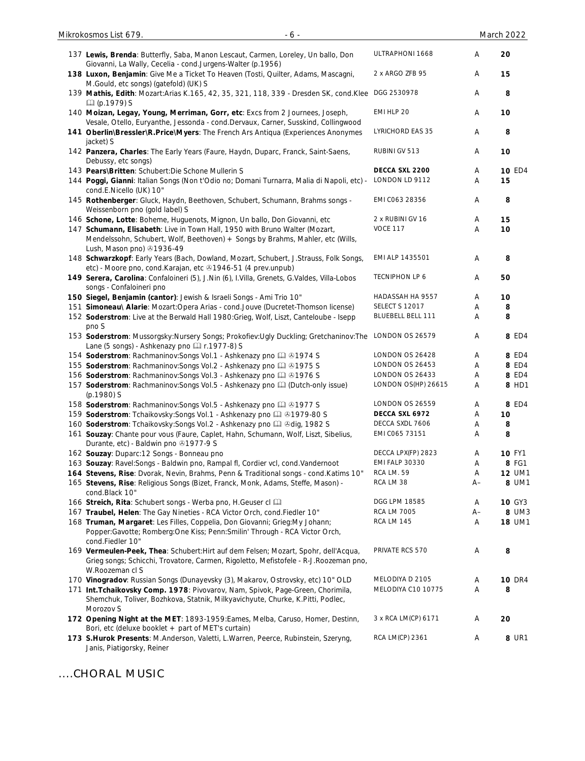| | | | | |
|---|---|---|---|---|
| 137 | **Lewis, Brenda**: Butterfly, Saba, Manon Lescaut, Carmen, Loreley, Un ballo, Don Giovanni, La Wally, Cecelia - cond.Jurgens-Walter (p.1956) | ULTRAPHONI 1668 | A | **20** |
| 138 | **Luxon, Benjamin**: Give Me a Ticket To Heaven (Tosti, Quilter, Adams, Mascagni, M.Gould, etc songs) (gatefold) (UK) S | 2 x ARGO ZFB 95 | A | **15** |
| 139 | **Mathis, Edith**: Mozart:Arias K.165, 42, 35, 321, 118, 339 - Dresden SK, cond.Klee 🕮 (p.1979) S | DGG 2530978 | A | **8** |
| 140 | **Moizan, Legay, Young, Merriman, Gorr, etc**: Excs from 2 Journees, Joseph, Vesale, Otello, Euryanthe, Jessonda - cond.Dervaux, Carner, Susskind, Collingwood | EMI HLP 20 | A | **10** |
| 141 | **Oberlin\Bressler\R.Price\Myers**: The French Ars Antiqua (Experiences Anonymes jacket) S | LYRICHORD EAS 35 | A | **8** |
| 142 | **Panzera, Charles**: The Early Years (Faure, Haydn, Duparc, Franck, Saint-Saens, Debussy, etc songs) | RUBINI GV 513 | A | **10** |
| 143 | **Pears\Britten**: Schubert:Die Schone Mullerin S | **DECCA SXL 2200** | A | **10** ED4 |
| 144 | **Poggi, Gianni**: Italian Songs (Non t'Odio no; Domani Turnarra, Malia di Napoli, etc) - cond.E.Nicello (UK) 10" | LONDON LD 9112 | A | **15** |
| 145 | **Rothenberger**: Gluck, Haydn, Beethoven, Schubert, Schumann, Brahms songs - Weissenborn pno (gold label) S | EMI C063 28356 | A | **8** |
| 146 | **Schone, Lotte**: Boheme, Huguenots, Mignon, Un ballo, Don Giovanni, etc | 2 x RUBINI GV 16 | A | **15** |
| 147 | **Schumann, Elisabeth**: Live in Town Hall, 1950 with Bruno Walter (Mozart, Mendelssohn, Schubert, Wolf, Beethoven) + Songs by Brahms, Mahler, etc (Wills, Lush, Mason pno) ℗1936-49 | VOCE 117 | A | **10** |
| 148 | **Schwarzkopf**: Early Years (Bach, Dowland, Mozart, Schubert, J.Strauss, Folk Songs, etc) - Moore pno, cond.Karajan, etc ℗1946-51 (4 prev.unpub) | EMI ALP 1435501 | A | **8** |
| 149 | **Serera, Carolina**: Confaloineri (5), J.Nin (6), I.Villa, Grenets, G.Valdes, Villa-Lobos songs - Confaloineri pno | TECNIPHON LP 6 | A | **50** |
| 150 | **Siegel, Benjamin (cantor)**: Jewish & Israeli Songs - Ami Trio 10" | HADASSAH HA 9557 | A | **10** |
| 151 | **Simoneau\ Alarie**: Mozart:Opera Arias - cond.Jouve (Ducretet-Thomson license) | SELECT S 12017 | A | **8** |
| 152 | **Soderstrom**: Live at the Berwald Hall 1980:Grieg, Wolf, Liszt, Canteloube - Isepp pno S | BLUEBELL BELL 111 | A | **8** |
| 153 | **Soderstrom**: Mussorgsky:Nursery Songs; Prokofiev:Ugly Duckling; Gretchaninov:The Lane (5 songs) - Ashkenazy pno 🕮 r.1977-8) S | LONDON OS 26579 | A | **8** ED4 |
| 154 | **Soderstrom**: Rachmaninov:Songs Vol.1 - Ashkenazy pno 🕮 ℗1974 S | LONDON OS 26428 | A | **8** ED4 |
| 155 | **Soderstrom**: Rachmaninov:Songs Vol.2 - Ashkenazy pno 🕮 ℗1975 S | LONDON OS 26453 | A | **8** ED4 |
| 156 | **Soderstrom**: Rachmaninov:Songs Vol.3 - Ashkenazy pno 🕮 ℗1976 S | LONDON OS 26433 | A | **8** ED4 |
| 157 | **Soderstrom**: Rachmaninov:Songs Vol.5 - Ashkenazy pno 🕮 (Dutch-only issue) (p.1980) S | LONDON OS(HP) 26615 | A | **8** HD1 |
| 158 | **Soderstrom**: Rachmaninov:Songs Vol.5 - Ashkenazy pno 🕮 ℗1977 S | LONDON OS 26559 | A | **8** ED4 |
| 159 | **Soderstrom**: Tchaikovsky:Songs Vol.1 - Ashkenazy pno 🕮 ℗1979-80 S | **DECCA SXL 6972** | A | **10** |
| 160 | **Soderstrom**: Tchaikovsky:Songs Vol.2 - Ashkenazy pno 🕮 ℗dig, 1982 S | DECCA SXDL 7606 | A | **8** |
| 161 | **Souzay**: Chante pour vous (Faure, Caplet, Hahn, Schumann, Wolf, Liszt, Sibelius, Durante, etc) - Baldwin pno ℗1977-9 S | EMI C065 73151 | A | **8** |
| 162 | **Souzay**: Duparc:12 Songs - Bonneau pno | DECCA LPX(FP) 2823 | A | **10** FY1 |
| 163 | **Souzay**: Ravel:Songs - Baldwin pno, Rampal fl, Cordier vcl, cond.Vandernoot | EMI FALP 30330 | A | **8** FG1 |
| 164 | **Stevens, Rise**: Dvorak, Nevin, Brahms, Penn & Traditional songs - cond.Katims 10" | RCA LM. 59 | A | **12** UM1 |
| 165 | **Stevens, Rise**: Religious Songs (Bizet, Franck, Monk, Adams, Steffe, Mason) - cond.Black 10" | RCA LM 38 | A– | **8** UM1 |
| 166 | **Streich, Rita**: Schubert songs - Werba pno, H.Geuser cl 🕮 | DGG LPM 18585 | A | **10** GY3 |
| 167 | **Traubel, Helen**: The Gay Nineties - RCA Victor Orch, cond.Fiedler 10" | **RCA LM 7005** | A– | **8** UM3 |
| 168 | **Truman, Margaret**: Les Filles, Coppelia, Don Giovanni; Grieg:My Johann; Popper:Gavotte; Romberg:One Kiss; Penn:Smilin' Through - RCA Victor Orch, cond.Fiedler 10" | RCA LM 145 | A | **18** UM1 |
| 169 | **Vermeulen-Peek, Thea**: Schubert:Hirt auf dem Felsen; Mozart, Spohr, dell'Acqua, Grieg songs; Schicchi, Trovatore, Carmen, Rigoletto, Mefistofele - R-J.Roozeman pno, W.Roozeman cl S | PRIVATE RCS 570 | A | **8** |
| 170 | **Vinogradov**: Russian Songs (Dunayevsky (3), Makarov, Ostrovsky, etc) 10" OLD | MELODIYA D 2105 | A | **10** DR4 |
| 171 | **Int.Tchaikovsky Comp. 1978**: Pivovarov, Nam, Spivok, Page-Green, Chorimila, Shemchuk, Toliver, Bozhkova, Statnik, Milkyavichyute, Churke, K.Pitti, Podlec, Morozov S | MELODIYA C10 10775 | A | **8** |
| 172 | **Opening Night at the MET**: 1893-1959:Eames, Melba, Caruso, Homer, Destinn, Bori, etc (deluxe booklet + part of MET's curtain) | 3 x RCA LM(CP) 6171 | A | **20** |
| 173 | **S.Hurok Presents**: M.Anderson, Valetti, L.Warren, Peerce, Rubinstein, Szeryng, Janis, Piatigorsky, Reiner | RCA LM(CP) 2361 | A | **8** UR1 |

## ....CHORAL MUSIC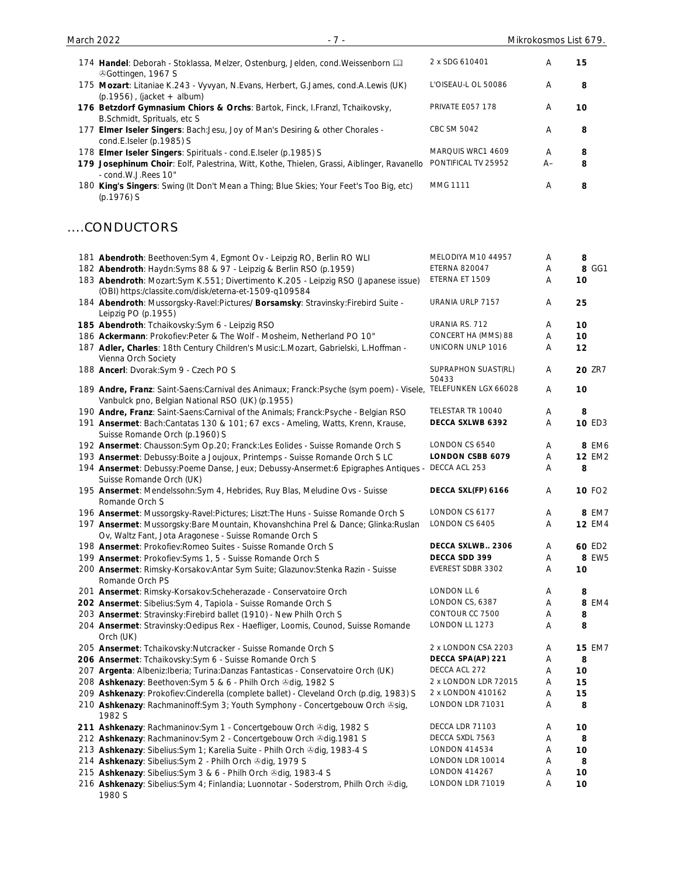| | | | | |
|---|---|---|---|---|
| 174 | **Handel**: Deborah - Stoklassa, Melzer, Ostenburg, Jelden, cond.Weissenborn ⊕Gottingen, 1967 S | 2 x SDG 610401 | A | **15** |
| 175 | **Mozart**: Litaniae K.243 - Vyvyan, N.Evans, Herbert, G.James, cond.A.Lewis (UK) (p.1956) , (jacket + album) | L'OISEAU-L OL 50086 | A | **8** |
| **176** | **Betzdorf Gymnasium Chiors & Orchs**: Bartok, Finck, I.Franzl, Tchaikovsky, B.Schmidt, Sprituals, etc S | PRIVATE E057 178 | A | **10** |
| 177 | **Elmer Iseler Singers**: Bach:Jesu, Joy of Man's Desiring & other Chorales - cond.E.Iseler (p.1985) S | CBC SM 5042 | A | **8** |
| 178 | **Elmer Iseler Singers**: Spirituals - cond.E.Iseler (p.1985) S | MARQUIS WRC1 4609 | A | **8** |
| **179** | **Josephinum Choir**: Eolf, Palestrina, Witt, Kothe, Thielen, Grassi, Aiblinger, Ravanello - cond.W.J.Rees 10" | PONTIFICAL TV 25952 | A– | **8** |
| 180 | **King's Singers**: Swing (It Don't Mean a Thing; Blue Skies; Your Feet's Too Big, etc) (p.1976) S | MMG 1111 | A | **8** |

## ....CONDUCTORS

| | | | | |
|---|---|---|---|---|
| 181 | **Abendroth**: Beethoven:Sym 4, Egmont Ov - Leipzig RO, Berlin RO WLI | MELODIYA M10 44957 | A | **8** |
| 182 | **Abendroth**: Haydn:Syms 88 & 97 - Leipzig & Berlin RSO (p.1959) | ETERNA 820047 | A | **8** GG1 |
| 183 | **Abendroth**: Mozart:Sym K.551; Divertimento K.205 - Leipzig RSO (Japanese issue) (OBI) https:/classite.com/disk/eterna-et-1509-q109584 | ETERNA ET 1509 | A | **10** |
| 184 | **Abendroth**: Mussorgsky-Ravel:Pictures/ **Borsamsky**: Stravinsky:Firebird Suite - Leipzig PO (p.1955) | URANIA URLP 7157 | A | **25** |
| **185** | **Abendroth**: Tchaikovsky:Sym 6 - Leipzig RSO | URANIA RS. 712 | A | **10** |
| 186 | **Ackermann**: Prokofiev:Peter & The Wolf - Mosheim, Netherland PO 10" | CONCERT HA (MMS) 88 | A | **10** |
| 187 | **Adler, Charles**: 18th Century Children's Music:L.Mozart, Gabrielski, L.Hoffman - Vienna Orch Society | UNICORN UNLP 1016 | A | **12** |
| 188 | **Ancerl**: Dvorak:Sym 9 - Czech PO S | SUPRAPHON SUAST(RL) 50433 | A | **20** ZR7 |
| 189 | **Andre, Franz**: Saint-Saens:Carnival des Animaux; Franck:Psyche (sym poem) - Visele, Vanbulck pno, Belgian National RSO (UK) (p.1955) | TELEFUNKEN LGX 66028 | A | **10** |
| 190 | **Andre, Franz**: Saint-Saens:Carnival of the Animals; Franck:Psyche - Belgian RSO | TELESTAR TR 10040 | A | **8** |
| 191 | **Ansermet**: Bach:Cantatas 130 & 101; 67 excs - Ameling, Watts, Krenn, Krause, Suisse Romande Orch (p.1960) S | **DECCA SXLWB 6392** | A | **10** ED3 |
| 192 | **Ansermet**: Chausson:Sym Op.20; Franck:Les Eolides - Suisse Romande Orch S | LONDON CS 6540 | A | **8** EM6 |
| 193 | **Ansermet**: Debussy:Boite a Joujoux, Printemps - Suisse Romande Orch S LC | **LONDON CSBB 6079** | A | **12** EM2 |
| 194 | **Ansermet**: Debussy:Poeme Danse, Jeux; Debussy-Ansermet:6 Epigraphes Antiques - Suisse Romande Orch (UK) | DECCA ACL 253 | A | **8** |
| 195 | **Ansermet**: Mendelssohn:Sym 4, Hebrides, Ruy Blas, Meludine Ovs - Suisse Romande Orch S | **DECCA SXL(FP) 6166** | A | **10** FO2 |
| 196 | **Ansermet**: Mussorgsky-Ravel:Pictures; Liszt:The Huns - Suisse Romande Orch S | LONDON CS 6177 | A | **8** EM7 |
| 197 | **Ansermet**: Mussorgsky:Bare Mountain, Khovanshchina Prel & Dance; Glinka:Ruslan Ov, Waltz Fant, Jota Aragonese - Suisse Romande Orch S | LONDON CS 6405 | A | **12** EM4 |
| 198 | **Ansermet**: Prokofiev:Romeo Suites - Suisse Romande Orch S | **DECCA SXLWB.. 2306** | A | **60** ED2 |
| 199 | **Ansermet**: Prokofiev:Syms 1, 5 - Suisse Romande Orch S | **DECCA SDD 399** | A | **8** EW5 |
| 200 | **Ansermet**: Rimsky-Korsakov:Antar Sym Suite; Glazunov:Stenka Razin - Suisse Romande Orch PS | EVEREST SDBR 3302 | A | **10** |
| 201 | **Ansermet**: Rimsky-Korsakov:Scheherazade - Conservatoire Orch | LONDON LL 6 | A | **8** |
| **202** | **Ansermet**: Sibelius:Sym 4, Tapiola - Suisse Romande Orch S | LONDON CS, 6387 | A | **8** EM4 |
| 203 | **Ansermet**: Stravinsky:Firebird ballet (1910) - New Philh Orch S | CONTOUR CC 7500 | A | **8** |
| 204 | **Ansermet**: Stravinsky:Oedipus Rex - Haefliger, Loomis, Counod, Suisse Romande Orch (UK) | LONDON LL 1273 | A | **8** |
| 205 | **Ansermet**: Tchaikovsky:Nutcracker - Suisse Romande Orch S | 2 x LONDON CSA 2203 | A | **15** EM7 |
| **206** | **Ansermet**: Tchaikovsky:Sym 6 - Suisse Romande Orch S | **DECCA SPA(AP) 221** | A | **8** |
| 207 | **Argenta**: Albeniz:Iberia; Turina:Danzas Fantasticas - Conservatoire Orch (UK) | DECCA ACL 272 | A | **10** |
| 208 | **Ashkenazy**: Beethoven:Sym 5 & 6 - Philh Orch ⊕dig, 1982 S | 2 x LONDON LDR 72015 | A | **15** |
| 209 | **Ashkenazy**: Prokofiev:Cinderella (complete ballet) - Cleveland Orch (p.dig, 1983) S | 2 x LONDON 410162 | A | **15** |
| 210 | **Ashkenazy**: Rachmaninoff:Sym 3; Youth Symphony - Concertgebouw Orch ⊕sig, 1982 S | LONDON LDR 71031 | A | **8** |
| **211** | **Ashkenazy**: Rachmaninov:Sym 1 - Concertgebouw Orch ⊕dig, 1982 S | DECCA LDR 71103 | A | **10** |
| 212 | **Ashkenazy**: Rachmaninov:Sym 2 - Concertgebouw Orch ⊕dig.1981 S | DECCA SXDL 7563 | A | **8** |
| 213 | **Ashkenazy**: Sibelius:Sym 1; Karelia Suite - Philh Orch ⊕dig, 1983-4 S | LONDON 414534 | A | **10** |
| 214 | **Ashkenazy**: Sibelius:Sym 2 - Philh Orch ⊕dig, 1979 S | LONDON LDR 10014 | A | **8** |
| 215 | **Ashkenazy**: Sibelius:Sym 3 & 6 - Philh Orch ⊕dig, 1983-4 S | LONDON 414267 | A | **10** |
| 216 | **Ashkenazy**: Sibelius:Sym 4; Finlandia; Luonnotar - Soderstrom, Philh Orch ⊕dig, 1980 S | LONDON LDR 71019 | A | **10** |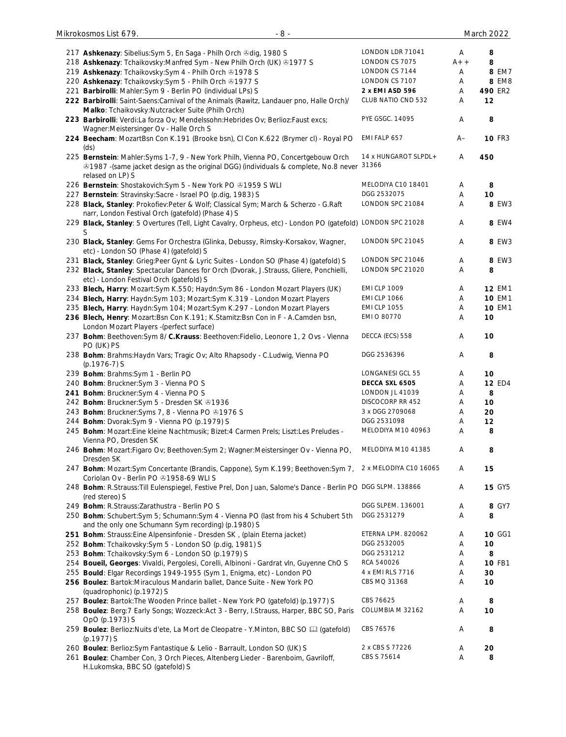| No. | Description | Label | Grade | Price | Code |
|---|---|---|---|---|---|
| 217 | **Ashkenazy**: Sibelius:Sym 5, En Saga - Philh Orch ℗dig, 1980 S | LONDON LDR 71041 | A | 8 | |
| 218 | **Ashkenazy**: Tchaikovsky:Manfred Sym - New Philh Orch (UK) ℗1977 S | LONDON CS 7075 | A++ | 8 | |
| 219 | **Ashkenazy**: Tchaikovsky:Sym 4 - Philh Orch ℗1978 S | LONDON CS 7144 | A | 8 | EM7 |
| 220 | **Ashkenazy**: Tchaikovsky:Sym 5 - Philh Orch ℗1977 S | LONDON CS 7107 | A | 8 | EM8 |
| 221 | **Barbirolli**: Mahler:Sym 9 - Berlin PO (individual LPs) S | **2 x EMI ASD 596** | A | 490 | ER2 |
| 222 | **Barbirolli**: Saint-Saens:Carnival of the Animals (Rawitz, Landauer pno, Halle Orch)/ **Malko**: Tchaikovsky:Nutcracker Suite (Philh Orch) | CLUB NATIO CND 532 | A | 12 | |
| 223 | **Barbirolli**: Verdi:La forza Ov; Mendelssohn:Hebrides Ov; Berlioz:Faust excs; Wagner:Meistersinger Ov - Halle Orch S | PYE GSGC. 14095 | A | 8 | |
| 224 | **Beecham**: MozartBsn Con K.191 (Brooke bsn), Cl Con K.622 (Brymer cl) - Royal PO (ds) | EMI FALP 657 | A– | 10 | FR3 |
| 225 | **Bernstein**: Mahler:Syms 1-7, 9 - New York Philh, Vienna PO, Concertgebouw Orch ℗1987 -(same jacket design as the original DGG) (individuals & complete, No.8 never relased on LP) S | 14 x HUNGAROT SLPDL+ 31366 | A | 450 | |
| 226 | **Bernstein**: Shostakovich:Sym 5 - New York PO ℗1959 S WLI | MELODIYA C10 18401 | A | 8 | |
| 227 | **Bernstein**: Stravinsky:Sacre - Israel PO (p.dig, 1983) S | DGG 2532075 | A | 10 | |
| 228 | **Black, Stanley**: Prokofiev:Peter & Wolf; Classical Sym; March & Scherzo - G.Raft narr, London Festival Orch (gatefold) (Phase 4) S | LONDON SPC 21084 | A | 8 | EW3 |
| 229 | **Black, Stanley**: 5 Overtures (Tell, Light Cavalry, Orpheus, etc) - London PO (gatefold) S | LONDON SPC 21028 | A | 8 | EW4 |
| 230 | **Black, Stanley**: Gems For Orchestra (Glinka, Debussy, Rimsky-Korsakov, Wagner, etc) - London SO (Phase 4) (gatefold) S | LONDON SPC 21045 | A | 8 | EW3 |
| 231 | **Black, Stanley**: Grieg:Peer Gynt & Lyric Suites - London SO (Phase 4) (gatefold) S | LONDON SPC 21046 | A | 8 | EW3 |
| 232 | **Black, Stanley**: Spectacular Dances for Orch (Dvorak, J.Strauss, Gliere, Ponchielli, etc) - London Festival Orch (gatefold) S | LONDON SPC 21020 | A | 8 | |
| 233 | **Blech, Harry**: Mozart:Sym K.550; Haydn:Sym 86 - London Mozart Players (UK) | EMI CLP 1009 | A | 12 | EM1 |
| 234 | **Blech, Harry**: Haydn:Sym 103; Mozart:Sym K.319 - London Mozart Players | EMI CLP 1066 | A | 10 | EM1 |
| 235 | **Blech, Harry**: Haydn:Sym 104; Mozart:Sym K.297 - London Mozart Players | EMI CLP 1055 | A | 10 | EM1 |
| 236 | **Blech, Henry**: Mozart:Bsn Con K.191; K.Stamitz:Bsn Con in F - A.Camden bsn, London Mozart Players -(perfect surface) | EMI O 80770 | A | 10 | |
| 237 | **Bohm**: Beethoven:Sym 8/ **C.Krauss**: Beethoven:Fidelio, Leonore 1, 2 Ovs - Vienna PO (UK) PS | DECCA (ECS) 558 | A | 10 | |
| 238 | **Bohm**: Brahms:Haydn Vars; Tragic Ov; Alto Rhapsody - C.Ludwig, Vienna PO (p.1976-7) S | DGG 2536396 | A | 8 | |
| 239 | **Bohm**: Brahms:Sym 1 - Berlin PO | LONGANESI GCL 55 | A | 10 | |
| 240 | **Bohm**: Bruckner:Sym 3 - Vienna PO S | **DECCA SXL 6505** | A | 12 | ED4 |
| 241 | **Bohm**: Bruckner:Sym 4 - Vienna PO S | LONDON JL 41039 | A | 8 | |
| 242 | **Bohm**: Bruckner:Sym 5 - Dresden SK ℗1936 | DISCOCORP RR 452 | A | 10 | |
| 243 | **Bohm**: Bruckner:Syms 7, 8 - Vienna PO ℗1976 S | 3 x DGG 2709068 | A | 20 | |
| 244 | **Bohm**: Dvorak:Sym 9 - Vienna PO (p.1979) S | DGG 2531098 | A | 12 | |
| 245 | **Bohm**: Mozart:Eine kleine Nachtmusik; Bizet:4 Carmen Prels; Liszt:Les Preludes - Vienna PO, Dresden SK | MELODIYA M10 40963 | A | 8 | |
| 246 | **Bohm**: Mozart:Figaro Ov; Beethoven:Sym 2; Wagner:Meistersinger Ov - Vienna PO, Dresden SK | MELODIYA M10 41385 | A | 8 | |
| 247 | **Bohm**: Mozart:Sym Concertante (Brandis, Cappone), Sym K.199; Beethoven:Sym 7, Coriolan Ov - Berlin PO ℗1958-69 WLI S | 2 x MELODIYA C10 16065 | A | 15 | |
| 248 | **Bohm**: R.Strauss:Till Eulenspiegel, Festive Prel, Don Juan, Salome's Dance - Berlin PO (red stereo) S | DGG SLPM. 138866 | A | 15 | GY5 |
| 249 | **Bohm**: R.Strauss:Zarathustra - Berlin PO S | DGG SLPEM. 136001 | A | 8 | GY7 |
| 250 | **Bohm**: Schubert:Sym 5; Schumann:Sym 4 - Vienna PO (last from his 4 Schubert 5th and the only one Schumann Sym recording) (p.1980) S | DGG 2531279 | A | 8 | |
| 251 | **Bohm**: Strauss:Eine Alpensinfonie - Dresden SK , (plain Eterna jacket) | ETERNA LPM. 820062 | A | 10 | GG1 |
| 252 | **Bohm**: Tchaikovsky:Sym 5 - London SO (p.dig, 1981) S | DGG 2532005 | A | 10 | |
| 253 | **Bohm**: Tchaikovsky:Sym 6 - London SO (p.1979) S | DGG 2531212 | A | 8 | |
| 254 | **Boueil, Georges**: Vivaldi, Pergolesi, Corelli, Albinoni - Gardrat vln, Guyenne ChO S | RCA 540026 | A | 10 | FB1 |
| 255 | **Bould**: Elgar Recordings 1949-1955 (Sym 1, Enigma, etc) - London PO | 4 x EMI RLS 7716 | A | 30 | |
| 256 | **Boulez**: Bartok:Miraculous Mandarin ballet, Dance Suite - New York PO (quadrophonic) (p.1972) S | CBS MQ 31368 | A | 10 | |
| 257 | **Boulez**: Bartok:The Wooden Prince ballet - New York PO (gatefold) (p.1977) S | CBS 76625 | A | 8 | |
| 258 | **Boulez**: Berg:7 Early Songs; Wozzeck:Act 3 - Berry, I.Strauss, Harper, BBC SO, Paris OpO (p.1973) S | COLUMBIA M 32162 | A | 10 | |
| 259 | **Boulez**: Berlioz:Nuits d'ete, La Mort de Cleopatre - Y.Minton, BBC SO 📖 (gatefold) (p.1977) S | CBS 76576 | A | 8 | |
| 260 | **Boulez**: Berlioz:Sym Fantastique & Lelio - Barrault, London SO (UK) S | 2 x CBS S 77226 | A | 20 | |
| 261 | **Boulez**: Chamber Con, 3 Orch Pieces, Altenberg Lieder - Barenboim, Gavriloff, H.Lukomska, BBC SO (gatefold) S | CBS S 75614 | A | 8 | |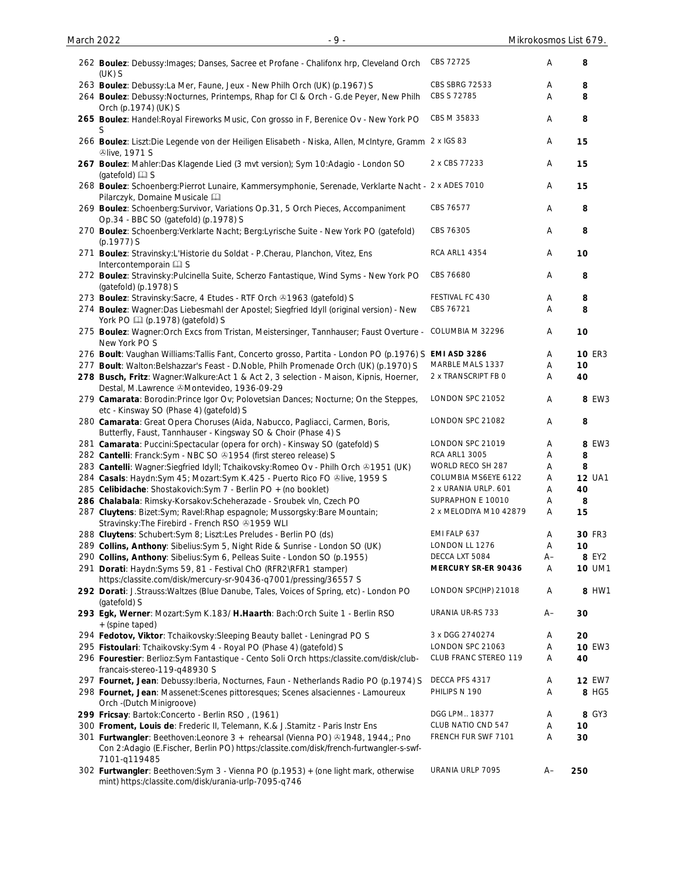| No. | Description | Label | Grade | Price | Code |
|---|---|---|---|---|---|
| 262 | **Boulez**: Debussy:Images; Danses, Sacree et Profane - Chalifonx hrp, Cleveland Orch (UK) S | CBS 72725 | A | 8 | |
| 263 | **Boulez**: Debussy:La Mer, Faune, Jeux - New Philh Orch (UK) (p.1967) S | CBS SBRG 72533 | A | 8 | |
| 264 | **Boulez**: Debussy:Nocturnes, Printemps, Rhap for Cl & Orch - G.de Peyer, New Philh Orch (p.1974) (UK) S | CBS S 72785 | A | 8 | |
| 265 | **Boulez**: Handel:Royal Fireworks Music, Con grosso in F, Berenice Ov - New York PO S | CBS M 35833 | A | 8 | |
| 266 | **Boulez**: Liszt:Die Legende von der Heiligen Elisabeth - Niska, Allen, McIntyre, Gramm ℗live, 1971 S | 2 x IGS 83 | A | 15 | |
| 267 | **Boulez**: Mahler:Das Klagende Lied (3 mvt version); Sym 10:Adagio - London SO (gatefold) 📖 S | 2 x CBS 77233 | A | 15 | |
| 268 | **Boulez**: Schoenberg:Pierrot Lunaire, Kammersymphonie, Serenade, Verklarte Nacht - Pilarczyk, Domaine Musicale 📖 | 2 x ADES 7010 | A | 15 | |
| 269 | **Boulez**: Schoenberg:Survivor, Variations Op.31, 5 Orch Pieces, Accompaniment Op.34 - BBC SO (gatefold) (p.1978) S | CBS 76577 | A | 8 | |
| 270 | **Boulez**: Schoenberg:Verklarte Nacht; Berg:Lyrische Suite - New York PO (gatefold) (p.1977) S | CBS 76305 | A | 8 | |
| 271 | **Boulez**: Stravinsky:L'Historie du Soldat - P.Cherau, Planchon, Vitez, Ens Intercontemporain 📖 S | RCA ARL1 4354 | A | 10 | |
| 272 | **Boulez**: Stravinsky:Pulcinella Suite, Scherzo Fantastique, Wind Syms - New York PO (gatefold) (p.1978) S | CBS 76680 | A | 8 | |
| 273 | **Boulez**: Stravinsky:Sacre, 4 Etudes - RTF Orch ℗1963 (gatefold) S | FESTIVAL FC 430 | A | 8 | |
| 274 | **Boulez**: Wagner:Das Liebesmahl der Apostel; Siegfried Idyll (original version) - New York PO 📖 (p.1978) (gatefold) S | CBS 76721 | A | 8 | |
| 275 | **Boulez**: Wagner:Orch Excs from Tristan, Meistersinger, Tannhauser; Faust Overture - New York PO S | COLUMBIA M 32296 | A | 10 | |
| 276 | **Boult**: Vaughan Williams:Tallis Fant, Concerto grosso, Partita - London PO (p.1976) S | **EMI ASD 3286** | A | 10 | ER3 |
| 277 | **Boult**: Walton:Belshazzar's Feast - D.Noble, Philh Promenade Orch (UK) (p.1970) S | MARBLE MALS 1337 | A | 10 | |
| 278 | **Busch, Fritz**: Wagner:Walkure:Act 1 & Act 2, 3 selection - Maison, Kipnis, Hoerner, Destal, M.Lawrence ℗Montevideo, 1936-09-29 | 2 x TRANSCRIPT FB 0 | A | 40 | |
| 279 | **Camarata**: Borodin:Prince Igor Ov; Polovetsian Dances; Nocturne; On the Steppes, etc - Kinsway SO (Phase 4) (gatefold) S | LONDON SPC 21052 | A | 8 | EW3 |
| 280 | **Camarata**: Great Opera Choruses (Aida, Nabucco, Pagliacci, Carmen, Boris, Butterfly, Faust, Tannhauser - Kingsway SO & Choir (Phase 4) S | LONDON SPC 21082 | A | 8 | |
| 281 | **Camarata**: Puccini:Spectacular (opera for orch) - Kinsway SO (gatefold) S | LONDON SPC 21019 | A | 8 | EW3 |
| 282 | **Cantelli**: Franck:Sym - NBC SO ℗1954 (first stereo release) S | RCA ARL1 3005 | A | 8 | |
| 283 | **Cantelli**: Wagner:Siegfried Idyll; Tchaikovsky:Romeo Ov - Philh Orch ℗1951 (UK) | WORLD RECO SH 287 | A | 8 | |
| 284 | **Casals**: Haydn:Sym 45; Mozart:Sym K.425 - Puerto Rico FO ℗live, 1959 S | COLUMBIA MS6EYE 6122 | A | 12 | UA1 |
| 285 | **Celibidache**: Shostakovich:Sym 7 - Berlin PO + (no booklet) | 2 x URANIA URLP. 601 | A | 40 | |
| 286 | **Chalabala**: Rimsky-Korsakov:Scheherazade - Sroubek vln, Czech PO | SUPRAPHON E 10010 | A | 8 | |
| 287 | **Cluytens**: Bizet:Sym; Ravel:Rhap espagnole; Mussorgsky:Bare Mountain; Stravinsky:The Firebird - French RSO ℗1959 WLI | 2 x MELODIYA M10 42879 | A | 15 | |
| 288 | **Cluytens**: Schubert:Sym 8; Liszt:Les Preludes - Berlin PO (ds) | EMI FALP 637 | A | 30 | FR3 |
| 289 | **Collins, Anthony**: Sibelius:Sym 5, Night Ride & Sunrise - London SO (UK) | LONDON LL 1276 | A | 10 | |
| 290 | **Collins, Anthony**: Sibelius:Sym 6, Pelleas Suite - London SO (p.1955) | DECCA LXT 5084 | A– | 8 | EY2 |
| 291 | **Dorati**: Haydn:Syms 59, 81 - Festival ChO (RFR2\RFR1 stamper) https:/classite.com/disk/mercury-sr-90436-q7001/pressing/36557 S | **MERCURY SR-ER 90436** | A | 10 | UM1 |
| 292 | **Dorati**: J.Strauss:Waltzes (Blue Danube, Tales, Voices of Spring, etc) - London PO (gatefold) S | LONDON SPC(HP) 21018 | A | 8 | HW1 |
| 293 | **Egk, Werner**: Mozart:Sym K.183/ **H.Haarth**: Bach:Orch Suite 1 - Berlin RSO + (spine taped) | URANIA UR-RS 733 | A– | 30 | |
| 294 | **Fedotov, Viktor**: Tchaikovsky:Sleeping Beauty ballet - Leningrad PO S | 3 x DGG 2740274 | A | 20 | |
| 295 | **Fistoulari**: Tchaikovsky:Sym 4 - Royal PO (Phase 4) (gatefold) S | LONDON SPC 21063 | A | 10 | EW3 |
| 296 | **Fourestier**: Berlioz:Sym Fantastique - Cento Soli Orch https:/classite.com/disk/club-francais-stereo-119-q48930 S | CLUB FRANC STEREO 119 | A | 40 | |
| 297 | **Fournet, Jean**: Debussy:Iberia, Nocturnes, Faun - Netherlands Radio PO (p.1974) S | DECCA PFS 4317 | A | 12 | EW7 |
| 298 | **Fournet, Jean**: Massenet:Scenes pittoresques; Scenes alsaciennes - Lamoureux Orch -(Dutch Minigroove) | PHILIPS N 190 | A | 8 | HG5 |
| 299 | **Fricsay**: Bartok:Concerto - Berlin RSO , (1961) | DGG LPM.. 18377 | A | 8 | GY3 |
| 300 | **Froment, Louis de**: Frederic II, Telemann, K.& J.Stamitz - Paris Instr Ens | CLUB NATIO CND 547 | A | 10 | |
| 301 | **Furtwangler**: Beethoven:Leonore 3 + rehearsal (Vienna PO) ℗1948, 1944,; Pno Con 2:Adagio (E.Fischer, Berlin PO) https:/classite.com/disk/french-furtwangler-s-swf-7101-q119485 | FRENCH FUR SWF 7101 | A | 30 | |
| 302 | **Furtwangler**: Beethoven:Sym 3 - Vienna PO (p.1953) + (one light mark, otherwise mint) https:/classite.com/disk/urania-urlp-7095-q746 | URANIA URLP 7095 | A– | 250 | |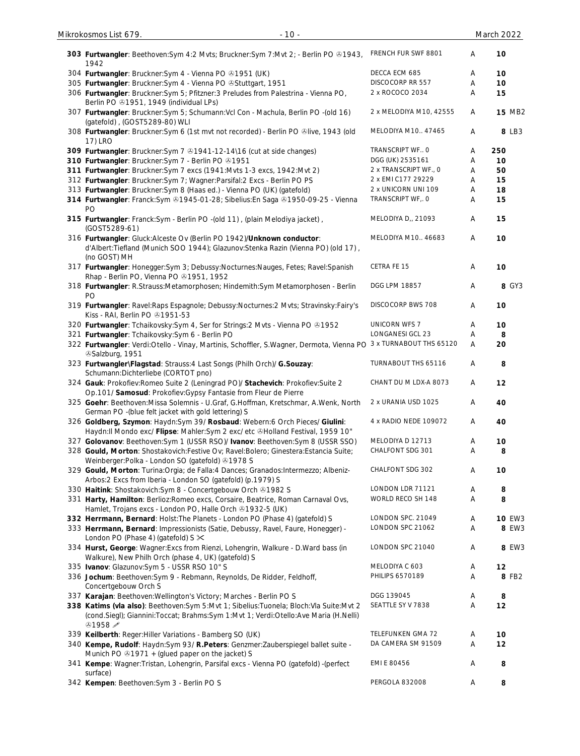| # | Description | Label | Grade | Price |
|---|---|---|---|---|
| 303 | **Furtwangler**: Beethoven:Sym 4:2 Mvts; Bruckner:Sym 7:Mvt 2; - Berlin PO ℗1943, 1942 | FRENCH FUR SWF 8801 | A | 10 |
| 304 | **Furtwangler**: Bruckner:Sym 4 - Vienna PO ℗1951 (UK) | DECCA ECM 685 | A | 10 |
| 305 | **Furtwangler**: Bruckner:Sym 4 - Vienna PO ℗Stuttgart, 1951 | DISCOCORP RR 557 | A | 10 |
| 306 | **Furtwangler**: Bruckner:Sym 5; Pfitzner:3 Preludes from Palestrina - Vienna PO, Berlin PO ℗1951, 1949 (individual LPs) | 2 x ROCOCO 2034 | A | 15 |
| 307 | **Furtwangler**: Bruckner:Sym 5; Schumann:Vcl Con - Machula, Berlin PO -(old 16) (gatefold), (GOST5289-80) WLI | 2 x MELODIYA M10, 42555 | A | 15 MB2 |
| 308 | **Furtwangler**: Bruckner:Sym 6 (1st mvt not recorded) - Berlin PO ℗live, 1943 (old 17) LRO | MELODIYA M10.. 47465 | A | 8 LB3 |
| 309 | **Furtwangler**: Bruckner:Sym 7 ℗1941-12-14\16 (cut at side changes) | TRANSCRIPT WF.. 0 | A | 250 |
| 310 | **Furtwangler**: Bruckner:Sym 7 - Berlin PO ℗1951 | DGG (UK) 2535161 | A | 10 |
| 311 | **Furtwangler**: Bruckner:Sym 7 excs (1941:Mvts 1-3 excs, 1942:Mvt 2) | 2 x TRANSCRIPT WF., 0 | A | 50 |
| 312 | **Furtwangler**: Bruckner:Sym 7; Wagner:Parsifal:2 Excs - Berlin PO PS | 2 x EMI C177 29229 | A | 15 |
| 313 | **Furtwangler**: Bruckner:Sym 8 (Haas ed.) - Vienna PO (UK) (gatefold) | 2 x UNICORN UNI 109 | A | 18 |
| 314 | **Furtwangler**: Franck:Sym ℗1945-01-28; Sibelius:En Saga ℗1950-09-25 - Vienna PO | TRANSCRIPT WF,. 0 | A | 15 |
| 315 | **Furtwangler**: Franck:Sym - Berlin PO -(old 11), (plain Melodiya jacket), (GOST5289-61) | MELODIYA D,, 21093 | A | 15 |
| 316 | **Furtwangler**: Gluck:Alceste Ov (Berlin PO 1942)/**Unknown conductor**: d'Albert:Tiefland (Munich SOO 1944); Glazunov:Stenka Razin (Vienna PO) (old 17), (no GOST) MH | MELODIYA M10.. 46683 | A | 10 |
| 317 | **Furtwangler**: Honegger:Sym 3; Debussy:Nocturnes:Nauges, Fetes; Ravel:Spanish Rhap - Berlin PO, Vienna PO ℗1951, 1952 | CETRA FE 15 | A | 10 |
| 318 | **Furtwangler**: R.Strauss:Metamorphosen; Hindemith:Sym Metamorphosen - Berlin PO | DGG LPM 18857 | A | 8 GY3 |
| 319 | **Furtwangler**: Ravel:Raps Espagnole; Debussy:Nocturnes:2 Mvts; Stravinsky:Fairy's Kiss - RAI, Berlin PO ℗1951-53 | DISCOCORP BWS 708 | A | 10 |
| 320 | **Furtwangler**: Tchaikovsky:Sym 4, Ser for Strings:2 Mvts - Vienna PO ℗1952 | UNICORN WFS 7 | A | 10 |
| 321 | **Furtwangler**: Tchaikovsky:Sym 6 - Berlin PO | LONGANESI GCL 23 | A | 8 |
| 322 | **Furtwangler**: Verdi:Otello - Vinay, Martinis, Schoffler, S.Wagner, Dermota, Vienna PO ℗Salzburg, 1951 | 3 x TURNABOUT THS 65120 | A | 20 |
| 323 | **Furtwangler\Flagstad**: Strauss:4 Last Songs (Philh Orch)/ **G.Souzay**: Schumann:Dichterliebe (CORTOT pno) | TURNABOUT THS 65116 | A | 8 |
| 324 | **Gauk**: Prokofiev:Romeo Suite 2 (Leningrad PO)/ **Stachevich**: Prokofiev:Suite 2 Op.101/ **Samosud**: Prokofiev:Gypsy Fantasie from Fleur de Pierre | CHANT DU M LDX-A 8073 | A | 12 |
| 325 | **Goehr**: Beethoven:Missa Solemnis - U.Graf, G.Hoffman, Kretschmar, A.Wenk, North German PO -(blue felt jacket with gold lettering) S | 2 x URANIA USD 1025 | A | 40 |
| 326 | **Goldberg, Szymon**: Haydn:Sym 39/ **Rosbaud**: Webern:6 Orch Pieces/ **Giulini**: Haydn:Il Mondo exc/ **Flipse**: Mahler:Sym 2 exc/ etc ℗Holland Festival, 1959 10" | 4 x RADIO NEDE 109072 | A | 40 |
| 327 | **Golovanov**: Beethoven:Sym 1 (USSR RSO)/ **Ivanov**: Beethoven:Sym 8 (USSR SSO) | MELODIYA D 12713 | A | 10 |
| 328 | **Gould, Morton**: Shostakovich:Festive Ov; Ravel:Bolero; Ginestera:Estancia Suite; Weinberger:Polka - London SO (gatefold) ℗1978 S | CHALFONT SDG 301 | A | 8 |
| 329 | **Gould, Morton**: Turina:Orgia; de Falla:4 Dances; Granados:Intermezzo; Albeniz-Arbos:2 Excs from Iberia - London SO (gatefold) (p.1979) S | CHALFONT SDG 302 | A | 10 |
| 330 | **Haitink**: Shostakovich:Sym 8 - Concertgebouw Orch ℗1982 S | LONDON LDR 71121 | A | 8 |
| 331 | **Harty, Hamilton**: Berlioz:Romeo excs, Corsaire, Beatrice, Roman Carnaval Ovs, Hamlet, Trojans excs - London PO, Halle Orch ℗1932-5 (UK) | WORLD RECO SH 148 | A | 8 |
| 332 | **Herrmann, Bernard**: Holst:The Planets - London PO (Phase 4) (gatefold) S | LONDON SPC. 21049 | A | 10 EW3 |
| 333 | **Herrmann, Bernard**: Impressionists (Satie, Debussy, Ravel, Faure, Honegger) - London PO (Phase 4) (gatefold) S ✂ | LONDON SPC 21062 | A | 8 EW3 |
| 334 | **Hurst, George**: Wagner:Excs from Rienzi, Lohengrin, Walkure - D.Ward bass (in Walkure), New Philh Orch (phase 4, UK) (gatefold) S | LONDON SPC 21040 | A | 8 EW3 |
| 335 | **Ivanov**: Glazunov:Sym 5 - USSR RSO 10" S | MELODIYA C 603 | A | 12 |
| 336 | **Jochum**: Beethoven:Sym 9 - Rebmann, Reynolds, De Ridder, Feldhoff, Concertgebouw Orch S | PHILIPS 6570189 | A | 8 FB2 |
| 337 | **Karajan**: Beethoven:Wellington's Victory; Marches - Berlin PO S | DGG 139045 | A | 8 |
| 338 | **Katims (vla also)**: Beethoven:Sym 5:Mvt 1; Sibelius:Tuonela; Bloch:Vla Suite:Mvt 2 (cond.Siegl); Giannini:Toccat; Brahms:Sym 1:Mvt 1; Verdi:Otello:Ave Maria (H.Nelli) ℗1958 ✐ | SEATTLE SY V 7838 | A | 12 |
| 339 | **Keilberth**: Reger:Hiller Variations - Bamberg SO (UK) | TELEFUNKEN GMA 72 | A | 10 |
| 340 | **Kempe, Rudolf**: Haydn:Sym 93/ **R.Peters**: Genzmer:Zauberspiegel ballet suite - Munich PO ℗1971 + (glued paper on the jacket) S | DA CAMERA SM 91509 | A | 12 |
| 341 | **Kempe**: Wagner:Tristan, Lohengrin, Parsifal excs - Vienna PO (gatefold) -(perfect surface) | EMI E 80456 | A | 8 |
| 342 | **Kempen**: Beethoven:Sym 3 - Berlin PO S | PERGOLA 832008 | A | 8 |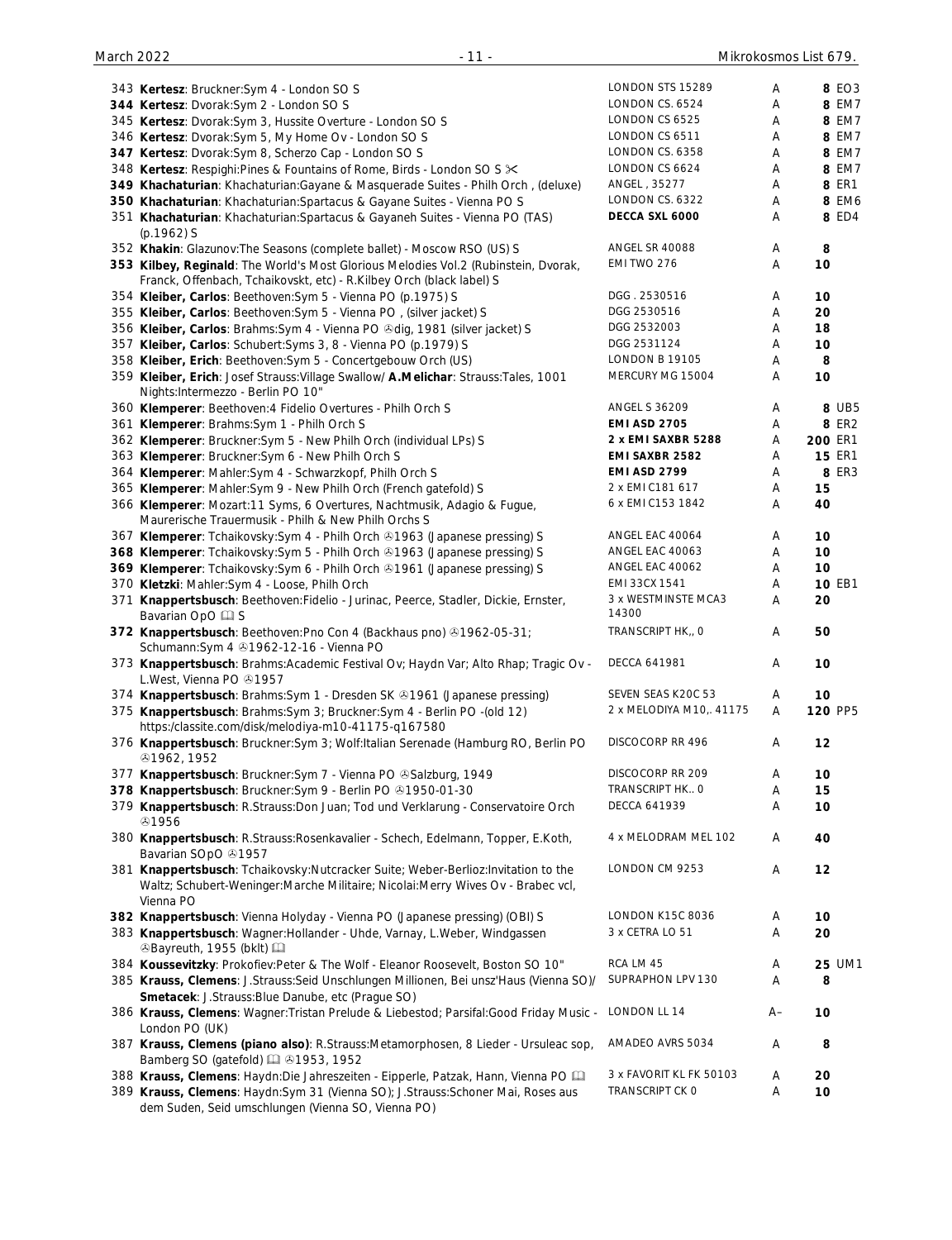| # | Description | Label | Cond. | Price | Code |
|---|---|---|---|---|---|
| 343 | **Kertesz**: Bruckner:Sym 4 - London SO S | LONDON STS 15289 | A | 8 | EO3 |
| 344 | **Kertesz**: Dvorak:Sym 2 - London SO S | LONDON CS. 6524 | A | 8 | EM7 |
| 345 | **Kertesz**: Dvorak:Sym 3, Hussite Overture - London SO S | LONDON CS 6525 | A | 8 | EM7 |
| 346 | **Kertesz**: Dvorak:Sym 5, My Home Ov - London SO S | LONDON CS 6511 | A | 8 | EM7 |
| 347 | **Kertesz**: Dvorak:Sym 8, Scherzo Cap - London SO S | LONDON CS. 6358 | A | 8 | EM7 |
| 348 | **Kertesz**: Respighi:Pines & Fountains of Rome, Birds - London SO S ✂ | LONDON CS 6624 | A | 8 | EM7 |
| 349 | **Khachaturian**: Khachaturian:Gayane & Masquerade Suites - Philh Orch , (deluxe) | ANGEL , 35277 | A | 8 | ER1 |
| 350 | **Khachaturian**: Khachaturian:Spartacus & Gayane Suites - Vienna PO S | LONDON CS. 6322 | A | 8 | EM6 |
| 351 | **Khachaturian**: Khachaturian:Spartacus & Gayaneh Suites - Vienna PO (TAS) (p.1962) S | **DECCA SXL 6000** | A | 8 | ED4 |
| 352 | **Khakin**: Glazunov:The Seasons (complete ballet) - Moscow RSO (US) S | ANGEL SR 40088 | A | 8 | |
| 353 | **Kilbey, Reginald**: The World's Most Glorious Melodies Vol.2 (Rubinstein, Dvorak, Franck, Offenbach, Tchaikovskt, etc) - R.Kilbey Orch (black label) S | EMI TWO 276 | A | 10 | |
| 354 | **Kleiber, Carlos**: Beethoven:Sym 5 - Vienna PO (p.1975) S | DGG . 2530516 | A | 10 | |
| 355 | **Kleiber, Carlos**: Beethoven:Sym 5 - Vienna PO , (silver jacket) S | DGG 2530516 | A | 20 | |
| 356 | **Kleiber, Carlos**: Brahms:Sym 4 - Vienna PO ℗dig, 1981 (silver jacket) S | DGG 2532003 | A | 18 | |
| 357 | **Kleiber, Carlos**: Schubert:Syms 3, 8 - Vienna PO (p.1979) S | DGG 2531124 | A | 10 | |
| 358 | **Kleiber, Erich**: Beethoven:Sym 5 - Concertgebouw Orch (US) | LONDON B 19105 | A | 8 | |
| 359 | **Kleiber, Erich**: Josef Strauss:Village Swallow/ **A.Melichar**: Strauss:Tales, 1001 Nights:Intermezzo - Berlin PO 10" | MERCURY MG 15004 | A | 10 | |
| 360 | **Klemperer**: Beethoven:4 Fidelio Overtures - Philh Orch S | ANGEL S 36209 | A | 8 | UB5 |
| 361 | **Klemperer**: Brahms:Sym 1 - Philh Orch S | **EMI ASD 2705** | A | 8 | ER2 |
| 362 | **Klemperer**: Bruckner:Sym 5 - New Philh Orch (individual LPs) S | **2 x EMI SAXBR 5288** | A | 200 | ER1 |
| 363 | **Klemperer**: Bruckner:Sym 6 - New Philh Orch S | **EMI SAXBR 2582** | A | 15 | ER1 |
| 364 | **Klemperer**: Mahler:Sym 4 - Schwarzkopf, Philh Orch S | **EMI ASD 2799** | A | 8 | ER3 |
| 365 | **Klemperer**: Mahler:Sym 9 - New Philh Orch (French gatefold) S | 2 x EMI C181 617 | A | 15 | |
| 366 | **Klemperer**: Mozart:11 Syms, 6 Overtures, Nachtmusik, Adagio & Fugue, Maurerische Trauermusik - Philh & New Philh Orchs S | 6 x EMI C153 1842 | A | 40 | |
| 367 | **Klemperer**: Tchaikovsky:Sym 4 - Philh Orch ℗1963 (Japanese pressing) S | ANGEL EAC 40064 | A | 10 | |
| 368 | **Klemperer**: Tchaikovsky:Sym 5 - Philh Orch ℗1963 (Japanese pressing) S | ANGEL EAC 40063 | A | 10 | |
| 369 | **Klemperer**: Tchaikovsky:Sym 6 - Philh Orch ℗1961 (Japanese pressing) S | ANGEL EAC 40062 | A | 10 | |
| 370 | **Kletzki**: Mahler:Sym 4 - Loose, Philh Orch | EMI 33CX 1541 | A | 10 | EB1 |
| 371 | **Knappertsbusch**: Beethoven:Fidelio - Jurinac, Peerce, Stadler, Dickie, Ernster, Bavarian OpO 📖 S | 3 x WESTMINSTE MCA3 14300 | A | 20 | |
| 372 | **Knappertsbusch**: Beethoven:Pno Con 4 (Backhaus pno) ℗1962-05-31; Schumann:Sym 4 ℗1962-12-16 - Vienna PO | TRANSCRIPT HK,, 0 | A | 50 | |
| 373 | **Knappertsbusch**: Brahms:Academic Festival Ov; Haydn Var; Alto Rhap; Tragic Ov - L.West, Vienna PO ℗1957 | DECCA 641981 | A | 10 | |
| 374 | **Knappertsbusch**: Brahms:Sym 1 - Dresden SK ℗1961 (Japanese pressing) | SEVEN SEAS K20C 53 | A | 10 | |
| 375 | **Knappertsbusch**: Brahms:Sym 3; Bruckner:Sym 4 - Berlin PO -(old 12) https:/classite.com/disk/melodiya-m10-41175-q167580 | 2 x MELODIYA M10,. 41175 | A | 120 | PP5 |
| 376 | **Knappertsbusch**: Bruckner:Sym 3; Wolf:Italian Serenade (Hamburg RO, Berlin PO ℗1962, 1952 | DISCOCORP RR 496 | A | 12 | |
| 377 | **Knappertsbusch**: Bruckner:Sym 7 - Vienna PO ℗Salzburg, 1949 | DISCOCORP RR 209 | A | 10 | |
| 378 | **Knappertsbusch**: Bruckner:Sym 9 - Berlin PO ℗1950-01-30 | TRANSCRIPT HK.. 0 | A | 15 | |
| 379 | **Knappertsbusch**: R.Strauss:Don Juan; Tod und Verklarung - Conservatoire Orch ℗1956 | DECCA 641939 | A | 10 | |
| 380 | **Knappertsbusch**: R.Strauss:Rosenkavalier - Schech, Edelmann, Topper, E.Koth, Bavarian SOpO ℗1957 | 4 x MELODRAM MEL 102 | A | 40 | |
| 381 | **Knappertsbusch**: Tchaikovsky:Nutcracker Suite; Weber-Berlioz:Invitation to the Waltz; Schubert-Weninger:Marche Militaire; Nicolai:Merry Wives Ov - Brabec vcl, Vienna PO | LONDON CM 9253 | A | 12 | |
| 382 | **Knappertsbusch**: Vienna Holyday - Vienna PO (Japanese pressing) (OBI) S | LONDON K15C 8036 | A | 10 | |
| 383 | **Knappertsbusch**: Wagner:Hollander - Uhde, Varnay, L.Weber, Windgassen ℗Bayreuth, 1955 (bklt) 📖 | 3 x CETRA LO 51 | A | 20 | |
| 384 | **Koussevitzky**: Prokofiev:Peter & The Wolf - Eleanor Roosevelt, Boston SO 10" | RCA LM 45 | A | 25 | UM1 |
| 385 | **Krauss, Clemens**: J.Strauss:Seid Unschlungen Millionen, Bei unsz'Haus (Vienna SO)/ **Smetacek**: J.Strauss:Blue Danube, etc (Prague SO) | SUPRAPHON LPV 130 | A | 8 | |
| 386 | **Krauss, Clemens**: Wagner:Tristan Prelude & Liebestod; Parsifal:Good Friday Music - London PO (UK) | LONDON LL 14 | A– | 10 | |
| 387 | **Krauss, Clemens (piano also)**: R.Strauss:Metamorphosen, 8 Lieder - Ursuleac sop, Bamberg SO (gatefold) 📖 ℗1953, 1952 | AMADEO AVRS 5034 | A | 8 | |
| 388 | **Krauss, Clemens**: Haydn:Die Jahreszeiten - Eipperle, Patzak, Hann, Vienna PO 📖 | 3 x FAVORIT KL FK 50103 | A | 20 | |
| 389 | **Krauss, Clemens**: Haydn:Sym 31 (Vienna SO); J.Strauss:Schoner Mai, Roses aus dem Suden, Seid umschlungen (Vienna SO, Vienna PO) | TRANSCRIPT CK 0 | A | 10 | |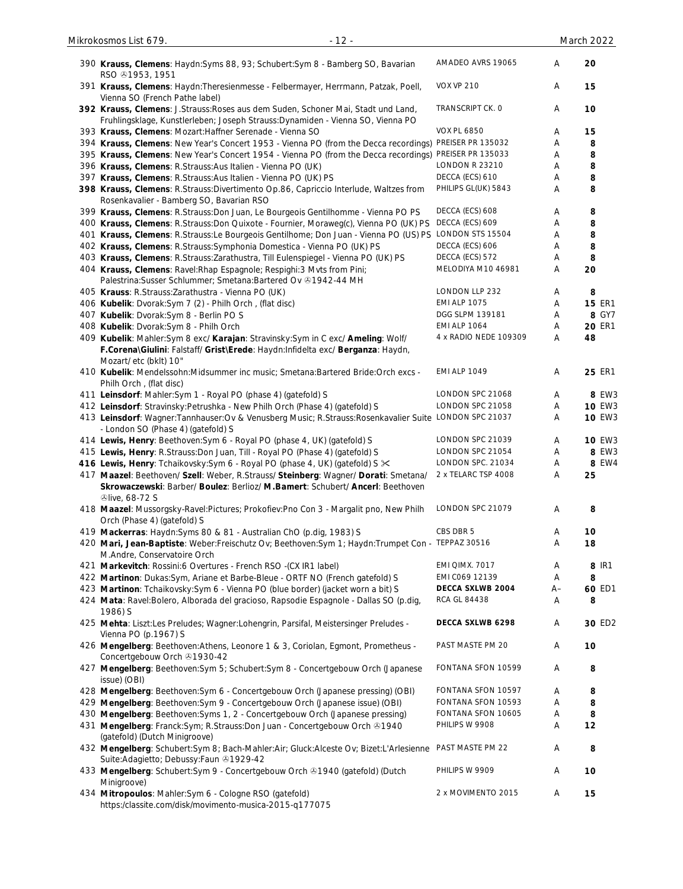| No. | Description | Label | Grade | Price |
|---|---|---|---|---|
| 390 | **Krauss, Clemens**: Haydn:Syms 88, 93; Schubert:Sym 8 - Bamberg SO, Bavarian RSO ℗1953, 1951 | AMADEO AVRS 19065 | A | **20** |
| 391 | **Krauss, Clemens**: Haydn:Theresienmesse - Felbermayer, Herrmann, Patzak, Poell, Vienna SO (French Pathe label) | VOX VP 210 | A | **15** |
| 392 | **Krauss, Clemens**: J.Strauss:Roses aus dem Suden, Schoner Mai, Stadt und Land, Fruhlingsklage, Kunstlerleben; Joseph Strauss:Dynamiden - Vienna SO, Vienna PO | TRANSCRIPT CK. 0 | A | **10** |
| 393 | **Krauss, Clemens**: Mozart:Haffner Serenade - Vienna SO | VOX PL 6850 | A | **15** |
| 394 | **Krauss, Clemens**: New Year's Concert 1953 - Vienna PO (from the Decca recordings) | PREISER PR 135032 | A | **8** |
| 395 | **Krauss, Clemens**: New Year's Concert 1954 - Vienna PO (from the Decca recordings) | PREISER PR 135033 | A | **8** |
| 396 | **Krauss, Clemens**: R.Strauss:Aus Italien - Vienna PO (UK) | LONDON R 23210 | A | **8** |
| 397 | **Krauss, Clemens**: R.Strauss:Aus Italien - Vienna PO (UK) PS | DECCA (ECS) 610 | A | **8** |
| 398 | **Krauss, Clemens**: R.Strauss:Divertimento Op.86, Capriccio Interlude, Waltzes from Rosenkavalier - Bamberg SO, Bavarian RSO | PHILIPS GL(UK) 5843 | A | **8** |
| 399 | **Krauss, Clemens**: R.Strauss:Don Juan, Le Bourgeois Gentilhomme - Vienna PO PS | DECCA (ECS) 608 | A | **8** |
| 400 | **Krauss, Clemens**: R.Strauss:Don Quixote - Fournier, Moraweg(c), Vienna PO (UK) PS | DECCA (ECS) 609 | A | **8** |
| 401 | **Krauss, Clemens**: R.Strauss:Le Bourgeois Gentilhome; Don Juan - Vienna PO (US) PS | LONDON STS 15504 | A | **8** |
| 402 | **Krauss, Clemens**: R.Strauss:Symphonia Domestica - Vienna PO (UK) PS | DECCA (ECS) 606 | A | **8** |
| 403 | **Krauss, Clemens**: R.Strauss:Zarathustra, Till Eulenspiegel - Vienna PO (UK) PS | DECCA (ECS) 572 | A | **8** |
| 404 | **Krauss, Clemens**: Ravel:Rhap Espagnole; Respighi:3 Mvts from Pini; Palestrina:Susser Schlummer; Smetana:Bartered Ov ℗1942-44 MH | MELODIYA M10 46981 | A | **20** |
| 405 | **Krauss**: R.Strauss:Zarathustra - Vienna PO (UK) | LONDON LLP 232 | A | **8** |
| 406 | **Kubelik**: Dvorak:Sym 7 (2) - Philh Orch , (flat disc) | EMI ALP 1075 | A | **15** ER1 |
| 407 | **Kubelik**: Dvorak:Sym 8 - Berlin PO S | DGG SLPM 139181 | A | **8** GY7 |
| 408 | **Kubelik**: Dvorak:Sym 8 - Philh Orch | EMI ALP 1064 | A | **20** ER1 |
| 409 | **Kubelik**: Mahler:Sym 8 exc/ **Karajan**: Stravinsky:Sym in C exc/ **Ameling**: Wolf/ **F.Corena\Giulini**: Falstaff/ **Grist\Erede**: Haydn:Infidelta exc/ **Berganza**: Haydn, Mozart/ etc (bklt) 10" | 4 x RADIO NEDE 109309 | A | **48** |
| 410 | **Kubelik**: Mendelssohn:Midsummer inc music; Smetana:Bartered Bride:Orch excs - Philh Orch , (flat disc) | EMI ALP 1049 | A | **25** ER1 |
| 411 | **Leinsdorf**: Mahler:Sym 1 - Royal PO (phase 4) (gatefold) S | LONDON SPC 21068 | A | **8** EW3 |
| 412 | **Leinsdorf**: Stravinsky:Petrushka - New Philh Orch (Phase 4) (gatefold) S | LONDON SPC 21058 | A | **10** EW3 |
| 413 | **Leinsdorf**: Wagner:Tannhauser:Ov & Venusberg Music; R.Strauss:Rosenkavalier Suite - London SO (Phase 4) (gatefold) S | LONDON SPC 21037 | A | **10** EW3 |
| 414 | **Lewis, Henry**: Beethoven:Sym 6 - Royal PO (phase 4, UK) (gatefold) S | LONDON SPC 21039 | A | **10** EW3 |
| 415 | **Lewis, Henry**: R.Strauss:Don Juan, Till - Royal PO (Phase 4) (gatefold) S | LONDON SPC 21054 | A | **8** EW3 |
| 416 | **Lewis, Henry**: Tchaikovsky:Sym 6 - Royal PO (phase 4, UK) (gatefold) S ✂ | LONDON SPC. 21034 | A | **8** EW4 |
| 417 | **Maazel**: Beethoven/ **Szell**: Weber, R.Strauss/ **Steinberg**: Wagner/ **Dorati**: Smetana/ **Skrowaczewski**: Barber/ **Boulez**: Berlioz/ **M.Bamert**: Schubert/ **Ancerl**: Beethoven ℗live, 68-72 S | 2 x TELARC TSP 4008 | A | **25** |
| 418 | **Maazel**: Mussorgsky-Ravel:Pictures; Prokofiev:Pno Con 3 - Margalit pno, New Philh Orch (Phase 4) (gatefold) S | LONDON SPC 21079 | A | **8** |
| 419 | **Mackerras**: Haydn:Syms 80 & 81 - Australian ChO (p.dig, 1983) S | CBS DBR 5 | A | **10** |
| 420 | **Mari, Jean-Baptiste**: Weber:Freischutz Ov; Beethoven:Sym 1; Haydn:Trumpet Con - M.Andre, Conservatoire Orch | TEPPAZ 30516 | A | **18** |
| 421 | **Markevitch**: Rossini:6 Overtures - French RSO -(CX IR1 label) | EMI QIMX. 7017 | A | **8** IR1 |
| 422 | **Martinon**: Dukas:Sym, Ariane et Barbe-Bleue - ORTF NO (French gatefold) S | EMI C069 12139 | A | **8** |
| 423 | **Martinon**: Tchaikovsky:Sym 6 - Vienna PO (blue border) (jacket worn a bit) S | **DECCA SXLWB 2004** | A– | **60** ED1 |
| 424 | **Mata**: Ravel:Bolero, Alborada del gracioso, Rapsodie Espagnole - Dallas SO (p.dig, 1986) S | RCA GL 84438 | A | **8** |
| 425 | **Mehta**: Liszt:Les Preludes; Wagner:Lohengrin, Parsifal, Meistersinger Preludes - Vienna PO (p.1967) S | **DECCA SXLWB 6298** | A | **30** ED2 |
| 426 | **Mengelberg**: Beethoven:Athens, Leonore 1 & 3, Coriolan, Egmont, Prometheus - Concertgebouw Orch ℗1930-42 | PAST MASTE PM 20 | A | **10** |
| 427 | **Mengelberg**: Beethoven:Sym 5; Schubert:Sym 8 - Concertgebouw Orch (Japanese issue) (OBI) | FONTANA SFON 10599 | A | **8** |
| 428 | **Mengelberg**: Beethoven:Sym 6 - Concertgebouw Orch (Japanese pressing) (OBI) | FONTANA SFON 10597 | A | **8** |
| 429 | **Mengelberg**: Beethoven:Sym 9 - Concertgebouw Orch (Japanese issue) (OBI) | FONTANA SFON 10593 | A | **8** |
| 430 | **Mengelberg**: Beethoven:Syms 1, 2 - Concertgebouw Orch (Japanese pressing) | FONTANA SFON 10605 | A | **8** |
| 431 | **Mengelberg**: Franck:Sym; R.Strauss:Don Juan - Concertgebouw Orch ℗1940 (gatefold) (Dutch Minigroove) | PHILIPS W 9908 | A | **12** |
| 432 | **Mengelberg**: Schubert:Sym 8; Bach-Mahler:Air; Gluck:Alceste Ov; Bizet:L'Arlesienne Suite:Adagietto; Debussy:Faun ℗1929-42 | PAST MASTE PM 22 | A | **8** |
| 433 | **Mengelberg**: Schubert:Sym 9 - Concertgebouw Orch ℗1940 (gatefold) (Dutch Minigroove) | PHILIPS W 9909 | A | **10** |
| 434 | **Mitropoulos**: Mahler:Sym 6 - Cologne RSO (gatefold) https:/classite.com/disk/movimento-musica-2015-q177075 | 2 x MOVIMENTO 2015 | A | **15** |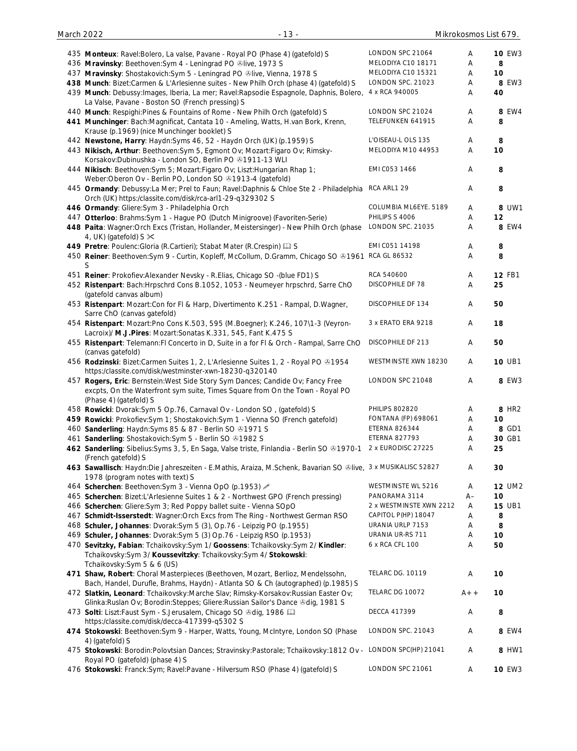| No. | Description | Label | Grade | Price |
|---|---|---|---|---|
| 435 | **Monteux**: Ravel:Bolero, La valse, Pavane - Royal PO (Phase 4) (gatefold) S | LONDON SPC 21064 | A | **10** EW3 |
| 436 | **Mravinsky**: Beethoven:Sym 4 - Leningrad PO ℗live, 1973 S | MELODIYA C10 18171 | A | **8** |
| 437 | **Mravinsky**: Shostakovich:Sym 5 - Leningrad PO ℗live, Vienna, 1978 S | MELODIYA C10 15321 | A | **10** |
| **438** | **Munch**: Bizet:Carmen & L'Arlesienne suites - New Philh Orch (phase 4) (gatefold) S | LONDON SPC. 21023 | A | **8** EW3 |
| 439 | **Munch**: Debussy:Images, Iberia, La mer; Ravel:Rapsodie Espagnole, Daphnis, Bolero, La Valse, Pavane - Boston SO (French pressing) S | 4 x RCA 940005 | A | **40** |
| 440 | **Munch**: Respighi:Pines & Fountains of Rome - New Philh Orch (gatefold) S | LONDON SPC 21024 | A | **8** EW4 |
| **441** | **Munchinger**: Bach:Magnificat, Cantata 10 - Ameling, Watts, H.van Bork, Krenn, Krause (p.1969) (nice Munchinger booklet) S | TELEFUNKEN 641915 | A | **8** |
| 442 | **Newstone, Harry**: Haydn:Syms 46, 52 - Haydn Orch (UK) (p.1959) S | L'OISEAU-L OLS 135 | A | **8** |
| 443 | **Nikisch, Arthur**: Beethoven:Sym 5, Egmont Ov; Mozart:Figaro Ov; Rimsky-Korsakov:Dubinushka - London SO, Berlin PO ℗1911-13 WLI | MELODIYA M10 44953 | A | **10** |
| 444 | **Nikisch**: Beethoven:Sym 5; Mozart:Figaro Ov; Liszt:Hungarian Rhap 1; Weber:Oberon Ov - Berlin PO, London SO ℗1913-4 (gatefold) | EMI C053 1466 | A | **8** |
| 445 | **Ormandy**: Debussy:La Mer; Prel to Faun; Ravel:Daphnis & Chloe Ste 2 - Philadelphia Orch (UK) https:/classite.com/disk/rca-arl1-29-q329302 S | RCA ARL1 29 | A | **8** |
| **446** | **Ormandy**: Gliere:Sym 3 - Philadelphia Orch | COLUMBIA ML6EYE. 5189 | A | **8** UW1 |
| 447 | **Otterloo**: Brahms:Sym 1 - Hague PO (Dutch Minigroove) (Favoriten-Serie) | PHILIPS S 4006 | A | **12** |
| **448** | **Paita**: Wagner:Orch Excs (Tristan, Hollander, Meistersinger) - New Philh Orch (phase 4, UK) (gatefold) S ✂ | LONDON SPC. 21035 | A | **8** EW4 |
| **449** | **Pretre**: Poulenc:Gloria (R.Cartieri); Stabat Mater (R.Crespin) 🕮 S | EMI C051 14198 | A | **8** |
| 450 | **Reiner**: Beethoven:Sym 9 - Curtin, Kopleff, McCollum, D.Gramm, Chicago SO ℗1961 S | RCA GL 86532 | A | **8** |
| 451 | **Reiner**: Prokofiev:Alexander Nevsky - R.Elias, Chicago SO -(blue FD1) S | RCA 540600 | A | **12** FB1 |
| 452 | **Ristenpart**: Bach:Hrpschrd Cons B.1052, 1053 - Neumeyer hrpschrd, Sarre ChO (gatefold canvas album) | DISCOPHILE DF 78 | A | **25** |
| 453 | **Ristenpart**: Mozart:Con for Fl & Harp, Divertimento K.251 - Rampal, D.Wagner, Sarre ChO (canvas gatefold) | DISCOPHILE DF 134 | A | **50** |
| 454 | **Ristenpart**: Mozart:Pno Cons K.503, 595 (M.Boegner); K.246, 107\1-3 (Veyron-Lacroix)/ **M.J.Pires**: Mozart:Sonatas K.331, 545, Fant K.475 S | 3 x ERATO ERA 9218 | A | **18** |
| 455 | **Ristenpart**: Telemann:Fl Concerto in D, Suite in a for Fl & Orch - Rampal, Sarre ChO (canvas gatefold) | DISCOPHILE DF 213 | A | **50** |
| 456 | **Rodzinski**: Bizet:Carmen Suites 1, 2, L'Arlesienne Suites 1, 2 - Royal PO ℗1954 https:/classite.com/disk/westminster-xwn-18230-q320140 | WESTMINSTE XWN 18230 | A | **10** UB1 |
| 457 | **Rogers, Eric**: Bernstein:West Side Story Sym Dances; Candide Ov; Fancy Free excpts, On the Waterfront sym suite, Times Square from On the Town - Royal PO (Phase 4) (gatefold) S | LONDON SPC 21048 | A | **8** EW3 |
| 458 | **Rowicki**: Dvorak:Sym 5 Op.76, Carnaval Ov - London SO , (gatefold) S | PHILIPS 802820 | A | **8** HR2 |
| **459** | **Rowicki**: Prokofiev:Sym 1; Shostakovich:Sym 1 - Vienna SO (French gatefold) | FONTANA (FP) 698061 | A | **10** |
| 460 | **Sanderling**: Haydn:Syms 85 & 87 - Berlin SO ℗1971 S | ETERNA 826344 | A | **8** GD1 |
| 461 | **Sanderling**: Shostakovich:Sym 5 - Berlin SO ℗1982 S | ETERNA 827793 | A | **30** GB1 |
| **462** | **Sanderling**: Sibelius:Syms 3, 5, En Saga, Valse triste, Finlandia - Berlin SO ℗1970-1 (French gatefold) S | 2 x EURODISC 27225 | A | **25** |
| **463** | **Sawallisch**: Haydn:Die Jahreszeiten - E.Mathis, Araiza, M.Schenk, Bavarian SO ℗live, 1978 (program notes with text) S | 3 x MUSIKALISC 52827 | A | **30** |
| 464 | **Scherchen**: Beethoven:Sym 3 - Vienna OpO (p.1953) ✎ | WESTMINSTE WL 5216 | A | **12** UM2 |
| 465 | **Scherchen**: Bizet:L'Arlesienne Suites 1 & 2 - Northwest GPO (French pressing) | PANORAMA 3114 | A– | **10** |
| 466 | **Scherchen**: Gliere:Sym 3; Red Poppy ballet suite - Vienna SOpO | 2 x WESTMINSTE XWN 2212 | A | **15** UB1 |
| 467 | **Schmidt-Isserstedt**: Wagner:Orch Excs from The Ring - Northwest German RSO | CAPITOL P(HP) 18047 | A | **8** |
| 468 | **Schuler, Johannes**: Dvorak:Sym 5 (3), Op.76 - Leipzig PO (p.1955) | URANIA URLP 7153 | A | **8** |
| 469 | **Schuler, Johannes**: Dvorak:Sym 5 (3) Op.76 - Leipzig RSO (p.1953) | URANIA UR-RS 711 | A | **10** |
| 470 | **Sevitzky, Fabian**: Tchaikovsky:Sym 1/ **Goossens**: Tchaikovsky:Sym 2/ **Kindler**: Tchaikovsky:Sym 3/ **Koussevitzky**: Tchaikovsky:Sym 4/ **Stokowski**: Tchaikovsky:Sym 5 & 6 (US) | 6 x RCA CFL 100 | A | **50** |
| **471** | **Shaw, Robert**: Choral Masterpieces (Beethoven, Mozart, Berlioz, Mendelssohn, Bach, Handel, Durufle, Brahms, Haydn) - Atlanta SO & Ch (autographed) (p.1985) S | TELARC DG. 10119 | A | **10** |
| 472 | **Slatkin, Leonard**: Tchaikovsky:Marche Slav; Rimsky-Korsakov:Russian Easter Ov; Glinka:Ruslan Ov; Borodin:Steppes; Gliere:Russian Sailor's Dance ℗dig, 1981 S | TELARC DG 10072 | A++ | **10** |
| 473 | **Solti**: Liszt:Faust Sym - S.Jerusalem, Chicago SO ℗dig, 1986 🕮 https:/classite.com/disk/decca-417399-q5302 S | DECCA 417399 | A | **8** |
| **474** | **Stokowski**: Beethoven:Sym 9 - Harper, Watts, Young, McIntyre, London SO (Phase 4) (gatefold) S | LONDON SPC. 21043 | A | **8** EW4 |
| 475 | **Stokowski**: Borodin:Polovtsian Dances; Stravinsky:Pastorale; Tchaikovsky:1812 Ov - Royal PO (gatefold) (phase 4) S | LONDON SPC(HP) 21041 | A | **8** HW1 |
| 476 | **Stokowski**: Franck:Sym; Ravel:Pavane - Hilversum RSO (Phase 4) (gatefold) S | LONDON SPC 21061 | A | **10** EW3 |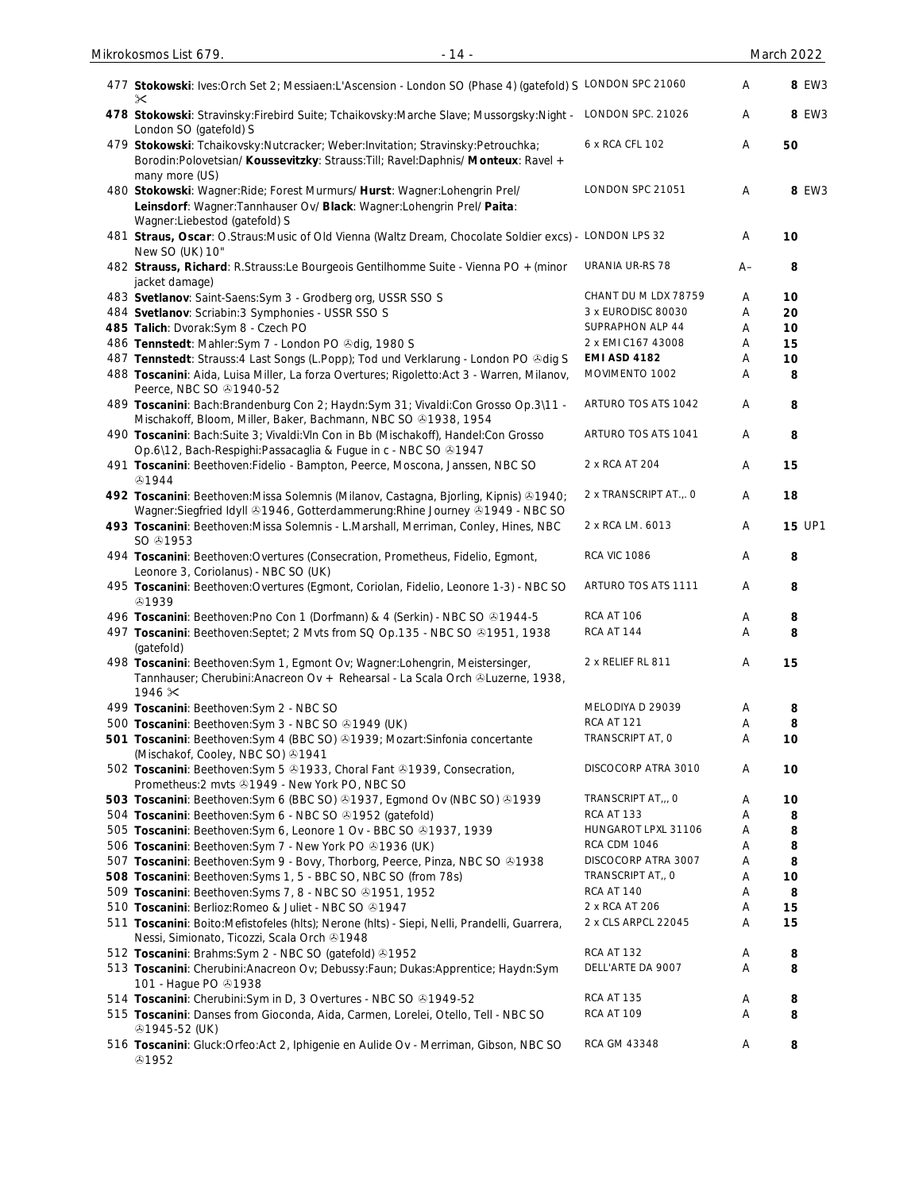| No. | Description | Label | Grade | Price |
|---|---|---|---|---|
| 477 | **Stokowski**: Ives:Orch Set 2; Messiaen:L'Ascension - London SO (Phase 4) (gatefold) S ✂ | LONDON SPC 21060 | A | **8** EW3 |
| 478 | **Stokowski**: Stravinsky:Firebird Suite; Tchaikovsky:Marche Slave; Mussorgsky:Night - London SO (gatefold) S | LONDON SPC. 21026 | A | **8** EW3 |
| 479 | **Stokowski**: Tchaikovsky:Nutcracker; Weber:Invitation; Stravinsky:Petrouchka; Borodin:Polovetsian/ **Koussevitzky**: Strauss:Till; Ravel:Daphnis/ **Monteux**: Ravel + many more (US) | 6 x RCA CFL 102 | A | **50** |
| 480 | **Stokowski**: Wagner:Ride; Forest Murmurs/ **Hurst**: Wagner:Lohengrin Prel/ **Leinsdorf**: Wagner:Tannhauser Ov/ **Black**: Wagner:Lohengrin Prel/ **Paita**: Wagner:Liebestod (gatefold) S | LONDON SPC 21051 | A | **8** EW3 |
| 481 | **Straus, Oscar**: O.Straus:Music of Old Vienna (Waltz Dream, Chocolate Soldier excs) - New SO (UK) 10" | LONDON LPS 32 | A | **10** |
| 482 | **Strauss, Richard**: R.Strauss:Le Bourgeois Gentilhomme Suite - Vienna PO + (minor jacket damage) | URANIA UR-RS 78 | A– | **8** |
| 483 | **Svetlanov**: Saint-Saens:Sym 3 - Grodberg org, USSR SSO S | CHANT DU M LDX 78759 | A | **10** |
| 484 | **Svetlanov**: Scriabin:3 Symphonies - USSR SSO S | 3 x EURODISC 80030 | A | **20** |
| 485 | **Talich**: Dvorak:Sym 8 - Czech PO | SUPRAPHON ALP 44 | A | **10** |
| 486 | **Tennstedt**: Mahler:Sym 7 - London PO ℗dig, 1980 S | 2 x EMI C167 43008 | A | **15** |
| 487 | **Tennstedt**: Strauss:4 Last Songs (L.Popp); Tod und Verklarung - London PO ℗dig S | **EMI ASD 4182** | A | **10** |
| 488 | **Toscanini**: Aida, Luisa Miller, La forza Overtures; Rigoletto:Act 3 - Warren, Milanov, Peerce, NBC SO ℗1940-52 | MOVIMENTO 1002 | A | **8** |
| 489 | **Toscanini**: Bach:Brandenburg Con 2; Haydn:Sym 31; Vivaldi:Con Grosso Op.3\11 - Mischakoff, Bloom, Miller, Baker, Bachmann, NBC SO ℗1938, 1954 | ARTURO TOS ATS 1042 | A | **8** |
| 490 | **Toscanini**: Bach:Suite 3; Vivaldi:Vln Con in Bb (Mischakoff), Handel:Con Grosso Op.6\12, Bach-Respighi:Passacaglia & Fugue in c - NBC SO ℗1947 | ARTURO TOS ATS 1041 | A | **8** |
| 491 | **Toscanini**: Beethoven:Fidelio - Bampton, Peerce, Moscona, Janssen, NBC SO ℗1944 | 2 x RCA AT 204 | A | **15** |
| 492 | **Toscanini**: Beethoven:Missa Solemnis (Milanov, Castagna, Bjorling, Kipnis) ℗1940; Wagner:Siegfried Idyll ℗1946, Gotterdammerung:Rhine Journey ℗1949 - NBC SO | 2 x TRANSCRIPT AT.,. 0 | A | **18** |
| 493 | **Toscanini**: Beethoven:Missa Solemnis - L.Marshall, Merriman, Conley, Hines, NBC SO ℗1953 | 2 x RCA LM. 6013 | A | **15** UP1 |
| 494 | **Toscanini**: Beethoven:Overtures (Consecration, Prometheus, Fidelio, Egmont, Leonore 3, Coriolanus) - NBC SO (UK) | RCA VIC 1086 | A | **8** |
| 495 | **Toscanini**: Beethoven:Overtures (Egmont, Coriolan, Fidelio, Leonore 1-3) - NBC SO ℗1939 | ARTURO TOS ATS 1111 | A | **8** |
| 496 | **Toscanini**: Beethoven:Pno Con 1 (Dorfmann) & 4 (Serkin) - NBC SO ℗1944-5 | RCA AT 106 | A | **8** |
| 497 | **Toscanini**: Beethoven:Septet; 2 Mvts from SQ Op.135 - NBC SO ℗1951, 1938 (gatefold) | RCA AT 144 | A | **8** |
| 498 | **Toscanini**: Beethoven:Sym 1, Egmont Ov; Wagner:Lohengrin, Meistersinger, Tannhauser; Cherubini:Anacreon Ov + Rehearsal - La Scala Orch ℗Luzerne, 1938, 1946 ✂ | 2 x RELIEF RL 811 | A | **15** |
| 499 | **Toscanini**: Beethoven:Sym 2 - NBC SO | MELODIYA D 29039 | A | **8** |
| 500 | **Toscanini**: Beethoven:Sym 3 - NBC SO ℗1949 (UK) | RCA AT 121 | A | **8** |
| 501 | **Toscanini**: Beethoven:Sym 4 (BBC SO) ℗1939; Mozart:Sinfonia concertante (Mischakof, Cooley, NBC SO) ℗1941 | TRANSCRIPT AT, 0 | A | **10** |
| 502 | **Toscanini**: Beethoven:Sym 5 ℗1933, Choral Fant ℗1939, Consecration, Prometheus:2 mvts ℗1949 - New York PO, NBC SO | DISCOCORP ATRA 3010 | A | **10** |
| 503 | **Toscanini**: Beethoven:Sym 6 (BBC SO) ℗1937, Egmond Ov (NBC SO) ℗1939 | TRANSCRIPT AT,,, 0 | A | **10** |
| 504 | **Toscanini**: Beethoven:Sym 6 - NBC SO ℗1952 (gatefold) | RCA AT 133 | A | **8** |
| 505 | **Toscanini**: Beethoven:Sym 6, Leonore 1 Ov - BBC SO ℗1937, 1939 | HUNGAROT LPXL 31106 | A | **8** |
| 506 | **Toscanini**: Beethoven:Sym 7 - New York PO ℗1936 (UK) | RCA CDM 1046 | A | **8** |
| 507 | **Toscanini**: Beethoven:Sym 9 - Bovy, Thorborg, Peerce, Pinza, NBC SO ℗1938 | DISCOCORP ATRA 3007 | A | **8** |
| 508 | **Toscanini**: Beethoven:Syms 1, 5 - BBC SO, NBC SO (from 78s) | TRANSCRIPT AT,, 0 | A | **10** |
| 509 | **Toscanini**: Beethoven:Syms 7, 8 - NBC SO ℗1951, 1952 | RCA AT 140 | A | **8** |
| 510 | **Toscanini**: Berlioz:Romeo & Juliet - NBC SO ℗1947 | 2 x RCA AT 206 | A | **15** |
| 511 | **Toscanini**: Boito:Mefistofeles (hlts); Nerone (hlts) - Siepi, Nelli, Prandelli, Guarrera, Nessi, Simionato, Ticozzi, Scala Orch ℗1948 | 2 x CLS ARPCL 22045 | A | **15** |
| 512 | **Toscanini**: Brahms:Sym 2 - NBC SO (gatefold) ℗1952 | RCA AT 132 | A | **8** |
| 513 | **Toscanini**: Cherubini:Anacreon Ov; Debussy:Faun; Dukas:Apprentice; Haydn:Sym 101 - Hague PO ℗1938 | DELL'ARTE DA 9007 | A | **8** |
| 514 | **Toscanini**: Cherubini:Sym in D, 3 Overtures - NBC SO ℗1949-52 | RCA AT 135 | A | **8** |
| 515 | **Toscanini**: Danses from Gioconda, Aida, Carmen, Lorelei, Otello, Tell - NBC SO ℗1945-52 (UK) | RCA AT 109 | A | **8** |
| 516 | **Toscanini**: Gluck:Orfeo:Act 2, Iphigenie en Aulide Ov - Merriman, Gibson, NBC SO ℗1952 | RCA GM 43348 | A | **8** |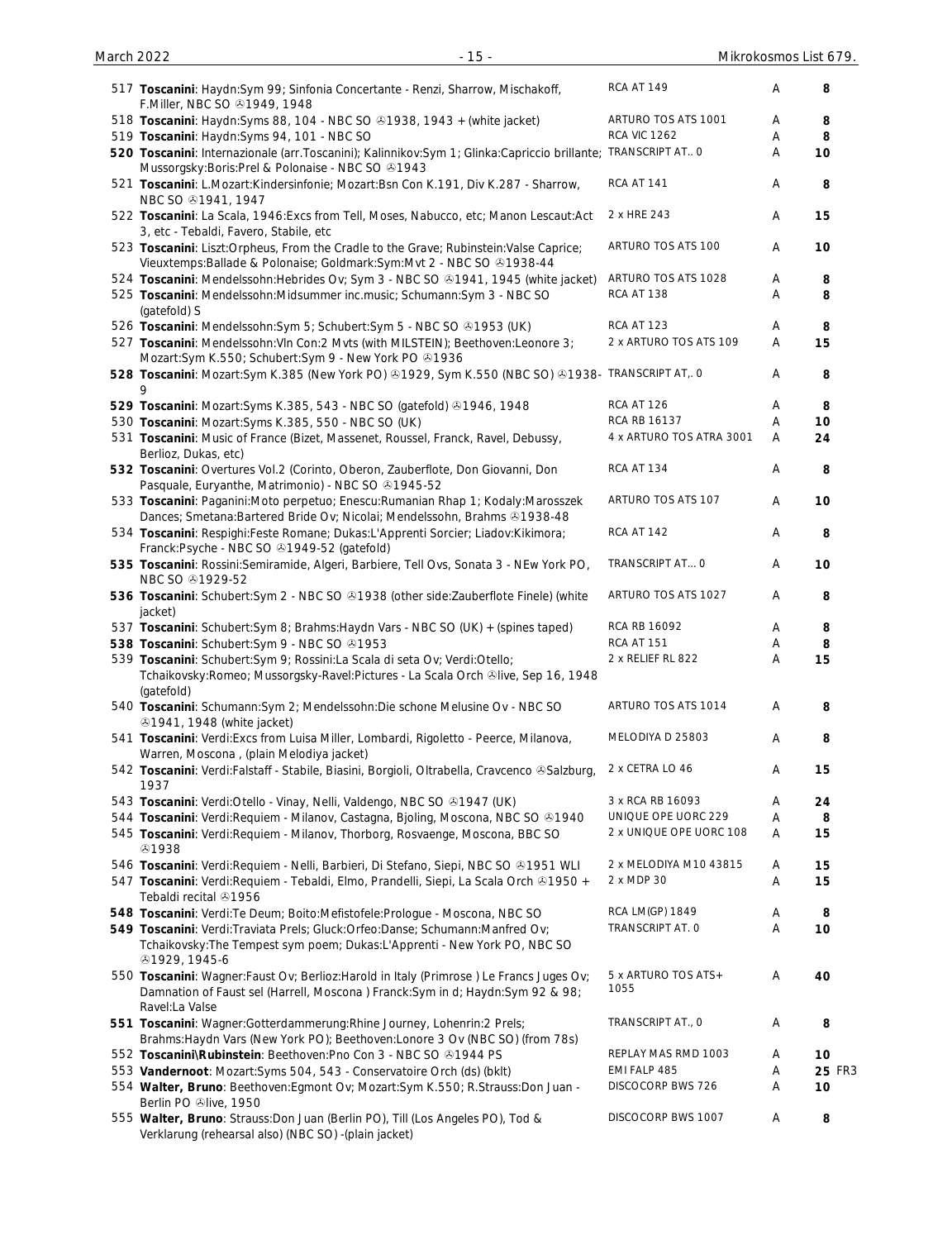| No. | Description | Label | Cond. | Price |
|---|---|---|---|---|
| 517 | **Toscanini**: Haydn:Sym 99; Sinfonia Concertante - Renzi, Sharrow, Mischakoff, F.Miller, NBC SO ℗1949, 1948 | RCA AT 149 | A | 8 |
| 518 | **Toscanini**: Haydn:Syms 88, 104 - NBC SO ℗1938, 1943 + (white jacket) | ARTURO TOS ATS 1001 | A | 8 |
| 519 | **Toscanini**: Haydn:Syms 94, 101 - NBC SO | RCA VIC 1262 | A | 8 |
| **520** | **Toscanini**: Internazionale (arr.Toscanini); Kalinnikov:Sym 1; Glinka:Capriccio brillante; Mussorgsky:Boris:Prel & Polonaise - NBC SO ℗1943 | TRANSCRIPT AT.. 0 | A | 10 |
| 521 | **Toscanini**: L.Mozart:Kindersinfonie; Mozart:Bsn Con K.191, Div K.287 - Sharrow, NBC SO ℗1941, 1947 | RCA AT 141 | A | 8 |
| 522 | **Toscanini**: La Scala, 1946:Excs from Tell, Moses, Nabucco, etc; Manon Lescaut:Act 3, etc - Tebaldi, Favero, Stabile, etc | 2 x HRE 243 | A | 15 |
| 523 | **Toscanini**: Liszt:Orpheus, From the Cradle to the Grave; Rubinstein:Valse Caprice; Vieuxtemps:Ballade & Polonaise; Goldmark:Sym:Mvt 2 - NBC SO ℗1938-44 | ARTURO TOS ATS 100 | A | 10 |
| 524 | **Toscanini**: Mendelssohn:Hebrides Ov; Sym 3 - NBC SO ℗1941, 1945 (white jacket) | ARTURO TOS ATS 1028 | A | 8 |
| 525 | **Toscanini**: Mendelssohn:Midsummer inc.music; Schumann:Sym 3 - NBC SO (gatefold) S | RCA AT 138 | A | 8 |
| 526 | **Toscanini**: Mendelssohn:Sym 5; Schubert:Sym 5 - NBC SO ℗1953 (UK) | RCA AT 123 | A | 8 |
| 527 | **Toscanini**: Mendelssohn:Vln Con:2 Mvts (with MILSTEIN); Beethoven:Leonore 3; Mozart:Sym K.550; Schubert:Sym 9 - New York PO ℗1936 | 2 x ARTURO TOS ATS 109 | A | 15 |
| **528** | **Toscanini**: Mozart:Sym K.385 (New York PO) ℗1929, Sym K.550 (NBC SO) ℗1938-9 | TRANSCRIPT AT,. 0 | A | 8 |
| **529** | **Toscanini**: Mozart:Syms K.385, 543 - NBC SO (gatefold) ℗1946, 1948 | RCA AT 126 | A | 8 |
| 530 | **Toscanini**: Mozart:Syms K.385, 550 - NBC SO (UK) | RCA RB 16137 | A | 10 |
| 531 | **Toscanini**: Music of France (Bizet, Massenet, Roussel, Franck, Ravel, Debussy, Berlioz, Dukas, etc) | 4 x ARTURO TOS ATRA 3001 | A | 24 |
| **532** | **Toscanini**: Overtures Vol.2 (Corinto, Oberon, Zauberflote, Don Giovanni, Don Pasquale, Euryanthe, Matrimonio) - NBC SO ℗1945-52 | RCA AT 134 | A | 8 |
| 533 | **Toscanini**: Paganini:Moto perpetuo; Enescu:Rumanian Rhap 1; Kodaly:Marosszek Dances; Smetana:Bartered Bride Ov; Nicolai; Mendelssohn, Brahms ℗1938-48 | ARTURO TOS ATS 107 | A | 10 |
| 534 | **Toscanini**: Respighi:Feste Romane; Dukas:L'Apprenti Sorcier; Liadov:Kikimora; Franck:Psyche - NBC SO ℗1949-52 (gatefold) | RCA AT 142 | A | 8 |
| **535** | **Toscanini**: Rossini:Semiramide, Algeri, Barbiere, Tell Ovs, Sonata 3 - NEw York PO, NBC SO ℗1929-52 | TRANSCRIPT AT... 0 | A | 10 |
| 536 | **Toscanini**: Schubert:Sym 2 - NBC SO ℗1938 (other side:Zauberflote Finele) (white jacket) | ARTURO TOS ATS 1027 | A | 8 |
| 537 | **Toscanini**: Schubert:Sym 8; Brahms:Haydn Vars - NBC SO (UK) + (spines taped) | RCA RB 16092 | A | 8 |
| **538** | **Toscanini**: Schubert:Sym 9 - NBC SO ℗1953 | RCA AT 151 | A | 8 |
| 539 | **Toscanini**: Schubert:Sym 9; Rossini:La Scala di seta Ov; Verdi:Otello; Tchaikovsky:Romeo; Mussorgsky-Ravel:Pictures - La Scala Orch ℗live, Sep 16, 1948 (gatefold) | 2 x RELIEF RL 822 | A | 15 |
| 540 | **Toscanini**: Schumann:Sym 2; Mendelssohn:Die schone Melusine Ov - NBC SO ℗1941, 1948 (white jacket) | ARTURO TOS ATS 1014 | A | 8 |
| 541 | **Toscanini**: Verdi:Excs from Luisa Miller, Lombardi, Rigoletto - Peerce, Milanova, Warren, Moscona , (plain Melodiya jacket) | MELODIYA D 25803 | A | 8 |
| 542 | **Toscanini**: Verdi:Falstaff - Stabile, Biasini, Borgioli, Oltrabella, Cravcenco ℗Salzburg, 1937 | 2 x CETRA LO 46 | A | 15 |
| 543 | **Toscanini**: Verdi:Otello - Vinay, Nelli, Valdengo, NBC SO ℗1947 (UK) | 3 x RCA RB 16093 | A | 24 |
| 544 | **Toscanini**: Verdi:Requiem - Milanov, Castagna, Bjoling, Moscona, NBC SO ℗1940 | UNIQUE OPE UORC 229 | A | 8 |
| 545 | **Toscanini**: Verdi:Requiem - Milanov, Thorborg, Rosvaenge, Moscona, BBC SO ℗1938 | 2 x UNIQUE OPE UORC 108 | A | 15 |
| 546 | **Toscanini**: Verdi:Requiem - Nelli, Barbieri, Di Stefano, Siepi, NBC SO ℗1951 WLI | 2 x MELODIYA M10 43815 | A | 15 |
| 547 | **Toscanini**: Verdi:Requiem - Tebaldi, Elmo, Prandelli, Siepi, La Scala Orch ℗1950 + Tebaldi recital ℗1956 | 2 x MDP 30 | A | 15 |
| **548** | **Toscanini**: Verdi:Te Deum; Boito:Mefistofele:Prologue - Moscona, NBC SO | RCA LM(GP) 1849 | A | 8 |
| **549** | **Toscanini**: Verdi:Traviata Prels; Gluck:Orfeo:Danse; Schumann:Manfred Ov; Tchaikovsky:The Tempest sym poem; Dukas:L'Apprenti - New York PO, NBC SO ℗1929, 1945-6 | TRANSCRIPT AT. 0 | A | 10 |
| 550 | **Toscanini**: Wagner:Faust Ov; Berlioz:Harold in Italy (Primrose ) Le Francs Juges Ov; Damnation of Faust sel (Harrell, Moscona ) Franck:Sym in d; Haydn:Sym 92 & 98; Ravel:La Valse | 5 x ARTURO TOS ATS+ 1055 | A | 40 |
| **551** | **Toscanini**: Wagner:Gotterdammerung:Rhine Journey, Lohenrin:2 Prels; Brahms:Haydn Vars (New York PO); Beethoven:Lonore 3 Ov (NBC SO) (from 78s) | TRANSCRIPT AT., 0 | A | 8 |
| 552 | **Toscanini\Rubinstein**: Beethoven:Pno Con 3 - NBC SO ℗1944 PS | REPLAY MAS RMD 1003 | A | 10 |
| 553 | **Vandernoot**: Mozart:Syms 504, 543 - Conservatoire Orch (ds) (bklt) | EMI FALP 485 | A | 25 FR3 |
| 554 | **Walter, Bruno**: Beethoven:Egmont Ov; Mozart:Sym K.550; R.Strauss:Don Juan - Berlin PO ℗live, 1950 | DISCOCORP BWS 726 | A | 10 |
| 555 | **Walter, Bruno**: Strauss:Don Juan (Berlin PO), Till (Los Angeles PO), Tod & Verklarung (rehearsal also) (NBC SO) -(plain jacket) | DISCOCORP BWS 1007 | A | 8 |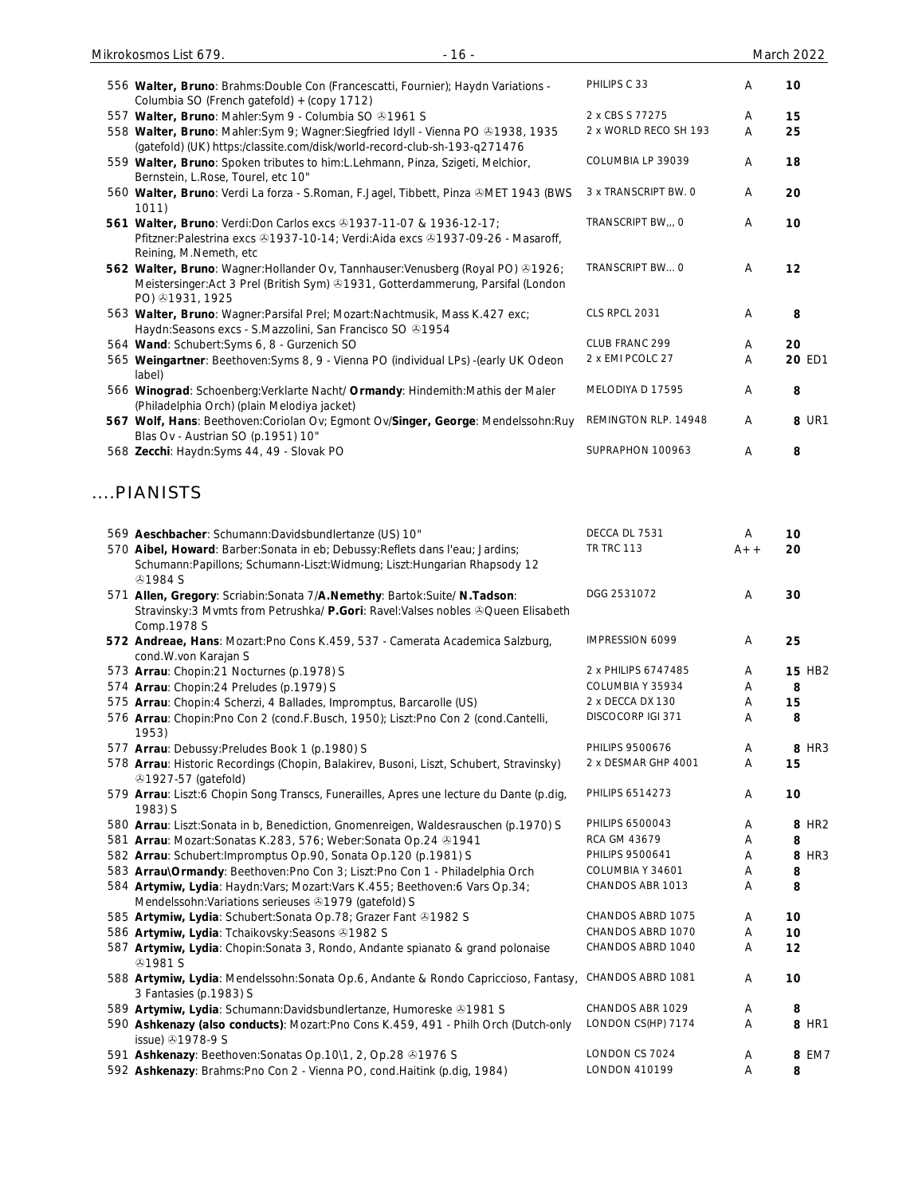| | | | | |
|---|---|---|---|---|
| 556 | **Walter, Bruno**: Brahms:Double Con (Francescatti, Fournier); Haydn Variations - Columbia SO (French gatefold) + (copy 1712) | PHILIPS C 33 | A | 10 |
| 557 | **Walter, Bruno**: Mahler:Sym 9 - Columbia SO ℗1961 S | 2 x CBS S 77275 | A | 15 |
| 558 | **Walter, Bruno**: Mahler:Sym 9; Wagner:Siegfried Idyll - Vienna PO ℗1938, 1935 (gatefold) (UK) https:classite.com/disk/world-record-club-sh-193-q271476 | 2 x WORLD RECO SH 193 | A | 25 |
| 559 | **Walter, Bruno**: Spoken tributes to him:L.Lehmann, Pinza, Szigeti, Melchior, Bernstein, L.Rose, Tourel, etc 10" | COLUMBIA LP 39039 | A | 18 |
| 560 | **Walter, Bruno**: Verdi La forza - S.Roman, F.Jagel, Tibbett, Pinza ℗MET 1943 (BWS 1011) | 3 x TRANSCRIPT BW. 0 | A | 20 |
| **561** | **Walter, Bruno**: Verdi:Don Carlos excs ℗1937-11-07 & 1936-12-17; Pfitzner:Palestrina excs ℗1937-10-14; Verdi:Aida excs ℗1937-09-26 - Masaroff, Reining, M.Nemeth, etc | TRANSCRIPT BW,,, 0 | A | 10 |
| **562** | **Walter, Bruno**: Wagner:Hollander Ov, Tannhauser:Venusberg (Royal PO) ℗1926; Meistersinger:Act 3 Prel (British Sym) ℗1931, Gotterdammerung, Parsifal (London PO) ℗1931, 1925 | TRANSCRIPT BW... 0 | A | 12 |
| 563 | **Walter, Bruno**: Wagner:Parsifal Prel; Mozart:Nachtmusik, Mass K.427 exc; Haydn:Seasons excs - S.Mazzolini, San Francisco SO ℗1954 | CLS RPCL 2031 | A | 8 |
| 564 | **Wand**: Schubert:Syms 6, 8 - Gurzenich SO | CLUB FRANC 299 | A | 20 |
| 565 | **Weingartner**: Beethoven:Syms 8, 9 - Vienna PO (individual LPs) -(early UK Odeon label) | 2 x EMI PCOLC 27 | A | **20** ED1 |
| 566 | **Winograd**: Schoenberg:Verklarte Nacht/ **Ormandy**: Hindemith:Mathis der Maler (Philadelphia Orch) (plain Melodiya jacket) | MELODIYA D 17595 | A | 8 |
| **567** | **Wolf, Hans**: Beethoven:Coriolan Ov; Egmont Ov/**Singer, George**: Mendelssohn:Ruy Blas Ov - Austrian SO (p.1951) 10" | REMINGTON RLP. 14948 | A | **8** UR1 |
| 568 | **Zecchi**: Haydn:Syms 44, 49 - Slovak PO | SUPRAPHON 100963 | A | 8 |

## ....PIANISTS

| | | | | |
|---|---|---|---|---|
| 569 | **Aeschbacher**: Schumann:Davidsbundlertanze (US) 10" | DECCA DL 7531 | A | 10 |
| 570 | **Aibel, Howard**: Barber:Sonata in eb; Debussy:Reflets dans l'eau; Jardins; Schumann:Papillons; Schumann-Liszt:Widmung; Liszt:Hungarian Rhapsody 12 ℗1984 S | TR TRC 113 | A++ | 20 |
| 571 | **Allen, Gregory**: Scriabin:Sonata 7/**A.Nemethy**: Bartok:Suite/ **N.Tadson**: Stravinsky:3 Mvmts from Petrushka/ **P.Gori**: Ravel:Valses nobles ℗Queen Elisabeth Comp.1978 S | DGG 2531072 | A | 30 |
| **572** | **Andreae, Hans**: Mozart:Pno Cons K.459, 537 - Camerata Academica Salzburg, cond.W.von Karajan S | IMPRESSION 6099 | A | 25 |
| 573 | **Arrau**: Chopin:21 Nocturnes (p.1978) S | 2 x PHILIPS 6747485 | A | **15** HB2 |
| 574 | **Arrau**: Chopin:24 Preludes (p.1979) S | COLUMBIA Y 35934 | A | 8 |
| 575 | **Arrau**: Chopin:4 Scherzi, 4 Ballades, Impromptus, Barcarolle (US) | 2 x DECCA DX 130 | A | 15 |
| 576 | **Arrau**: Chopin:Pno Con 2 (cond.F.Busch, 1950); Liszt:Pno Con 2 (cond.Cantelli, 1953) | DISCOCORP IGI 371 | A | 8 |
| 577 | **Arrau**: Debussy:Preludes Book 1 (p.1980) S | PHILIPS 9500676 | A | **8** HR3 |
| 578 | **Arrau**: Historic Recordings (Chopin, Balakirev, Busoni, Liszt, Schubert, Stravinsky) ℗1927-57 (gatefold) | 2 x DESMAR GHP 4001 | A | 15 |
| 579 | **Arrau**: Liszt:6 Chopin Song Transcs, Funerailles, Apres une lecture du Dante (p.dig, 1983) S | PHILIPS 6514273 | A | 10 |
| 580 | **Arrau**: Liszt:Sonata in b, Benediction, Gnomenreigen, Waldesrauschen (p.1970) S | PHILIPS 6500043 | A | **8** HR2 |
| 581 | **Arrau**: Mozart:Sonatas K.283, 576; Weber:Sonata Op.24 ℗1941 | RCA GM 43679 | A | 8 |
| 582 | **Arrau**: Schubert:Impromptus Op.90, Sonata Op.120 (p.1981) S | PHILIPS 9500641 | A | **8** HR3 |
| 583 | **Arrau\Ormandy**: Beethoven:Pno Con 3; Liszt:Pno Con 1 - Philadelphia Orch | COLUMBIA Y 34601 | A | 8 |
| 584 | **Artymiw, Lydia**: Haydn:Vars; Mozart:Vars K.455; Beethoven:6 Vars Op.34; Mendelssohn:Variations serieuses ℗1979 (gatefold) S | CHANDOS ABR 1013 | A | 8 |
| 585 | **Artymiw, Lydia**: Schubert:Sonata Op.78; Grazer Fant ℗1982 S | CHANDOS ABRD 1075 | A | 10 |
| 586 | **Artymiw, Lydia**: Tchaikovsky:Seasons ℗1982 S | CHANDOS ABRD 1070 | A | 10 |
| 587 | **Artymiw, Lydia**: Chopin:Sonata 3, Rondo, Andante spianato & grand polonaise ℗1981 S | CHANDOS ABRD 1040 | A | 12 |
| 588 | **Artymiw, Lydia**: Mendelssohn:Sonata Op.6, Andante & Rondo Capriccioso, Fantasy, 3 Fantasies (p.1983) S | CHANDOS ABRD 1081 | A | 10 |
| 589 | **Artymiw, Lydia**: Schumann:Davidsbundlertanze, Humoreske ℗1981 S | CHANDOS ABR 1029 | A | 8 |
| 590 | **Ashkenazy (also conducts)**: Mozart:Pno Cons K.459, 491 - Philh Orch (Dutch-only issue) ℗1978-9 S | LONDON CS(HP) 7174 | A | **8** HR1 |
| 591 | **Ashkenazy**: Beethoven:Sonatas Op.10\1, 2, Op.28 ℗1976 S | LONDON CS 7024 | A | **8** EM7 |
| 592 | **Ashkenazy**: Brahms:Pno Con 2 - Vienna PO, cond.Haitink (p.dig, 1984) | LONDON 410199 | A | 8 |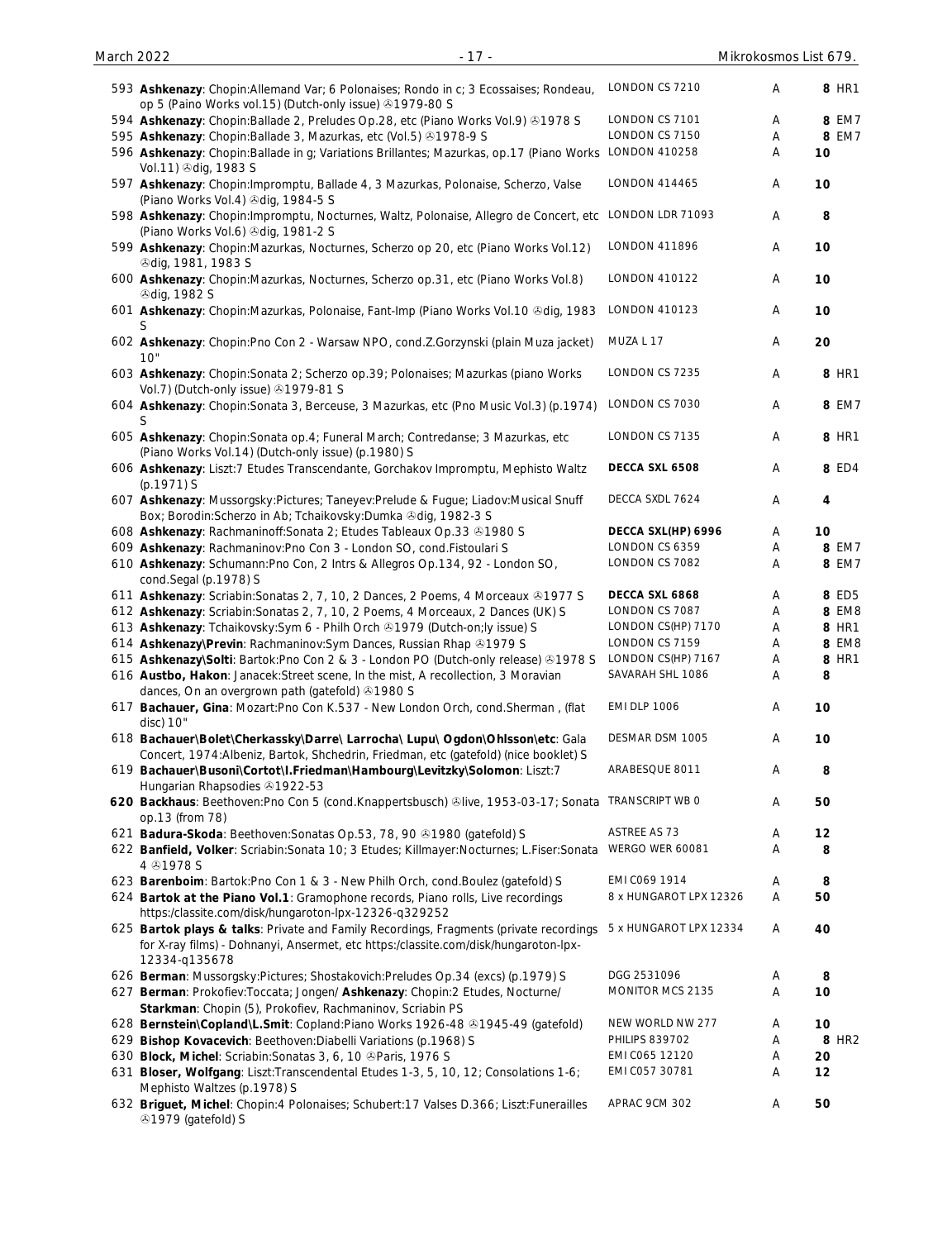| No. | Description | Label | Grade | Price |
|---|---|---|---|---|
| 593 | **Ashkenazy**: Chopin:Allemand Var; 6 Polonaises; Rondo in c; 3 Ecossaises; Rondeau, op 5 (Paino Works vol.15) (Dutch-only issue) ℗1979-80 S | LONDON CS 7210 | A | 8 HR1 |
| 594 | **Ashkenazy**: Chopin:Ballade 2, Preludes Op.28, etc (Piano Works Vol.9) ℗1978 S | LONDON CS 7101 | A | 8 EM7 |
| 595 | **Ashkenazy**: Chopin:Ballade 3, Mazurkas, etc (Vol.5) ℗1978-9 S | LONDON CS 7150 | A | 8 EM7 |
| 596 | **Ashkenazy**: Chopin:Ballade in g; Variations Brillantes; Mazurkas, op.17 (Piano Works Vol.11) ℗dig, 1983 S | LONDON 410258 | A | 10 |
| 597 | **Ashkenazy**: Chopin:Impromptu, Ballade 4, 3 Mazurkas, Polonaise, Scherzo, Valse (Piano Works Vol.4) ℗dig, 1984-5 S | LONDON 414465 | A | 10 |
| 598 | **Ashkenazy**: Chopin:Impromptu, Nocturnes, Waltz, Polonaise, Allegro de Concert, etc (Piano Works Vol.6) ℗dig, 1981-2 S | LONDON LDR 71093 | A | 8 |
| 599 | **Ashkenazy**: Chopin:Mazurkas, Nocturnes, Scherzo op 20, etc (Piano Works Vol.12) ℗dig, 1981, 1983 S | LONDON 411896 | A | 10 |
| 600 | **Ashkenazy**: Chopin:Mazurkas, Nocturnes, Scherzo op.31, etc (Piano Works Vol.8) ℗dig, 1982 S | LONDON 410122 | A | 10 |
| 601 | **Ashkenazy**: Chopin:Mazurkas, Polonaise, Fant-Imp (Piano Works Vol.10 ℗dig, 1983 S | LONDON 410123 | A | 10 |
| 602 | **Ashkenazy**: Chopin:Pno Con 2 - Warsaw NPO, cond.Z.Gorzynski (plain Muza jacket) 10" | MUZA L 17 | A | 20 |
| 603 | **Ashkenazy**: Chopin:Sonata 2; Scherzo op.39; Polonaises; Mazurkas (piano Works Vol.7) (Dutch-only issue) ℗1979-81 S | LONDON CS 7235 | A | 8 HR1 |
| 604 | **Ashkenazy**: Chopin:Sonata 3, Berceuse, 3 Mazurkas, etc (Pno Music Vol.3) (p.1974) S | LONDON CS 7030 | A | 8 EM7 |
| 605 | **Ashkenazy**: Chopin:Sonata op.4; Funeral March; Contredanse; 3 Mazurkas, etc (Piano Works Vol.14) (Dutch-only issue) (p.1980) S | LONDON CS 7135 | A | 8 HR1 |
| 606 | **Ashkenazy**: Liszt:7 Etudes Transcendante, Gorchakov Impromptu, Mephisto Waltz (p.1971) S | **DECCA SXL 6508** | A | 8 ED4 |
| 607 | **Ashkenazy**: Mussorgsky:Pictures; Taneyev:Prelude & Fugue; Liadov:Musical Snuff Box; Borodin:Scherzo in Ab; Tchaikovsky:Dumka ℗dig, 1982-3 S | DECCA SXDL 7624 | A | 4 |
| 608 | **Ashkenazy**: Rachmaninoff:Sonata 2; Etudes Tableaux Op.33 ℗1980 S | **DECCA SXL(HP) 6996** | A | 10 |
| 609 | **Ashkenazy**: Rachmaninov:Pno Con 3 - London SO, cond.Fistoulari S | LONDON CS 6359 | A | 8 EM7 |
| 610 | **Ashkenazy**: Schumann:Pno Con, 2 Intrs & Allegros Op.134, 92 - London SO, cond.Segal (p.1978) S | LONDON CS 7082 | A | 8 EM7 |
| 611 | **Ashkenazy**: Scriabin:Sonatas 2, 7, 10, 2 Dances, 2 Poems, 4 Morceaux ℗1977 S | **DECCA SXL 6868** | A | 8 ED5 |
| 612 | **Ashkenazy**: Scriabin:Sonatas 2, 7, 10, 2 Poems, 4 Morceaux, 2 Dances (UK) S | LONDON CS 7087 | A | 8 EM8 |
| 613 | **Ashkenazy**: Tchaikovsky:Sym 6 - Philh Orch ℗1979 (Dutch-on;ly issue) S | LONDON CS(HP) 7170 | A | 8 HR1 |
| 614 | **Ashkenazy\Previn**: Rachmaninov:Sym Dances, Russian Rhap ℗1979 S | LONDON CS 7159 | A | 8 EM8 |
| 615 | **Ashkenazy\Solti**: Bartok:Pno Con 2 & 3 - London PO (Dutch-only release) ℗1978 S | LONDON CS(HP) 7167 | A | 8 HR1 |
| 616 | **Austbo, Hakon**: Janacek:Street scene, In the mist, A recollection, 3 Moravian dances, On an overgrown path (gatefold) ℗1980 S | SAVARAH SHL 1086 | A | 8 |
| 617 | **Bachauer, Gina**: Mozart:Pno Con K.537 - New London Orch, cond.Sherman , (flat disc) 10" | EMI DLP 1006 | A | 10 |
| 618 | **Bachauer\Bolet\Cherkassky\Darre\ Larrocha\ Lupu\ Ogdon\Ohlsson\etc**: Gala Concert, 1974:Albeniz, Bartok, Shchedrin, Friedman, etc (gatefold) (nice booklet) S | DESMAR DSM 1005 | A | 10 |
| 619 | **Bachauer\Busoni\Cortot\I.Friedman\Hambourg\Levitzky\Solomon**: Liszt:7 Hungarian Rhapsodies ℗1922-53 | ARABESQUE 8011 | A | 8 |
| 620 | **Backhaus**: Beethoven:Pno Con 5 (cond.Knappertsbusch) ℗live, 1953-03-17; Sonata op.13 (from 78) | TRANSCRIPT WB 0 | A | 50 |
| 621 | **Badura-Skoda**: Beethoven:Sonatas Op.53, 78, 90 ℗1980 (gatefold) S | ASTREE AS 73 | A | 12 |
| 622 | **Banfield, Volker**: Scriabin:Sonata 10; 3 Etudes; Killmayer:Nocturnes; L.Fiser:Sonata 4 ℗1978 S | WERGO WER 60081 | A | 8 |
| 623 | **Barenboim**: Bartok:Pno Con 1 & 3 - New Philh Orch, cond.Boulez (gatefold) S | EMI C069 1914 | A | 8 |
| 624 | **Bartok at the Piano Vol.1**: Gramophone records, Piano rolls, Live recordings https:/classite.com/disk/hungaroton-lpx-12326-q329252 | 8 x HUNGAROT LPX 12326 | A | 50 |
| 625 | **Bartok plays & talks**: Private and Family Recordings, Fragments (private recordings for X-ray films) - Dohnanyi, Ansermet, etc https:/classite.com/disk/hungaroton-lpx-12334-q135678 | 5 x HUNGAROT LPX 12334 | A | 40 |
| 626 | **Berman**: Mussorgsky:Pictures; Shostakovich:Preludes Op.34 (excs) (p.1979) S | DGG 2531096 | A | 8 |
| 627 | **Berman**: Prokofiev:Toccata; Jongen/ **Ashkenazy**: Chopin:2 Etudes, Nocturne/ **Starkman**: Chopin (5), Prokofiev, Rachmaninov, Scriabin PS | MONITOR MCS 2135 | A | 10 |
| 628 | **Bernstein\Copland\L.Smit**: Copland:Piano Works 1926-48 ℗1945-49 (gatefold) | NEW WORLD NW 277 | A | 10 |
| 629 | **Bishop Kovacevich**: Beethoven:Diabelli Variations (p.1968) S | PHILIPS 839702 | A | 8 HR2 |
| 630 | **Block, Michel**: Scriabin:Sonatas 3, 6, 10 ℗Paris, 1976 S | EMI C065 12120 | A | 20 |
| 631 | **Bloser, Wolfgang**: Liszt:Transcendental Etudes 1-3, 5, 10, 12; Consolations 1-6; Mephisto Waltzes (p.1978) S | EMI C057 30781 | A | 12 |
| 632 | **Briguet, Michel**: Chopin:4 Polonaises; Schubert:17 Valses D.366; Liszt:Funerailles ℗1979 (gatefold) S | APRAC 9CM 302 | A | 50 |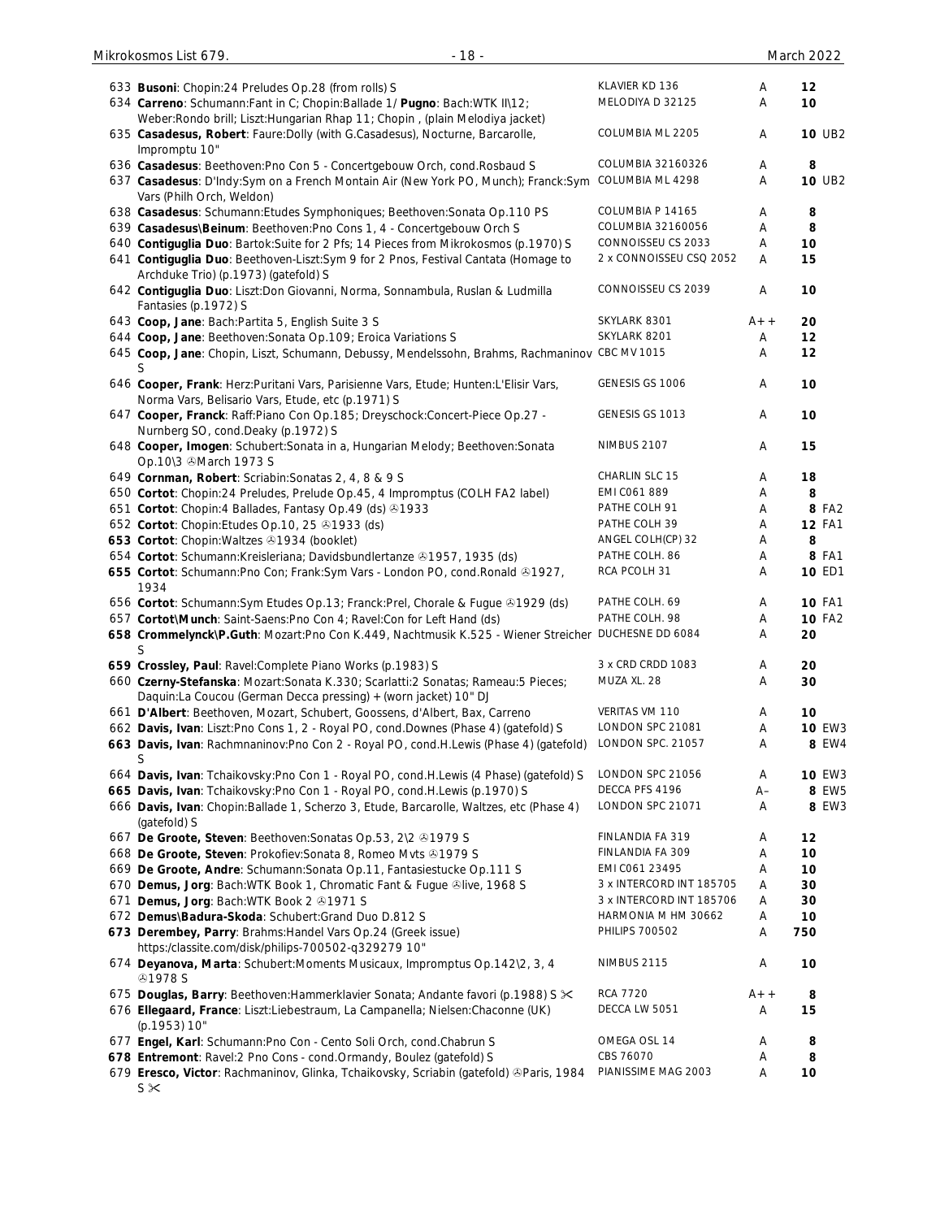| No. | Description | Label | Grade | Price | Note |
|---|---|---|---|---|---|
| 633 | **Busoni**: Chopin:24 Preludes Op.28 (from rolls) S | KLAVIER KD 136 | A | 12 | |
| 634 | **Carreno**: Schumann:Fant in C; Chopin:Ballade 1/ **Pugno**: Bach:WTK II\12; Weber:Rondo brill; Liszt:Hungarian Rhap 11; Chopin , (plain Melodiya jacket) | MELODIYA D 32125 | A | 10 | |
| 635 | **Casadesus, Robert**: Faure:Dolly (with G.Casadesus), Nocturne, Barcarolle, Impromptu 10" | COLUMBIA ML 2205 | A | 10 | UB2 |
| 636 | **Casadesus**: Beethoven:Pno Con 5 - Concertgebouw Orch, cond.Rosbaud S | COLUMBIA 32160326 | A | 8 | |
| 637 | **Casadesus**: D'Indy:Sym on a French Montain Air (New York PO, Munch); Franck:Sym Vars (Philh Orch, Weldon) | COLUMBIA ML 4298 | A | 10 | UB2 |
| 638 | **Casadesus**: Schumann:Etudes Symphoniques; Beethoven:Sonata Op.110 PS | COLUMBIA P 14165 | A | 8 | |
| 639 | **Casadesus\Beinum**: Beethoven:Pno Cons 1, 4 - Concertgebouw Orch S | COLUMBIA 32160056 | A | 8 | |
| 640 | **Contiguglia Duo**: Bartok:Suite for 2 Pfs; 14 Pieces from Mikrokosmos (p.1970) S | CONNOISSEU CS 2033 | A | 10 | |
| 641 | **Contiguglia Duo**: Beethoven-Liszt:Sym 9 for 2 Pnos, Festival Cantata (Homage to Archduke Trio) (p.1973) (gatefold) S | 2 x CONNOISSEU CSQ 2052 | A | 15 | |
| 642 | **Contiguglia Duo**: Liszt:Don Giovanni, Norma, Sonnambula, Ruslan & Ludmilla Fantasies (p.1972) S | CONNOISSEU CS 2039 | A | 10 | |
| 643 | **Coop, Jane**: Bach:Partita 5, English Suite 3 S | SKYLARK 8301 | A++ | 20 | |
| 644 | **Coop, Jane**: Beethoven:Sonata Op.109; Eroica Variations S | SKYLARK 8201 | A | 12 | |
| 645 | **Coop, Jane**: Chopin, Liszt, Schumann, Debussy, Mendelssohn, Brahms, Rachmaninov S | CBC MV 1015 | A | 12 | |
| 646 | **Cooper, Frank**: Herz:Puritani Vars, Parisienne Vars, Etude; Hunten:L'Elisir Vars, Norma Vars, Belisario Vars, Etude, etc (p.1971) S | GENESIS GS 1006 | A | 10 | |
| 647 | **Cooper, Franck**: Raff:Piano Con Op.185; Dreyschock:Concert-Piece Op.27 - Nurnberg SO, cond.Deaky (p.1972) S | GENESIS GS 1013 | A | 10 | |
| 648 | **Cooper, Imogen**: Schubert:Sonata in a, Hungarian Melody; Beethoven:Sonata Op.10\3 ℗March 1973 S | NIMBUS 2107 | A | 15 | |
| 649 | **Cornman, Robert**: Scriabin:Sonatas 2, 4, 8 & 9 S | CHARLIN SLC 15 | A | 18 | |
| 650 | **Cortot**: Chopin:24 Preludes, Prelude Op.45, 4 Impromptus (COLH FA2 label) | EMI C061 889 | A | 8 | |
| 651 | **Cortot**: Chopin:4 Ballades, Fantasy Op.49 (ds) ℗1933 | PATHE COLH 91 | A | 8 | FA2 |
| 652 | **Cortot**: Chopin:Etudes Op.10, 25 ℗1933 (ds) | PATHE COLH 39 | A | 12 | FA1 |
| 653 | **Cortot**: Chopin:Waltzes ℗1934 (booklet) | ANGEL COLH(CP) 32 | A | 8 | |
| 654 | **Cortot**: Schumann:Kreisleriana; Davidsbundlertanze ℗1957, 1935 (ds) | PATHE COLH. 86 | A | 8 | FA1 |
| 655 | **Cortot**: Schumann:Pno Con; Frank:Sym Vars - London PO, cond.Ronald ℗1927, 1934 | RCA PCOLH 31 | A | 10 | ED1 |
| 656 | **Cortot**: Schumann:Sym Etudes Op.13; Franck:Prel, Chorale & Fugue ℗1929 (ds) | PATHE COLH. 69 | A | 10 | FA1 |
| 657 | **Cortot\Munch**: Saint-Saens:Pno Con 4; Ravel:Con for Left Hand (ds) | PATHE COLH. 98 | A | 10 | FA2 |
| 658 | **Crommelynck\P.Guth**: Mozart:Pno Con K.449, Nachtmusik K.525 - Wiener Streicher S | DUCHESNE DD 6084 | A | 20 | |
| 659 | **Crossley, Paul**: Ravel:Complete Piano Works (p.1983) S | 3 x CRD CRDD 1083 | A | 20 | |
| 660 | **Czerny-Stefanska**: Mozart:Sonata K.330; Scarlatti:2 Sonatas; Rameau:5 Pieces; Daquin:La Coucou (German Decca pressing) + (worn jacket) 10" DJ | MUZA XL. 28 | A | 30 | |
| 661 | **D'Albert**: Beethoven, Mozart, Schubert, Goossens, d'Albert, Bax, Carreno | VERITAS VM 110 | A | 10 | |
| 662 | **Davis, Ivan**: Liszt:Pno Cons 1, 2 - Royal PO, cond.Downes (Phase 4) (gatefold) S | LONDON SPC 21081 | A | 10 | EW3 |
| 663 | **Davis, Ivan**: Rachmnaninov:Pno Con 2 - Royal PO, cond.H.Lewis (Phase 4) (gatefold) S | LONDON SPC. 21057 | A | 8 | EW4 |
| 664 | **Davis, Ivan**: Tchaikovsky:Pno Con 1 - Royal PO, cond.H.Lewis (4 Phase) (gatefold) S | LONDON SPC 21056 | A | 10 | EW3 |
| 665 | **Davis, Ivan**: Tchaikovsky:Pno Con 1 - Royal PO, cond.H.Lewis (p.1970) S | DECCA PFS 4196 | A– | 8 | EW5 |
| 666 | **Davis, Ivan**: Chopin:Ballade 1, Scherzo 3, Etude, Barcarolle, Waltzes, etc (Phase 4) (gatefold) S | LONDON SPC 21071 | A | 8 | EW3 |
| 667 | **De Groote, Steven**: Beethoven:Sonatas Op.53, 2\2 ℗1979 S | FINLANDIA FA 319 | A | 12 | |
| 668 | **De Groote, Steven**: Prokofiev:Sonata 8, Romeo Mvts ℗1979 S | FINLANDIA FA 309 | A | 10 | |
| 669 | **De Groote, Andre**: Schumann:Sonata Op.11, Fantasiestucke Op.111 S | EMI C061 23495 | A | 10 | |
| 670 | **Demus, Jorg**: Bach:WTK Book 1, Chromatic Fant & Fugue ℗live, 1968 S | 3 x INTERCORD INT 185705 | A | 30 | |
| 671 | **Demus, Jorg**: Bach:WTK Book 2 ℗1971 S | 3 x INTERCORD INT 185706 | A | 30 | |
| 672 | **Demus\Badura-Skoda**: Schubert:Grand Duo D.812 S | HARMONIA M HM 30662 | A | 10 | |
| 673 | **Derembey, Parry**: Brahms:Handel Vars Op.24 (Greek issue) https://classite.com/disk/philips-700502-q329279 10" | PHILIPS 700502 | A | 750 | |
| 674 | **Deyanova, Marta**: Schubert:Moments Musicaux, Impromptus Op.142\2, 3, 4 ℗1978 S | NIMBUS 2115 | A | 10 | |
| 675 | **Douglas, Barry**: Beethoven:Hammerklavier Sonata; Andante favori (p.1988) S ✂ | RCA 7720 | A++ | 8 | |
| 676 | **Ellegaard, France**: Liszt:Liebestraum, La Campanella; Nielsen:Chaconne (UK) (p.1953) 10" | DECCA LW 5051 | A | 15 | |
| 677 | **Engel, Karl**: Schumann:Pno Con - Cento Soli Orch, cond.Chabrun S | OMEGA OSL 14 | A | 8 | |
| 678 | **Entremont**: Ravel:2 Pno Cons - cond.Ormandy, Boulez (gatefold) S | CBS 76070 | A | 8 | |
| 679 | **Eresco, Victor**: Rachmaninov, Glinka, Tchaikovsky, Scriabin (gatefold) ℗Paris, 1984 S ✂ | PIANISSIME MAG 2003 | A | 10 | |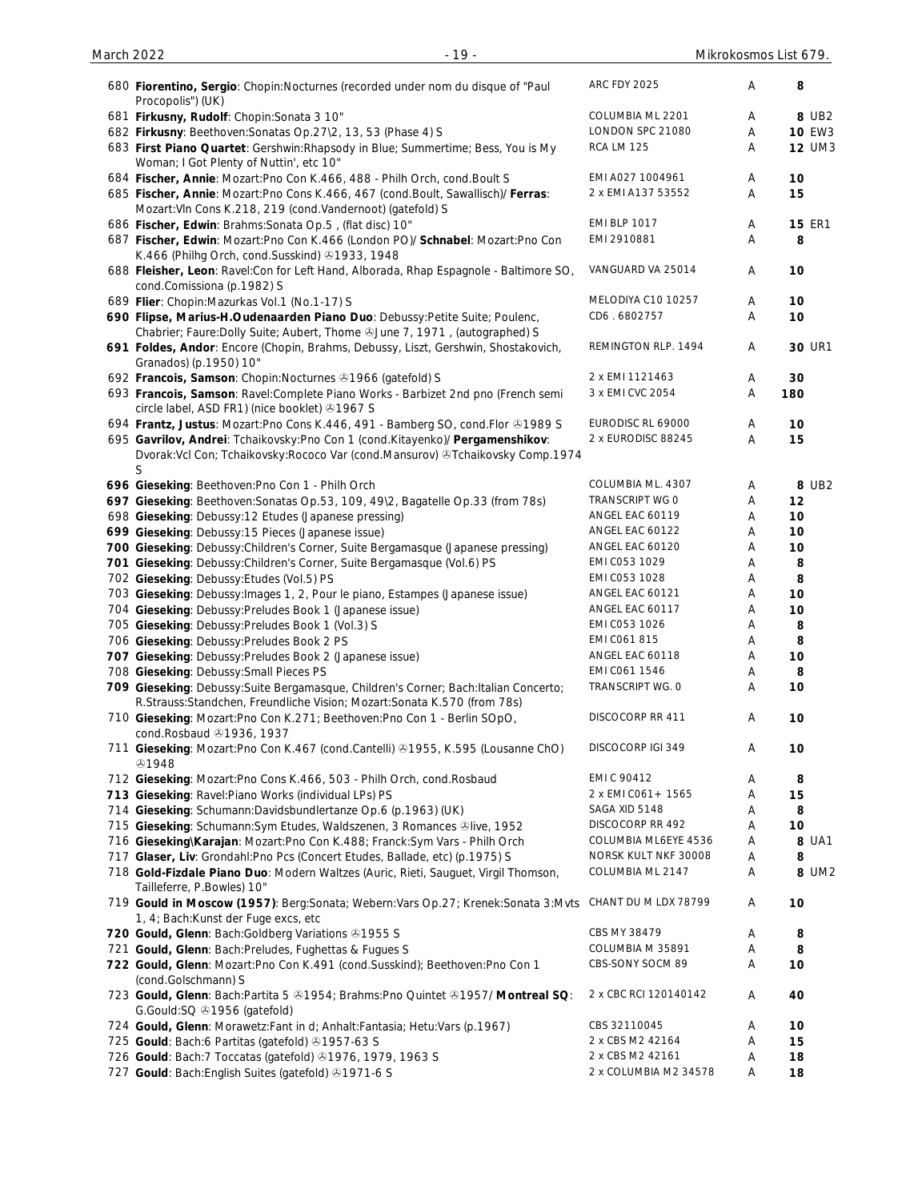| No. | Description | Label | Grade | Price |
|---|---|---|---|---|
| 680 | **Fiorentino, Sergio**: Chopin:Nocturnes (recorded under nom du disque of "Paul Procopolis") (UK) | ARC FDY 2025 | A | 8 |
| 681 | **Firkusny, Rudolf**: Chopin:Sonata 3 10" | COLUMBIA ML 2201 | A | 8 UB2 |
| 682 | **Firkusny**: Beethoven:Sonatas Op.27\2, 13, 53 (Phase 4) S | LONDON SPC 21080 | A | 10 EW3 |
| 683 | **First Piano Quartet**: Gershwin:Rhapsody in Blue; Summertime; Bess, You is My Woman; I Got Plenty of Nuttin', etc 10" | RCA LM 125 | A | 12 UM3 |
| 684 | **Fischer, Annie**: Mozart:Pno Con K.466, 488 - Philh Orch, cond.Boult S | EMI A027 1004961 | A | 10 |
| 685 | **Fischer, Annie**: Mozart:Pno Cons K.466, 467 (cond.Boult, Sawallisch)/ **Ferras**: Mozart:Vln Cons K.218, 219 (cond.Vandernoot) (gatefold) S | 2 x EMI A137 53552 | A | 15 |
| 686 | **Fischer, Edwin**: Brahms:Sonata Op.5 , (flat disc) 10" | EMI BLP 1017 | A | 15 ER1 |
| 687 | **Fischer, Edwin**: Mozart:Pno Con K.466 (London PO)/ **Schnabel**: Mozart:Pno Con K.466 (Philhg Orch, cond.Susskind) ℗1933, 1948 | EMI 2910881 | A | 8 |
| 688 | **Fleisher, Leon**: Ravel:Con for Left Hand, Alborada, Rhap Espagnole - Baltimore SO, cond.Comissiona (p.1982) S | VANGUARD VA 25014 | A | 10 |
| 689 | **Flier**: Chopin:Mazurkas Vol.1 (No.1-17) S | MELODIYA C10 10257 | A | 10 |
| 690 | **Flipse, Marius-H.Oudenaarden Piano Duo**: Debussy:Petite Suite; Poulenc, Chabrier; Faure:Dolly Suite; Aubert, Thome ℗June 7, 1971 , (autographed) S | CD6 . 6802757 | A | 10 |
| 691 | **Foldes, Andor**: Encore (Chopin, Brahms, Debussy, Liszt, Gershwin, Shostakovich, Granados) (p.1950) 10" | REMINGTON RLP. 1494 | A | 30 UR1 |
| 692 | **Francois, Samson**: Chopin:Nocturnes ℗1966 (gatefold) S | 2 x EMI 1121463 | A | 30 |
| 693 | **Francois, Samson**: Ravel:Complete Piano Works - Barbizet 2nd pno (French semi circle label, ASD FR1) (nice booklet) ℗1967 S | 3 x EMI CVC 2054 | A | 180 |
| 694 | **Frantz, Justus**: Mozart:Pno Cons K.446, 491 - Bamberg SO, cond.Flor ℗1989 S | EURODISC RL 69000 | A | 10 |
| 695 | **Gavrilov, Andrei**: Tchaikovsky:Pno Con 1 (cond.Kitayenko)/ **Pergamenshikov**: Dvorak:Vcl Con; Tchaikovsky:Rococo Var (cond.Mansurov) ℗Tchaikovsky Comp.1974 S | 2 x EURODISC 88245 | A | 15 |
| 696 | **Gieseking**: Beethoven:Pno Con 1 - Philh Orch | COLUMBIA ML. 4307 | A | 8 UB2 |
| 697 | **Gieseking**: Beethoven:Sonatas Op.53, 109, 49\2, Bagatelle Op.33 (from 78s) | TRANSCRIPT WG 0 | A | 12 |
| 698 | **Gieseking**: Debussy:12 Etudes (Japanese pressing) | ANGEL EAC 60119 | A | 10 |
| 699 | **Gieseking**: Debussy:15 Pieces (Japanese issue) | ANGEL EAC 60122 | A | 10 |
| 700 | **Gieseking**: Debussy:Children's Corner, Suite Bergamasque (Japanese pressing) | ANGEL EAC 60120 | A | 10 |
| 701 | **Gieseking**: Debussy:Children's Corner, Suite Bergamasque (Vol.6) PS | EMI C053 1029 | A | 8 |
| 702 | **Gieseking**: Debussy:Etudes (Vol.5) PS | EMI C053 1028 | A | 8 |
| 703 | **Gieseking**: Debussy:Images 1, 2, Pour le piano, Estampes (Japanese issue) | ANGEL EAC 60121 | A | 10 |
| 704 | **Gieseking**: Debussy:Preludes Book 1 (Japanese issue) | ANGEL EAC 60117 | A | 10 |
| 705 | **Gieseking**: Debussy:Preludes Book 1 (Vol.3) S | EMI C053 1026 | A | 8 |
| 706 | **Gieseking**: Debussy:Preludes Book 2 PS | EMI C061 815 | A | 8 |
| 707 | **Gieseking**: Debussy:Preludes Book 2 (Japanese issue) | ANGEL EAC 60118 | A | 10 |
| 708 | **Gieseking**: Debussy:Small Pieces PS | EMI C061 1546 | A | 8 |
| 709 | **Gieseking**: Debussy:Suite Bergamasque, Children's Corner; Bach:Italian Concerto; R.Strauss:Standchen, Freundliche Vision; Mozart:Sonata K.570 (from 78s) | TRANSCRIPT WG. 0 | A | 10 |
| 710 | **Gieseking**: Mozart:Pno Con K.271; Beethoven:Pno Con 1 - Berlin SOpO, cond.Rosbaud ℗1936, 1937 | DISCOCORP RR 411 | A | 10 |
| 711 | **Gieseking**: Mozart:Pno Con K.467 (cond.Cantelli) ℗1955, K.595 (Lousanne ChO) ℗1948 | DISCOCORP IGI 349 | A | 10 |
| 712 | **Gieseking**: Mozart:Pno Cons K.466, 503 - Philh Orch, cond.Rosbaud | EMI C 90412 | A | 8 |
| 713 | **Gieseking**: Ravel:Piano Works (individual LPs) PS | 2 x EMI C061+ 1565 | A | 15 |
| 714 | **Gieseking**: Schumann:Davidsbundlertanze Op.6 (p.1963) (UK) | SAGA XID 5148 | A | 8 |
| 715 | **Gieseking**: Schumann:Sym Etudes, Waldszenen, 3 Romances ℗live, 1952 | DISCOCORP RR 492 | A | 10 |
| 716 | **Gieseking\Karajan**: Mozart:Pno Con K.488; Franck:Sym Vars - Philh Orch | COLUMBIA ML6EYE 4536 | A | 8 UA1 |
| 717 | **Glaser, Liv**: Grondahl:Pno Pcs (Concert Etudes, Ballade, etc) (p.1975) S | NORSK KULT NKF 30008 | A | 8 |
| 718 | **Gold-Fizdale Piano Duo**: Modern Waltzes (Auric, Rieti, Sauguet, Virgil Thomson, Tailleferre, P.Bowles) 10" | COLUMBIA ML 2147 | A | 8 UM2 |
| 719 | **Gould in Moscow (1957)**: Berg:Sonata; Webern:Vars Op.27; Krenek:Sonata 3:Mvts 1, 4; Bach:Kunst der Fuge excs, etc | CHANT DU M LDX 78799 | A | 10 |
| 720 | **Gould, Glenn**: Bach:Goldberg Variations ℗1955 S | CBS MY 38479 | A | 8 |
| 721 | **Gould, Glenn**: Bach:Preludes, Fughettas & Fugues S | COLUMBIA M 35891 | A | 8 |
| 722 | **Gould, Glenn**: Mozart:Pno Con K.491 (cond.Susskind); Beethoven:Pno Con 1 (cond.Golschmann) S | CBS-SONY SOCM 89 | A | 10 |
| 723 | **Gould, Glenn**: Bach:Partita 5 ℗1954; Brahms:Pno Quintet ℗1957/ **Montreal SQ**: G.Gould:SQ ℗1956 (gatefold) | 2 x CBC RCI 120140142 | A | 40 |
| 724 | **Gould, Glenn**: Morawetz:Fant in d; Anhalt:Fantasia; Hetu:Vars (p.1967) | CBS 32110045 | A | 10 |
| 725 | **Gould**: Bach:6 Partitas (gatefold) ℗1957-63 S | 2 x CBS M2 42164 | A | 15 |
| 726 | **Gould**: Bach:7 Toccatas (gatefold) ℗1976, 1979, 1963 S | 2 x CBS M2 42161 | A | 18 |
| 727 | **Gould**: Bach:English Suites (gatefold) ℗1971-6 S | 2 x COLUMBIA M2 34578 | A | 18 |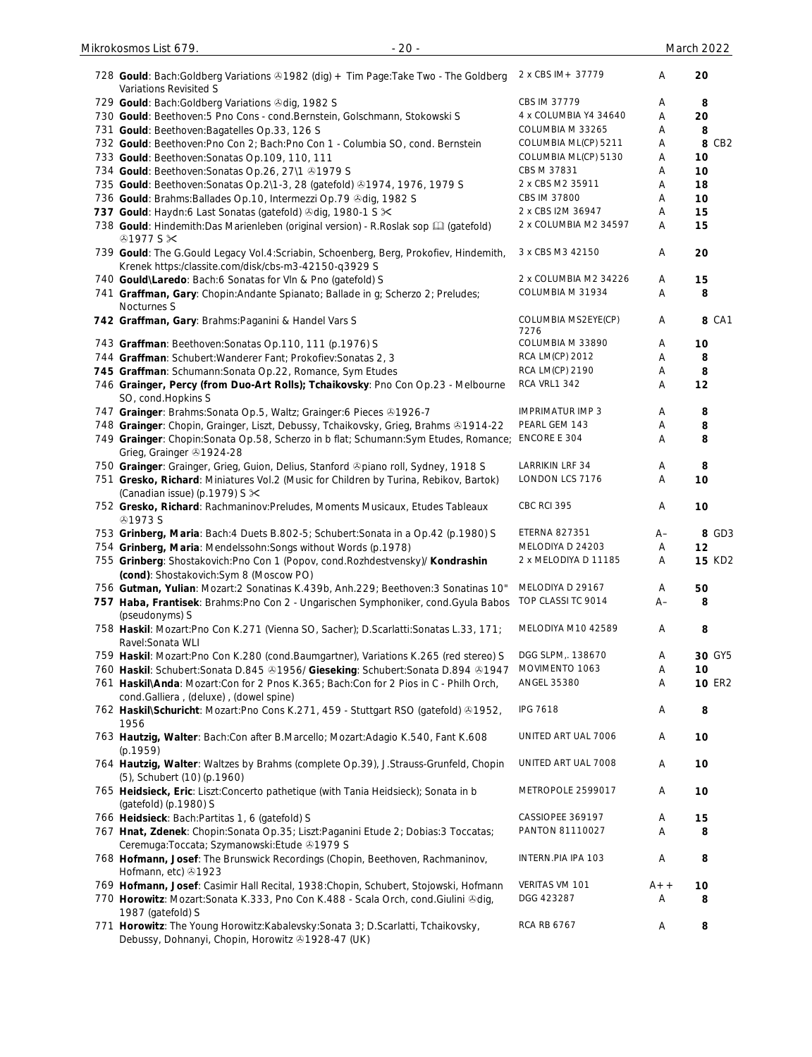| No. | Description | Label | Grade | Price | |
|---|---|---|---|---|---|
| 728 | **Gould**: Bach:Goldberg Variations ℗1982 (dig) + Tim Page:Take Two - The Goldberg Variations Revisited S | 2 x CBS IM+ 37779 | A | 20 | |
| 729 | **Gould**: Bach:Goldberg Variations ℗dig, 1982 S | CBS IM 37779 | A | 8 | |
| 730 | **Gould**: Beethoven:5 Pno Cons - cond.Bernstein, Golschmann, Stokowski S | 4 x COLUMBIA Y4 34640 | A | 20 | |
| 731 | **Gould**: Beethoven:Bagatelles Op.33, 126 S | COLUMBIA M 33265 | A | 8 | |
| 732 | **Gould**: Beethoven:Pno Con 2; Bach:Pno Con 1 - Columbia SO, cond. Bernstein | COLUMBIA ML(CP) 5211 | A | 8 | CB2 |
| 733 | **Gould**: Beethoven:Sonatas Op.109, 110, 111 | COLUMBIA ML(CP) 5130 | A | 10 | |
| 734 | **Gould**: Beethoven:Sonatas Op.26, 27\1 ℗1979 S | CBS M 37831 | A | 10 | |
| 735 | **Gould**: Beethoven:Sonatas Op.2\1-3, 28 (gatefold) ℗1974, 1976, 1979 S | 2 x CBS M2 35911 | A | 18 | |
| 736 | **Gould**: Brahms:Ballades Op.10, Intermezzi Op.79 ℗dig, 1982 S | CBS IM 37800 | A | 10 | |
| **737** | **Gould**: Haydn:6 Last Sonatas (gatefold) ℗dig, 1980-1 S ✂ | 2 x CBS I2M 36947 | A | 15 | |
| 738 | **Gould**: Hindemith:Das Marienleben (original version) - R.Roslak sop 🕮 (gatefold) ℗1977 S ✂ | 2 x COLUMBIA M2 34597 | A | 15 | |
| 739 | **Gould**: The G.Gould Legacy Vol.4:Scriabin, Schoenberg, Berg, Prokofiev, Hindemith, Krenek https:/classite.com/disk/cbs-m3-42150-q3929 S | 3 x CBS M3 42150 | A | 20 | |
| 740 | **Gould\Laredo**: Bach:6 Sonatas for Vln & Pno (gatefold) S | 2 x COLUMBIA M2 34226 | A | 15 | |
| 741 | **Graffman, Gary**: Chopin:Andante Spianato; Ballade in g; Scherzo 2; Preludes; Nocturnes S | COLUMBIA M 31934 | A | 8 | |
| **742** | **Graffman, Gary**: Brahms:Paganini & Handel Vars S | COLUMBIA MS2EYE(CP) 7276 | A | 8 | CA1 |
| 743 | **Graffman**: Beethoven:Sonatas Op.110, 111 (p.1976) S | COLUMBIA M 33890 | A | 10 | |
| 744 | **Graffman**: Schubert:Wanderer Fant; Prokofiev:Sonatas 2, 3 | RCA LM(CP) 2012 | A | 8 | |
| **745** | **Graffman**: Schumann:Sonata Op.22, Romance, Sym Etudes | RCA LM(CP) 2190 | A | 8 | |
| 746 | **Grainger, Percy (from Duo-Art Rolls); Tchaikovsky**: Pno Con Op.23 - Melbourne SO, cond.Hopkins S | RCA VRL1 342 | A | 12 | |
| 747 | **Grainger**: Brahms:Sonata Op.5, Waltz; Grainger:6 Pieces ℗1926-7 | IMPRIMATUR IMP 3 | A | 8 | |
| 748 | **Grainger**: Chopin, Grainger, Liszt, Debussy, Tchaikovsky, Grieg, Brahms ℗1914-22 | PEARL GEM 143 | A | 8 | |
| 749 | **Grainger**: Chopin:Sonata Op.58, Scherzo in b flat; Schumann:Sym Etudes, Romance; Grieg, Grainger ℗1924-28 | ENCORE E 304 | A | 8 | |
| 750 | **Grainger**: Grainger, Grieg, Guion, Delius, Stanford ℗piano roll, Sydney, 1918 S | LARRIKIN LRF 34 | A | 8 | |
| 751 | **Gresko, Richard**: Miniatures Vol.2 (Music for Children by Turina, Rebikov, Bartok) (Canadian issue) (p.1979) S ✂ | LONDON LCS 7176 | A | 10 | |
| 752 | **Gresko, Richard**: Rachmaninov:Preludes, Moments Musicaux, Etudes Tableaux ℗1973 S | CBC RCI 395 | A | 10 | |
| 753 | **Grinberg, Maria**: Bach:4 Duets B.802-5; Schubert:Sonata in a Op.42 (p.1980) S | ETERNA 827351 | A– | 8 | GD3 |
| 754 | **Grinberg, Maria**: Mendelssohn:Songs without Words (p.1978) | MELODIYA D 24203 | A | 12 | |
| 755 | **Grinberg**: Shostakovich:Pno Con 1 (Popov, cond.Rozhdestvensky)/ **Kondrashin (cond)**: Shostakovich:Sym 8 (Moscow PO) | 2 x MELODIYA D 11185 | A | 15 | KD2 |
| 756 | **Gutman, Yulian**: Mozart:2 Sonatinas K.439b, Anh.229; Beethoven:3 Sonatinas 10" | MELODIYA D 29167 | A | 50 | |
| **757** | **Haba, Frantisek**: Brahms:Pno Con 2 - Ungarischen Symphoniker, cond.Gyula Babos (pseudonyms) S | TOP CLASSI TC 9014 | A– | 8 | |
| 758 | **Haskil**: Mozart:Pno Con K.271 (Vienna SO, Sacher); D.Scarlatti:Sonatas L.33, 171; Ravel:Sonata WLI | MELODIYA M10 42589 | A | 8 | |
| 759 | **Haskil**: Mozart:Pno Con K.280 (cond.Baumgartner), Variations K.265 (red stereo) S | DGG SLPM,. 138670 | A | 30 | GY5 |
| 760 | **Haskil**: Schubert:Sonata D.845 ℗1956/ **Gieseking**: Schubert:Sonata D.894 ℗1947 | MOVIMENTO 1063 | A | 10 | |
| 761 | **Haskil\Anda**: Mozart:Con for 2 Pnos K.365; Bach:Con for 2 Pios in C - Philh Orch, cond.Galliera , (deluxe) , (dowel spine) | ANGEL 35380 | A | 10 | ER2 |
| 762 | **Haskil\Schuricht**: Mozart:Pno Cons K.271, 459 - Stuttgart RSO (gatefold) ℗1952, 1956 | IPG 7618 | A | 8 | |
| 763 | **Hautzig, Walter**: Bach:Con after B.Marcello; Mozart:Adagio K.540, Fant K.608 (p.1959) | UNITED ART UAL 7006 | A | 10 | |
| 764 | **Hautzig, Walter**: Waltzes by Brahms (complete Op.39), J.Strauss-Grunfeld, Chopin (5), Schubert (10) (p.1960) | UNITED ART UAL 7008 | A | 10 | |
| 765 | **Heidsieck, Eric**: Liszt:Concerto pathetique (with Tania Heidsieck); Sonata in b (gatefold) (p.1980) S | METROPOLE 2599017 | A | 10 | |
| 766 | **Heidsieck**: Bach:Partitas 1, 6 (gatefold) S | CASSIOPEE 369197 | A | 15 | |
| 767 | **Hnat, Zdenek**: Chopin:Sonata Op.35; Liszt:Paganini Etude 2; Dobias:3 Toccatas; Ceremuga:Toccata; Szymanowski:Etude ℗1979 S | PANTON 81110027 | A | 8 | |
| 768 | **Hofmann, Josef**: The Brunswick Recordings (Chopin, Beethoven, Rachmaninov, Hofmann, etc) ℗1923 | INTERN.PIA IPA 103 | A | 8 | |
| 769 | **Hofmann, Josef**: Casimir Hall Recital, 1938:Chopin, Schubert, Stojowski, Hofmann | VERITAS VM 101 | A++ | 10 | |
| 770 | **Horowitz**: Mozart:Sonata K.333, Pno Con K.488 - Scala Orch, cond.Giulini ℗dig, 1987 (gatefold) S | DGG 423287 | A | 8 | |
| 771 | **Horowitz**: The Young Horowitz:Kabalevsky:Sonata 3; D.Scarlatti, Tchaikovsky, Debussy, Dohnanyi, Chopin, Horowitz ℗1928-47 (UK) | RCA RB 6767 | A | 8 | |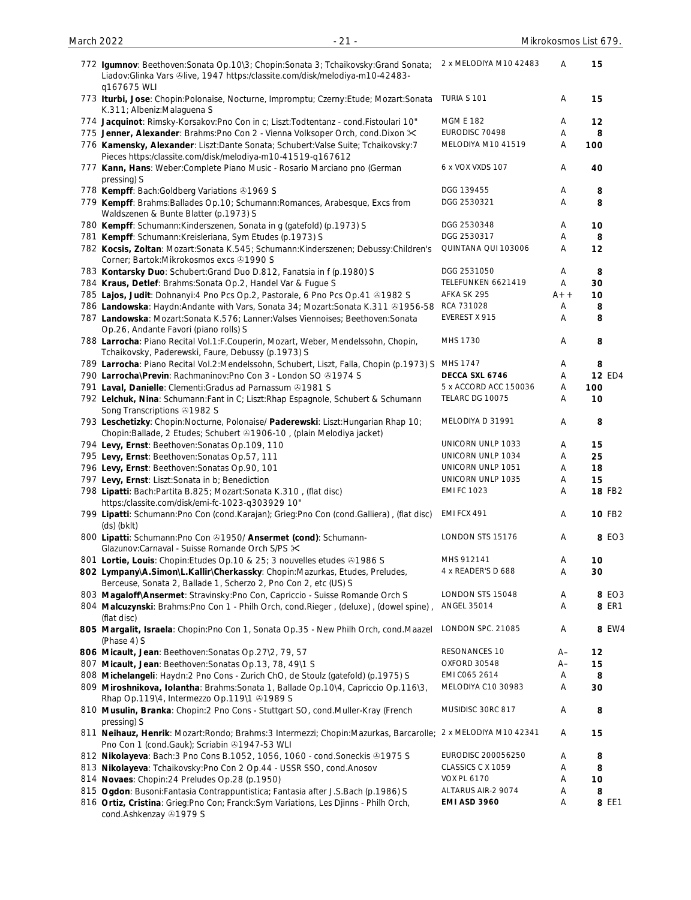| | | | | |
|---|---|---|---|---|
| 772 **Igumnov**: Beethoven:Sonata Op.10\3; Chopin:Sonata 3; Tchaikovsky:Grand Sonata; Liadov:Glinka Vars ℗live, 1947 https:/classite.com/disk/melodiya-m10-42483-q167675 WLI | 2 x MELODIYA M10 42483 | A | 15 | |
| 773 **Iturbi, Jose**: Chopin:Polonaise, Nocturne, Impromptu; Czerny:Etude; Mozart:Sonata K.311; Albeniz:Malaguena S | TURIA S 101 | A | 15 | |
| 774 **Jacquinot**: Rimsky-Korsakov:Pno Con in c; Liszt:Todtentanz - cond.Fistoulari 10" | MGM E 182 | A | 12 | |
| 775 **Jenner, Alexander**: Brahms:Pno Con 2 - Vienna Volksoper Orch, cond.Dixon ✂ | EURODISC 70498 | A | 8 | |
| 776 **Kamensky, Alexander**: Liszt:Dante Sonata; Schubert:Valse Suite; Tchaikovsky:7 Pieces https:/classite.com/disk/melodiya-m10-41519-q167612 | MELODIYA M10 41519 | A | 100 | |
| 777 **Kann, Hans**: Weber:Complete Piano Music - Rosario Marciano pno (German pressing) S | 6 x VOX VXDS 107 | A | 40 | |
| 778 **Kempff**: Bach:Goldberg Variations ℗1969 S | DGG 139455 | A | 8 | |
| 779 **Kempff**: Brahms:Ballades Op.10; Schumann:Romances, Arabesque, Excs from Waldszenen & Bunte Blatter (p.1973) S | DGG 2530321 | A | 8 | |
| 780 **Kempff**: Schumann:Kinderszenen, Sonata in g (gatefold) (p.1973) S | DGG 2530348 | A | 10 | |
| 781 **Kempff**: Schumann:Kreisleriana, Sym Etudes (p.1973) S | DGG 2530317 | A | 8 | |
| 782 **Kocsis, Zoltan**: Mozart:Sonata K.545; Schumann:Kinderszenen; Debussy:Children's Corner; Bartok:Mikrokosmos excs ℗1990 S | QUINTANA QUI 103006 | A | 12 | |
| 783 **Kontarsky Duo**: Schubert:Grand Duo D.812, Fanatsia in f (p.1980) S | DGG 2531050 | A | 8 | |
| 784 **Kraus, Detlef**: Brahms:Sonata Op.2, Handel Var & Fugue S | TELEFUNKEN 6621419 | A | 30 | |
| 785 **Lajos, Judit**: Dohnanyi:4 Pno Pcs Op.2, Pastorale, 6 Pno Pcs Op.41 ℗1982 S | AFKA SK 295 | A++ | 10 | |
| 786 **Landowska**: Haydn:Andante with Vars, Sonata 34; Mozart:Sonata K.311 ℗1956-58 | RCA 731028 | A | 8 | |
| 787 **Landowska**: Mozart:Sonata K.576; Lanner:Valses Viennoises; Beethoven:Sonata Op.26, Andante Favori (piano rolls) S | EVEREST X 915 | A | 8 | |
| 788 **Larrocha**: Piano Recital Vol.1:F.Couperin, Mozart, Weber, Mendelssohn, Chopin, Tchaikovsky, Paderewski, Faure, Debussy (p.1973) S | MHS 1730 | A | 8 | |
| 789 **Larrocha**: Piano Recital Vol.2:Mendelssohn, Schubert, Liszt, Falla, Chopin (p.1973) S | MHS 1747 | A | 8 | |
| 790 **Larrocha\Previn**: Rachmaninov:Pno Con 3 - London SO ℗1974 S | **DECCA SXL 6746** | A | 12 | ED4 |
| 791 **Laval, Danielle**: Clementi:Gradus ad Parnassum ℗1981 S | 5 x ACCORD ACC 150036 | A | 100 | |
| 792 **Lelchuk, Nina**: Schumann:Fant in C; Liszt:Rhap Espagnole, Schubert & Schumann Song Transcriptions ℗1982 S | TELARC DG 10075 | A | 10 | |
| 793 **Leschetizky**: Chopin:Nocturne, Polonaise/ **Paderewski**: Liszt:Hungarian Rhap 10; Chopin:Ballade, 2 Etudes; Schubert ℗1906-10 , (plain Melodiya jacket) | MELODIYA D 31991 | A | 8 | |
| 794 **Levy, Ernst**: Beethoven:Sonatas Op.109, 110 | UNICORN UNLP 1033 | A | 15 | |
| 795 **Levy, Ernst**: Beethoven:Sonatas Op.57, 111 | UNICORN UNLP 1034 | A | 25 | |
| 796 **Levy, Ernst**: Beethoven:Sonatas Op.90, 101 | UNICORN UNLP 1051 | A | 18 | |
| 797 **Levy, Ernst**: Liszt:Sonata in b; Benediction | UNICORN UNLP 1035 | A | 15 | |
| 798 **Lipatti**: Bach:Partita B.825; Mozart:Sonata K.310 , (flat disc) https:/classite.com/disk/emi-fc-1023-q303929 10" | EMI FC 1023 | A | 18 | FB2 |
| 799 **Lipatti**: Schumann:Pno Con (cond.Karajan); Grieg:Pno Con (cond.Galliera) , (flat disc) (ds) (bklt) | EMI FCX 491 | A | 10 | FB2 |
| 800 **Lipatti**: Schumann:Pno Con ℗1950/ **Ansermet (cond)**: Schumann-Glazunov:Carnaval - Suisse Romande Orch S/PS ✂ | LONDON STS 15176 | A | 8 | EO3 |
| 801 **Lortie, Louis**: Chopin:Etudes Op.10 & 25; 3 nouvelles etudes ℗1986 S | MHS 912141 | A | 10 | |
| 802 **Lympany\A.Simon\L.Kallir\Cherkassky**: Chopin:Mazurkas, Etudes, Preludes, Berceuse, Sonata 2, Ballade 1, Scherzo 2, Pno Con 2, etc (US) S | 4 x READER'S D 688 | A | 30 | |
| 803 **Magaloff\Ansermet**: Stravinsky:Pno Con, Capriccio - Suisse Romande Orch S | LONDON STS 15048 | A | 8 | EO3 |
| 804 **Malcuzynski**: Brahms:Pno Con 1 - Philh Orch, cond.Rieger , (deluxe) , (dowel spine) , (flat disc) | ANGEL 35014 | A | 8 | ER1 |
| 805 **Margalit, Israela**: Chopin:Pno Con 1, Sonata Op.35 - New Philh Orch, cond.Maazel (Phase 4) S | LONDON SPC. 21085 | A | 8 | EW4 |
| 806 **Micault, Jean**: Beethoven:Sonatas Op.27\2, 79, 57 | RESONANCES 10 | A– | 12 | |
| 807 **Micault, Jean**: Beethoven:Sonatas Op.13, 78, 49\1 S | OXFORD 30548 | A– | 15 | |
| 808 **Michelangeli**: Haydn:2 Pno Cons - Zurich ChO, de Stoulz (gatefold) (p.1975) S | EMI C065 2614 | A | 8 | |
| 809 **Miroshnikova, Iolantha**: Brahms:Sonata 1, Ballade Op.10\4, Capriccio Op.116\3, Rhap Op.119\4, Intermezzo Op.119\1 ℗1989 S | MELODIYA C10 30983 | A | 30 | |
| 810 **Musulin, Branka**: Chopin:2 Pno Cons - Stuttgart SO, cond.Muller-Kray (French pressing) S | MUSIDISC 30RC 817 | A | 8 | |
| 811 **Neihauz, Henrik**: Mozart:Rondo; Brahms:3 Intermezzi; Chopin:Mazurkas, Barcarolle; Pno Con 1 (cond.Gauk); Scriabin ℗1947-53 WLI | 2 x MELODIYA M10 42341 | A | 15 | |
| 812 **Nikolayeva**: Bach:3 Pno Cons B.1052, 1056, 1060 - cond.Soneckis ℗1975 S | EURODISC 200056250 | A | 8 | |
| 813 **Nikolayeva**: Tchaikovsky:Pno Con 2 Op.44 - USSR SSO, cond.Anosov | CLASSICS C X 1059 | A | 8 | |
| 814 **Novaes**: Chopin:24 Preludes Op.28 (p.1950) | VOX PL 6170 | A | 10 | |
| 815 **Ogdon**: Busoni:Fantasia Contrappuntistica; Fantasia after J.S.Bach (p.1986) S | ALTARUS AIR-2 9074 | A | 8 | |
| 816 **Ortiz, Cristina**: Grieg:Pno Con; Franck:Sym Variations, Les Djinns - Philh Orch, cond.Ashkenzay ℗1979 S | **EMI ASD 3960** | A | 8 | EE1 |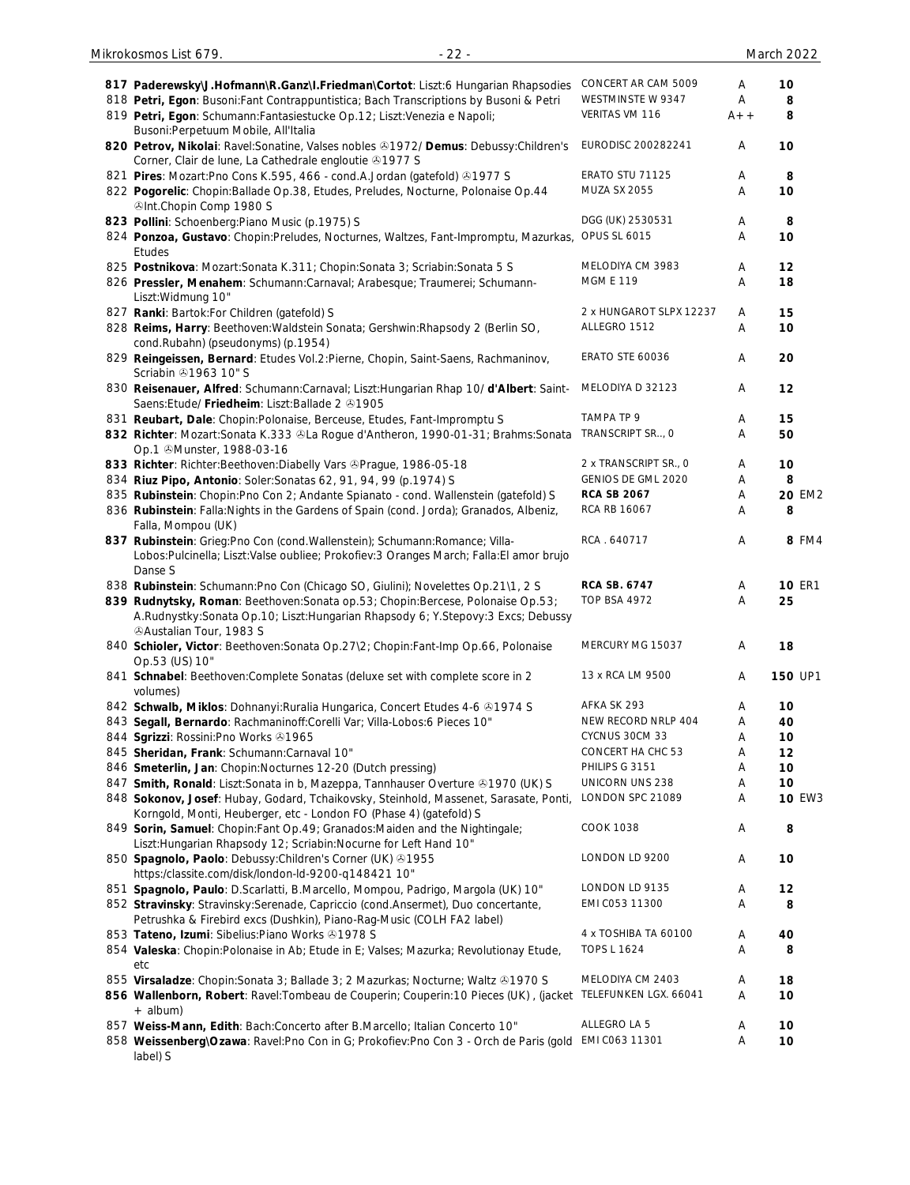| No. | Description | Label | Grade | Price | |
|---|---|---|---|---|---|
| **817** | **Paderewsky\J.Hofmann\R.Ganz\I.Friedman\Cortot**: Liszt:6 Hungarian Rhapsodies | CONCERT AR CAM 5009 | A | 10 | |
| 818 | **Petri, Egon**: Busoni:Fant Contrappuntistica; Bach Transcriptions by Busoni & Petri | WESTMINSTE W 9347 | A | 8 | |
| 819 | **Petri, Egon**: Schumann:Fantasiestucke Op.12; Liszt:Venezia e Napoli; Busoni:Perpetuum Mobile, All'Italia | VERITAS VM 116 | A++ | 8 | |
| **820** | **Petrov, Nikolai**: Ravel:Sonatine, Valses nobles ℗1972/ **Demus**: Debussy:Children's Corner, Clair de lune, La Cathedrale engloutie ℗1977 S | EURODISC 200282241 | A | 10 | |
| 821 | **Pires**: Mozart:Pno Cons K.595, 466 - cond.A.Jordan (gatefold) ℗1977 S | ERATO STU 71125 | A | 8 | |
| 822 | **Pogorelic**: Chopin:Ballade Op.38, Etudes, Preludes, Nocturne, Polonaise Op.44 ℗Int.Chopin Comp 1980 S | MUZA SX 2055 | A | 10 | |
| **823** | **Pollini**: Schoenberg:Piano Music (p.1975) S | DGG (UK) 2530531 | A | 8 | |
| 824 | **Ponzoa, Gustavo**: Chopin:Preludes, Nocturnes, Waltzes, Fant-Impromptu, Mazurkas, Etudes | OPUS SL 6015 | A | 10 | |
| 825 | **Postnikova**: Mozart:Sonata K.311; Chopin:Sonata 3; Scriabin:Sonata 5 S | MELODIYA CM 3983 | A | 12 | |
| 826 | **Pressler, Menahem**: Schumann:Carnaval; Arabesque; Traumerei; Schumann-Liszt:Widmung 10" | MGM E 119 | A | 18 | |
| 827 | **Ranki**: Bartok:For Children (gatefold) S | 2 x HUNGAROT SLPX 12237 | A | 15 | |
| 828 | **Reims, Harry**: Beethoven:Waldstein Sonata; Gershwin:Rhapsody 2 (Berlin SO, cond.Rubahn) (pseudonyms) (p.1954) | ALLEGRO 1512 | A | 10 | |
| 829 | **Reingeissen, Bernard**: Etudes Vol.2:Pierne, Chopin, Saint-Saens, Rachmaninov, Scriabin ℗1963 10" S | ERATO STE 60036 | A | 20 | |
| 830 | **Reisenauer, Alfred**: Schumann:Carnaval; Liszt:Hungarian Rhap 10/ **d'Albert**: Saint-Saens:Etude/ **Friedheim**: Liszt:Ballade 2 ℗1905 | MELODIYA D 32123 | A | 12 | |
| 831 | **Reubart, Dale**: Chopin:Polonaise, Berceuse, Etudes, Fant-Impromptu S | TAMPA TP 9 | A | 15 | |
| **832** | **Richter**: Mozart:Sonata K.333 ℗La Rogue d'Antheron, 1990-01-31; Brahms:Sonata Op.1 ℗Munster, 1988-03-16 | TRANSCRIPT SR.., 0 | A | 50 | |
| **833** | **Richter**: Richter:Beethoven:Diabelly Vars ℗Prague, 1986-05-18 | 2 x TRANSCRIPT SR., 0 | A | 10 | |
| 834 | **Riuz Pipo, Antonio**: Soler:Sonatas 62, 91, 94, 99 (p.1974) S | GENIOS DE GML 2020 | A | 8 | |
| 835 | **Rubinstein**: Chopin:Pno Con 2; Andante Spianato - cond. Wallenstein (gatefold) S | **RCA SB 2067** | A | 20 | EM2 |
| 836 | **Rubinstein**: Falla:Nights in the Gardens of Spain (cond. Jorda); Granados, Albeniz, Falla, Mompou (UK) | RCA RB 16067 | A | 8 | |
| **837** | **Rubinstein**: Grieg:Pno Con (cond.Wallenstein); Schumann:Romance; Villa-Lobos:Pulcinella; Liszt:Valse oubliee; Prokofiev:3 Oranges March; Falla:El amor brujo Danse S | RCA . 640717 | A | 8 | FM4 |
| 838 | **Rubinstein**: Schumann:Pno Con (Chicago SO, Giulini); Novelettes Op.21\1, 2 S | **RCA SB. 6747** | A | 10 | ER1 |
| **839** | **Rudnytsky, Roman**: Beethoven:Sonata op.53; Chopin:Bercese, Polonaise Op.53; A.Rudnystky:Sonata Op.10; Liszt:Hungarian Rhapsody 6; Y.Stepovy:3 Excs; Debussy ℗Austalian Tour, 1983 S | TOP BSA 4972 | A | 25 | |
| 840 | **Schioler, Victor**: Beethoven:Sonata Op.27\2; Chopin:Fant-Imp Op.66, Polonaise Op.53 (US) 10" | MERCURY MG 15037 | A | 18 | |
| 841 | **Schnabel**: Beethoven:Complete Sonatas (deluxe set with complete score in 2 volumes) | 13 x RCA LM 9500 | A | 150 | UP1 |
| 842 | **Schwalb, Miklos**: Dohnanyi:Ruralia Hungarica, Concert Etudes 4-6 ℗1974 S | AFKA SK 293 | A | 10 | |
| 843 | **Segall, Bernardo**: Rachmaninoff:Corelli Var; Villa-Lobos:6 Pieces 10" | NEW RECORD NRLP 404 | A | 40 | |
| 844 | **Sgrizzi**: Rossini:Pno Works ℗1965 | CYCNUS 30CM 33 | A | 10 | |
| 845 | **Sheridan, Frank**: Schumann:Carnaval 10" | CONCERT HA CHC 53 | A | 12 | |
| 846 | **Smeterlin, Jan**: Chopin:Nocturnes 12-20 (Dutch pressing) | PHILIPS G 3151 | A | 10 | |
| 847 | **Smith, Ronald**: Liszt:Sonata in b, Mazeppa, Tannhauser Overture ℗1970 (UK) S | UNICORN UNS 238 | A | 10 | |
| 848 | **Sokonov, Josef**: Hubay, Godard, Tchaikovsky, Steinhold, Massenet, Sarasate, Ponti, Korngold, Monti, Heuberger, etc - London FO (Phase 4) (gatefold) S | LONDON SPC 21089 | A | 10 | EW3 |
| 849 | **Sorin, Samuel**: Chopin:Fant Op.49; Granados:Maiden and the Nightingale; Liszt:Hungarian Rhapsody 12; Scriabin:Nocurne for Left Hand 10" | COOK 1038 | A | 8 | |
| 850 | **Spagnolo, Paolo**: Debussy:Children's Corner (UK) ℗1955 https:/classite.com/disk/london-ld-9200-q148421 10" | LONDON LD 9200 | A | 10 | |
| 851 | **Spagnolo, Paulo**: D.Scarlatti, B.Marcello, Mompou, Padrigo, Margola (UK) 10" | LONDON LD 9135 | A | 12 | |
| 852 | **Stravinsky**: Stravinsky:Serenade, Capriccio (cond.Ansermet), Duo concertante, Petrushka & Firebird excs (Dushkin), Piano-Rag-Music (COLH FA2 label) | EMI C053 11300 | A | 8 | |
| 853 | **Tateno, Izumi**: Sibelius:Piano Works ℗1978 S | 4 x TOSHIBA TA 60100 | A | 40 | |
| 854 | **Valeska**: Chopin:Polonaise in Ab; Etude in E; Valses; Mazurka; Revolutionay Etude, etc | TOPS L 1624 | A | 8 | |
| 855 | **Virsaladze**: Chopin:Sonata 3; Ballade 3; 2 Mazurkas; Nocturne; Waltz ℗1970 S | MELODIYA CM 2403 | A | 18 | |
| **856** | **Wallenborn, Robert**: Ravel:Tombeau de Couperin; Couperin:10 Pieces (UK) , (jacket + album) | TELEFUNKEN LGX. 66041 | A | 10 | |
| 857 | **Weiss-Mann, Edith**: Bach:Concerto after B.Marcello; Italian Concerto 10" | ALLEGRO LA 5 | A | 10 | |
| 858 | **Weissenberg\Ozawa**: Ravel:Pno Con in G; Prokofiev:Pno Con 3 - Orch de Paris (gold label) S | EMI C063 11301 | A | 10 | |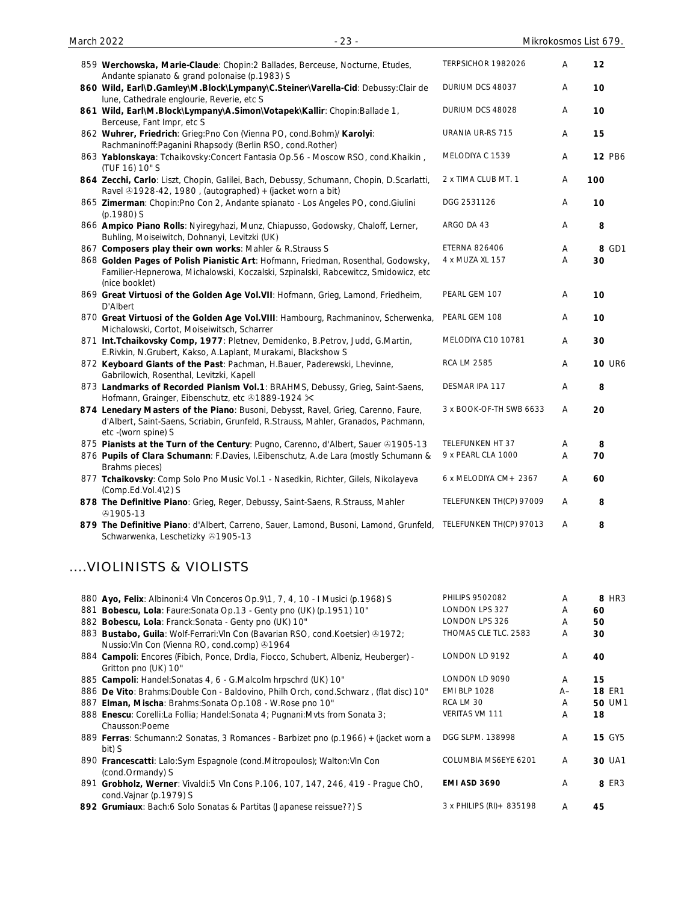| | | | | |
|---|---|---|---|---|
| 859 | **Werchowska, Marie-Claude**: Chopin:2 Ballades, Berceuse, Nocturne, Etudes, Andante spianato & grand polonaise (p.1983) S | TERPSICHOR 1982026 | A | 12 |
| 860 | **Wild, Earl\D.Gamley\M.Block\Lympany\C.Steiner\Varella-Cid**: Debussy:Clair de lune, Cathedrale englourie, Reverie, etc S | DURIUM DCS 48037 | A | 10 |
| 861 | **Wild, Earl\M.Block\Lympany\A.Simon\Votapek\Kallir**: Chopin:Ballade 1, Berceuse, Fant Impr, etc S | DURIUM DCS 48028 | A | 10 |
| 862 | **Wuhrer, Friedrich**: Grieg:Pno Con (Vienna PO, cond.Bohm)/ **Karolyi**: Rachmaninoff:Paganini Rhapsody (Berlin RSO, cond.Rother) | URANIA UR-RS 715 | A | 15 |
| 863 | **Yablonskaya**: Tchaikovsky:Concert Fantasia Op.56 - Moscow RSO, cond.Khaikin , (TUF 16) 10" S | MELODIYA C 1539 | A | 12 PB6 |
| 864 | **Zecchi, Carlo**: Liszt, Chopin, Galilei, Bach, Debussy, Schumann, Chopin, D.Scarlatti, Ravel ℗1928-42, 1980 , (autographed) + (jacket worn a bit) | 2 x TIMA CLUB MT. 1 | A | 100 |
| 865 | **Zimerman**: Chopin:Pno Con 2, Andante spianato - Los Angeles PO, cond.Giulini (p.1980) S | DGG 2531126 | A | 10 |
| 866 | **Ampico Piano Rolls**: Nyiregyhazi, Munz, Chiapusso, Godowsky, Chaloff, Lerner, Buhling, Moiseiwitch, Dohnanyi, Levitzki (UK) | ARGO DA 43 | A | 8 |
| 867 | **Composers play their own works**: Mahler & R.Strauss S | ETERNA 826406 | A | 8 GD1 |
| 868 | **Golden Pages of Polish Pianistic Art**: Hofmann, Friedman, Rosenthal, Godowsky, Familier-Hepnerowa, Michalowski, Koczalski, Szpinalski, Rabcewitcz, Smidowicz, etc (nice booklet) | 4 x MUZA XL 157 | A | 30 |
| 869 | **Great Virtuosi of the Golden Age Vol.VII**: Hofmann, Grieg, Lamond, Friedheim, D'Albert | PEARL GEM 107 | A | 10 |
| 870 | **Great Virtuosi of the Golden Age Vol.VIII**: Hambourg, Rachmaninov, Scherwenka, Michalowski, Cortot, Moiseiwitsch, Scharrer | PEARL GEM 108 | A | 10 |
| 871 | **Int.Tchaikovsky Comp, 1977**: Pletnev, Demidenko, B.Petrov, Judd, G.Martin, E.Rivkin, N.Grubert, Kakso, A.Laplant, Murakami, Blackshow S | MELODIYA C10 10781 | A | 30 |
| 872 | **Keyboard Giants of the Past**: Pachman, H.Bauer, Paderewski, Lhevinne, Gabrilowich, Rosenthal, Levitzki, Kapell | RCA LM 2585 | A | 10 UR6 |
| 873 | **Landmarks of Recorded Pianism Vol.1**: BRAHMS, Debussy, Grieg, Saint-Saens, Hofmann, Grainger, Eibenschutz, etc ℗1889-1924 ✂ | DESMAR IPA 117 | A | 8 |
| 874 | **Lenedary Masters of the Piano**: Busoni, Debysst, Ravel, Grieg, Carenno, Faure, d'Albert, Saint-Saens, Scriabin, Grunfeld, R.Strauss, Mahler, Granados, Pachmann, etc -(worn spine) S | 3 x BOOK-OF-TH SWB 6633 | A | 20 |
| 875 | **Pianists at the Turn of the Century**: Pugno, Carenno, d'Albert, Sauer ℗1905-13 | TELEFUNKEN HT 37 | A | 8 |
| 876 | **Pupils of Clara Schumann**: F.Davies, I.Eibenschutz, A.de Lara (mostly Schumann & Brahms pieces) | 9 x PEARL CLA 1000 | A | 70 |
| 877 | **Tchaikovsky**: Comp Solo Pno Music Vol.1 - Nasedkin, Richter, Gilels, Nikolayeva (Comp.Ed.Vol.4\2) S | 6 x MELODIYA CM+ 2367 | A | 60 |
| 878 | **The Definitive Piano**: Grieg, Reger, Debussy, Saint-Saens, R.Strauss, Mahler ℗1905-13 | TELEFUNKEN TH(CP) 97009 | A | 8 |
| 879 | **The Definitive Piano**: d'Albert, Carreno, Sauer, Lamond, Busoni, Lamond, Grunfeld, Schwarwenka, Leschetizky ℗1905-13 | TELEFUNKEN TH(CP) 97013 | A | 8 |

## ....VIOLINISTS & VIOLISTS

| | | | | |
|---|---|---|---|---|
| 880 | **Ayo, Felix**: Albinoni:4 Vln Conceros Op.9\1, 7, 4, 10 - I Musici (p.1968) S | PHILIPS 9502082 | A | 8 HR3 |
| 881 | **Bobescu, Lola**: Faure:Sonata Op.13 - Genty pno (UK) (p.1951) 10" | LONDON LPS 327 | A | 60 |
| 882 | **Bobescu, Lola**: Franck:Sonata - Genty pno (UK) 10" | LONDON LPS 326 | A | 50 |
| 883 | **Bustabo, Guila**: Wolf-Ferrari:Vln Con (Bavarian RSO, cond.Koetsier) ℗1972; Nussio:Vln Con (Vienna RO, cond.comp) ℗1964 | THOMAS CLE TLC. 2583 | A | 30 |
| 884 | **Campoli**: Encores (Fibich, Ponce, Drdla, Fiocco, Schubert, Albeniz, Heuberger) - Gritton pno (UK) 10" | LONDON LD 9192 | A | 40 |
| 885 | **Campoli**: Handel:Sonatas 4, 6 - G.Malcolm hrpschrd (UK) 10" | LONDON LD 9090 | A | 15 |
| 886 | **De Vito**: Brahms:Double Con - Baldovino, Philh Orch, cond.Schwarz , (flat disc) 10" | EMI BLP 1028 | A– | 18 ER1 |
| 887 | **Elman, Mischa**: Brahms:Sonata Op.108 - W.Rose pno 10" | RCA LM 30 | A | 50 UM1 |
| 888 | **Enescu**: Corelli:La Follia; Handel:Sonata 4; Pugnani:Mvts from Sonata 3; Chausson:Poeme | VERITAS VM 111 | A | 18 |
| 889 | **Ferras**: Schumann:2 Sonatas, 3 Romances - Barbizet pno (p.1966) + (jacket worn a bit) S | DGG SLPM. 138998 | A | 15 GY5 |
| 890 | **Francescatti**: Lalo:Sym Espagnole (cond.Mitropoulos); Walton:Vln Con (cond.Ormandy) S | COLUMBIA MS6EYE 6201 | A | 30 UA1 |
| 891 | **Grobholz, Werner**: Vivaldi:5 Vln Cons P.106, 107, 147, 246, 419 - Prague ChO, cond.Vajnar (p.1979) S | **EMI ASD 3690** | A | 8 ER3 |
| 892 | **Grumiaux**: Bach:6 Solo Sonatas & Partitas (Japanese reissue??) S | 3 x PHILIPS (RI)+ 835198 | A | 45 |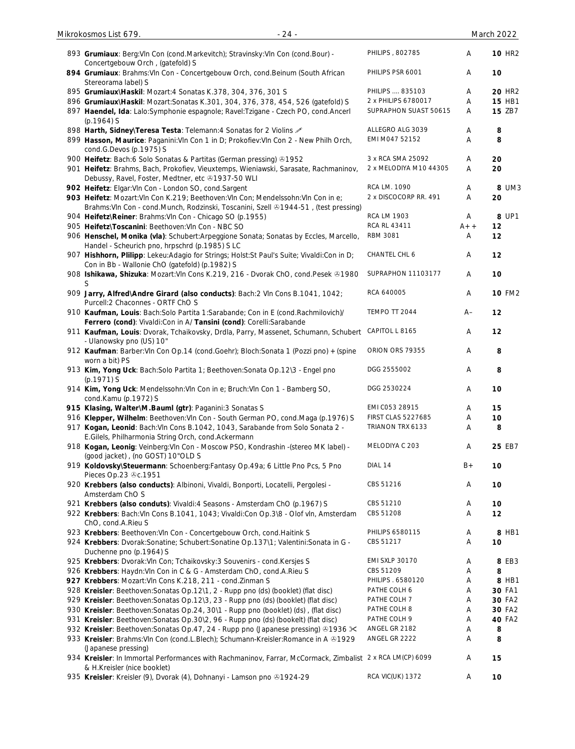| No. | Description | Label | Grade | Price |
|---|---|---|---|---|
| 893 | **Grumiaux**: Berg:Vln Con (cond.Markevitch); Stravinsky:Vln Con (cond.Bour) - Concertgebouw Orch , (gatefold) S | PHILIPS , 802785 | A | **10** HR2 |
| 894 | **Grumiaux**: Brahms:Vln Con - Concertgebouw Orch, cond.Beinum (South African Stereorama label) S | PHILIPS PSR 6001 | A | **10** |
| 895 | **Grumiaux\Haskil**: Mozart:4 Sonatas K.378, 304, 376, 301 S | PHILIPS .... 835103 | A | **20** HR2 |
| 896 | **Grumiaux\Haskil**: Mozart:Sonatas K.301, 304, 376, 378, 454, 526 (gatefold) S | 2 x PHILIPS 6780017 | A | **15** HB1 |
| 897 | **Haendel, Ida**: Lalo:Symphonie espagnole; Ravel:Tzigane - Czech PO, cond.Ancerl (p.1964) S | SUPRAPHON SUAST 50615 | A | **15** ZB7 |
| 898 | **Harth, Sidney\Teresa Testa**: Telemann:4 Sonatas for 2 Violins ✐ | ALLEGRO ALG 3039 | A | **8** |
| 899 | **Hasson, Maurice**: Paganini:Vln Con 1 in D; Prokofiev:Vln Con 2 - New Philh Orch, cond.G.Devos (p.1975) S | EMI M047 52152 | A | **8** |
| 900 | **Heifetz**: Bach:6 Solo Sonatas & Partitas (German pressing) ℗1952 | 3 x RCA SMA 25092 | A | **20** |
| 901 | **Heifetz**: Brahms, Bach, Prokofiev, Vieuxtemps, Wieniawski, Sarasate, Rachmaninov, Debussy, Ravel, Foster, Medtner, etc ℗1937-50 WLI | 2 x MELODIYA M10 44305 | A | **20** |
| 902 | **Heifetz**: Elgar:Vln Con - London SO, cond.Sargent | RCA LM. 1090 | A | **8** UM3 |
| 903 | **Heifetz**: Mozart:Vln Con K.219; Beethoven:Vln Con; Mendelssohn:Vln Con in e; Brahms:Vln Con - cond.Munch, Rodzinski, Toscanini, Szell ℗1944-51 , (test pressing) | 2 x DISCOCORP RR. 491 | A | **20** |
| 904 | **Heifetz\Reiner**: Brahms:Vln Con - Chicago SO (p.1955) | RCA LM 1903 | A | **8** UP1 |
| 905 | **Heifetz\Toscanini**: Beethoven:Vln Con - NBC SO | RCA RL 43411 | A++ | **12** |
| 906 | **Henschel, Monika (vla)**: Schubert:Arpeggione Sonata; Sonatas by Eccles, Marcello, Handel - Scheurich pno, hrpschrd (p.1985) S LC | RBM 3081 | A | **12** |
| 907 | **Hishhorn, Plilipp**: Lekeu:Adagio for Strings; Holst:St Paul's Suite; Vivaldi:Con in D; Con in Bb - Wallonie ChO (gatefold) (p.1982) S | CHANTEL CHL 6 | A | **12** |
| 908 | **Ishikawa, Shizuka**: Mozart:Vln Cons K.219, 216 - Dvorak ChO, cond.Pesek ℗1980 S | SUPRAPHON 11103177 | A | **10** |
| 909 | **Jarry, Alfred\Andre Girard (also conducts)**: Bach:2 Vln Cons B.1041, 1042; Purcell:2 Chaconnes - ORTF ChO S | RCA 640005 | A | **10** FM2 |
| 910 | **Kaufman, Louis**: Bach:Solo Partita 1:Sarabande; Con in E (cond.Rachmilovich)/ **Ferrero (cond)**: Vivaldi:Con in A/ **Tansini (cond)**: Corelli:Sarabande | TEMPO TT 2044 | A– | **12** |
| 911 | **Kaufman, Louis**: Dvorak, Tchaikovsky, Drdla, Parry, Massenet, Schumann, Schubert - Ulanowsky pno (US) 10" | CAPITOL L 8165 | A | **12** |
| 912 | **Kaufman**: Barber:Vln Con Op.14 (cond.Goehr); Bloch:Sonata 1 (Pozzi pno) + (spine worn a bit) PS | ORION ORS 79355 | A | **8** |
| 913 | **Kim, Yong Uck**: Bach:Solo Partita 1; Beethoven:Sonata Op.12\3 - Engel pno (p.1971) S | DGG 2555002 | A | **8** |
| 914 | **Kim, Yong Uck**: Mendelssohn:Vln Con in e; Bruch:Vln Con 1 - Bamberg SO, cond.Kamu (p.1972) S | DGG 2530224 | A | **10** |
| 915 | **Klasing, Walter\M.Bauml (gtr)**: Paganini:3 Sonatas S | EMI C053 28915 | A | **15** |
| 916 | **Klepper, Wilhelm**: Beethoven:Vln Con - South German PO, cond.Maga (p.1976) S | FIRST CLAS 5227685 | A | **10** |
| 917 | **Kogan, Leonid**: Bach:Vln Cons B.1042, 1043, Sarabande from Solo Sonata 2 - E.Gilels, Philharmonia String Orch, cond.Ackermann | TRIANON TRX 6133 | A | **8** |
| 918 | **Kogan, Leonig**: Veinberg:Vln Con - Moscow PSO, Kondrashin -(stereo MK label) - (good jacket) , (no GOST) 10"OLD S | MELODIYA C 203 | A | **25** EB7 |
| 919 | **Koldovsky\Steuermann**: Schoenberg:Fantasy Op.49a; 6 Little Pno Pcs, 5 Pno Pieces Op.23 ℗c.1951 | DIAL 14 | B+ | **10** |
| 920 | **Krebbers (also conducts)**: Albinoni, Vivaldi, Bonporti, Locatelli, Pergolesi - Amsterdam ChO S | CBS 51216 | A | **10** |
| 921 | **Krebbers (also conduts)**: Vivaldi:4 Seasons - Amsterdam ChO (p.1967) S | CBS 51210 | A | **10** |
| 922 | **Krebbers**: Bach:Vln Cons B.1041, 1043; Vivaldi:Con Op.3\8 - Olof vln, Amsterdam ChO, cond.A.Rieu S | CBS 51208 | A | **12** |
| 923 | **Krebbers**: Beethoven:Vln Con - Concertgebouw Orch, cond.Haitink S | PHILIPS 6580115 | A | **8** HB1 |
| 924 | **Krebbers**: Dvorak:Sonatine; Schubert:Sonatine Op.137\1; Valentini:Sonata in G - Duchenne pno (p.1964) S | CBS 51217 | A | **10** |
| 925 | **Krebbers**: Dvorak:Vln Con; Tchaikovsky:3 Souvenirs - cond.Kersjes S | EMI SXLP 30170 | A | **8** EB3 |
| 926 | **Krebbers**: Haydn:Vln Con in C & G - Amsterdam ChO, cond.A.Rieu S | CBS 51209 | A | **8** |
| 927 | **Krebbers**: Mozart:Vln Cons K.218, 211 - cond.Zinman S | PHILIPS . 6580120 | A | **8** HB1 |
| 928 | **Kreisler**: Beethoven:Sonatas Op.12\1, 2 - Rupp pno (ds) (booklet) (flat disc) | PATHE COLH 6 | A | **30** FA1 |
| 929 | **Kreisler**: Beethoven:Sonatas Op.12\3, 23 - Rupp pno (ds) (booklet) (flat disc) | PATHE COLH 7 | A | **30** FA2 |
| 930 | **Kreisler**: Beethoven:Sonatas Op.24, 30\1 - Rupp pno (booklet) (ds) , (flat disc) | PATHE COLH 8 | A | **30** FA2 |
| 931 | **Kreisler**: Beethoven:Sonatas Op.30\2, 96 - Rupp pno (ds) (bookelt) (flat disc) | PATHE COLH 9 | A | **40** FA2 |
| 932 | **Kreisler**: Beethoven:Sonatas Op.47, 24 - Rupp pno (Japanese pressing) ℗1936 ✂ | ANGEL GR 2182 | A | **8** |
| 933 | **Kreisler**: Brahms:Vln Con (cond.L.Blech); Schumann-Kreisler:Romance in A ℗1929 (Japanese pressing) | ANGEL GR 2222 | A | **8** |
| 934 | **Kreisler**: In Immortal Performances with Rachmaninov, Farrar, McCormack, Zimbalist & H.Kreisler (nice booklet) | 2 x RCA LM(CP) 6099 | A | **15** |
| 935 | **Kreisler**: Kreisler (9), Dvorak (4), Dohnanyi - Lamson pno ℗1924-29 | RCA VIC(UK) 1372 | A | **10** |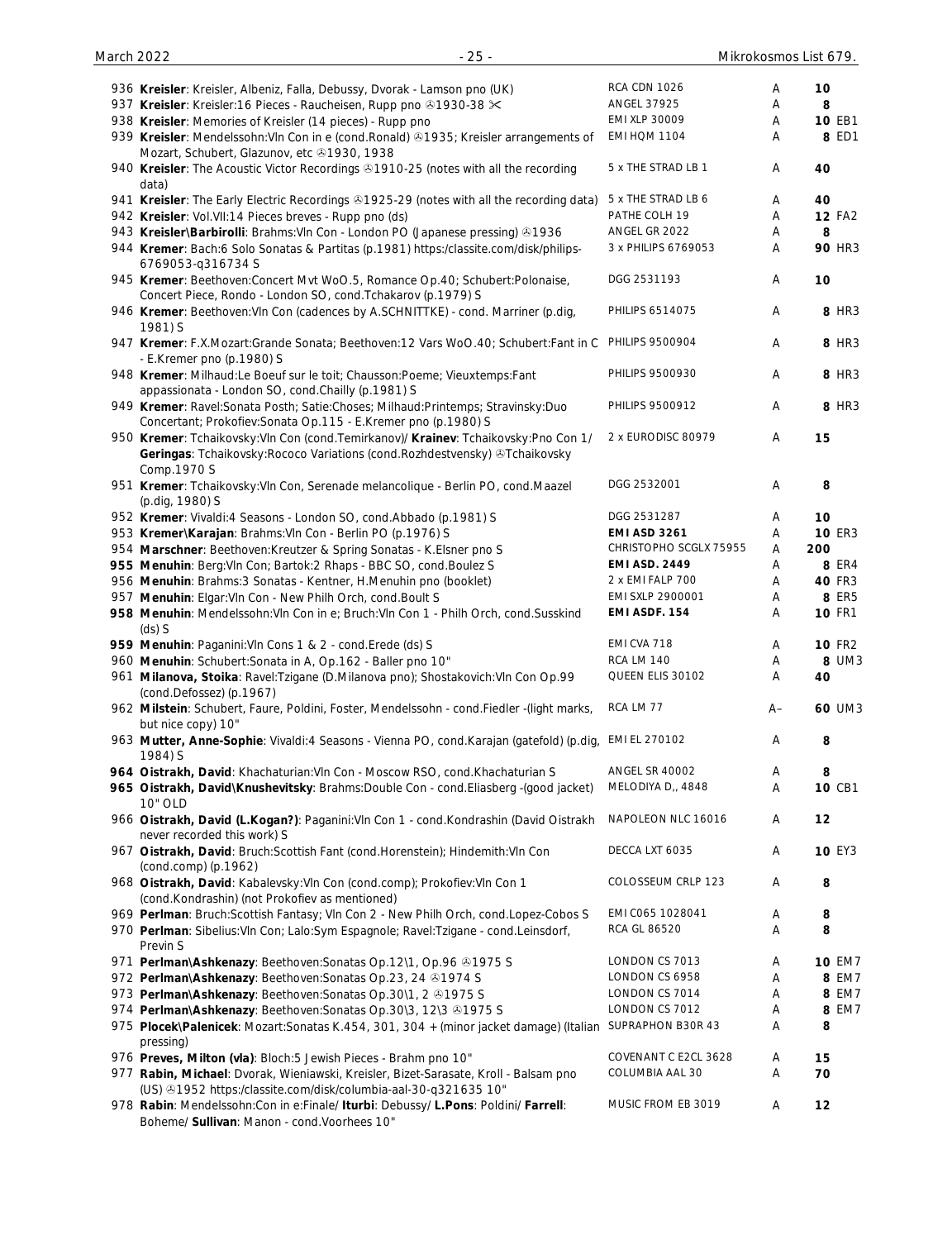| No. | Description | Label | Cond. | Price |
|---|---|---|---|---|
| 936 | **Kreisler**: Kreisler, Albeniz, Falla, Debussy, Dvorak - Lamson pno (UK) | RCA CDN 1026 | A | 10 |
| 937 | **Kreisler**: Kreisler:16 Pieces - Raucheisen, Rupp pno ℗1930-38 ✂ | ANGEL 37925 | A | 8 |
| 938 | **Kreisler**: Memories of Kreisler (14 pieces) - Rupp pno | EMI XLP 30009 | A | 10 EB1 |
| 939 | **Kreisler**: Mendelssohn:Vln Con in e (cond.Ronald) ℗1935; Kreisler arrangements of Mozart, Schubert, Glazunov, etc ℗1930, 1938 | EMI HQM 1104 | A | 8 ED1 |
| 940 | **Kreisler**: The Acoustic Victor Recordings ℗1910-25 (notes with all the recording data) | 5 x THE STRAD LB 1 | A | 40 |
| 941 | **Kreisler**: The Early Electric Recordings ℗1925-29 (notes with all the recording data) | 5 x THE STRAD LB 6 | A | 40 |
| 942 | **Kreisler**: Vol.VII:14 Pieces breves - Rupp pno (ds) | PATHE COLH 19 | A | 12 FA2 |
| 943 | **Kreisler\Barbirolli**: Brahms:Vln Con - London PO (Japanese pressing) ℗1936 | ANGEL GR 2022 | A | 8 |
| 944 | **Kremer**: Bach:6 Solo Sonatas & Partitas (p.1981) https:/classite.com/disk/philips-6769053-q316734 S | 3 x PHILIPS 6769053 | A | 90 HR3 |
| 945 | **Kremer**: Beethoven:Concert Mvt WoO.5, Romance Op.40; Schubert:Polonaise, Concert Piece, Rondo - London SO, cond.Tchakarov (p.1979) S | DGG 2531193 | A | 10 |
| 946 | **Kremer**: Beethoven:Vln Con (cadences by A.SCHNITTKE) - cond. Marriner (p.dig, 1981) S | PHILIPS 6514075 | A | 8 HR3 |
| 947 | **Kremer**: F.X.Mozart:Grande Sonata; Beethoven:12 Vars WoO.40; Schubert:Fant in C - E.Kremer pno (p.1980) S | PHILIPS 9500904 | A | 8 HR3 |
| 948 | **Kremer**: Milhaud:Le Boeuf sur le toit; Chausson:Poeme; Vieuxtemps:Fant appassionata - London SO, cond.Chailly (p.1981) S | PHILIPS 9500930 | A | 8 HR3 |
| 949 | **Kremer**: Ravel:Sonata Posth; Satie:Choses; Milhaud:Printemps; Stravinsky:Duo Concertant; Prokofiev:Sonata Op.115 - E.Kremer pno (p.1980) S | PHILIPS 9500912 | A | 8 HR3 |
| 950 | **Kremer**: Tchaikovsky:Vln Con (cond.Temirkanov)/ **Krainev**: Tchaikovsky:Pno Con 1/ **Geringas**: Tchaikovsky:Rococo Variations (cond.Rozhdestvensky) ℗Tchaikovsky Comp.1970 S | 2 x EURODISC 80979 | A | 15 |
| 951 | **Kremer**: Tchaikovsky:Vln Con, Serenade melancolique - Berlin PO, cond.Maazel (p.dig, 1980) S | DGG 2532001 | A | 8 |
| 952 | **Kremer**: Vivaldi:4 Seasons - London SO, cond.Abbado (p.1981) S | DGG 2531287 | A | 10 |
| 953 | **Kremer\Karajan**: Brahms:Vln Con - Berlin PO (p.1976) S | **EMI ASD 3261** | A | 10 ER3 |
| 954 | **Marschner**: Beethoven:Kreutzer & Spring Sonatas - K.Elsner pno S | CHRISTOPHO SCGLX 75955 | A | 200 |
| 955 | **Menuhin**: Berg:Vln Con; Bartok:2 Rhaps - BBC SO, cond.Boulez S | **EMI ASD. 2449** | A | 8 ER4 |
| 956 | **Menuhin**: Brahms:3 Sonatas - Kentner, H.Menuhin pno (booklet) | 2 x EMI FALP 700 | A | 40 FR3 |
| 957 | **Menuhin**: Elgar:Vln Con - New Philh Orch, cond.Boult S | EMI SXLP 2900001 | A | 8 ER5 |
| 958 | **Menuhin**: Mendelssohn:Vln Con in e; Bruch:Vln Con 1 - Philh Orch, cond.Susskind (ds) S | **EMI ASDF. 154** | A | 10 FR1 |
| 959 | **Menuhin**: Paganini:Vln Cons 1 & 2 - cond.Erede (ds) S | EMI CVA 718 | A | 10 FR2 |
| 960 | **Menuhin**: Schubert:Sonata in A, Op.162 - Baller pno 10" | RCA LM 140 | A | 8 UM3 |
| 961 | **Milanova, Stoika**: Ravel:Tzigane (D.Milanova pno); Shostakovich:Vln Con Op.99 (cond.Defossez) (p.1967) | QUEEN ELIS 30102 | A | 40 |
| 962 | **Milstein**: Schubert, Faure, Poldini, Foster, Mendelssohn - cond.Fiedler -(light marks, but nice copy) 10" | RCA LM 77 | A– | 60 UM3 |
| 963 | **Mutter, Anne-Sophie**: Vivaldi:4 Seasons - Vienna PO, cond.Karajan (gatefold) (p.dig, 1984) S | EMI EL 270102 | A | 8 |
| 964 | **Oistrakh, David**: Khachaturian:Vln Con - Moscow RSO, cond.Khachaturian S | ANGEL SR 40002 | A | 8 |
| 965 | **Oistrakh, David\Knushevitsky**: Brahms:Double Con - cond.Eliasberg -(good jacket) 10" OLD | MELODIYA D,, 4848 | A | 10 CB1 |
| 966 | **Oistrakh, David (L.Kogan?)**: Paganini:Vln Con 1 - cond.Kondrashin (David Oistrakh never recorded this work) S | NAPOLEON NLC 16016 | A | 12 |
| 967 | **Oistrakh, David**: Bruch:Scottish Fant (cond.Horenstein); Hindemith:Vln Con (cond.comp) (p.1962) | DECCA LXT 6035 | A | 10 EY3 |
| 968 | **Oistrakh, David**: Kabalevsky:Vln Con (cond.comp); Prokofiev:Vln Con 1 (cond.Kondrashin) (not Prokofiev as mentioned) | COLOSSEUM CRLP 123 | A | 8 |
| 969 | **Perlman**: Bruch:Scottish Fantasy; Vln Con 2 - New Philh Orch, cond.Lopez-Cobos S | EMI C065 1028041 | A | 8 |
| 970 | **Perlman**: Sibelius:Vln Con; Lalo:Sym Espagnole; Ravel:Tzigane - cond.Leinsdorf, Previn S | RCA GL 86520 | A | 8 |
| 971 | **Perlman\Ashkenazy**: Beethoven:Sonatas Op.12\1, Op.96 ℗1975 S | LONDON CS 7013 | A | 10 EM7 |
| 972 | **Perlman\Ashkenazy**: Beethoven:Sonatas Op.23, 24 ℗1974 S | LONDON CS 6958 | A | 8 EM7 |
| 973 | **Perlman\Ashkenazy**: Beethoven:Sonatas Op.30\1, 2 ℗1975 S | LONDON CS 7014 | A | 8 EM7 |
| 974 | **Perlman\Ashkenazy**: Beethoven:Sonatas Op.30\3, 12\3 ℗1975 S | LONDON CS 7012 | A | 8 EM7 |
| 975 | **Plocek\Palenicek**: Mozart:Sonatas K.454, 301, 304 + (minor jacket damage) (Italian pressing) | SUPRAPHON B30R 43 | A | 8 |
| 976 | **Preves, Milton (vla)**: Bloch:5 Jewish Pieces - Brahm pno 10" | COVENANT C E2CL 3628 | A | 15 |
| 977 | **Rabin, Michael**: Dvorak, Wieniawski, Kreisler, Bizet-Sarasate, Kroll - Balsam pno (US) ℗1952 https:/classite.com/disk/columbia-aal-30-q321635 10" | COLUMBIA AAL 30 | A | 70 |
| 978 | **Rabin**: Mendelssohn:Con in e:Finale/ **Iturbi**: Debussy/ **L.Pons**: Poldini/ **Farrell**: Boheme/ **Sullivan**: Manon - cond.Voorhees 10" | MUSIC FROM EB 3019 | A | 12 |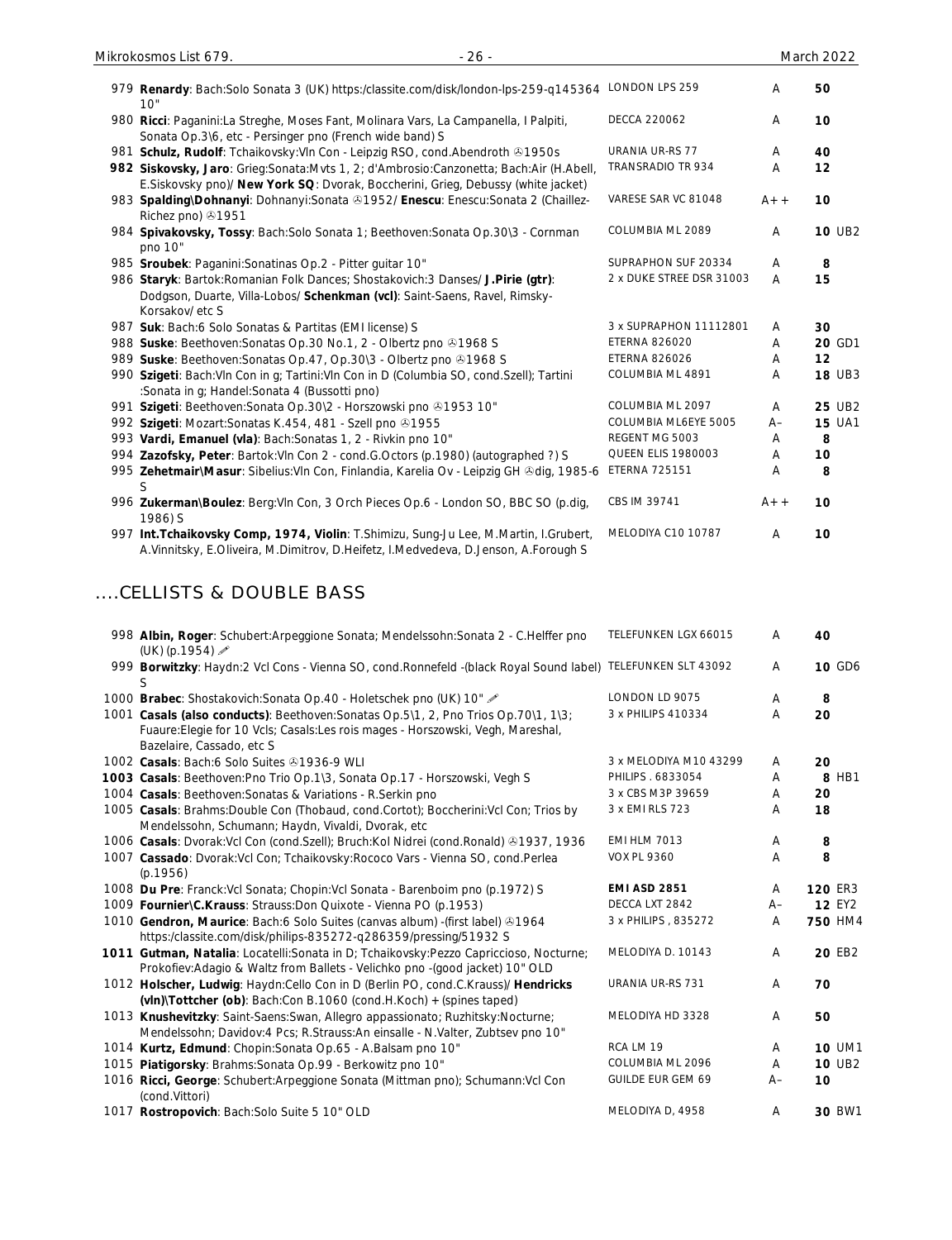| No. | Description | Label | Grade | Price | |
|---|---|---|---|---|---|
| 979 | **Renardy**: Bach:Solo Sonata 3 (UK) https:/classite.com/disk/london-lps-259-q145364 10" | LONDON LPS 259 | A | 50 | |
| 980 | **Ricci**: Paganini:La Streghe, Moses Fant, Molinara Vars, La Campanella, I Palpiti, Sonata Op.3\6, etc - Persinger pno (French wide band) S | DECCA 220062 | A | 10 | |
| 981 | **Schulz, Rudolf**: Tchaikovsky:Vln Con - Leipzig RSO, cond.Abendroth ℗1950s | URANIA UR-RS 77 | A | 40 | |
| 982 | **Siskovsky, Jaro**: Grieg:Sonata:Mvts 1, 2; d'Ambrosio:Canzonetta; Bach:Air (H.Abell, E.Siskovsky pno)/ **New York SQ**: Dvorak, Boccherini, Grieg, Debussy (white jacket) | TRANSRADIO TR 934 | A | 12 | |
| 983 | **Spalding\Dohnanyi**: Dohnanyi:Sonata ℗1952/ **Enescu**: Enescu:Sonata 2 (Chaillez-Richez pno) ℗1951 | VARESE SAR VC 81048 | A++ | 10 | |
| 984 | **Spivakovsky, Tossy**: Bach:Solo Sonata 1; Beethoven:Sonata Op.30\3 - Cornman pno 10" | COLUMBIA ML 2089 | A | 10 | UB2 |
| 985 | **Sroubek**: Paganini:Sonatinas Op.2 - Pitter guitar 10" | SUPRAPHON SUF 20334 | A | 8 | |
| 986 | **Staryk**: Bartok:Romanian Folk Dances; Shostakovich:3 Danses/ **J.Pirie (gtr)**: Dodgson, Duarte, Villa-Lobos/ **Schenkman (vcl)**: Saint-Saens, Ravel, Rimsky-Korsakov/ etc S | 2 x DUKE STREE DSR 31003 | A | 15 | |
| 987 | **Suk**: Bach:6 Solo Sonatas & Partitas (EMI license) S | 3 x SUPRAPHON 11112801 | A | 30 | |
| 988 | **Suske**: Beethoven:Sonatas Op.30 No.1, 2 - Olbertz pno ℗1968 S | ETERNA 826020 | A | 20 | GD1 |
| 989 | **Suske**: Beethoven:Sonatas Op.47, Op.30\3 - Olbertz pno ℗1968 S | ETERNA 826026 | A | 12 | |
| 990 | **Szigeti**: Bach:Vln Con in g; Tartini:Vln Con in D (Columbia SO, cond.Szell); Tartini :Sonata in g; Handel:Sonata 4 (Bussotti pno) | COLUMBIA ML 4891 | A | 18 | UB3 |
| 991 | **Szigeti**: Beethoven:Sonata Op.30\2 - Horszowski pno ℗1953 10" | COLUMBIA ML 2097 | A | 25 | UB2 |
| 992 | **Szigeti**: Mozart:Sonatas K.454, 481 - Szell pno ℗1955 | COLUMBIA ML6EYE 5005 | A– | 15 | UA1 |
| 993 | **Vardi, Emanuel (vla)**: Bach:Sonatas 1, 2 - Rivkin pno 10" | REGENT MG 5003 | A | 8 | |
| 994 | **Zazofsky, Peter**: Bartok:Vln Con 2 - cond.G.Octors (p.1980) (autographed ?) S | QUEEN ELIS 1980003 | A | 10 | |
| 995 | **Zehetmair\Masur**: Sibelius:Vln Con, Finlandia, Karelia Ov - Leipzig GH ℗dig, 1985-6 S | ETERNA 725151 | A | 8 | |
| 996 | **Zukerman\Boulez**: Berg:Vln Con, 3 Orch Pieces Op.6 - London SO, BBC SO (p.dig, 1986) S | CBS IM 39741 | A++ | 10 | |
| 997 | **Int.Tchaikovsky Comp, 1974, Violin**: T.Shimizu, Sung-Ju Lee, M.Martin, I.Grubert, A.Vinnitsky, E.Oliveira, M.Dimitrov, D.Heifetz, I.Medvedeva, D.Jenson, A.Forough S | MELODIYA C10 10787 | A | 10 | |

## ....CELLISTS & DOUBLE BASS

| No. | Description | Label | Grade | Price | |
|---|---|---|---|---|---|
| 998 | **Albin, Roger**: Schubert:Arpeggione Sonata; Mendelssohn:Sonata 2 - C.Helffer pno (UK) (p.1954) ✐ | TELEFUNKEN LGX 66015 | A | 40 | |
| 999 | **Borwitzky**: Haydn:2 Vcl Cons - Vienna SO, cond.Ronnefeld -(black Royal Sound label) S | TELEFUNKEN SLT 43092 | A | 10 | GD6 |
| 1000 | **Brabec**: Shostakovich:Sonata Op.40 - Holetschek pno (UK) 10" ✐ | LONDON LD 9075 | A | 8 | |
| 1001 | **Casals (also conducts)**: Beethoven:Sonatas Op.5\1, 2, Pno Trios Op.70\1, 1\3; Fuaure:Elegie for 10 Vcls; Casals:Les rois mages - Horszowski, Vegh, Mareshal, Bazelaire, Cassado, etc S | 3 x PHILIPS 410334 | A | 20 | |
| 1002 | **Casals**: Bach:6 Solo Suites ℗1936-9 WLI | 3 x MELODIYA M10 43299 | A | 20 | |
| 1003 | **Casals**: Beethoven:Pno Trio Op.1\3, Sonata Op.17 - Horszowski, Vegh S | PHILIPS . 6833054 | A | 8 | HB1 |
| 1004 | **Casals**: Beethoven:Sonatas & Variations - R.Serkin pno | 3 x CBS M3P 39659 | A | 20 | |
| 1005 | **Casals**: Brahms:Double Con (Thobaud, cond.Cortot); Boccherini:Vcl Con; Trios by Mendelssohn, Schumann; Haydn, Vivaldi, Dvorak, etc | 3 x EMI RLS 723 | A | 18 | |
| 1006 | **Casals**: Dvorak:Vcl Con (cond.Szell); Bruch:Kol Nidrei (cond.Ronald) ℗1937, 1936 | EMI HLM 7013 | A | 8 | |
| 1007 | **Cassado**: Dvorak:Vcl Con; Tchaikovsky:Rococo Vars - Vienna SO, cond.Perlea (p.1956) | VOX PL 9360 | A | 8 | |
| 1008 | **Du Pre**: Franck:Vcl Sonata; Chopin:Vcl Sonata - Barenboim pno (p.1972) S | **EMI ASD 2851** | A | 120 | ER3 |
| 1009 | **Fournier\C.Krauss**: Strauss:Don Quixote - Vienna PO (p.1953) | DECCA LXT 2842 | A– | 12 | EY2 |
| 1010 | **Gendron, Maurice**: Bach:6 Solo Suites (canvas album) -(first label) ℗1964 https:/classite.com/disk/philips-835272-q286359/pressing/51932 S | 3 x PHILIPS , 835272 | A | 750 | HM4 |
| 1011 | **Gutman, Natalia**: Locatelli:Sonata in D; Tchaikovsky:Pezzo Capriccioso, Nocturne; Prokofiev:Adagio & Waltz from Ballets - Velichko pno -(good jacket) 10" OLD | MELODIYA D. 10143 | A | 20 | EB2 |
| 1012 | **Holscher, Ludwig**: Haydn:Cello Con in D (Berlin PO, cond.C.Krauss)/ **Hendricks (vln)\Tottcher (ob)**: Bach:Con B.1060 (cond.H.Koch) + (spines taped) | URANIA UR-RS 731 | A | 70 | |
| 1013 | **Knushevitzky**: Saint-Saens:Swan, Allegro appassionato; Ruzhitsky:Nocturne; Mendelssohn; Davidov:4 Pcs; R.Strauss:An einsalle - N.Valter, Zubtsev pno 10" | MELODIYA HD 3328 | A | 50 | |
| 1014 | **Kurtz, Edmund**: Chopin:Sonata Op.65 - A.Balsam pno 10" | RCA LM 19 | A | 10 | UM1 |
| 1015 | **Piatigorsky**: Brahms:Sonata Op.99 - Berkowitz pno 10" | COLUMBIA ML 2096 | A | 10 | UB2 |
| 1016 | **Ricci, George**: Schubert:Arpeggione Sonata (Mittman pno); Schumann:Vcl Con (cond.Vittori) | GUILDE EUR GEM 69 | A– | 10 | |
| 1017 | **Rostropovich**: Bach:Solo Suite 5 10" OLD | MELODIYA D, 4958 | A | 30 | BW1 |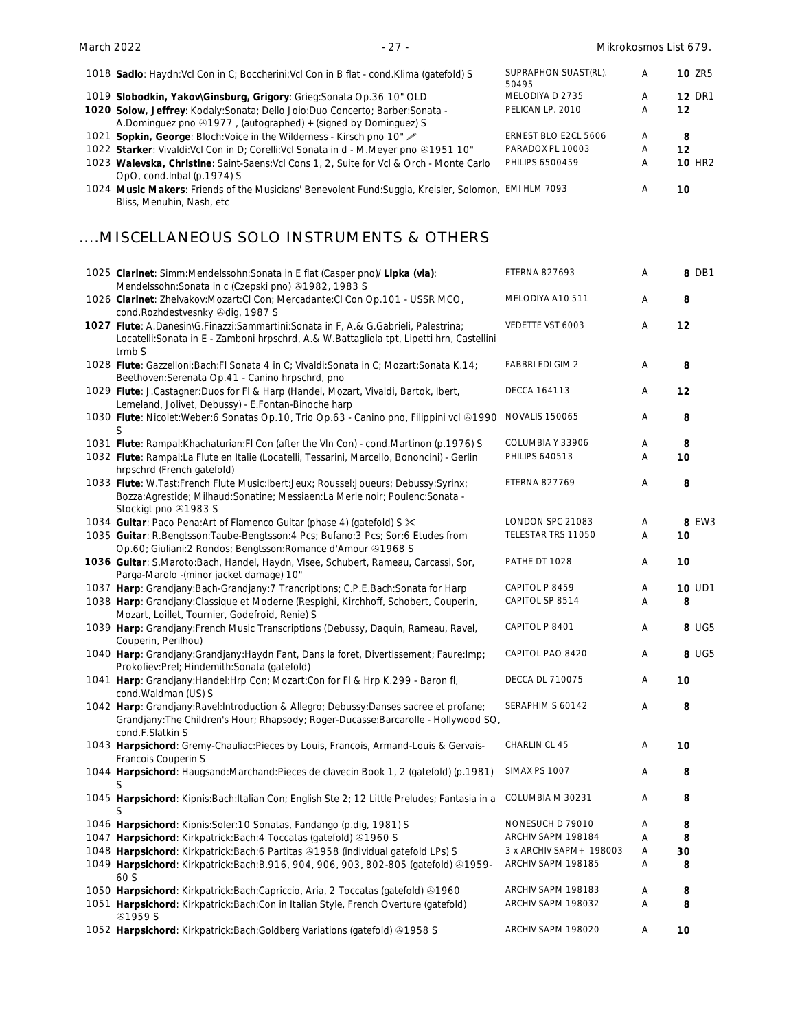| No. | Description | Label | Grade | Price | Code |
|---|---|---|---|---|---|
| 1018 | **Sadlo**: Haydn:Vcl Con in C; Boccherini:Vcl Con in B flat - cond.Klima (gatefold) S | SUPRAPHON SUAST(RL). 50495 | A | **10** | ZR5 |
| 1019 | **Slobodkin, Yakov\Ginsburg, Grigory**: Grieg:Sonata Op.36 10" OLD | MELODIYA D 2735 | A | **12** | DR1 |
| 1020 | **Solow, Jeffrey**: Kodaly:Sonata; Dello Joio:Duo Concerto; Barber:Sonata - A.Dominguez pno ℗1977 , (autographed) + (signed by Dominguez) S | PELICAN LP. 2010 | A | **12** | |
| 1021 | **Sopkin, George**: Bloch:Voice in the Wilderness - Kirsch pno 10" ✐ | ERNEST BLO E2CL 5606 | A | **8** | |
| 1022 | **Starker**: Vivaldi:Vcl Con in D; Corelli:Vcl Sonata in d - M.Meyer pno ℗1951 10" | PARADOX PL 10003 | A | **12** | |
| 1023 | **Walevska, Christine**: Saint-Saens:Vcl Cons 1, 2, Suite for Vcl & Orch - Monte Carlo OpO, cond.Inbal (p.1974) S | PHILIPS 6500459 | A | **10** | HR2 |
| 1024 | **Music Makers**: Friends of the Musicians' Benevolent Fund:Suggia, Kreisler, Solomon, Bliss, Menuhin, Nash, etc | EMI HLM 7093 | A | **10** | |

## ....MISCELLANEOUS SOLO INSTRUMENTS & OTHERS

| No. | Description | Label | Grade | Price | Code |
|---|---|---|---|---|---|
| 1025 | **Clarinet**: Simm:Mendelssohn:Sonata in E flat (Casper pno)/ **Lipka (vla)**: Mendelssohn:Sonata in c (Czepski pno) ℗1982, 1983 S | ETERNA 827693 | A | **8** | DB1 |
| 1026 | **Clarinet**: Zhelvakov:Mozart:Cl Con; Mercadante:Cl Con Op.101 - USSR MCO, cond.Rozhdestvesnky ℗dig, 1987 S | MELODIYA A10 511 | A | **8** | |
| 1027 | **Flute**: A.Danesin\G.Finazzi:Sammartini:Sonata in F, A.& G.Gabrieli, Palestrina; Locatelli:Sonata in E - Zamboni hrpschrd, A.& W.Battagliola tpt, Lipetti hrn, Castellini trmb S | VEDETTE VST 6003 | A | **12** | |
| 1028 | **Flute**: Gazzelloni:Bach:Fl Sonata 4 in C; Vivaldi:Sonata in C; Mozart:Sonata K.14; Beethoven:Serenata Op.41 - Canino hrpschrd, pno | FABBRI EDI GIM 2 | A | **8** | |
| 1029 | **Flute**: J.Castagner:Duos for Fl & Harp (Handel, Mozart, Vivaldi, Bartok, Ibert, Lemeland, Jolivet, Debussy) - E.Fontan-Binoche harp | DECCA 164113 | A | **12** | |
| 1030 | **Flute**: Nicolet:Weber:6 Sonatas Op.10, Trio Op.63 - Canino pno, Filippini vcl ℗1990 S | NOVALIS 150065 | A | **8** | |
| 1031 | **Flute**: Rampal:Khachaturian:Fl Con (after the Vln Con) - cond.Martinon (p.1976) S | COLUMBIA Y 33906 | A | **8** | |
| 1032 | **Flute**: Rampal:La Flute en Italie (Locatelli, Tessarini, Marcello, Bononcini) - Gerlin hrpschrd (French gatefold) | PHILIPS 640513 | A | **10** | |
| 1033 | **Flute**: W.Tast:French Flute Music:Ibert:Jeux; Roussel:Joueurs; Debussy:Syrinx; Bozza:Agrestide; Milhaud:Sonatine; Messiaen:La Merle noir; Poulenc:Sonata - Stockigt pno ℗1983 S | ETERNA 827769 | A | **8** | |
| 1034 | **Guitar**: Paco Pena:Art of Flamenco Guitar (phase 4) (gatefold) S ✂ | LONDON SPC 21083 | A | **8** | EW3 |
| 1035 | **Guitar**: R.Bengtsson:Taube-Bengtsson:4 Pcs; Bufano:3 Pcs; Sor:6 Etudes from Op.60; Giuliani:2 Rondos; Bengtsson:Romance d'Amour ℗1968 S | TELESTAR TRS 11050 | A | **10** | |
| 1036 | **Guitar**: S.Maroto:Bach, Handel, Haydn, Visee, Schubert, Rameau, Carcassi, Sor, Parga-Marolo -(minor jacket damage) 10" | PATHE DT 1028 | A | **10** | |
| 1037 | **Harp**: Grandjany:Bach-Grandjany:7 Trancriptions; C.P.E.Bach:Sonata for Harp | CAPITOL P 8459 | A | **10** | UD1 |
| 1038 | **Harp**: Grandjany:Classique et Moderne (Respighi, Kirchhoff, Schobert, Couperin, Mozart, Loillet, Tournier, Godefroid, Renie) S | CAPITOL SP 8514 | A | **8** | |
| 1039 | **Harp**: Grandjany:French Music Transcriptions (Debussy, Daquin, Rameau, Ravel, Couperin, Perilhou) | CAPITOL P 8401 | A | **8** | UG5 |
| 1040 | **Harp**: Grandjany:Grandjany:Haydn Fant, Dans la foret, Divertissement; Faure:Imp; Prokofiev:Prel; Hindemith:Sonata (gatefold) | CAPITOL PAO 8420 | A | **8** | UG5 |
| 1041 | **Harp**: Grandjany:Handel:Hrp Con; Mozart:Con for Fl & Hrp K.299 - Baron fl, cond.Waldman (US) S | DECCA DL 710075 | A | **10** | |
| 1042 | **Harp**: Grandjany:Ravel:Introduction & Allegro; Debussy:Danses sacree et profane; Grandjany:The Children's Hour; Rhapsody; Roger-Ducasse:Barcarolle - Hollywood SQ, cond.F.Slatkin S | SERAPHIM S 60142 | A | **8** | |
| 1043 | **Harpsichord**: Gremy-Chauliac:Pieces by Louis, Francois, Armand-Louis & Gervais-Francois Couperin S | CHARLIN CL 45 | A | **10** | |
| 1044 | **Harpsichord**: Haugsand:Marchand:Pieces de clavecin Book 1, 2 (gatefold) (p.1981) S | SIMAX PS 1007 | A | **8** | |
| 1045 | **Harpsichord**: Kipnis:Bach:Italian Con; English Ste 2; 12 Little Preludes; Fantasia in a S | COLUMBIA M 30231 | A | **8** | |
| 1046 | **Harpsichord**: Kipnis:Soler:10 Sonatas, Fandango (p.dig, 1981) S | NONESUCH D 79010 | A | **8** | |
| 1047 | **Harpsichord**: Kirkpatrick:Bach:4 Toccatas (gatefold) ℗1960 S | ARCHIV SAPM 198184 | A | **8** | |
| 1048 | **Harpsichord**: Kirkpatrick:Bach:6 Partitas ℗1958 (individual gatefold LPs) S | 3 x ARCHIV SAPM+ 198003 | A | **30** | |
| 1049 | **Harpsichord**: Kirkpatrick:Bach:B.916, 904, 906, 903, 802-805 (gatefold) ℗1959-60 S | ARCHIV SAPM 198185 | A | **8** | |
| 1050 | **Harpsichord**: Kirkpatrick:Bach:Capriccio, Aria, 2 Toccatas (gatefold) ℗1960 | ARCHIV SAPM 198183 | A | **8** | |
| 1051 | **Harpsichord**: Kirkpatrick:Bach:Con in Italian Style, French Overture (gatefold) ℗1959 S | ARCHIV SAPM 198032 | A | **8** | |
| 1052 | **Harpsichord**: Kirkpatrick:Bach:Goldberg Variations (gatefold) ℗1958 S | ARCHIV SAPM 198020 | A | **10** | |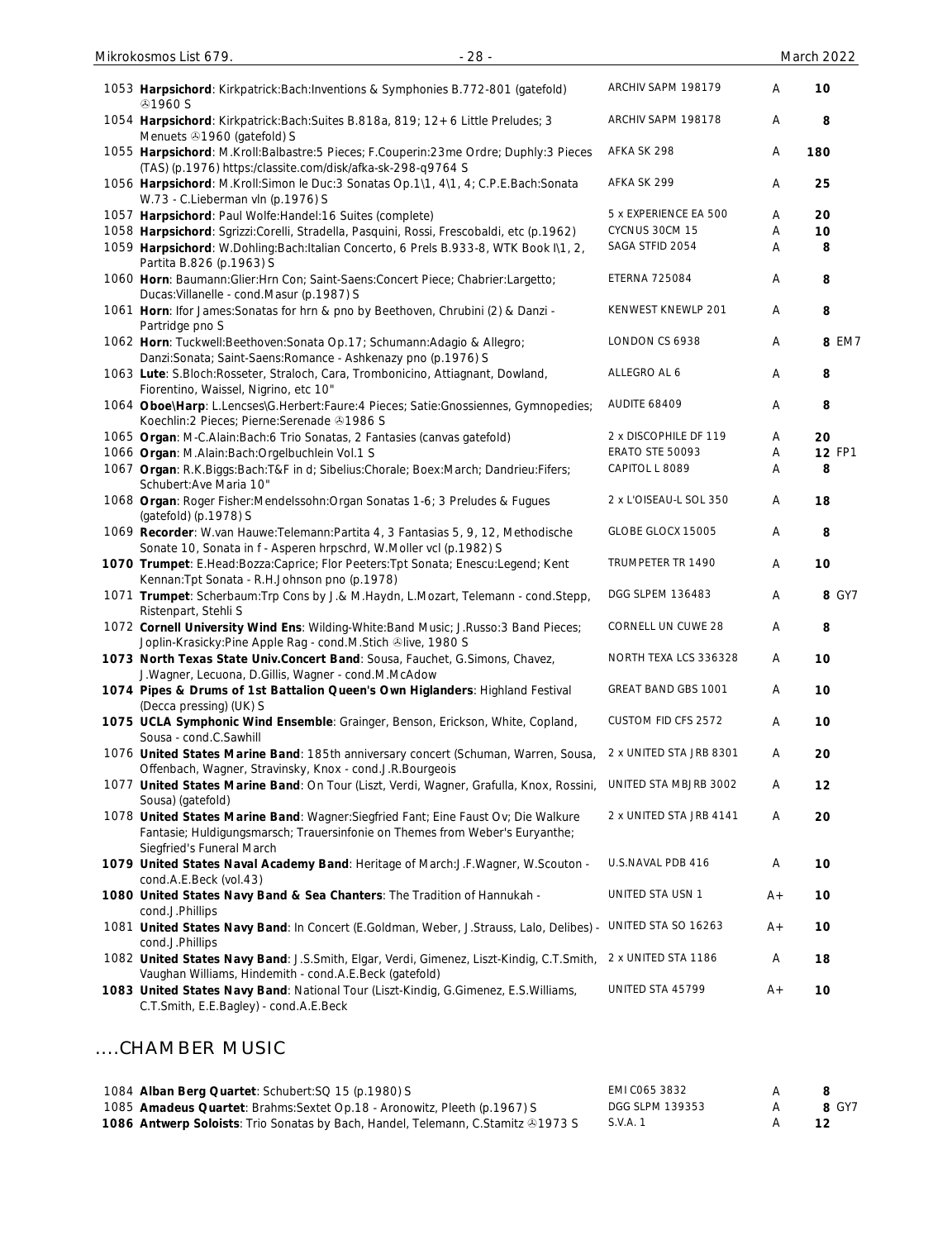| | | | | | |
|---|---|---|---|---|---|
| 1053 | **Harpsichord**: Kirkpatrick:Bach:Inventions & Symphonies B.772-801 (gatefold) ℗1960 S | ARCHIV SAPM 198179 | A | **10** | |
| 1054 | **Harpsichord**: Kirkpatrick:Bach:Suites B.818a, 819; 12+6 Little Preludes; 3 Menuets ℗1960 (gatefold) S | ARCHIV SAPM 198178 | A | **8** | |
| 1055 | **Harpsichord**: M.Kroll:Balbastre:5 Pieces; F.Couperin:23me Ordre; Duphly:3 Pieces (TAS) (p.1976) https://classite.com/disk/afka-sk-298-q9764 S | AFKA SK 298 | A | **180** | |
| 1056 | **Harpsichord**: M.Kroll:Simon le Duc:3 Sonatas Op.1\1, 4\1, 4; C.P.E.Bach:Sonata W.73 - C.Lieberman vln (p.1976) S | AFKA SK 299 | A | **25** | |
| 1057 | **Harpsichord**: Paul Wolfe:Handel:16 Suites (complete) | 5 x EXPERIENCE EA 500 | A | **20** | |
| 1058 | **Harpsichord**: Sgrizzi:Corelli, Stradella, Pasquini, Rossi, Frescobaldi, etc (p.1962) | CYCNUS 30CM 15 | A | **10** | |
| 1059 | **Harpsichord**: W.Dohling:Bach:Italian Concerto, 6 Prels B.933-8, WTK Book I\1, 2, Partita B.826 (p.1963) S | SAGA STFID 2054 | A | **8** | |
| 1060 | **Horn**: Baumann:Glier:Hrn Con; Saint-Saens:Concert Piece; Chabrier:Largetto; Ducas:Villanelle - cond.Masur (p.1987) S | ETERNA 725084 | A | **8** | |
| 1061 | **Horn**: Ifor James:Sonatas for hrn & pno by Beethoven, Chrubini (2) & Danzi - Partridge pno S | KENWEST KNEWLP 201 | A | **8** | |
| 1062 | **Horn**: Tuckwell:Beethoven:Sonata Op.17; Schumann:Adagio & Allegro; Danzi:Sonata; Saint-Saens:Romance - Ashkenazy pno (p.1976) S | LONDON CS 6938 | A | **8** | EM7 |
| 1063 | **Lute**: S.Bloch:Rosseter, Straloch, Cara, Trombonicino, Attiagnant, Dowland, Fiorentino, Waissel, Nigrino, etc 10" | ALLEGRO AL 6 | A | **8** | |
| 1064 | **Oboe\Harp**: L.Lencses\G.Herbert:Faure:4 Pieces; Satie:Gnossiennes, Gymnopedies; Koechlin:2 Pieces; Pierne:Serenade ℗1986 S | AUDITE 68409 | A | **8** | |
| 1065 | **Organ**: M-C.Alain:Bach:6 Trio Sonatas, 2 Fantasies (canvas gatefold) | 2 x DISCOPHILE DF 119 | A | **20** | |
| 1066 | **Organ**: M.Alain:Bach:Orgelbuchlein Vol.1 S | ERATO STE 50093 | A | **12** | FP1 |
| 1067 | **Organ**: R.K.Biggs:Bach:T&F in d; Sibelius:Chorale; Boex:March; Dandrieu:Fifers; Schubert:Ave Maria 10" | CAPITOL L 8089 | A | **8** | |
| 1068 | **Organ**: Roger Fisher:Mendelssohn:Organ Sonatas 1-6; 3 Preludes & Fugues (gatefold) (p.1978) S | 2 x L'OISEAU-L SOL 350 | A | **18** | |
| 1069 | **Recorder**: W.van Hauwe:Telemann:Partita 4, 3 Fantasias 5, 9, 12, Methodische Sonate 10, Sonata in f - Asperen hrpschrd, W.Moller vcl (p.1982) S | GLOBE GLOCX 15005 | A | **8** | |
| 1070 | **Trumpet**: E.Head:Bozza:Caprice; Flor Peeters:Tpt Sonata; Enescu:Legend; Kent Kennan:Tpt Sonata - R.H.Johnson pno (p.1978) | TRUMPETER TR 1490 | A | **10** | |
| 1071 | **Trumpet**: Scherbaum:Trp Cons by J.& M.Haydn, L.Mozart, Telemann - cond.Stepp, Ristenpart, Stehli S | DGG SLPEM 136483 | A | **8** | GY7 |
| 1072 | **Cornell University Wind Ens**: Wilding-White:Band Music; J.Russo:3 Band Pieces; Joplin-Krasicky:Pine Apple Rag - cond.M.Stich ℗live, 1980 S | CORNELL UN CUWE 28 | A | **8** | |
| 1073 | **North Texas State Univ.Concert Band**: Sousa, Fauchet, G.Simons, Chavez, J.Wagner, Lecuona, D.Gillis, Wagner - cond.M.McAdow | NORTH TEXA LCS 336328 | A | **10** | |
| 1074 | **Pipes & Drums of 1st Battalion Queen's Own Higlanders**: Highland Festival (Decca pressing) (UK) S | GREAT BAND GBS 1001 | A | **10** | |
| 1075 | **UCLA Symphonic Wind Ensemble**: Grainger, Benson, Erickson, White, Copland, Sousa - cond.C.Sawhill | CUSTOM FID CFS 2572 | A | **10** | |
| 1076 | **United States Marine Band**: 185th anniversary concert (Schuman, Warren, Sousa, Offenbach, Wagner, Stravinsky, Knox - cond.J.R.Bourgeois | 2 x UNITED STA JRB 8301 | A | **20** | |
| 1077 | **United States Marine Band**: On Tour (Liszt, Verdi, Wagner, Grafulla, Knox, Rossini, Sousa) (gatefold) | UNITED STA MBJRB 3002 | A | **12** | |
| 1078 | **United States Marine Band**: Wagner:Siegfried Fant; Eine Faust Ov; Die Walkure Fantasie; Huldigungsmarsch; Trauersinfonie on Themes from Weber's Euryanthe; Siegfried's Funeral March | 2 x UNITED STA JRB 4141 | A | **20** | |
| 1079 | **United States Naval Academy Band**: Heritage of March:J.F.Wagner, W.Scouton - cond.A.E.Beck (vol.43) | U.S.NAVAL PDB 416 | A | **10** | |
| 1080 | **United States Navy Band & Sea Chanters**: The Tradition of Hannukah - cond.J.Phillips | UNITED STA USN 1 | A+ | **10** | |
| 1081 | **United States Navy Band**: In Concert (E.Goldman, Weber, J.Strauss, Lalo, Delibes) - cond.J.Phillips | UNITED STA SO 16263 | A+ | **10** | |
| 1082 | **United States Navy Band**: J.S.Smith, Elgar, Verdi, Gimenez, Liszt-Kindig, C.T.Smith, Vaughan Williams, Hindemith - cond.A.E.Beck (gatefold) | 2 x UNITED STA 1186 | A | **18** | |
| 1083 | **United States Navy Band**: National Tour (Liszt-Kindig, G.Gimenez, E.S.Williams, C.T.Smith, E.E.Bagley) - cond.A.E.Beck | UNITED STA 45799 | A+ | **10** | |

## ....CHAMBER MUSIC

| | | | | | |
|---|---|---|---|---|---|
| 1084 | **Alban Berg Quartet**: Schubert:SQ 15 (p.1980) S | EMI C065 3832 | A | **8** | |
| 1085 | **Amadeus Quartet**: Brahms:Sextet Op.18 - Aronowitz, Pleeth (p.1967) S | DGG SLPM 139353 | A | **8** | GY7 |
| 1086 | **Antwerp Soloists**: Trio Sonatas by Bach, Handel, Telemann, C.Stamitz ℗1973 S | S.V.A. 1 | A | **12** | |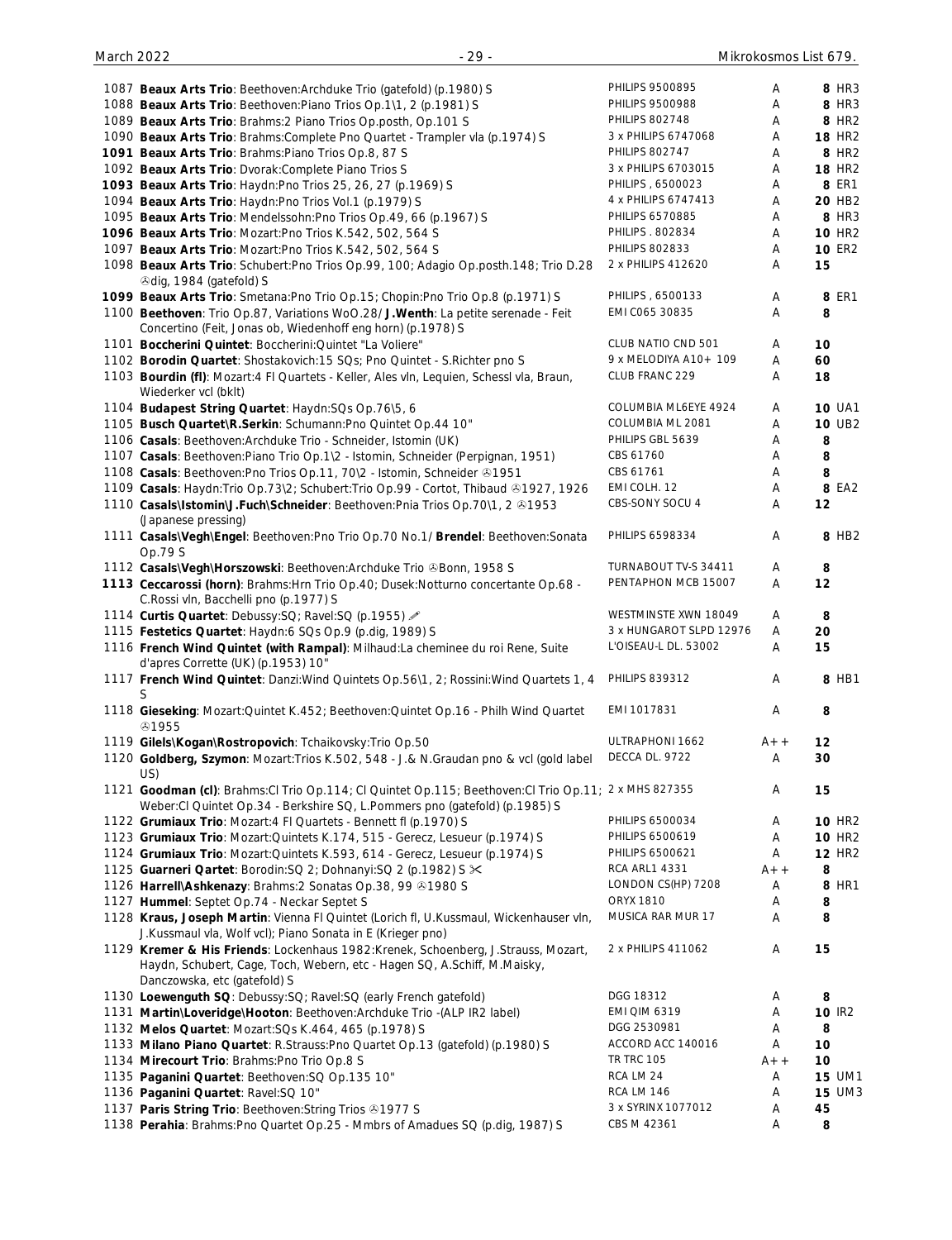| No. | Description | Label | Grade | Price | Code |
|---|---|---|---|---|---|
| 1087 | **Beaux Arts Trio**: Beethoven:Archduke Trio (gatefold) (p.1980) S | PHILIPS 9500895 | A | 8 | HR3 |
| 1088 | **Beaux Arts Trio**: Beethoven:Piano Trios Op.1\1, 2 (p.1981) S | PHILIPS 9500988 | A | 8 | HR3 |
| 1089 | **Beaux Arts Trio**: Brahms:2 Piano Trios Op.posth, Op.101 S | PHILIPS 802748 | A | 8 | HR2 |
| 1090 | **Beaux Arts Trio**: Brahms:Complete Pno Quartet - Trampler vla (p.1974) S | 3 x PHILIPS 6747068 | A | 18 | HR2 |
| **1091** | **Beaux Arts Trio**: Brahms:Piano Trios Op.8, 87 S | PHILIPS 802747 | A | 8 | HR2 |
| 1092 | **Beaux Arts Trio**: Dvorak:Complete Piano Trios S | 3 x PHILIPS 6703015 | A | 18 | HR2 |
| **1093** | **Beaux Arts Trio**: Haydn:Pno Trios 25, 26, 27 (p.1969) S | PHILIPS , 6500023 | A | 8 | ER1 |
| 1094 | **Beaux Arts Trio**: Haydn:Pno Trios Vol.1 (p.1979) S | 4 x PHILIPS 6747413 | A | 20 | HB2 |
| 1095 | **Beaux Arts Trio**: Mendelssohn:Pno Trios Op.49, 66 (p.1967) S | PHILIPS 6570885 | A | 8 | HR3 |
| **1096** | **Beaux Arts Trio**: Mozart:Pno Trios K.542, 502, 564 S | PHILIPS . 802834 | A | 10 | HR2 |
| 1097 | **Beaux Arts Trio**: Mozart:Pno Trios K.542, 502, 564 S | PHILIPS 802833 | A | 10 | ER2 |
| 1098 | **Beaux Arts Trio**: Schubert:Pno Trios Op.99, 100; Adagio Op.posth.148; Trio D.28 ℗dig, 1984 (gatefold) S | 2 x PHILIPS 412620 | A | 15 | |
| **1099** | **Beaux Arts Trio**: Smetana:Pno Trio Op.15; Chopin:Pno Trio Op.8 (p.1971) S | PHILIPS , 6500133 | A | 8 | ER1 |
| 1100 | **Beethoven**: Trio Op.87, Variations WoO.28/ **J.Wenth**: La petite serenade - Feit Concertino (Feit, Jonas ob, Wiedenhoff eng horn) (p.1978) S | EMI C065 30835 | A | 8 | |
| 1101 | **Boccherini Quintet**: Boccherini:Quintet "La Voliere" | CLUB NATIO CND 501 | A | 10 | |
| 1102 | **Borodin Quartet**: Shostakovich:15 SQs; Pno Quintet - S.Richter pno S | 9 x MELODIYA A10+ 109 | A | 60 | |
| 1103 | **Bourdin (fl)**: Mozart:4 Fl Quartets - Keller, Ales vln, Lequien, Schessl vla, Braun, Wiederker vcl (bklt) | CLUB FRANC 229 | A | 18 | |
| 1104 | **Budapest String Quartet**: Haydn:SQs Op.76\5, 6 | COLUMBIA ML6EYE 4924 | A | 10 | UA1 |
| 1105 | **Busch Quartet\R.Serkin**: Schumann:Pno Quintet Op.44 10" | COLUMBIA ML 2081 | A | 10 | UB2 |
| 1106 | **Casals**: Beethoven:Archduke Trio - Schneider, Istomin (UK) | PHILIPS GBL 5639 | A | 8 | |
| 1107 | **Casals**: Beethoven:Piano Trio Op.1\2 - Istomin, Schneider (Perpignan, 1951) | CBS 61760 | A | 8 | |
| 1108 | **Casals**: Beethoven:Pno Trios Op.11, 70\2 - Istomin, Schneider ℗1951 | CBS 61761 | A | 8 | |
| 1109 | **Casals**: Haydn:Trio Op.73\2; Schubert:Trio Op.99 - Cortot, Thibaud ℗1927, 1926 | EMI COLH. 12 | A | 8 | EA2 |
| 1110 | **Casals\Istomin\J.Fuch\Schneider**: Beethoven:Pnia Trios Op.70\1, 2 ℗1953 (Japanese pressing) | CBS-SONY SOCU 4 | A | 12 | |
| 1111 | **Casals\Vegh\Engel**: Beethoven:Pno Trio Op.70 No.1/ **Brendel**: Beethoven:Sonata Op.79 S | PHILIPS 6598334 | A | 8 | HB2 |
| 1112 | **Casals\Vegh\Horszowski**: Beethoven:Archduke Trio ℗Bonn, 1958 S | TURNABOUT TV-S 34411 | A | 8 | |
| **1113** | **Ceccarossi (horn)**: Brahms:Hrn Trio Op.40; Dusek:Notturno concertante Op.68 - C.Rossi vln, Bacchelli pno (p.1977) S | PENTAPHON MCB 15007 | A | 12 | |
| 1114 | **Curtis Quartet**: Debussy:SQ; Ravel:SQ (p.1955) ✍ | WESTMINSTE XWN 18049 | A | 8 | |
| 1115 | **Festetics Quartet**: Haydn:6 SQs Op.9 (p.dig, 1989) S | 3 x HUNGAROT SLPD 12976 | A | 20 | |
| 1116 | **French Wind Quintet (with Rampal)**: Milhaud:La cheminee du roi Rene, Suite d'apres Corrette (UK) (p.1953) 10" | L'OISEAU-L DL. 53002 | A | 15 | |
| 1117 | **French Wind Quintet**: Danzi:Wind Quintets Op.56\1, 2; Rossini:Wind Quartets 1, 4 S | PHILIPS 839312 | A | 8 | HB1 |
| 1118 | **Gieseking**: Mozart:Quintet K.452; Beethoven:Quintet Op.16 - Philh Wind Quartet ℗1955 | EMI 1017831 | A | 8 | |
| 1119 | **Gilels\Kogan\Rostropovich**: Tchaikovsky:Trio Op.50 | ULTRAPHONI 1662 | A++ | 12 | |
| 1120 | **Goldberg, Szymon**: Mozart:Trios K.502, 548 - J.& N.Graudan pno & vcl (gold label US) | DECCA DL. 9722 | A | 30 | |
| 1121 | **Goodman (cl)**: Brahms:Cl Trio Op.114; Cl Quintet Op.115; Beethoven:Cl Trio Op.11; Weber:Cl Quintet Op.34 - Berkshire SQ, L.Pommers pno (gatefold) (p.1985) S | 2 x MHS 827355 | A | 15 | |
| 1122 | **Grumiaux Trio**: Mozart:4 Fl Quartets - Bennett fl (p.1970) S | PHILIPS 6500034 | A | 10 | HR2 |
| 1123 | **Grumiaux Trio**: Mozart:Quintets K.174, 515 - Gerecz, Lesueur (p.1974) S | PHILIPS 6500619 | A | 10 | HR2 |
| 1124 | **Grumiaux Trio**: Mozart:Quintets K.593, 614 - Gerecz, Lesueur (p.1974) S | PHILIPS 6500621 | A | 12 | HR2 |
| 1125 | **Guarneri Qartet**: Borodin:SQ 2; Dohnanyi:SQ 2 (p.1982) S ✂ | RCA ARL1 4331 | A++ | 8 | |
| 1126 | **Harrell\Ashkenazy**: Brahms:2 Sonatas Op.38, 99 ℗1980 S | LONDON CS(HP) 7208 | A | 8 | HR1 |
| 1127 | **Hummel**: Septet Op.74 - Neckar Septet S | ORYX 1810 | A | 8 | |
| 1128 | **Kraus, Joseph Martin**: Vienna Fl Quintet (Lorich fl, U.Kussmaul, Wickenhauser vln, J.Kussmaul vla, Wolf vcl); Piano Sonata in E (Krieger pno) | MUSICA RAR MUR 17 | A | 8 | |
| 1129 | **Kremer & His Friends**: Lockenhaus 1982:Krenek, Schoenberg, J.Strauss, Mozart, Haydn, Schubert, Cage, Toch, Webern, etc - Hagen SQ, A.Schiff, M.Maisky, Danczowska, etc (gatefold) S | 2 x PHILIPS 411062 | A | 15 | |
| 1130 | **Loewenguth SQ**: Debussy:SQ; Ravel:SQ (early French gatefold) | DGG 18312 | A | 8 | |
| 1131 | **Martin\Loveridge\Hooton**: Beethoven:Archduke Trio -(ALP IR2 label) | EMI QIM 6319 | A | 10 | IR2 |
| 1132 | **Melos Quartet**: Mozart:SQs K.464, 465 (p.1978) S | DGG 2530981 | A | 8 | |
| 1133 | **Milano Piano Quartet**: R.Strauss:Pno Quartet Op.13 (gatefold) (p.1980) S | ACCORD ACC 140016 | A | 10 | |
| 1134 | **Mirecourt Trio**: Brahms:Pno Trio Op.8 S | TR TRC 105 | A++ | 10 | |
| 1135 | **Paganini Quartet**: Beethoven:SQ Op.135 10" | RCA LM 24 | A | 15 | UM1 |
| 1136 | **Paganini Quartet**: Ravel:SQ 10" | RCA LM 146 | A | 15 | UM3 |
| 1137 | **Paris String Trio**: Beethoven:String Trios ℗1977 S | 3 x SYRINX 1077012 | A | 45 | |
| 1138 | **Perahia**: Brahms:Pno Quartet Op.25 - Mmbrs of Amadues SQ (p.dig, 1987) S | CBS M 42361 | A | 8 | |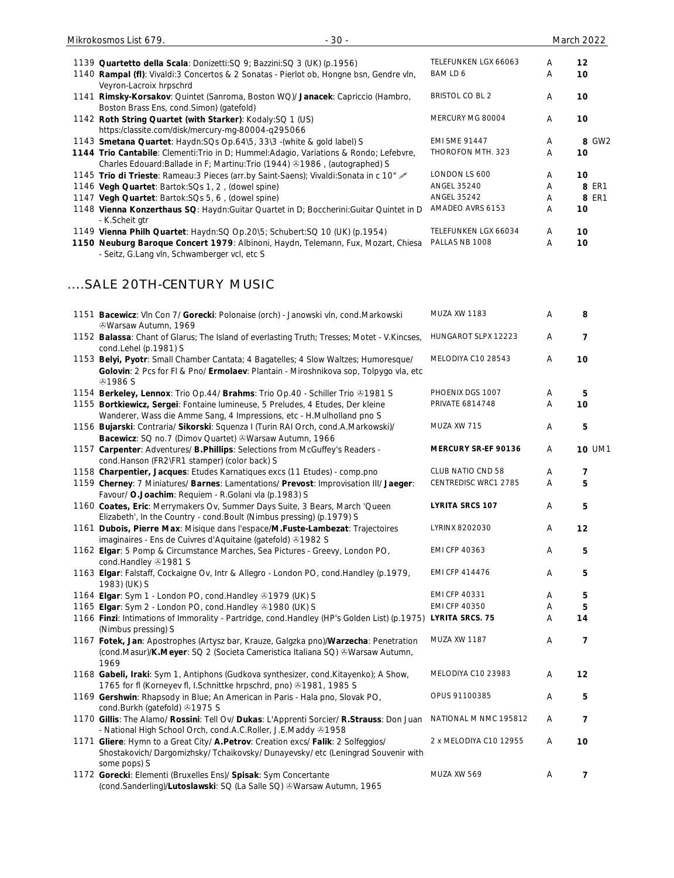| | | | | |
|---|---|---|---|---|
| 1139 | **Quartetto della Scala**: Donizetti:SQ 9; Bazzini:SQ 3 (UK) (p.1956) | TELEFUNKEN LGX 66063 | A | **12** |
| 1140 | **Rampal (fl)**: Vivaldi:3 Concertos & 2 Sonatas - Pierlot ob, Hongne bsn, Gendre vln, Veyron-Lacroix hrpschrd | BAM LD 6 | A | **10** |
| 1141 | **Rimsky-Korsakov**: Quintet (Sanroma, Boston WQ)/ **Janacek**: Capriccio (Hambro, Boston Brass Ens, cond.Simon) (gatefold) | BRISTOL CO BL 2 | A | **10** |
| 1142 | **Roth String Quartet (with Starker)**: Kodaly:SQ 1 (US) https:/classite.com/disk/mercury-mg-80004-q295066 | MERCURY MG 80004 | A | **10** |
| 1143 | **Smetana Quartet**: Haydn:SQs Op.64\5, 33\3 -(white & gold label) S | EMI SME 91447 | A | **8** GW2 |
| 1144 | **Trio Cantabile**: Clementi:Trio in D; Hummel:Adagio, Variations & Rondo; Lefebvre, Charles Edouard:Ballade in F; Martinu:Trio (1944) ℗1986 , (autographed) S | THOROFON MTH. 323 | A | **10** |
| 1145 | **Trio di Trieste**: Rameau:3 Pieces (arr.by Saint-Saens); Vivaldi:Sonata in c 10" ✐ | LONDON LS 600 | A | **10** |
| 1146 | **Vegh Quartet**: Bartok:SQs 1, 2 , (dowel spine) | ANGEL 35240 | A | **8** ER1 |
| 1147 | **Vegh Quartet**: Bartok:SQs 5, 6 , (dowel spine) | ANGEL 35242 | A | **8** ER1 |
| 1148 | **Vienna Konzerthaus SQ**: Haydn:Guitar Quartet in D; Boccherini:Guitar Quintet in D - K.Scheit gtr | AMADEO AVRS 6153 | A | **10** |
| 1149 | **Vienna Philh Quartet**: Haydn:SQ Op.20\5; Schubert:SQ 10 (UK) (p.1954) | TELEFUNKEN LGX 66034 | A | **10** |
| 1150 | **Neuburg Baroque Concert 1979**: Albinoni, Haydn, Telemann, Fux, Mozart, Chiesa - Seitz, G.Lang vln, Schwamberger vcl, etc S | PALLAS NB 1008 | A | **10** |

## ....SALE 20TH-CENTURY MUSIC

| | | | | |
|---|---|---|---|---|
| 1151 | **Bacewicz**: Vln Con 7/ **Gorecki**: Polonaise (orch) - Janowski vln, cond.Markowski ℗Warsaw Autumn, 1969 | MUZA XW 1183 | A | **8** |
| 1152 | **Balassa**: Chant of Glarus; The Island of everlasting Truth; Tresses; Motet - V.Kincses, cond.Lehel (p.1981) S | HUNGAROT SLPX 12223 | A | **7** |
| 1153 | **Belyi, Pyotr**: Small Chamber Cantata; 4 Bagatelles; 4 Slow Waltzes; Humoresque/ **Golovin**: 2 Pcs for Fl & Pno/ **Ermolaev**: Plantain - Miroshnikova sop, Tolpygo vla, etc ℗1986 S | MELODIYA C10 28543 | A | **10** |
| 1154 | **Berkeley, Lennox**: Trio Op.44/ **Brahms**: Trio Op.40 - Schiller Trio ℗1981 S | PHOENIX DGS 1007 | A | **5** |
| 1155 | **Bortkiewicz, Sergei**: Fontaine lumineuse, 5 Preludes, 4 Etudes, Der kleine Wanderer, Wass die Amme Sang, 4 Impressions, etc - H.Mulholland pno S | PRIVATE 6814748 | A | **10** |
| 1156 | **Bujarski**: Contraria/ **Sikorski**: Squenza I (Turin RAI Orch, cond.A.Markowski)/ **Bacewicz**: SQ no.7 (Dimov Quartet) ℗Warsaw Autumn, 1966 | MUZA XW 715 | A | **5** |
| 1157 | **Carpenter**: Adventures/ **B.Phillips**: Selections from McGuffey's Readers - cond.Hanson (FR2\FR1 stamper) (color back) S | **MERCURY SR-EF 90136** | A | **10** UM1 |
| 1158 | **Charpentier, Jacques**: Etudes Karnatiques excs (11 Etudes) - comp.pno | CLUB NATIO CND 58 | A | **7** |
| 1159 | **Cherney**: 7 Miniatures/ **Barnes**: Lamentations/ **Prevost**: Improvisation III/ **Jaeger**: Favour/ **O.Joachim**: Requiem - R.Golani vla (p.1983) S | CENTREDISC WRC1 2785 | A | **5** |
| 1160 | **Coates, Eric**: Merrymakers Ov, Summer Days Suite, 3 Bears, March 'Queen Elizabeth', In the Country - cond.Boult (Nimbus pressing) (p.1979) S | **LYRITA SRCS 107** | A | **5** |
| 1161 | **Dubois, Pierre Max**: Misique dans l'espace/**M.Fuste-Lambezat**: Trajectoires imaginaires - Ens de Cuivres d'Aquitaine (gatefold) ℗1982 S | LYRINX 8202030 | A | **12** |
| 1162 | **Elgar**: 5 Pomp & Circumstance Marches, Sea Pictures - Greevy, London PO, cond.Handley ℗1981 S | EMI CFP 40363 | A | **5** |
| 1163 | **Elgar**: Falstaff, Cockaigne Ov, Intr & Allegro - London PO, cond.Handley (p.1979, 1983) (UK) S | EMI CFP 414476 | A | **5** |
| 1164 | **Elgar**: Sym 1 - London PO, cond.Handley ℗1979 (UK) S | EMI CFP 40331 | A | **5** |
| 1165 | **Elgar**: Sym 2 - London PO, cond.Handley ℗1980 (UK) S | EMI CFP 40350 | A | **5** |
| 1166 | **Finzi**: Intimations of Immorality - Partridge, cond.Handley (HP's Golden List) (p.1975) (Nimbus pressing) S | **LYRITA SRCS. 75** | A | **14** |
| 1167 | **Fotek, Jan**: Apostrophes (Artysz bar, Krauze, Galgzka pno)/**Warzecha**: Penetration (cond.Masur)/**K.Meyer**: SQ 2 (Societa Cameristica Italiana SQ) ℗Warsaw Autumn, 1969 | MUZA XW 1187 | A | **7** |
| 1168 | **Gabeli, Iraki**: Sym 1, Antiphons (Gudkova synthesizer, cond.Kitayenko); A Show, 1765 for fl (Korneyev fl, I.Schnittke hrpschrd, pno) ℗1981, 1985 S | MELODIYA C10 23983 | A | **12** |
| 1169 | **Gershwin**: Rhapsody in Blue; An American in Paris - Hala pno, Slovak PO, cond.Burkh (gatefold) ℗1975 S | OPUS 91100385 | A | **5** |
| 1170 | **Gillis**: The Alamo/ **Rossini**: Tell Ov/ **Dukas**: L'Apprenti Sorcier/ **R.Strauss**: Don Juan - National High School Orch, cond.A.C.Roller, J.E.Maddy ℗1958 | NATIONAL M NMC 195812 | A | **7** |
| 1171 | **Gliere**: Hymn to a Great City/ **A.Petrov**: Creation excs/ **Falik**: 2 Solfeggios/ Shostakovich/ Dargomizhsky/ Tchaikovsky/ Dunayevsky/ etc (Leningrad Souvenir with some pops) S | 2 x MELODIYA C10 12955 | A | **10** |
| 1172 | **Gorecki**: Elementi (Bruxelles Ens)/ **Spisak**: Sym Concertante (cond.Sanderling)/**Lutoslawski**: SQ (La Salle SQ) ℗Warsaw Autumn, 1965 | MUZA XW 569 | A | **7** |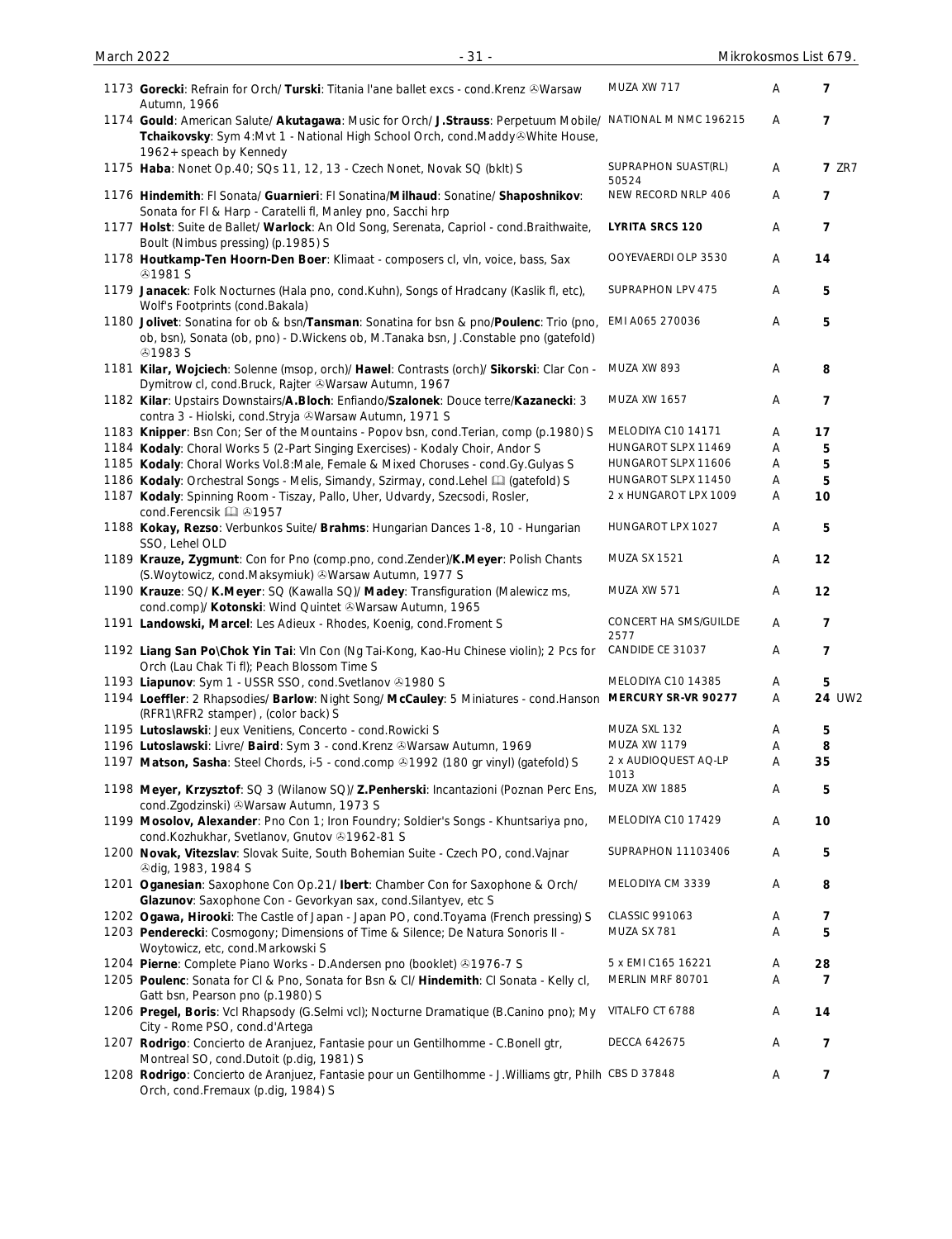| No. | Description | Label | Grade | Price |
|---|---|---|---|---|
| 1173 | **Gorecki**: Refrain for Orch/ **Turski**: Titania l'ane ballet excs - cond.Krenz ℗Warsaw Autumn, 1966 | MUZA XW 717 | A | 7 |
| 1174 | **Gould**: American Salute/ **Akutagawa**: Music for Orch/ **J.Strauss**: Perpetuum Mobile/ **Tchaikovsky**: Sym 4:Mvt 1 - National High School Orch, cond.Maddy℗White House, 1962+ speach by Kennedy | NATIONAL M NMC 196215 | A | 7 |
| 1175 | **Haba**: Nonet Op.40; SQs 11, 12, 13 - Czech Nonet, Novak SQ (bklt) S | SUPRAPHON SUAST(RL) 50524 | A | 7 ZR7 |
| 1176 | **Hindemith**: Fl Sonata/ **Guarnieri**: Fl Sonatina/**Milhaud**: Sonatine/ **Shaposhnikov**: Sonata for Fl & Harp - Caratelli fl, Manley pno, Sacchi hrp | NEW RECORD NRLP 406 | A | 7 |
| 1177 | **Holst**: Suite de Ballet/ **Warlock**: An Old Song, Serenata, Capriol - cond.Braithwaite, Boult (Nimbus pressing) (p.1985) S | **LYRITA SRCS 120** | A | 7 |
| 1178 | **Houtkamp-Ten Hoorn-Den Boer**: Klimaat - composers cl, vln, voice, bass, Sax ℗1981 S | OOYEVAERDI OLP 3530 | A | 14 |
| 1179 | **Janacek**: Folk Nocturnes (Hala pno, cond.Kuhn), Songs of Hradcany (Kaslik fl, etc), Wolf's Footprints (cond.Bakala) | SUPRAPHON LPV 475 | A | 5 |
| 1180 | **Jolivet**: Sonatina for ob & bsn/**Tansman**: Sonatina for bsn & pno/**Poulenc**: Trio (pno, ob, bsn), Sonata (ob, pno) - D.Wickens ob, M.Tanaka bsn, J.Constable pno (gatefold) ℗1983 S | EMI A065 270036 | A | 5 |
| 1181 | **Kilar, Wojciech**: Solenne (msop, orch)/ **Hawel**: Contrasts (orch)/ **Sikorski**: Clar Con - Dymitrow cl, cond.Bruck, Rajter ℗Warsaw Autumn, 1967 | MUZA XW 893 | A | 8 |
| 1182 | **Kilar**: Upstairs Downstairs/**A.Bloch**: Enfiando/**Szalonek**: Douce terre/**Kazanecki**: 3 contra 3 - Hiolski, cond.Stryja ℗Warsaw Autumn, 1971 S | MUZA XW 1657 | A | 7 |
| 1183 | **Knipper**: Bsn Con; Ser of the Mountains - Popov bsn, cond.Terian, comp (p.1980) S | MELODIYA C10 14171 | A | 17 |
| 1184 | **Kodaly**: Choral Works 5 (2-Part Singing Exercises) - Kodaly Choir, Andor S | HUNGAROT SLPX 11469 | A | 5 |
| 1185 | **Kodaly**: Choral Works Vol.8:Male, Female & Mixed Choruses - cond.Gy.Gulyas S | HUNGAROT SLPX 11606 | A | 5 |
| 1186 | **Kodaly**: Orchestral Songs - Melis, Simandy, Szirmay, cond.Lehel 🕮 (gatefold) S | HUNGAROT SLPX 11450 | A | 5 |
| 1187 | **Kodaly**: Spinning Room - Tiszay, Pallo, Uher, Udvardy, Szecsodi, Rosler, cond.Ferencsik 🕮 ℗1957 | 2 x HUNGAROT LPX 1009 | A | 10 |
| 1188 | **Kokay, Rezso**: Verbunkos Suite/ **Brahms**: Hungarian Dances 1-8, 10 - Hungarian SSO, Lehel OLD | HUNGAROT LPX 1027 | A | 5 |
| 1189 | **Krauze, Zygmunt**: Con for Pno (comp.pno, cond.Zender)/**K.Meyer**: Polish Chants (S.Woytowicz, cond.Maksymiuk) ℗Warsaw Autumn, 1977 S | MUZA SX 1521 | A | 12 |
| 1190 | **Krauze**: SQ/ **K.Meyer**: SQ (Kawalla SQ)/ **Madey**: Transfiguration (Malewicz ms, cond.comp)/ **Kotonski**: Wind Quintet ℗Warsaw Autumn, 1965 | MUZA XW 571 | A | 12 |
| 1191 | **Landowski, Marcel**: Les Adieux - Rhodes, Koenig, cond.Froment S | CONCERT HA SMS/GUILDE 2577 | A | 7 |
| 1192 | **Liang San Po\Chok Yin Tai**: Vln Con (Ng Tai-Kong, Kao-Hu Chinese violin); 2 Pcs for Orch (Lau Chak Ti fl); Peach Blossom Time S | CANDIDE CE 31037 | A | 7 |
| 1193 | **Liapunov**: Sym 1 - USSR SSO, cond.Svetlanov ℗1980 S | MELODIYA C10 14385 | A | 5 |
| 1194 | **Loeffler**: 2 Rhapsodies/ **Barlow**: Night Song/ **McCauley**: 5 Miniatures - cond.Hanson (RFR1\RFR2 stamper) , (color back) S | **MERCURY SR-VR 90277** | A | 24 UW2 |
| 1195 | **Lutoslawski**: Jeux Venitiens, Concerto - cond.Rowicki S | MUZA SXL 132 | A | 5 |
| 1196 | **Lutoslawski**: Livre/ **Baird**: Sym 3 - cond.Krenz ℗Warsaw Autumn, 1969 | MUZA XW 1179 | A | 8 |
| 1197 | **Matson, Sasha**: Steel Chords, i-5 - cond.comp ℗1992 (180 gr vinyl) (gatefold) S | 2 x AUDIOQUEST AQ-LP 1013 | A | 35 |
| 1198 | **Meyer, Krzysztof**: SQ 3 (Wilanow SQ)/ **Z.Penherski**: Incantazioni (Poznan Perc Ens, cond.Zgodzinski) ℗Warsaw Autumn, 1973 S | MUZA XW 1885 | A | 5 |
| 1199 | **Mosolov, Alexander**: Pno Con 1; Iron Foundry; Soldier's Songs - Khuntsariya pno, cond.Kozhukhar, Svetlanov, Gnutov ℗1962-81 S | MELODIYA C10 17429 | A | 10 |
| 1200 | **Novak, Vitezslav**: Slovak Suite, South Bohemian Suite - Czech PO, cond.Vajnar ℗dig, 1983, 1984 S | SUPRAPHON 11103406 | A | 5 |
| 1201 | **Oganesian**: Saxophone Con Op.21/ **Ibert**: Chamber Con for Saxophone & Orch/ **Glazunov**: Saxophone Con - Gevorkyan sax, cond.Silantyev, etc S | MELODIYA CM 3339 | A | 8 |
| 1202 | **Ogawa, Hirooki**: The Castle of Japan - Japan PO, cond.Toyama (French pressing) S | CLASSIC 991063 | A | 7 |
| 1203 | **Penderecki**: Cosmogony; Dimensions of Time & Silence; De Natura Sonoris II - Woytowicz, etc, cond.Markowski S | MUZA SX 781 | A | 5 |
| 1204 | **Pierne**: Complete Piano Works - D.Andersen pno (booklet) ℗1976-7 S | 5 x EMI C165 16221 | A | 28 |
| 1205 | **Poulenc**: Sonata for Cl & Pno, Sonata for Bsn & Cl/ **Hindemith**: Cl Sonata - Kelly cl, Gatt bsn, Pearson pno (p.1980) S | MERLIN MRF 80701 | A | 7 |
| 1206 | **Pregel, Boris**: Vcl Rhapsody (G.Selmi vcl); Nocturne Dramatique (B.Canino pno); My City - Rome PSO, cond.d'Artega | VITALFO CT 6788 | A | 14 |
| 1207 | **Rodrigo**: Concierto de Aranjuez, Fantasie pour un Gentilhomme - C.Bonell gtr, Montreal SO, cond.Dutoit (p.dig, 1981) S | DECCA 642675 | A | 7 |
| 1208 | **Rodrigo**: Concierto de Aranjuez, Fantasie pour un Gentilhomme - J.Williams gtr, Philh Orch, cond.Fremaux (p.dig, 1984) S | CBS D 37848 | A | 7 |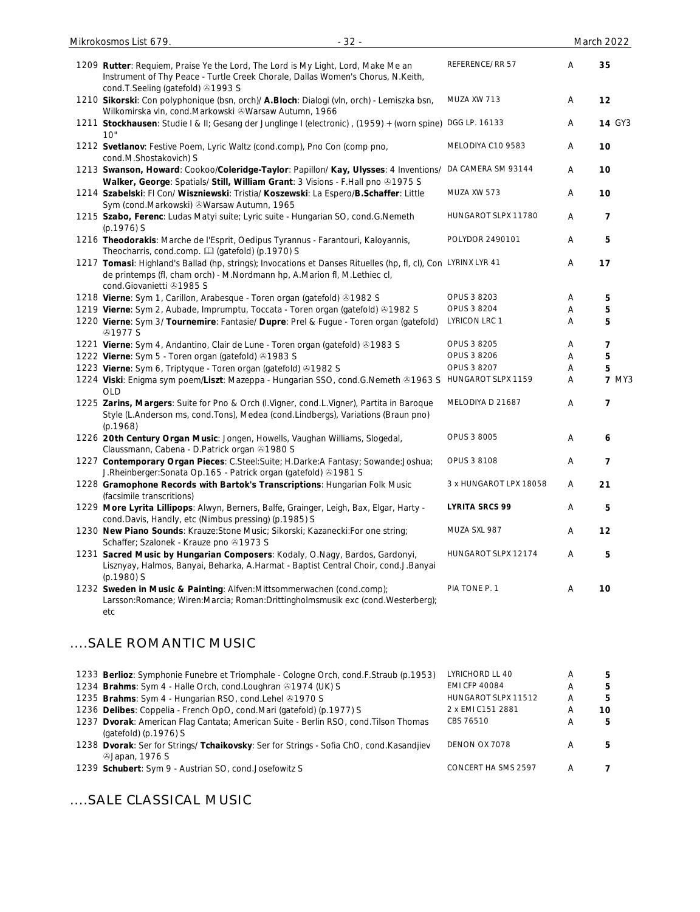| No. | Description | Label | Cond. | Price |
|---|---|---|---|---|
| 1209 | **Rutter**: Requiem, Praise Ye the Lord, The Lord is My Light, Lord, Make Me an Instrument of Thy Peace - Turtle Creek Chorale, Dallas Women's Chorus, N.Keith, cond.T.Seeling (gatefold) ℗1993 S | REFERENCE/ RR 57 | A | **35** |
| 1210 | **Sikorski**: Con polyphonique (bsn, orch)/ **A.Bloch**: Dialogi (vln, orch) - Lemiszka bsn, Wilkomirska vln, cond.Markowski ℗Warsaw Autumn, 1966 | MUZA XW 713 | A | **12** |
| 1211 | **Stockhausen**: Studie I & II; Gesang der Junglinge I (electronic) , (1959) + (worn spine) 10" | DGG LP. 16133 | A | **14** GY3 |
| 1212 | **Svetlanov**: Festive Poem, Lyric Waltz (cond.comp), Pno Con (comp pno, cond.M.Shostakovich) S | MELODIYA C10 9583 | A | **10** |
| 1213 | **Swanson, Howard**: Cookoo/**Coleridge-Taylor**: Papillon/ **Kay, Ulysses**: 4 Inventions/ **Walker, George**: Spatials/ **Still, William Grant**: 3 Visions - F.Hall pno ℗1975 S | DA CAMERA SM 93144 | A | **10** |
| 1214 | **Szabelski**: Fl Con/ **Wiszniewski**: Tristia/ **Koszewski**: La Espero/**B.Schaffer**: Little Sym (cond.Markowski) ℗Warsaw Autumn, 1965 | MUZA XW 573 | A | **10** |
| 1215 | **Szabo, Ferenc**: Ludas Matyi suite; Lyric suite - Hungarian SO, cond.G.Nemeth (p.1976) S | HUNGAROT SLPX 11780 | A | **7** |
| 1216 | **Theodorakis**: Marche de l'Esprit, Oedipus Tyrannus - Farantouri, Kaloyannis, Theocharris, cond.comp. 📖 (gatefold) (p.1970) S | POLYDOR 2490101 | A | **5** |
| 1217 | **Tomasi**: Highland's Ballad (hp, strings); Invocations et Danses Rituelles (hp, fl, cl), Con de printemps (fl, cham orch) - M.Nordmann hp, A.Marion fl, M.Lethiec cl, cond.Giovanietti ℗1985 S | LYRINX LYR 41 | A | **17** |
| 1218 | **Vierne**: Sym 1, Carillon, Arabesque - Toren organ (gatefold) ℗1982 S | OPUS 3 8203 | A | **5** |
| 1219 | **Vierne**: Sym 2, Aubade, Imprumptu, Toccata - Toren organ (gatefold) ℗1982 S | OPUS 3 8204 | A | **5** |
| 1220 | **Vierne**: Sym 3/ **Tournemire**: Fantasie/ **Dupre**: Prel & Fugue - Toren organ (gatefold) ℗1977 S | LYRICON LRC 1 | A | **5** |
| 1221 | **Vierne**: Sym 4, Andantino, Clair de Lune - Toren organ (gatefold) ℗1983 S | OPUS 3 8205 | A | **7** |
| 1222 | **Vierne**: Sym 5 - Toren organ (gatefold) ℗1983 S | OPUS 3 8206 | A | **5** |
| 1223 | **Vierne**: Sym 6, Triptyque - Toren organ (gatefold) ℗1982 S | OPUS 3 8207 | A | **5** |
| 1224 | **Viski**: Enigma sym poem/**Liszt**: Mazeppa - Hungarian SSO, cond.G.Nemeth ℗1963 S OLD | HUNGAROT SLPX 1159 | A | **7** MY3 |
| 1225 | **Zarins, Margers**: Suite for Pno & Orch (I.Vigner, cond.L.Vigner), Partita in Baroque Style (L.Anderson ms, cond.Tons), Medea (cond.Lindbergs), Variations (Braun pno) (p.1968) | MELODIYA D 21687 | A | **7** |
| 1226 | **20th Century Organ Music**: Jongen, Howells, Vaughan Williams, Slogedal, Claussmann, Cabena - D.Patrick organ ℗1980 S | OPUS 3 8005 | A | **6** |
| 1227 | **Contemporary Organ Pieces**: C.Steel:Suite; H.Darke:A Fantasy; Sowande:Joshua; J.Rheinberger:Sonata Op.165 - Patrick organ (gatefold) ℗1981 S | OPUS 3 8108 | A | **7** |
| 1228 | **Gramophone Records with Bartok's Transcriptions**: Hungarian Folk Music (facsimile transcritions) | 3 x HUNGAROT LPX 18058 | A | **21** |
| 1229 | **More Lyrita Lillipops**: Alwyn, Berners, Balfe, Grainger, Leigh, Bax, Elgar, Harty - cond.Davis, Handly, etc (Nimbus pressing) (p.1985) S | **LYRITA SRCS 99** | A | **5** |
| 1230 | **New Piano Sounds**: Krauze:Stone Music; Sikorski; Kazanecki:For one string; Schaffer; Szalonek - Krauze pno ℗1973 S | MUZA SXL 987 | A | **12** |
| 1231 | **Sacred Music by Hungarian Composers**: Kodaly, O.Nagy, Bardos, Gardonyi, Lisznyay, Halmos, Banyai, Beharka, A.Harmat - Baptist Central Choir, cond.J.Banyai (p.1980) S | HUNGAROT SLPX 12174 | A | **5** |
| 1232 | **Sweden in Music & Painting**: Alfven:Mittsommervachen (cond.comp); Larsson:Romance; Wiren:Marcia; Roman:Drittingholmsmusik exc (cond.Westerberg); etc | PIA TONE P. 1 | A | **10** |

## ....SALE ROMANTIC MUSIC

| No. | Description | Label | Cond. | Price |
|---|---|---|---|---|
| 1233 | **Berlioz**: Symphonie Funebre et Triomphale - Cologne Orch, cond.F.Straub (p.1953) | LYRICHORD LL 40 | A | **5** |
| 1234 | **Brahms**: Sym 4 - Halle Orch, cond.Loughran ℗1974 (UK) S | EMI CFP 40084 | A | **5** |
| 1235 | **Brahms**: Sym 4 - Hungarian RSO, cond.Lehel ℗1970 S | HUNGAROT SLPX 11512 | A | **5** |
| 1236 | **Delibes**: Coppelia - French OpO, cond.Mari (gatefold) (p.1977) S | 2 x EMI C151 2881 | A | **10** |
| 1237 | **Dvorak**: American Flag Cantata; American Suite - Berlin RSO, cond.Tilson Thomas (gatefold) (p.1976) S | CBS 76510 | A | **5** |
| 1238 | **Dvorak**: Ser for Strings/ **Tchaikovsky**: Ser for Strings - Sofia ChO, cond.Kasandjiev ℗Japan, 1976 S | DENON OX 7078 | A | **5** |
| 1239 | **Schubert**: Sym 9 - Austrian SO, cond.Josefowitz S | CONCERT HA SMS 2597 | A | **7** |

## ....SALE CLASSICAL MUSIC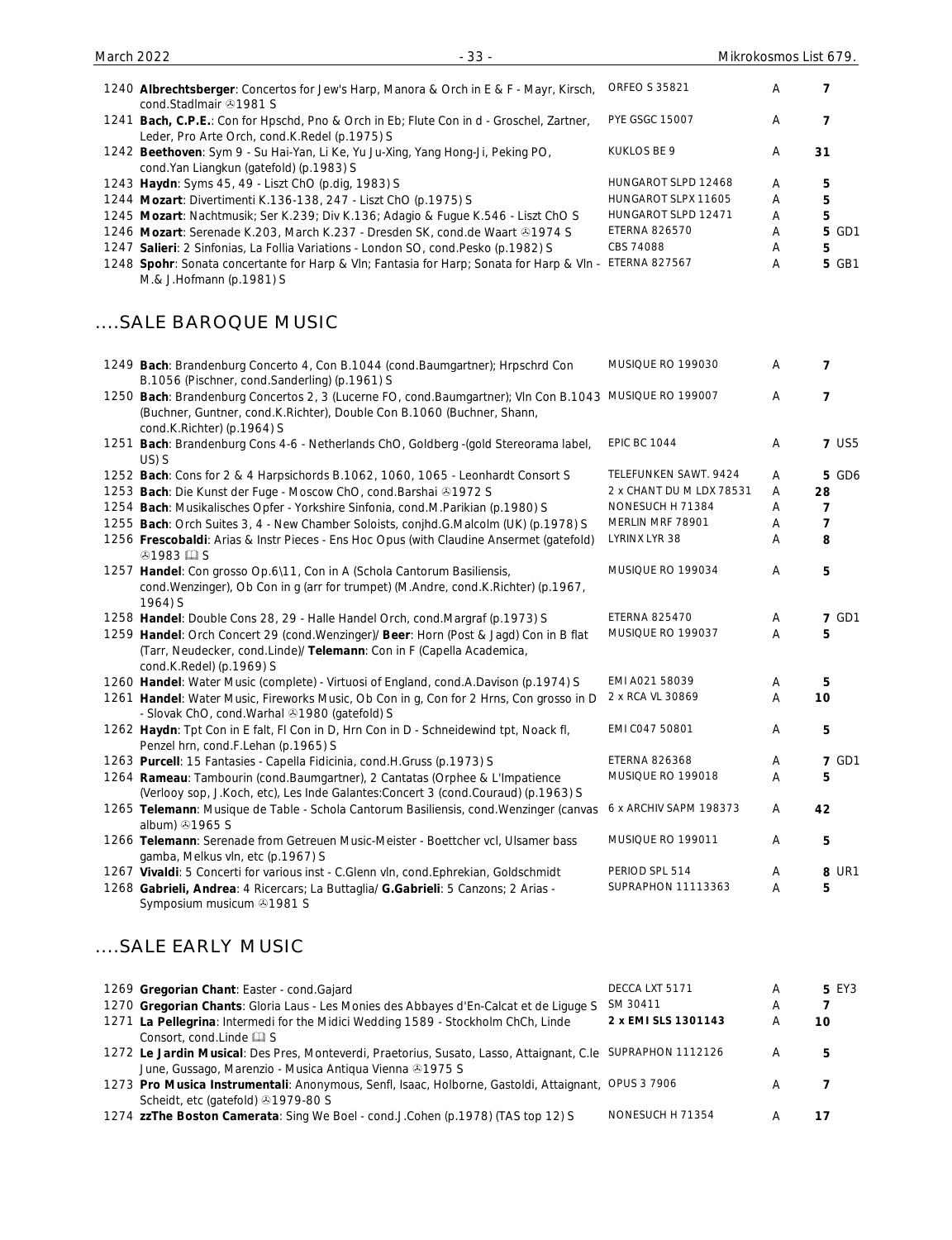| No. | Description | Label | Grade | Price | Note |
|---|---|---|---|---|---|
| 1240 | **Albrechtsberger**: Concertos for Jew's Harp, Manora & Orch in E & F - Mayr, Kirsch, cond.Stadlmair ℗1981 S | ORFEO S 35821 | A | 7 | |
| 1241 | **Bach, C.P.E.**: Con for Hpschd, Pno & Orch in Eb; Flute Con in d - Groschel, Zartner, Leder, Pro Arte Orch, cond.K.Redel (p.1975) S | PYE GSGC 15007 | A | 7 | |
| 1242 | **Beethoven**: Sym 9 - Su Hai-Yan, Li Ke, Yu Ju-Xing, Yang Hong-Ji, Peking PO, cond.Yan Liangkun (gatefold) (p.1983) S | KUKLOS BE 9 | A | 31 | |
| 1243 | **Haydn**: Syms 45, 49 - Liszt ChO (p.dig, 1983) S | HUNGAROT SLPD 12468 | A | 5 | |
| 1244 | **Mozart**: Divertimenti K.136-138, 247 - Liszt ChO (p.1975) S | HUNGAROT SLPX 11605 | A | 5 | |
| 1245 | **Mozart**: Nachtmusik; Ser K.239; Div K.136; Adagio & Fugue K.546 - Liszt ChO S | HUNGAROT SLPD 12471 | A | 5 | |
| 1246 | **Mozart**: Serenade K.203, March K.237 - Dresden SK, cond.de Waart ℗1974 S | ETERNA 826570 | A | 5 | GD1 |
| 1247 | **Salieri**: 2 Sinfonias, La Follia Variations - London SO, cond.Pesko (p.1982) S | CBS 74088 | A | 5 | |
| 1248 | **Spohr**: Sonata concertante for Harp & Vln; Fantasia for Harp; Sonata for Harp & Vln - M.& J.Hofmann (p.1981) S | ETERNA 827567 | A | 5 | GB1 |

## ....SALE BAROQUE MUSIC

| No. | Description | Label | Grade | Price | Note |
|---|---|---|---|---|---|
| 1249 | **Bach**: Brandenburg Concerto 4, Con B.1044 (cond.Baumgartner); Hrpschrd Con B.1056 (Pischner, cond.Sanderling) (p.1961) S | MUSIQUE RO 199030 | A | 7 | |
| 1250 | **Bach**: Brandenburg Concertos 2, 3 (Lucerne FO, cond.Baumgartner); Vln Con B.1043 (Buchner, Guntner, cond.K.Richter), Double Con B.1060 (Buchner, Shann, cond.K.Richter) (p.1964) S | MUSIQUE RO 199007 | A | 7 | |
| 1251 | **Bach**: Brandenburg Cons 4-6 - Netherlands ChO, Goldberg -(gold Stereorama label, US) S | EPIC BC 1044 | A | 7 | US5 |
| 1252 | **Bach**: Cons for 2 & 4 Harpsichords B.1062, 1060, 1065 - Leonhardt Consort S | TELEFUNKEN SAWT. 9424 | A | 5 | GD6 |
| 1253 | **Bach**: Die Kunst der Fuge - Moscow ChO, cond.Barshai ℗1972 S | 2 x CHANT DU M LDX 78531 | A | 28 | |
| 1254 | **Bach**: Musikalisches Opfer - Yorkshire Sinfonia, cond.M.Parikian (p.1980) S | NONESUCH H 71384 | A | 7 | |
| 1255 | **Bach**: Orch Suites 3, 4 - New Chamber Soloists, conjhd.G.Malcolm (UK) (p.1978) S | MERLIN MRF 78901 | A | 7 | |
| 1256 | **Frescobaldi**: Arias & Instr Pieces - Ens Hoc Opus (with Claudine Ansermet (gatefold) ℗1983 📖 S | LYRINX LYR 38 | A | 8 | |
| 1257 | **Handel**: Con grosso Op.6\11, Con in A (Schola Cantorum Basiliensis, cond.Wenzinger), Ob Con in g (arr for trumpet) (M.Andre, cond.K.Richter) (p.1967, 1964) S | MUSIQUE RO 199034 | A | 5 | |
| 1258 | **Handel**: Double Cons 28, 29 - Halle Handel Orch, cond.Margraf (p.1973) S | ETERNA 825470 | A | 7 | GD1 |
| 1259 | **Handel**: Orch Concert 29 (cond.Wenzinger)/ **Beer**: Horn (Post & Jagd) Con in B flat (Tarr, Neudecker, cond.Linde)/ **Telemann**: Con in F (Capella Academica, cond.K.Redel) (p.1969) S | MUSIQUE RO 199037 | A | 5 | |
| 1260 | **Handel**: Water Music (complete) - Virtuosi of England, cond.A.Davison (p.1974) S | EMI A021 58039 | A | 5 | |
| 1261 | **Handel**: Water Music, Fireworks Music, Ob Con in g, Con for 2 Hrns, Con grosso in D - Slovak ChO, cond.Warhal ℗1980 (gatefold) S | 2 x RCA VL 30869 | A | 10 | |
| 1262 | **Haydn**: Tpt Con in E falt, Fl Con in D, Hrn Con in D - Schneidewind tpt, Noack fl, Penzel hrn, cond.F.Lehan (p.1965) S | EMI C047 50801 | A | 5 | |
| 1263 | **Purcell**: 15 Fantasies - Capella Fidicinia, cond.H.Gruss (p.1973) S | ETERNA 826368 | A | 7 | GD1 |
| 1264 | **Rameau**: Tambourin (cond.Baumgartner), 2 Cantatas (Orphee & L'Impatience (Verlooy sop, J.Koch, etc), Les Inde Galantes:Concert 3 (cond.Couraud) (p.1963) S | MUSIQUE RO 199018 | A | 5 | |
| 1265 | **Telemann**: Musique de Table - Schola Cantorum Basiliensis, cond.Wenzinger (canvas album) ℗1965 S | 6 x ARCHIV SAPM 198373 | A | 42 | |
| 1266 | **Telemann**: Serenade from Getreuen Music-Meister - Boettcher vcl, Ulsamer bass gamba, Melkus vln, etc (p.1967) S | MUSIQUE RO 199011 | A | 5 | |
| 1267 | **Vivaldi**: 5 Concerti for various inst - C.Glenn vln, cond.Ephrekian, Goldschmidt | PERIOD SPL 514 | A | 8 | UR1 |
| 1268 | **Gabrieli, Andrea**: 4 Ricercars; La Buttaglia/ **G.Gabrieli**: 5 Canzons; 2 Arias - Symposium musicum ℗1981 S | SUPRAPHON 11113363 | A | 5 | |

## ....SALE EARLY MUSIC

| No. | Description | Label | Grade | Price | Note |
|---|---|---|---|---|---|
| 1269 | **Gregorian Chant**: Easter - cond.Gajard | DECCA LXT 5171 | A | 5 | EY3 |
| 1270 | **Gregorian Chants**: Gloria Laus - Les Monies des Abbayes d'En-Calcat et de Liguge S | SM 30411 | A | 7 | |
| 1271 | **La Pellegrina**: Intermedi for the Midici Wedding 1589 - Stockholm ChCh, Linde Consort, cond.Linde 📖 S | **2 x EMI SLS 1301143** | A | 10 | |
| 1272 | **Le Jardin Musical**: Des Pres, Monteverdi, Praetorius, Susato, Lasso, Attaignant, C.le June, Gussago, Marenzio - Musica Antiqua Vienna ℗1975 S | SUPRAPHON 1112126 | A | 5 | |
| 1273 | **Pro Musica Instrumentali**: Anonymous, Senfl, Isaac, Holborne, Gastoldi, Attaignant, Scheidt, etc (gatefold) ℗1979-80 S | OPUS 3 7906 | A | 7 | |
| 1274 | **zzThe Boston Camerata**: Sing We Boel - cond.J.Cohen (p.1978) (TAS top 12) S | NONESUCH H 71354 | A | 17 | |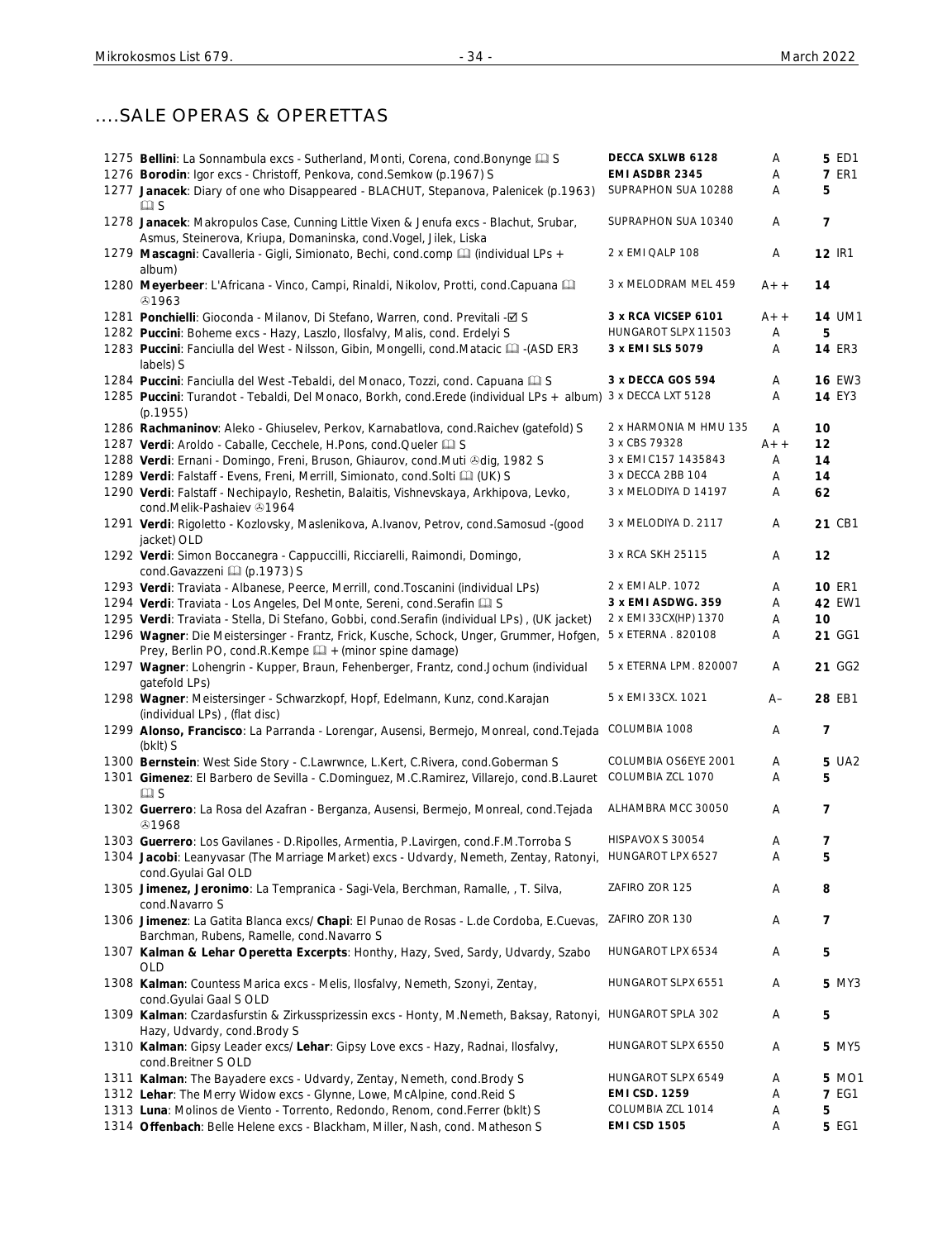## ....SALE OPERAS & OPERETTAS

| No. | Description | Label | Grade | Price | Code |
|---|---|---|---|---|---|
| 1275 | **Bellini**: La Sonnambula excs - Sutherland, Monti, Corena, cond.Bonynge 📖 S | **DECCA SXLWB 6128** | A | **5** | ED1 |
| 1276 | **Borodin**: Igor excs - Christoff, Penkova, cond.Semkow (p.1967) S | **EMI ASDBR 2345** | A | **7** | ER1 |
| 1277 | **Janacek**: Diary of one who Disappeared - BLACHUT, Stepanova, Palenicek (p.1963) 📖 S | SUPRAPHON SUA 10288 | A | **5** | |
| 1278 | **Janacek**: Makropulos Case, Cunning Little Vixen & Jenufa excs - Blachut, Srubar, Asmus, Steinerova, Kriupa, Domaninska, cond.Vogel, Jilek, Liska | SUPRAPHON SUA 10340 | A | **7** | |
| 1279 | **Mascagni**: Cavalleria - Gigli, Simionato, Bechi, cond.comp 📖 (individual LPs + album) | 2 x EMI QALP 108 | A | **12** | IR1 |
| 1280 | **Meyerbeer**: L'Africana - Vinco, Campi, Rinaldi, Nikolov, Protti, cond.Capuana 📖 ℗1963 | 3 x MELODRAM MEL 459 | A++ | **14** | |
| 1281 | **Ponchielli**: Gioconda - Milanov, Di Stefano, Warren, cond. Previtali -☑ S | **3 x RCA VICSEP 6101** | A++ | **14** | UM1 |
| 1282 | **Puccini**: Boheme excs - Hazy, Laszlo, Ilosfalvy, Malis, cond. Erdelyi S | HUNGAROT SLPX 11503 | A | **5** | |
| 1283 | **Puccini**: Fanciulla del West - Nilsson, Gibin, Mongelli, cond.Matacic 📖 -(ASD ER3 labels) S | **3 x EMI SLS 5079** | A | **14** | ER3 |
| 1284 | **Puccini**: Fanciulla del West -Tebaldi, del Monaco, Tozzi, cond. Capuana 📖 S | **3 x DECCA GOS 594** | A | **16** | EW3 |
| 1285 | **Puccini**: Turandot - Tebaldi, Del Monaco, Borkh, cond.Erede (individual LPs + album) (p.1955) | 3 x DECCA LXT 5128 | A | **14** | EY3 |
| 1286 | **Rachmaninov**: Aleko - Ghiuselev, Perkov, Karnabatlova, cond.Raichev (gatefold) S | 2 x HARMONIA M HMU 135 | A | **10** | |
| 1287 | **Verdi**: Aroldo - Caballe, Cecchele, H.Pons, cond.Queler 📖 S | 3 x CBS 79328 | A++ | **12** | |
| 1288 | **Verdi**: Ernani - Domingo, Freni, Bruson, Ghiaurov, cond.Muti ℗dig, 1982 S | 3 x EMI C157 1435843 | A | **14** | |
| 1289 | **Verdi**: Falstaff - Evens, Freni, Merrill, Simionato, cond.Solti 📖 (UK) S | 3 x DECCA 2BB 104 | A | **14** | |
| 1290 | **Verdi**: Falstaff - Nechipaylo, Reshetin, Balaitis, Vishnevskaya, Arkhipova, Levko, cond.Melik-Pashaiev ℗1964 | 3 x MELODIYA D 14197 | A | **62** | |
| 1291 | **Verdi**: Rigoletto - Kozlovsky, Maslenikova, A.Ivanov, Petrov, cond.Samosud -(good jacket) OLD | 3 x MELODIYA D. 2117 | A | **21** | CB1 |
| 1292 | **Verdi**: Simon Boccanegra - Cappuccilli, Ricciarelli, Raimondi, Domingo, cond.Gavazzeni 📖 (p.1973) S | 3 x RCA SKH 25115 | A | **12** | |
| 1293 | **Verdi**: Traviata - Albanese, Peerce, Merrill, cond.Toscanini (individual LPs) | 2 x EMI ALP. 1072 | A | **10** | ER1 |
| 1294 | **Verdi**: Traviata - Los Angeles, Del Monte, Sereni, cond.Serafin 📖 S | **3 x EMI ASDWG. 359** | A | **42** | EW1 |
| 1295 | **Verdi**: Traviata - Stella, Di Stefano, Gobbi, cond.Serafin (individual LPs) , (UK jacket) | 2 x EMI 33CX(HP) 1370 | A | **10** | |
| 1296 | **Wagner**: Die Meistersinger - Frantz, Frick, Kusche, Schock, Unger, Grummer, Hofgen, Prey, Berlin PO, cond.R.Kempe 📖 + (minor spine damage) | 5 x ETERNA . 820108 | A | **21** | GG1 |
| 1297 | **Wagner**: Lohengrin - Kupper, Braun, Fehenberger, Frantz, cond.Jochum (individual gatefold LPs) | 5 x ETERNA LPM. 820007 | A | **21** | GG2 |
| 1298 | **Wagner**: Meistersinger - Schwarzkopf, Hopf, Edelmann, Kunz, cond.Karajan (individual LPs) , (flat disc) | 5 x EMI 33CX. 1021 | A– | **28** | EB1 |
| 1299 | **Alonso, Francisco**: La Parranda - Lorengar, Ausensi, Bermejo, Monreal, cond.Tejada (bklt) S | COLUMBIA 1008 | A | **7** | |
| 1300 | **Bernstein**: West Side Story - C.Lawrwnce, L.Kert, C.Rivera, cond.Goberman S | COLUMBIA OS6EYE 2001 | A | **5** | UA2 |
| 1301 | **Gimenez**: El Barbero de Sevilla - C.Dominguez, M.C.Ramirez, Villarejo, cond.B.Lauret 📖 S | COLUMBIA ZCL 1070 | A | **5** | |
| 1302 | **Guerrero**: La Rosa del Azafran - Berganza, Ausensi, Bermejo, Monreal, cond.Tejada ℗1968 | ALHAMBRA MCC 30050 | A | **7** | |
| 1303 | **Guerrero**: Los Gavilanes - D.Ripolles, Armentia, P.Lavirgen, cond.F.M.Torroba S | HISPAVOX S 30054 | A | **7** | |
| 1304 | **Jacobi**: Leanyvasar (The Marriage Market) excs - Udvardy, Nemeth, Zentay, Ratonyi, cond.Gyulai Gal OLD | HUNGAROT LPX 6527 | A | **5** | |
| 1305 | **Jimenez, Jeronimo**: La Tempranica - Sagi-Vela, Berchman, Ramalle, , T. Silva, cond.Navarro S | ZAFIRO ZOR 125 | A | **8** | |
| 1306 | **Jimenez**: La Gatita Blanca excs/ **Chapi**: El Punao de Rosas - L.de Cordoba, E.Cuevas, Barchman, Rubens, Ramelle, cond.Navarro S | ZAFIRO ZOR 130 | A | **7** | |
| 1307 | **Kalman & Lehar Operetta Excerpts**: Honthy, Hazy, Sved, Sardy, Udvardy, Szabo OLD | HUNGAROT LPX 6534 | A | **5** | |
| 1308 | **Kalman**: Countess Marica excs - Melis, Ilosfalvy, Nemeth, Szonyi, Zentay, cond.Gyulai Gaal S OLD | HUNGAROT SLPX 6551 | A | **5** | MY3 |
| 1309 | **Kalman**: Czardasfurstin & Zirkussprizessin excs - Honty, M.Nemeth, Baksay, Ratonyi, Hazy, Udvardy, cond.Brody S | HUNGAROT SPLA 302 | A | **5** | |
| 1310 | **Kalman**: Gipsy Leader excs/ **Lehar**: Gipsy Love excs - Hazy, Radnai, Ilosfalvy, cond.Breitner S OLD | HUNGAROT SLPX 6550 | A | **5** | MY5 |
| 1311 | **Kalman**: The Bayadere excs - Udvardy, Zentay, Nemeth, cond.Brody S | HUNGAROT SLPX 6549 | A | **5** | MO1 |
| 1312 | **Lehar**: The Merry Widow excs - Glynne, Lowe, McAlpine, cond.Reid S | **EMI CSD. 1259** | A | **7** | EG1 |
| 1313 | **Luna**: Molinos de Viento - Torrento, Redondo, Renom, cond.Ferrer (bklt) S | COLUMBIA ZCL 1014 | A | **5** | |
| 1314 | **Offenbach**: Belle Helene excs - Blackham, Miller, Nash, cond. Matheson S | **EMI CSD 1505** | A | **5** | EG1 |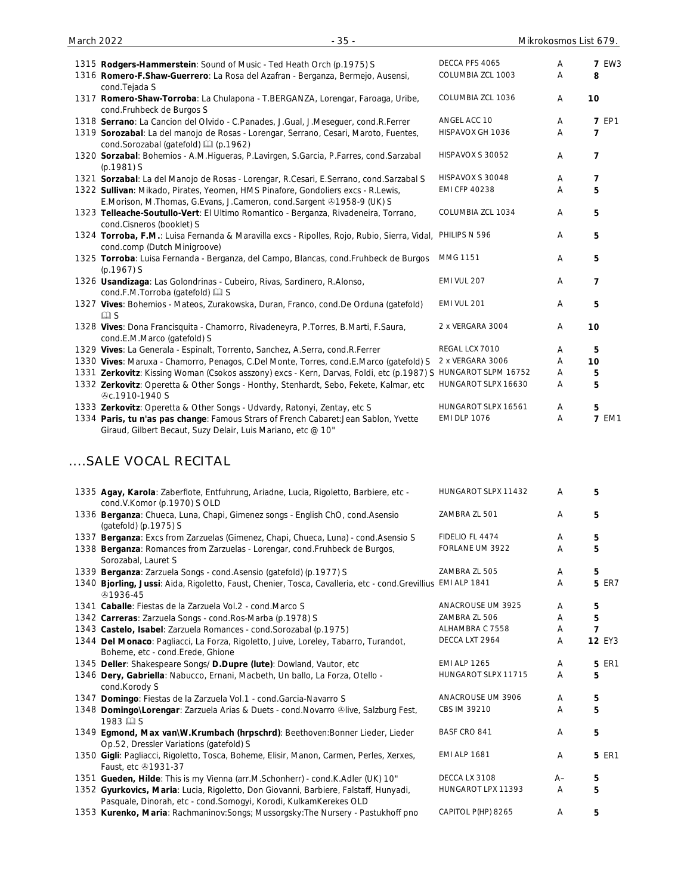| No. | Description | Label | Cond. | Price |
|---|---|---|---|---|
| 1315 | **Rodgers-Hammerstein**: Sound of Music - Ted Heath Orch (p.1975) S | DECCA PFS 4065 | A | **7** EW3 |
| 1316 | **Romero-F.Shaw-Guerrero**: La Rosa del Azafran - Berganza, Bermejo, Ausensi, cond.Tejada S | COLUMBIA ZCL 1003 | A | **8** |
| 1317 | **Romero-Shaw-Torroba**: La Chulapona - T.BERGANZA, Lorengar, Faroaga, Uribe, cond.Fruhbeck de Burgos S | COLUMBIA ZCL 1036 | A | **10** |
| 1318 | **Serrano**: La Cancion del Olvido - C.Panades, J.Gual, J.Meseguer, cond.R.Ferrer | ANGEL ACC 10 | A | **7** EP1 |
| 1319 | **Sorozabal**: La del manojo de Rosas - Lorengar, Serrano, Cesari, Maroto, Fuentes, cond.Sorozabal (gatefold) 🕮 (p.1962) | HISPAVOX GH 1036 | A | **7** |
| 1320 | **Sorzabal**: Bohemios - A.M.Higueras, P.Lavirgen, S.Garcia, P.Farres, cond.Sarzabal (p.1981) S | HISPAVOX S 30052 | A | **7** |
| 1321 | **Sorzabal**: La del Manojo de Rosas - Lorengar, R.Cesari, E.Serrano, cond.Sarzabal S | HISPAVOX S 30048 | A | **7** |
| 1322 | **Sullivan**: Mikado, Pirates, Yeomen, HMS Pinafore, Gondoliers excs - R.Lewis, E.Morison, M.Thomas, G.Evans, J.Cameron, cond.Sargent ℗1958-9 (UK) S | EMI CFP 40238 | A | **5** |
| 1323 | **Telleache-Soutullo-Vert**: El Ultimo Romantico - Berganza, Rivadeneira, Torrano, cond.Cisneros (booklet) S | COLUMBIA ZCL 1034 | A | **5** |
| 1324 | **Torroba, F.M.**: Luisa Fernanda & Maravilla excs - Ripolles, Rojo, Rubio, Sierra, Vidal, cond.comp (Dutch Minigroove) | PHILIPS N 596 | A | **5** |
| 1325 | **Torroba**: Luisa Fernanda - Berganza, del Campo, Blancas, cond.Fruhbeck de Burgos (p.1967) S | MMG 1151 | A | **5** |
| 1326 | **Usandizaga**: Las Golondrinas - Cubeiro, Rivas, Sardinero, R.Alonso, cond.F.M.Torroba (gatefold) 🕮 S | EMI VUL 207 | A | **7** |
| 1327 | **Vives**: Bohemios - Mateos, Zurakowska, Duran, Franco, cond.De Orduna (gatefold) 🕮 S | EMI VUL 201 | A | **5** |
| 1328 | **Vives**: Dona Francisquita - Chamorro, Rivadeneyra, P.Torres, B.Marti, F.Saura, cond.E.M.Marco (gatefold) S | 2 x VERGARA 3004 | A | **10** |
| 1329 | **Vives**: La Generala - Espinalt, Torrento, Sanchez, A.Serra, cond.R.Ferrer | REGAL LCX 7010 | A | **5** |
| 1330 | **Vives**: Maruxa - Chamorro, Penagos, C.Del Monte, Torres, cond.E.Marco (gatefold) S | 2 x VERGARA 3006 | A | **10** |
| 1331 | **Zerkovitz**: Kissing Woman (Csokos asszony) excs - Kern, Darvas, Foldi, etc (p.1987) S | HUNGAROT SLPM 16752 | A | **5** |
| 1332 | **Zerkovitz**: Operetta & Other Songs - Honthy, Stenhardt, Sebo, Fekete, Kalmar, etc ℗c.1910-1940 S | HUNGAROT SLPX 16630 | A | **5** |
| 1333 | **Zerkovitz**: Operetta & Other Songs - Udvardy, Ratonyi, Zentay, etc S | HUNGAROT SLPX 16561 | A | **5** |
| 1334 | **Paris, tu n'as pas change**: Famous Strars of French Cabaret:Jean Sablon, Yvette Giraud, Gilbert Becaut, Suzy Delair, Luis Mariano, etc @ 10" | EMI DLP 1076 | A | **7** EM1 |

## ....SALE VOCAL RECITAL

| No. | Description | Label | Cond. | Price |
|---|---|---|---|---|
| 1335 | **Agay, Karola**: Zaberflote, Entfuhrung, Ariadne, Lucia, Rigoletto, Barbiere, etc - cond.V.Komor (p.1970) S OLD | HUNGAROT SLPX 11432 | A | **5** |
| 1336 | **Berganza**: Chueca, Luna, Chapi, Gimenez songs - English ChO, cond.Asensio (gatefold) (p.1975) S | ZAMBRA ZL 501 | A | **5** |
| 1337 | **Berganza**: Excs from Zarzuelas (Gimenez, Chapi, Chueca, Luna) - cond.Asensio S | FIDELIO FL 4474 | A | **5** |
| 1338 | **Berganza**: Romances from Zarzuelas - Lorengar, cond.Fruhbeck de Burgos, Sorozabal, Lauret S | FORLANE UM 3922 | A | **5** |
| 1339 | **Berganza**: Zarzuela Songs - cond.Asensio (gatefold) (p.1977) S | ZAMBRA ZL 505 | A | **5** |
| 1340 | **Bjorling, Jussi**: Aida, Rigoletto, Faust, Chenier, Tosca, Cavalleria, etc - cond.Grevillius ℗1936-45 | EMI ALP 1841 | A | **5** ER7 |
| 1341 | **Caballe**: Fiestas de la Zarzuela Vol.2 - cond.Marco S | ANACROUSE UM 3925 | A | **5** |
| 1342 | **Carreras**: Zarzuela Songs - cond.Ros-Marba (p.1978) S | ZAMBRA ZL 506 | A | **5** |
| 1343 | **Castelo, Isabel**: Zarzuela Romances - cond.Sorozabal (p.1975) | ALHAMBRA C 7558 | A | **7** |
| 1344 | **Del Monaco**: Pagliacci, La Forza, Rigoletto, Juive, Loreley, Tabarro, Turandot, Boheme, etc - cond.Erede, Ghione | DECCA LXT 2964 | A | **12** EY3 |
| 1345 | **Deller**: Shakespeare Songs/ **D.Dupre (lute)**: Dowland, Vautor, etc | EMI ALP 1265 | A | **5** ER1 |
| 1346 | **Dery, Gabriella**: Nabucco, Ernani, Macbeth, Un ballo, La Forza, Otello - cond.Korody S | HUNGAROT SLPX 11715 | A | **5** |
| 1347 | **Domingo**: Fiestas de la Zarzuela Vol.1 - cond.Garcia-Navarro S | ANACROUSE UM 3906 | A | **5** |
| 1348 | **Domingo\Lorengar**: Zarzuela Arias & Duets - cond.Novarro ℗live, Salzburg Fest, 1983 🕮 S | CBS IM 39210 | A | **5** |
| 1349 | **Egmond, Max van\W.Krumbach (hrpschrd)**: Beethoven:Bonner Lieder, Lieder Op.52, Dressler Variations (gatefold) S | BASF CRO 841 | A | **5** |
| 1350 | **Gigli**: Pagliacci, Rigoletto, Tosca, Boheme, Elisir, Manon, Carmen, Perles, Xerxes, Faust, etc ℗1931-37 | EMI ALP 1681 | A | **5** ER1 |
| 1351 | **Gueden, Hilde**: This is my Vienna (arr.M.Schonherr) - cond.K.Adler (UK) 10" | DECCA LX 3108 | A– | **5** |
| 1352 | **Gyurkovics, Maria**: Lucia, Rigoletto, Don Giovanni, Barbiere, Falstaff, Hunyadi, Pasquale, Dinorah, etc - cond.Somogyi, Korodi, KulkamKerekes OLD | HUNGAROT LPX 11393 | A | **5** |
| 1353 | **Kurenko, Maria**: Rachmaninov:Songs; Mussorgsky:The Nursery - Pastukhoff pno | CAPITOL P(HP) 8265 | A | **5** |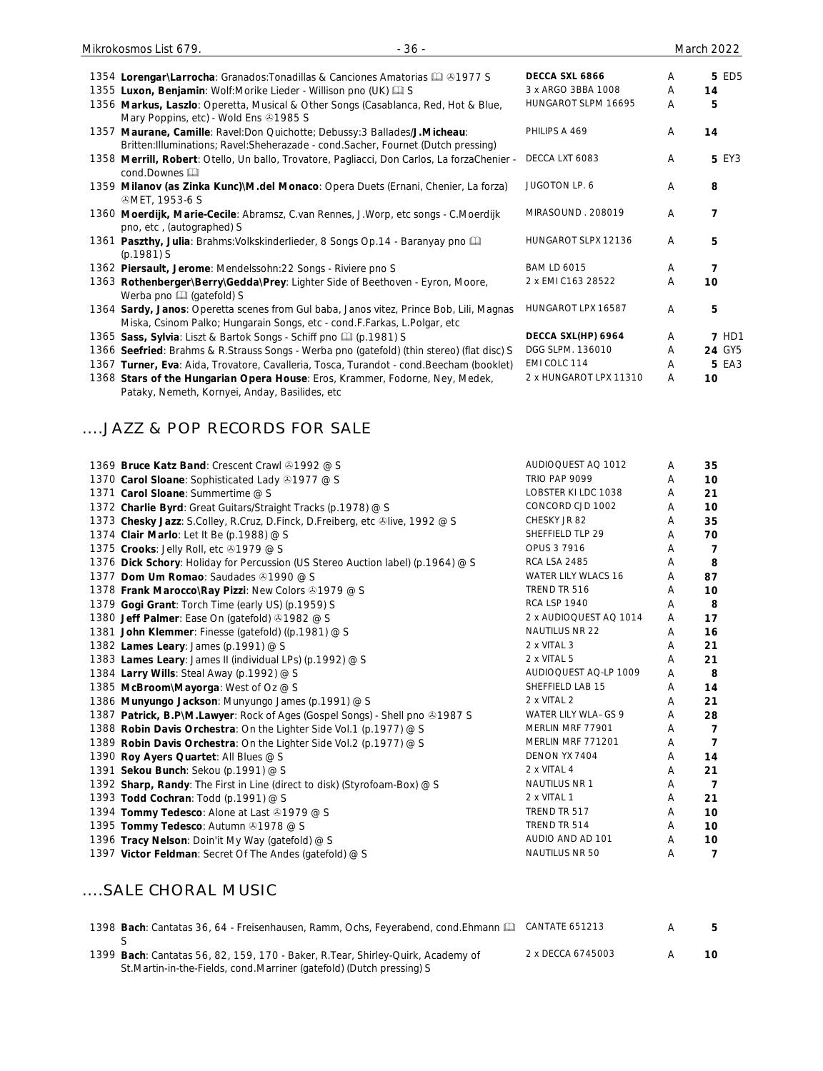| No. | Description | Label | Cond. | Price | Code |
|---|---|---|---|---|---|
| 1354 | **Lorengar\Larrocha**: Granados:Tonadillas & Canciones Amatorias 🕮 ℗1977 S | **DECCA SXL 6866** | A | **5** | ED5 |
| 1355 | **Luxon, Benjamin**: Wolf:Morike Lieder - Willison pno (UK) 🕮 S | 3 x ARGO 3BBA 1008 | A | **14** | |
| 1356 | **Markus, Laszlo**: Operetta, Musical & Other Songs (Casablanca, Red, Hot & Blue, Mary Poppins, etc) - Wold Ens ℗1985 S | HUNGAROT SLPM 16695 | A | **5** | |
| 1357 | **Maurane, Camille**: Ravel:Don Quichotte; Debussy:3 Ballades/**J.Micheau**: Britten:Illuminations; Ravel:Sheherazade - cond.Sacher, Fournet (Dutch pressing) | PHILIPS A 469 | A | **14** | |
| 1358 | **Merrill, Robert**: Otello, Un ballo, Trovatore, Pagliacci, Don Carlos, La forzaChenier - cond.Downes 🕮 | DECCA LXT 6083 | A | **5** | EY3 |
| 1359 | **Milanov (as Zinka Kunc)\M.del Monaco**: Opera Duets (Ernani, Chenier, La forza) ℗MET, 1953-6 S | JUGOTON LP. 6 | A | **8** | |
| 1360 | **Moerdijk, Marie-Cecile**: Abramsz, C.van Rennes, J.Worp, etc songs - C.Moerdijk pno, etc , (autographed) S | MIRASOUND . 208019 | A | **7** | |
| 1361 | **Paszthy, Julia**: Brahms:Volkskinderlieder, 8 Songs Op.14 - Baranyay pno 🕮 (p.1981) S | HUNGAROT SLPX 12136 | A | **5** | |
| 1362 | **Piersault, Jerome**: Mendelssohn:22 Songs - Riviere pno S | BAM LD 6015 | A | **7** | |
| 1363 | **Rothenberger\Berry\Gedda\Prey**: Lighter Side of Beethoven - Eyron, Moore, Werba pno 🕮 (gatefold) S | 2 x EMI C163 28522 | A | **10** | |
| 1364 | **Sardy, Janos**: Operetta scenes from Gul baba, Janos vitez, Prince Bob, Lili, Magnas Miska, Csinom Palko; Hungarain Songs, etc - cond.F.Farkas, L.Polgar, etc | HUNGAROT LPX 16587 | A | **5** | |
| 1365 | **Sass, Sylvia**: Liszt & Bartok Songs - Schiff pno 🕮 (p.1981) S | **DECCA SXL(HP) 6964** | A | **7** | HD1 |
| 1366 | **Seefried**: Brahms & R.Strauss Songs - Werba pno (gatefold) (thin stereo) (flat disc) S | DGG SLPM. 136010 | A | **24** | GY5 |
| 1367 | **Turner, Eva**: Aida, Trovatore, Cavalleria, Tosca, Turandot - cond.Beecham (booklet) | EMI COLC 114 | A | **5** | EA3 |
| 1368 | **Stars of the Hungarian Opera House**: Eros, Krammer, Fodorne, Ney, Medek, Pataky, Nemeth, Kornyei, Anday, Basilides, etc | 2 x HUNGAROT LPX 11310 | A | **10** | |

## ....JAZZ & POP RECORDS FOR SALE

| No. | Description | Label | Cond. | Price |
|---|---|---|---|---|
| 1369 | **Bruce Katz Band**: Crescent Crawl ℗1992 @ S | AUDIOQUEST AQ 1012 | A | **35** |
| 1370 | **Carol Sloane**: Sophisticated Lady ℗1977 @ S | TRIO PAP 9099 | A | **10** |
| 1371 | **Carol Sloane**: Summertime @ S | LOBSTER KI LDC 1038 | A | **21** |
| 1372 | **Charlie Byrd**: Great Guitars/Straight Tracks (p.1978) @ S | CONCORD CJD 1002 | A | **10** |
| 1373 | **Chesky Jazz**: S.Colley, R.Cruz, D.Finck, D.Freiberg, etc ℗live, 1992 @ S | CHESKY JR 82 | A | **35** |
| 1374 | **Clair Marlo**: Let It Be (p.1988) @ S | SHEFFIELD TLP 29 | A | **70** |
| 1375 | **Crooks**: Jelly Roll, etc ℗1979 @ S | OPUS 3 7916 | A | **7** |
| 1376 | **Dick Schory**: Holiday for Percussion (US Stereo Auction label) (p.1964) @ S | RCA LSA 2485 | A | **8** |
| 1377 | **Dom Um Romao**: Saudades ℗1990 @ S | WATER LILY WLACS 16 | A | **87** |
| 1378 | **Frank Marocco\Ray Pizzi**: New Colors ℗1979 @ S | TREND TR 516 | A | **10** |
| 1379 | **Gogi Grant**: Torch Time (early US) (p.1959) S | RCA LSP 1940 | A | **8** |
| 1380 | **Jeff Palmer**: Ease On (gatefold) ℗1982 @ S | 2 x AUDIOQUEST AQ 1014 | A | **17** |
| 1381 | **John Klemmer**: Finesse (gatefold) ((p.1981) @ S | NAUTILUS NR 22 | A | **16** |
| 1382 | **Lames Leary**: James (p.1991) @ S | 2 x VITAL 3 | A | **21** |
| 1383 | **Lames Leary**: James II (individual LPs) (p.1992) @ S | 2 x VITAL 5 | A | **21** |
| 1384 | **Larry Wills**: Steal Away (p.1992) @ S | AUDIOQUEST AQ-LP 1009 | A | **8** |
| 1385 | **McBroom\Mayorga**: West of Oz @ S | SHEFFIELD LAB 15 | A | **14** |
| 1386 | **Munyungo Jackson**: Munyungo James (p.1991) @ S | 2 x VITAL 2 | A | **21** |
| 1387 | **Patrick, B.P\M.Lawyer**: Rock of Ages (Gospel Songs) - Shell pno ℗1987 S | WATER LILY WLA–GS 9 | A | **28** |
| 1388 | **Robin Davis Orchestra**: On the Lighter Side Vol.1 (p.1977) @ S | MERLIN MRF 77901 | A | **7** |
| 1389 | **Robin Davis Orchestra**: On the Lighter Side Vol.2 (p.1977) @ S | MERLIN MRF 771201 | A | **7** |
| 1390 | **Roy Ayers Quartet**: All Blues @ S | DENON YX 7404 | A | **14** |
| 1391 | **Sekou Bunch**: Sekou (p.1991) @ S | 2 x VITAL 4 | A | **21** |
| 1392 | **Sharp, Randy**: The First in Line (direct to disk) (Styrofoam-Box) @ S | NAUTILUS NR 1 | A | **7** |
| 1393 | **Todd Cochran**: Todd (p.1991) @ S | 2 x VITAL 1 | A | **21** |
| 1394 | **Tommy Tedesco**: Alone at Last ℗1979 @ S | TREND TR 517 | A | **10** |
| 1395 | **Tommy Tedesco**: Autumn ℗1978 @ S | TREND TR 514 | A | **10** |
| 1396 | **Tracy Nelson**: Doin'it My Way (gatefold) @ S | AUDIO AND AD 101 | A | **10** |
| 1397 | **Victor Feldman**: Secret Of The Andes (gatefold) @ S | NAUTILUS NR 50 | A | **7** |

## ....SALE CHORAL MUSIC

| No. | Description | Label | Cond. | Price |
|---|---|---|---|---|
| 1398 | **Bach**: Cantatas 36, 64 - Freisenhausen, Ramm, Ochs, Feyerabend, cond.Ehmann 🕮 S | CANTATE 651213 | A | **5** |
| 1399 | **Bach**: Cantatas 56, 82, 159, 170 - Baker, R.Tear, Shirley-Quirk, Academy of St.Martin-in-the-Fields, cond.Marriner (gatefold) (Dutch pressing) S | 2 x DECCA 6745003 | A | **10** |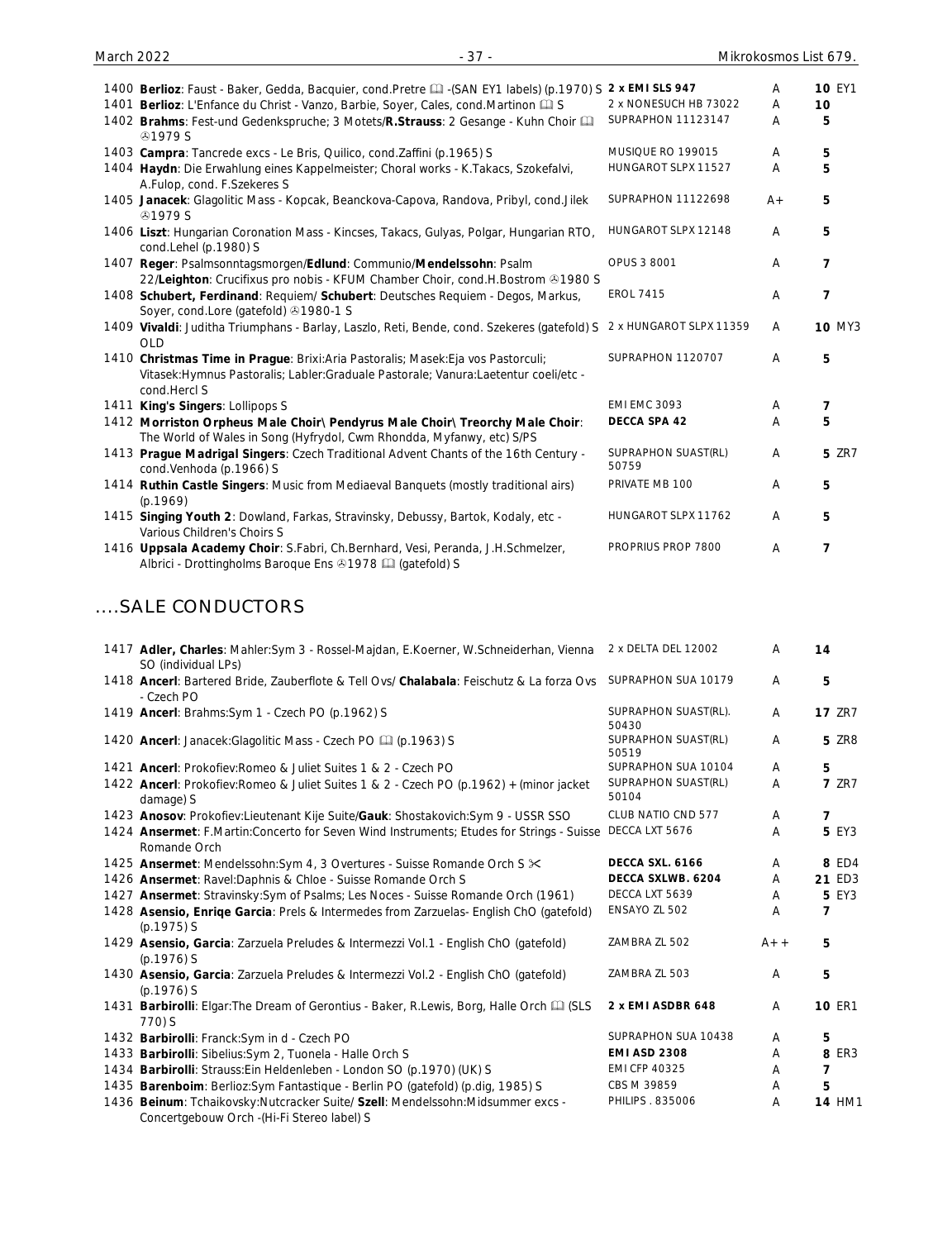| No. | Description | Label | Grade | Price |
|---|---|---|---|---|
| 1400 | **Berlioz**: Faust - Baker, Gedda, Bacquier, cond.Pretre 🕮 -(SAN EY1 labels) (p.1970) S | **2 x EMI SLS 947** | A | **10** EY1 |
| 1401 | **Berlioz**: L'Enfance du Christ - Vanzo, Barbie, Soyer, Cales, cond.Martinon 🕮 S | 2 x NONESUCH HB 73022 | A | 10 |
| 1402 | **Brahms**: Fest-und Gedenkspruche; 3 Motets/**R.Strauss**: 2 Gesange - Kuhn Choir 🕮 ℗1979 S | SUPRAPHON 11123147 | A | 5 |
| 1403 | **Campra**: Tancrede excs - Le Bris, Quilico, cond.Zaffini (p.1965) S | MUSIQUE RO 199015 | A | 5 |
| 1404 | **Haydn**: Die Erwahlung eines Kappelmeister; Choral works - K.Takacs, Szokefalvi, A.Fulop, cond. F.Szekeres S | HUNGAROT SLPX 11527 | A | 5 |
| 1405 | **Janacek**: Glagolitic Mass - Kopcak, Beanckova-Capova, Randova, Pribyl, cond.Jilek ℗1979 S | SUPRAPHON 11122698 | A+ | 5 |
| 1406 | **Liszt**: Hungarian Coronation Mass - Kincses, Takacs, Gulyas, Polgar, Hungarian RTO, cond.Lehel (p.1980) S | HUNGAROT SLPX 12148 | A | 5 |
| 1407 | **Reger**: Psalmsonntagsmorgen/**Edlund**: Communio/**Mendelssohn**: Psalm 22/**Leighton**: Crucifixus pro nobis - KFUM Chamber Choir, cond.H.Bostrom ℗1980 S | OPUS 3 8001 | A | 7 |
| 1408 | **Schubert, Ferdinand**: Requiem/ **Schubert**: Deutsches Requiem - Degos, Markus, Soyer, cond.Lore (gatefold) ℗1980-1 S | EROL 7415 | A | 7 |
| 1409 | **Vivaldi**: Juditha Triumphans - Barlay, Laszlo, Reti, Bende, cond. Szekeres (gatefold) S OLD | 2 x HUNGAROT SLPX 11359 | A | **10** MY3 |
| 1410 | **Christmas Time in Prague**: Brixi:Aria Pastoralis; Masek:Eja vos Pastorculi; Vitasek:Hymnus Pastoralis; Labler:Graduale Pastorale; Vanura:Laetentur coeli/etc - cond.Hercl S | SUPRAPHON 1120707 | A | 5 |
| 1411 | **King's Singers**: Lollipops S | EMI EMC 3093 | A | 7 |
| 1412 | **Morriston Orpheus Male Choir\ Pendyrus Male Choir\ Treorchy Male Choir**: The World of Wales in Song (Hyfrydol, Cwm Rhondda, Myfanwy, etc) S/PS | **DECCA SPA 42** | A | 5 |
| 1413 | **Prague Madrigal Singers**: Czech Traditional Advent Chants of the 16th Century - cond.Venhoda (p.1966) S | SUPRAPHON SUAST(RL) 50759 | A | **5** ZR7 |
| 1414 | **Ruthin Castle Singers**: Music from Mediaeval Banquets (mostly traditional airs) (p.1969) | PRIVATE MB 100 | A | 5 |
| 1415 | **Singing Youth 2**: Dowland, Farkas, Stravinsky, Debussy, Bartok, Kodaly, etc - Various Children's Choirs S | HUNGAROT SLPX 11762 | A | 5 |
| 1416 | **Uppsala Academy Choir**: S.Fabri, Ch.Bernhard, Vesi, Peranda, J.H.Schmelzer, Albrici - Drottingholms Baroque Ens ℗1978 🕮 (gatefold) S | PROPRIUS PROP 7800 | A | 7 |

## ....SALE CONDUCTORS

| No. | Description | Label | Grade | Price |
|---|---|---|---|---|
| 1417 | **Adler, Charles**: Mahler:Sym 3 - Rossel-Majdan, E.Koerner, W.Schneiderhan, Vienna SO (individual LPs) | 2 x DELTA DEL 12002 | A | 14 |
| 1418 | **Ancerl**: Bartered Bride, Zauberflote & Tell Ovs/ **Chalabala**: Feischutz & La forza Ovs - Czech PO | SUPRAPHON SUA 10179 | A | 5 |
| 1419 | **Ancerl**: Brahms:Sym 1 - Czech PO (p.1962) S | SUPRAPHON SUAST(RL). 50430 | A | **17** ZR7 |
| 1420 | **Ancerl**: Janacek:Glagolitic Mass - Czech PO 🕮 (p.1963) S | SUPRAPHON SUAST(RL) 50519 | A | **5** ZR8 |
| 1421 | **Ancerl**: Prokofiev:Romeo & Juliet Suites 1 & 2 - Czech PO | SUPRAPHON SUA 10104 | A | 5 |
| 1422 | **Ancerl**: Prokofiev:Romeo & Juliet Suites 1 & 2 - Czech PO (p.1962) + (minor jacket damage) S | SUPRAPHON SUAST(RL) 50104 | A | **7** ZR7 |
| 1423 | **Anosov**: Prokofiev:Lieutenant Kije Suite/**Gauk**: Shostakovich:Sym 9 - USSR SSO | CLUB NATIO CND 577 | A | 7 |
| 1424 | **Ansermet**: F.Martin:Concerto for Seven Wind Instruments; Etudes for Strings - Suisse Romande Orch | DECCA LXT 5676 | A | **5** EY3 |
| 1425 | **Ansermet**: Mendelssohn:Sym 4, 3 Overtures - Suisse Romande Orch S ✂ | **DECCA SXL. 6166** | A | **8** ED4 |
| 1426 | **Ansermet**: Ravel:Daphnis & Chloe - Suisse Romande Orch S | **DECCA SXLWB. 6204** | A | **21** ED3 |
| 1427 | **Ansermet**: Stravinsky:Sym of Psalms; Les Noces - Suisse Romande Orch (1961) | DECCA LXT 5639 | A | **5** EY3 |
| 1428 | **Asensio, Enriqe Garcia**: Prels & Intermedes from Zarzuelas- English ChO (gatefold) (p.1975) S | ENSAYO ZL 502 | A | 7 |
| 1429 | **Asensio, Garcia**: Zarzuela Preludes & Intermezzi Vol.1 - English ChO (gatefold) (p.1976) S | ZAMBRA ZL 502 | A++ | 5 |
| 1430 | **Asensio, Garcia**: Zarzuela Preludes & Intermezzi Vol.2 - English ChO (gatefold) (p.1976) S | ZAMBRA ZL 503 | A | 5 |
| 1431 | **Barbirolli**: Elgar:The Dream of Gerontius - Baker, R.Lewis, Borg, Halle Orch 🕮 (SLS 770) S | **2 x EMI ASDBR 648** | A | **10** ER1 |
| 1432 | **Barbirolli**: Franck:Sym in d - Czech PO | SUPRAPHON SUA 10438 | A | 5 |
| 1433 | **Barbirolli**: Sibelius:Sym 2, Tuonela - Halle Orch S | **EMI ASD 2308** | A | **8** ER3 |
| 1434 | **Barbirolli**: Strauss:Ein Heldenleben - London SO (p.1970) (UK) S | EMI CFP 40325 | A | 7 |
| 1435 | **Barenboim**: Berlioz:Sym Fantastique - Berlin PO (gatefold) (p.dig, 1985) S | CBS M 39859 | A | 5 |
| 1436 | **Beinum**: Tchaikovsky:Nutcracker Suite/ **Szell**: Mendelssohn:Midsummer excs - Concertgebouw Orch -(Hi-Fi Stereo label) S | PHILIPS . 835006 | A | **14** HM1 |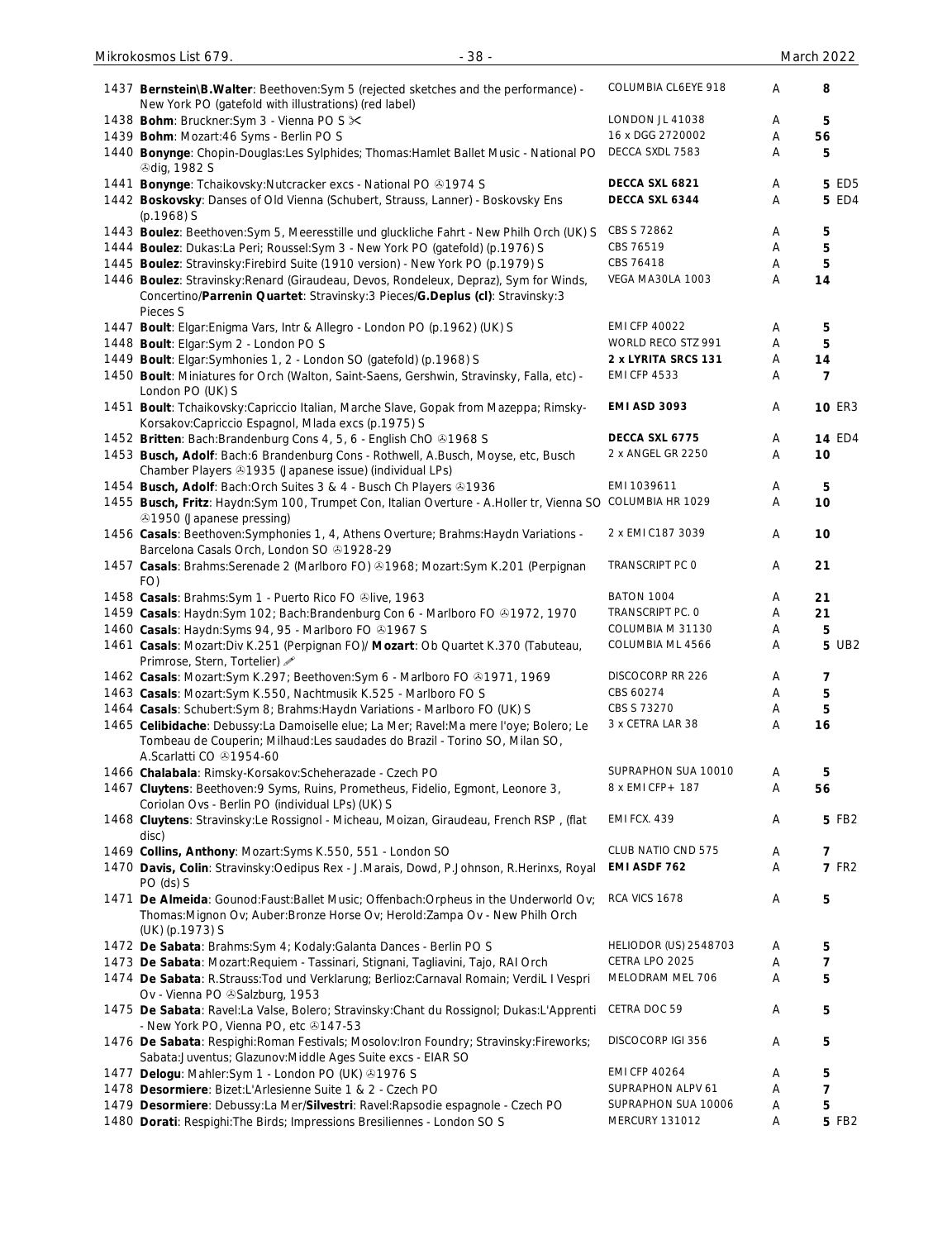| No. | Description | Label | Grade | Price |
|---|---|---|---|---|
| 1437 | **Bernstein\B.Walter**: Beethoven:Sym 5 (rejected sketches and the performance) - New York PO (gatefold with illustrations) (red label) | COLUMBIA CL6EYE 918 | A | 8 |
| 1438 | **Bohm**: Bruckner:Sym 3 - Vienna PO S ✂ | LONDON JL 41038 | A | 5 |
| 1439 | **Bohm**: Mozart:46 Syms - Berlin PO S | 16 x DGG 2720002 | A | 56 |
| 1440 | **Bonynge**: Chopin-Douglas:Les Sylphides; Thomas:Hamlet Ballet Music - National PO ℗dig, 1982 S | DECCA SXDL 7583 | A | 5 |
| 1441 | **Bonynge**: Tchaikovsky:Nutcracker excs - National PO ℗1974 S | **DECCA SXL 6821** | A | **5** ED5 |
| 1442 | **Boskovsky**: Danses of Old Vienna (Schubert, Strauss, Lanner) - Boskovsky Ens (p.1968) S | **DECCA SXL 6344** | A | **5** ED4 |
| 1443 | **Boulez**: Beethoven:Sym 5, Meeresstille und gluckliche Fahrt - New Philh Orch (UK) S | CBS S 72862 | A | 5 |
| 1444 | **Boulez**: Dukas:La Peri; Roussel:Sym 3 - New York PO (gatefold) (p.1976) S | CBS 76519 | A | 5 |
| 1445 | **Boulez**: Stravinsky:Firebird Suite (1910 version) - New York PO (p.1979) S | CBS 76418 | A | 5 |
| 1446 | **Boulez**: Stravinsky:Renard (Giraudeau, Devos, Rondeleux, Depraz), Sym for Winds, Concertino/**Parrenin Quartet**: Stravinsky:3 Pieces/**G.Deplus (cl)**: Stravinsky:3 Pieces S | VEGA MA30LA 1003 | A | 14 |
| 1447 | **Boult**: Elgar:Enigma Vars, Intr & Allegro - London PO (p.1962) (UK) S | EMI CFP 40022 | A | 5 |
| 1448 | **Boult**: Elgar:Sym 2 - London PO S | WORLD RECO STZ 991 | A | 5 |
| 1449 | **Boult**: Elgar:Symhonies 1, 2 - London SO (gatefold) (p.1968) S | **2 x LYRITA SRCS 131** | A | 14 |
| 1450 | **Boult**: Miniatures for Orch (Walton, Saint-Saens, Gershwin, Stravinsky, Falla, etc) - London PO (UK) S | EMI CFP 4533 | A | 7 |
| 1451 | **Boult**: Tchaikovsky:Capriccio Italian, Marche Slave, Gopak from Mazeppa; Rimsky-Korsakov:Capriccio Espagnol, Mlada excs (p.1975) S | **EMI ASD 3093** | A | **10** ER3 |
| 1452 | **Britten**: Bach:Brandenburg Cons 4, 5, 6 - English ChO ℗1968 S | **DECCA SXL 6775** | A | **14** ED4 |
| 1453 | **Busch, Adolf**: Bach:6 Brandenburg Cons - Rothwell, A.Busch, Moyse, etc, Busch Chamber Players ℗1935 (Japanese issue) (individual LPs) | 2 x ANGEL GR 2250 | A | 10 |
| 1454 | **Busch, Adolf**: Bach:Orch Suites 3 & 4 - Busch Ch Players ℗1936 | EMI 1039611 | A | 5 |
| 1455 | **Busch, Fritz**: Haydn:Sym 100, Trumpet Con, Italian Overture - A.Holler tr, Vienna SO ℗1950 (Japanese pressing) | COLUMBIA HR 1029 | A | 10 |
| 1456 | **Casals**: Beethoven:Symphonies 1, 4, Athens Overture; Brahms:Haydn Variations - Barcelona Casals Orch, London SO ℗1928-29 | 2 x EMI C187 3039 | A | 10 |
| 1457 | **Casals**: Brahms:Serenade 2 (Marlboro FO) ℗1968; Mozart:Sym K.201 (Perpignan FO) | TRANSCRIPT PC 0 | A | 21 |
| 1458 | **Casals**: Brahms:Sym 1 - Puerto Rico FO ℗live, 1963 | BATON 1004 | A | 21 |
| 1459 | **Casals**: Haydn:Sym 102; Bach:Brandenburg Con 6 - Marlboro FO ℗1972, 1970 | TRANSCRIPT PC. 0 | A | 21 |
| 1460 | **Casals**: Haydn:Syms 94, 95 - Marlboro FO ℗1967 S | COLUMBIA M 31130 | A | 5 |
| 1461 | **Casals**: Mozart:Div K.251 (Perpignan FO)/ **Mozart**: Ob Quartet K.370 (Tabuteau, Primrose, Stern, Tortelier) ✍ | COLUMBIA ML 4566 | A | **5** UB2 |
| 1462 | **Casals**: Mozart:Sym K.297; Beethoven:Sym 6 - Marlboro FO ℗1971, 1969 | DISCOCORP RR 226 | A | 7 |
| 1463 | **Casals**: Mozart:Sym K.550, Nachtmusik K.525 - Marlboro FO S | CBS 60274 | A | 5 |
| 1464 | **Casals**: Schubert:Sym 8; Brahms:Haydn Variations - Marlboro FO (UK) S | CBS S 73270 | A | 5 |
| 1465 | **Celibidache**: Debussy:La Damoiselle elue; La Mer; Ravel:Ma mere l'oye; Bolero; Le Tombeau de Couperin; Milhaud:Les saudades do Brazil - Torino SO, Milan SO, A.Scarlatti CO ℗1954-60 | 3 x CETRA LAR 38 | A | 16 |
| 1466 | **Chalabala**: Rimsky-Korsakov:Scheherazade - Czech PO | SUPRAPHON SUA 10010 | A | 5 |
| 1467 | **Cluytens**: Beethoven:9 Syms, Ruins, Prometheus, Fidelio, Egmont, Leonore 3, Coriolan Ovs - Berlin PO (individual LPs) (UK) S | 8 x EMI CFP+ 187 | A | 56 |
| 1468 | **Cluytens**: Stravinsky:Le Rossignol - Micheau, Moizan, Giraudeau, French RSP , (flat disc) | EMI FCX. 439 | A | **5** FB2 |
| 1469 | **Collins, Anthony**: Mozart:Syms K.550, 551 - London SO | CLUB NATIO CND 575 | A | 7 |
| 1470 | **Davis, Colin**: Stravinsky:Oedipus Rex - J.Marais, Dowd, P.Johnson, R.Herinxs, Royal PO (ds) S | **EMI ASDF 762** | A | **7** FR2 |
| 1471 | **De Almeida**: Gounod:Faust:Ballet Music; Offenbach:Orpheus in the Underworld Ov; Thomas:Mignon Ov; Auber:Bronze Horse Ov; Herold:Zampa Ov - New Philh Orch (UK) (p.1973) S | RCA VICS 1678 | A | 5 |
| 1472 | **De Sabata**: Brahms:Sym 4; Kodaly:Galanta Dances - Berlin PO S | HELIODOR (US) 2548703 | A | 5 |
| 1473 | **De Sabata**: Mozart:Requiem - Tassinari, Stignani, Tagliavini, Tajo, RAI Orch | CETRA LPO 2025 | A | 7 |
| 1474 | **De Sabata**: R.Strauss:Tod und Verklarung; Berlioz:Carnaval Romain; VerdiL I Vespri Ov - Vienna PO ℗Salzburg, 1953 | MELODRAM MEL 706 | A | 5 |
| 1475 | **De Sabata**: Ravel:La Valse, Bolero; Stravinsky:Chant du Rossignol; Dukas:L'Apprenti - New York PO, Vienna PO, etc ℗147-53 | CETRA DOC 59 | A | 5 |
| 1476 | **De Sabata**: Respighi:Roman Festivals; Mosolov:Iron Foundry; Stravinsky:Fireworks; Sabata:Juventus; Glazunov:Middle Ages Suite excs - EIAR SO | DISCOCORP IGI 356 | A | 5 |
| 1477 | **Delogu**: Mahler:Sym 1 - London PO (UK) ℗1976 S | EMI CFP 40264 | A | 5 |
| 1478 | **Desormiere**: Bizet:L'Arlesienne Suite 1 & 2 - Czech PO | SUPRAPHON ALPV 61 | A | 7 |
| 1479 | **Desormiere**: Debussy:La Mer/**Silvestri**: Ravel:Rapsodie espagnole - Czech PO | SUPRAPHON SUA 10006 | A | 5 |
| 1480 | **Dorati**: Respighi:The Birds; Impressions Bresiliennes - London SO S | MERCURY 131012 | A | **5** FB2 |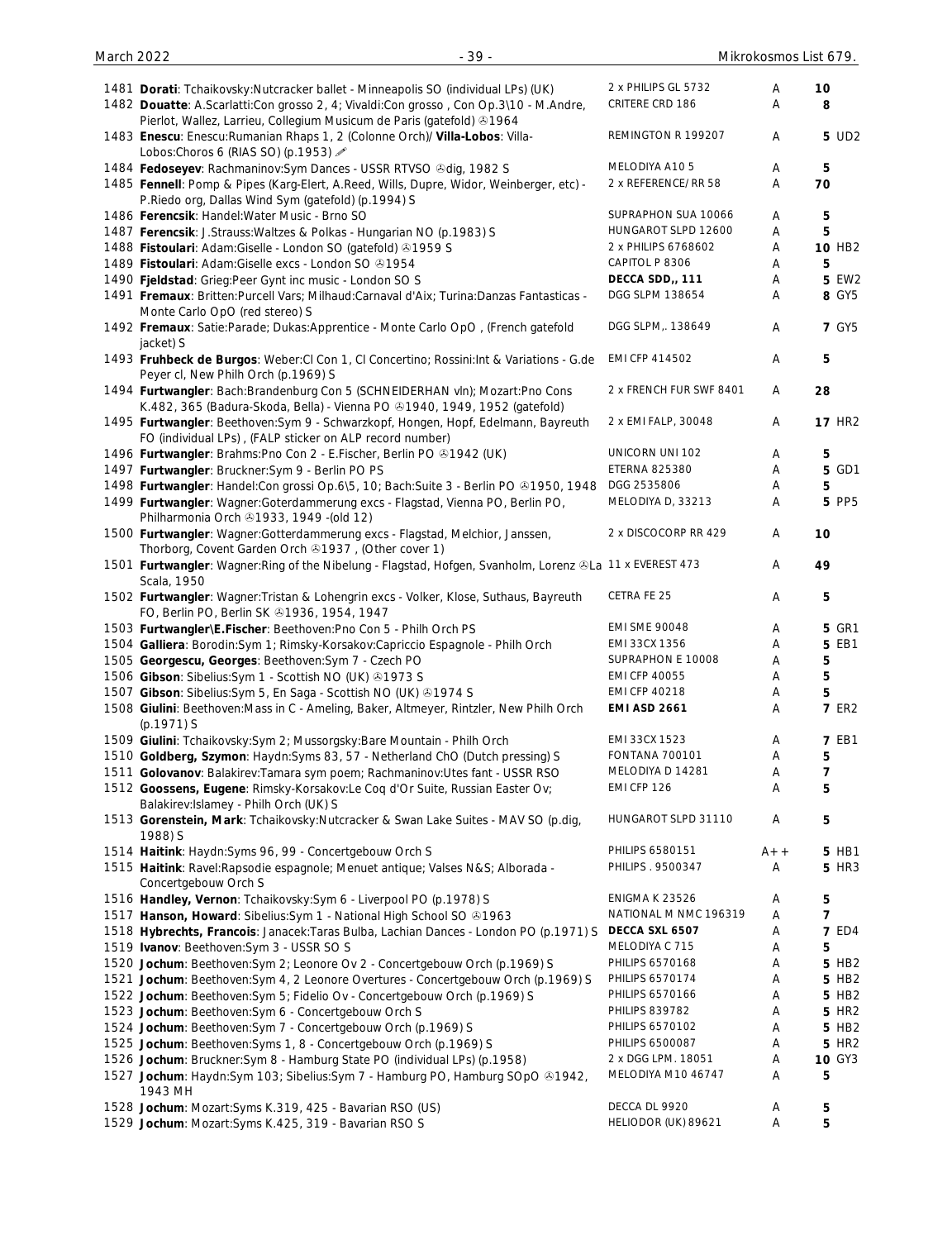| No. | Description | Label | Grade | Price |
|---|---|---|---|---|
| 1481 | **Dorati**: Tchaikovsky:Nutcracker ballet - Minneapolis SO (individual LPs) (UK) | 2 x PHILIPS GL 5732 | A | 10 |
| 1482 | **Douatte**: A.Scarlatti:Con grosso 2, 4; Vivaldi:Con grosso , Con Op.3\10 - M.Andre, Pierlot, Wallez, Larrieu, Collegium Musicum de Paris (gatefold) ℗1964 | CRITERE CRD 186 | A | 8 |
| 1483 | **Enescu**: Enescu:Rumanian Rhaps 1, 2 (Colonne Orch)/ **Villa-Lobos**: Villa-Lobos:Choros 6 (RIAS SO) (p.1953) ✐ | REMINGTON R 199207 | A | 5 UD2 |
| 1484 | **Fedoseyev**: Rachmaninov:Sym Dances - USSR RTVSO ℗dig, 1982 S | MELODIYA A10 5 | A | 5 |
| 1485 | **Fennell**: Pomp & Pipes (Karg-Elert, A.Reed, Wills, Dupre, Widor, Weinberger, etc) - P.Riedo org, Dallas Wind Sym (gatefold) (p.1994) S | 2 x REFERENCE/ RR 58 | A | 70 |
| 1486 | **Ferencsik**: Handel:Water Music - Brno SO | SUPRAPHON SUA 10066 | A | 5 |
| 1487 | **Ferencsik**: J.Strauss:Waltzes & Polkas - Hungarian NO (p.1983) S | HUNGAROT SLPD 12600 | A | 5 |
| 1488 | **Fistoulari**: Adam:Giselle - London SO (gatefold) ℗1959 S | 2 x PHILIPS 6768602 | A | 10 HB2 |
| 1489 | **Fistoulari**: Adam:Giselle excs - London SO ℗1954 | CAPITOL P 8306 | A | 5 |
| 1490 | **Fjeldstad**: Grieg:Peer Gynt inc music - London SO S | **DECCA SDD,, 111** | A | 5 EW2 |
| 1491 | **Fremaux**: Britten:Purcell Vars; Milhaud:Carnaval d'Aix; Turina:Danzas Fantasticas - Monte Carlo OpO (red stereo) S | DGG SLPM 138654 | A | 8 GY5 |
| 1492 | **Fremaux**: Satie:Parade; Dukas:Apprentice - Monte Carlo OpO , (French gatefold jacket) S | DGG SLPM,. 138649 | A | 7 GY5 |
| 1493 | **Fruhbeck de Burgos**: Weber:Cl Con 1, Cl Concertino; Rossini:Int & Variations - G.de Peyer cl, New Philh Orch (p.1969) S | EMI CFP 414502 | A | 5 |
| 1494 | **Furtwangler**: Bach:Brandenburg Con 5 (SCHNEIDERHAN vln); Mozart:Pno Cons K.482, 365 (Badura-Skoda, Bella) - Vienna PO ℗1940, 1949, 1952 (gatefold) | 2 x FRENCH FUR SWF 8401 | A | 28 |
| 1495 | **Furtwangler**: Beethoven:Sym 9 - Schwarzkopf, Hongen, Hopf, Edelmann, Bayreuth FO (individual LPs) , (FALP sticker on ALP record number) | 2 x EMI FALP, 30048 | A | 17 HR2 |
| 1496 | **Furtwangler**: Brahms:Pno Con 2 - E.Fischer, Berlin PO ℗1942 (UK) | UNICORN UNI 102 | A | 5 |
| 1497 | **Furtwangler**: Bruckner:Sym 9 - Berlin PO PS | ETERNA 825380 | A | 5 GD1 |
| 1498 | **Furtwangler**: Handel:Con grossi Op.6\5, 10; Bach:Suite 3 - Berlin PO ℗1950, 1948 | DGG 2535806 | A | 5 |
| 1499 | **Furtwangler**: Wagner:Goterdammerung excs - Flagstad, Vienna PO, Berlin PO, Philharmonia Orch ℗1933, 1949 -(old 12) | MELODIYA D, 33213 | A | 5 PP5 |
| 1500 | **Furtwangler**: Wagner:Gotterdammerung excs - Flagstad, Melchior, Janssen, Thorborg, Covent Garden Orch ℗1937 , (Other cover 1) | 2 x DISCOCORP RR 429 | A | 10 |
| 1501 | **Furtwangler**: Wagner:Ring of the Nibelung - Flagstad, Hofgen, Svanholm, Lorenz ℗La Scala, 1950 | 11 x EVEREST 473 | A | 49 |
| 1502 | **Furtwangler**: Wagner:Tristan & Lohengrin excs - Volker, Klose, Suthaus, Bayreuth FO, Berlin PO, Berlin SK ℗1936, 1954, 1947 | CETRA FE 25 | A | 5 |
| 1503 | **Furtwangler\E.Fischer**: Beethoven:Pno Con 5 - Philh Orch PS | EMI SME 90048 | A | 5 GR1 |
| 1504 | **Galliera**: Borodin:Sym 1; Rimsky-Korsakov:Capriccio Espagnole - Philh Orch | EMI 33CX 1356 | A | 5 EB1 |
| 1505 | **Georgescu, Georges**: Beethoven:Sym 7 - Czech PO | SUPRAPHON E 10008 | A | 5 |
| 1506 | **Gibson**: Sibelius:Sym 1 - Scottish NO (UK) ℗1973 S | EMI CFP 40055 | A | 5 |
| 1507 | **Gibson**: Sibelius:Sym 5, En Saga - Scottish NO (UK) ℗1974 S | EMI CFP 40218 | A | 5 |
| 1508 | **Giulini**: Beethoven:Mass in C - Ameling, Baker, Altmeyer, Rintzler, New Philh Orch (p.1971) S | **EMI ASD 2661** | A | 7 ER2 |
| 1509 | **Giulini**: Tchaikovsky:Sym 2; Mussorgsky:Bare Mountain - Philh Orch | EMI 33CX 1523 | A | 7 EB1 |
| 1510 | **Goldberg, Szymon**: Haydn:Syms 83, 57 - Netherland ChO (Dutch pressing) S | FONTANA 700101 | A | 5 |
| 1511 | **Golovanov**: Balakirev:Tamara sym poem; Rachmaninov:Utes fant - USSR RSO | MELODIYA D 14281 | A | 7 |
| 1512 | **Goossens, Eugene**: Rimsky-Korsakov:Le Coq d'Or Suite, Russian Easter Ov; Balakirev:Islamey - Philh Orch (UK) S | EMI CFP 126 | A | 5 |
| 1513 | **Gorenstein, Mark**: Tchaikovsky:Nutcracker & Swan Lake Suites - MAV SO (p.dig, 1988) S | HUNGAROT SLPD 31110 | A | 5 |
| 1514 | **Haitink**: Haydn:Syms 96, 99 - Concertgebouw Orch S | PHILIPS 6580151 | A++ | 5 HB1 |
| 1515 | **Haitink**: Ravel:Rapsodie espagnole; Menuet antique; Valses N&S; Alborada - Concertgebouw Orch S | PHILIPS . 9500347 | A | 5 HR3 |
| 1516 | **Handley, Vernon**: Tchaikovsky:Sym 6 - Liverpool PO (p.1978) S | ENIGMA K 23526 | A | 5 |
| 1517 | **Hanson, Howard**: Sibelius:Sym 1 - National High School SO ℗1963 | NATIONAL M NMC 196319 | A | 7 |
| 1518 | **Hybrechts, Francois**: Janacek:Taras Bulba, Lachian Dances - London PO (p.1971) S | **DECCA SXL 6507** | A | 7 ED4 |
| 1519 | **Ivanov**: Beethoven:Sym 3 - USSR SO S | MELODIYA C 715 | A | 5 |
| 1520 | **Jochum**: Beethoven:Sym 2; Leonore Ov 2 - Concertgebouw Orch (p.1969) S | PHILIPS 6570168 | A | 5 HB2 |
| 1521 | **Jochum**: Beethoven:Sym 4, 2 Leonore Overtures - Concertgebouw Orch (p.1969) S | PHILIPS 6570174 | A | 5 HB2 |
| 1522 | **Jochum**: Beethoven:Sym 5; Fidelio Ov - Concertgebouw Orch (p.1969) S | PHILIPS 6570166 | A | 5 HB2 |
| 1523 | **Jochum**: Beethoven:Sym 6 - Concertgebouw Orch S | PHILIPS 839782 | A | 5 HR2 |
| 1524 | **Jochum**: Beethoven:Sym 7 - Concertgebouw Orch (p.1969) S | PHILIPS 6570102 | A | 5 HB2 |
| 1525 | **Jochum**: Beethoven:Syms 1, 8 - Concertgebouw Orch (p.1969) S | PHILIPS 6500087 | A | 5 HR2 |
| 1526 | **Jochum**: Bruckner:Sym 8 - Hamburg State PO (individual LPs) (p.1958) | 2 x DGG LPM. 18051 | A | 10 GY3 |
| 1527 | **Jochum**: Haydn:Sym 103; Sibelius:Sym 7 - Hamburg PO, Hamburg SOpO ℗1942, 1943 MH | MELODIYA M10 46747 | A | 5 |
| 1528 | **Jochum**: Mozart:Syms K.319, 425 - Bavarian RSO (US) | DECCA DL 9920 | A | 5 |
| 1529 | **Jochum**: Mozart:Syms K.425, 319 - Bavarian RSO S | HELIODOR (UK) 89621 | A | 5 |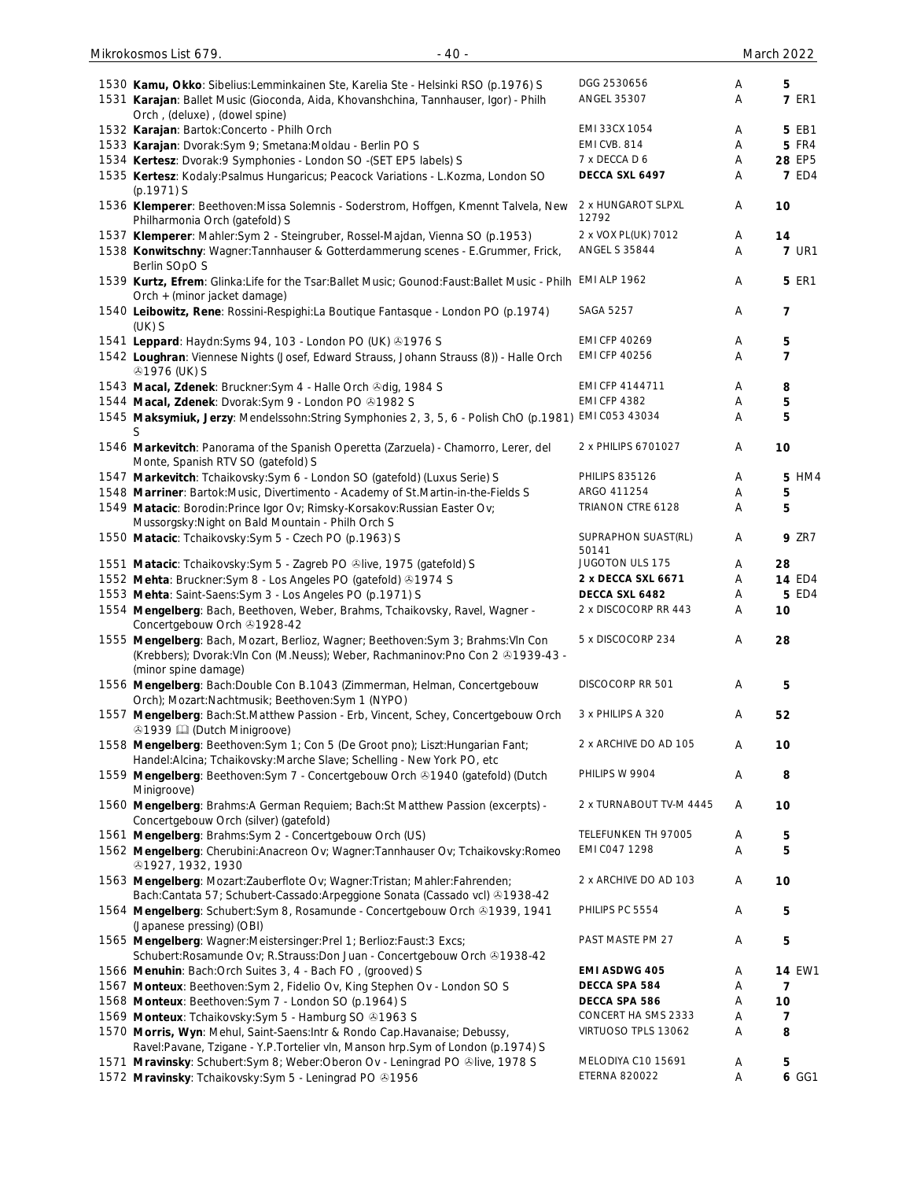| | | | | | |
|---|---|---|---|---|---|
| 1530 | **Kamu, Okko**: Sibelius:Lemminkainen Ste, Karelia Ste - Helsinki RSO (p.1976) S | DGG 2530656 | A | 5 | |
| 1531 | **Karajan**: Ballet Music (Gioconda, Aida, Khovanshchina, Tannhauser, Igor) - Philh Orch , (deluxe) , (dowel spine) | ANGEL 35307 | A | 7 | ER1 |
| 1532 | **Karajan**: Bartok:Concerto - Philh Orch | EMI 33CX 1054 | A | 5 | EB1 |
| 1533 | **Karajan**: Dvorak:Sym 9; Smetana:Moldau - Berlin PO S | EMI CVB. 814 | A | 5 | FR4 |
| 1534 | **Kertesz**: Dvorak:9 Symphonies - London SO -(SET EP5 labels) S | 7 x DECCA D 6 | A | 28 | EP5 |
| 1535 | **Kertesz**: Kodaly:Psalmus Hungaricus; Peacock Variations - L.Kozma, London SO (p.1971) S | **DECCA SXL 6497** | A | 7 | ED4 |
| 1536 | **Klemperer**: Beethoven:Missa Solemnis - Soderstrom, Hoffgen, Kmennt Talvela, New Philharmonia Orch (gatefold) S | 2 x HUNGAROT SLPXL 12792 | A | 10 | |
| 1537 | **Klemperer**: Mahler:Sym 2 - Steingruber, Rossel-Majdan, Vienna SO (p.1953) | 2 x VOX PL(UK) 7012 | A | 14 | |
| 1538 | **Konwitschny**: Wagner:Tannhauser & Gotterdammerung scenes - E.Grummer, Frick, Berlin SOpO S | ANGEL S 35844 | A | 7 | UR1 |
| 1539 | **Kurtz, Efrem**: Glinka:Life for the Tsar:Ballet Music; Gounod:Faust:Ballet Music - Philh Orch + (minor jacket damage) | EMI ALP 1962 | A | 5 | ER1 |
| 1540 | **Leibowitz, Rene**: Rossini-Respighi:La Boutique Fantasque - London PO (p.1974) (UK) S | SAGA 5257 | A | 7 | |
| 1541 | **Leppard**: Haydn:Syms 94, 103 - London PO (UK) ℗1976 S | EMI CFP 40269 | A | 5 | |
| 1542 | **Loughran**: Viennese Nights (Josef, Edward Strauss, Johann Strauss (8)) - Halle Orch ℗1976 (UK) S | EMI CFP 40256 | A | 7 | |
| 1543 | **Macal, Zdenek**: Bruckner:Sym 4 - Halle Orch ℗dig, 1984 S | EMI CFP 4144711 | A | 8 | |
| 1544 | **Macal, Zdenek**: Dvorak:Sym 9 - London PO ℗1982 S | EMI CFP 4382 | A | 5 | |
| 1545 | **Maksymiuk, Jerzy**: Mendelssohn:String Symphonies 2, 3, 5, 6 - Polish ChO (p.1981) S | EMI C053 43034 | A | 5 | |
| 1546 | **Markevitch**: Panorama of the Spanish Operetta (Zarzuela) - Chamorro, Lerer, del Monte, Spanish RTV SO (gatefold) S | 2 x PHILIPS 6701027 | A | 10 | |
| 1547 | **Markevitch**: Tchaikovsky:Sym 6 - London SO (gatefold) (Luxus Serie) S | PHILIPS 835126 | A | 5 | HM4 |
| 1548 | **Marriner**: Bartok:Music, Divertimento - Academy of St.Martin-in-the-Fields S | ARGO 411254 | A | 5 | |
| 1549 | **Matacic**: Borodin:Prince Igor Ov; Rimsky-Korsakov:Russian Easter Ov; Mussorgsky:Night on Bald Mountain - Philh Orch S | TRIANON CTRE 6128 | A | 5 | |
| 1550 | **Matacic**: Tchaikovsky:Sym 5 - Czech PO (p.1963) S | SUPRAPHON SUAST(RL) 50141 | A | 9 | ZR7 |
| 1551 | **Matacic**: Tchaikovsky:Sym 5 - Zagreb PO ℗live, 1975 (gatefold) S | JUGOTON ULS 175 | A | 28 | |
| 1552 | **Mehta**: Bruckner:Sym 8 - Los Angeles PO (gatefold) ℗1974 S | **2 x DECCA SXL 6671** | A | 14 | ED4 |
| 1553 | **Mehta**: Saint-Saens:Sym 3 - Los Angeles PO (p.1971) S | **DECCA SXL 6482** | A | 5 | ED4 |
| 1554 | **Mengelberg**: Bach, Beethoven, Weber, Brahms, Tchaikovsky, Ravel, Wagner - Concertgebouw Orch ℗1928-42 | 2 x DISCOCORP RR 443 | A | 10 | |
| 1555 | **Mengelberg**: Bach, Mozart, Berlioz, Wagner; Beethoven:Sym 3; Brahms:Vln Con (Krebbers); Dvorak:Vln Con (M.Neuss); Weber, Rachmaninov:Pno Con 2 ℗1939-43 - (minor spine damage) | 5 x DISCOCORP 234 | A | 28 | |
| 1556 | **Mengelberg**: Bach:Double Con B.1043 (Zimmerman, Helman, Concertgebouw Orch); Mozart:Nachtmusik; Beethoven:Sym 1 (NYPO) | DISCOCORP RR 501 | A | 5 | |
| 1557 | **Mengelberg**: Bach:St.Matthew Passion - Erb, Vincent, Schey, Concertgebouw Orch ℗1939 📖 (Dutch Minigroove) | 3 x PHILIPS A 320 | A | 52 | |
| 1558 | **Mengelberg**: Beethoven:Sym 1; Con 5 (De Groot pno); Liszt:Hungarian Fant; Handel:Alcina; Tchaikovsky:Marche Slave; Schelling - New York PO, etc | 2 x ARCHIVE DO AD 105 | A | 10 | |
| 1559 | **Mengelberg**: Beethoven:Sym 7 - Concertgebouw Orch ℗1940 (gatefold) (Dutch Minigroove) | PHILIPS W 9904 | A | 8 | |
| 1560 | **Mengelberg**: Brahms:A German Requiem; Bach:St Matthew Passion (excerpts) - Concertgebouw Orch (silver) (gatefold) | 2 x TURNABOUT TV-M 4445 | A | 10 | |
| 1561 | **Mengelberg**: Brahms:Sym 2 - Concertgebouw Orch (US) | TELEFUNKEN TH 97005 | A | 5 | |
| 1562 | **Mengelberg**: Cherubini:Anacreon Ov; Wagner:Tannhauser Ov; Tchaikovsky:Romeo ℗1927, 1932, 1930 | EMI C047 1298 | A | 5 | |
| 1563 | **Mengelberg**: Mozart:Zauberflote Ov; Wagner:Tristan; Mahler:Fahrenden; Bach:Cantata 57; Schubert-Cassado:Arpeggione Sonata (Cassado vcl) ℗1938-42 | 2 x ARCHIVE DO AD 103 | A | 10 | |
| 1564 | **Mengelberg**: Schubert:Sym 8, Rosamunde - Concertgebouw Orch ℗1939, 1941 (Japanese pressing) (OBI) | PHILIPS PC 5554 | A | 5 | |
| 1565 | **Mengelberg**: Wagner:Meistersinger:Prel 1; Berlioz:Faust:3 Excs; Schubert:Rosamunde Ov; R.Strauss:Don Juan - Concertgebouw Orch ℗1938-42 | PAST MASTE PM 27 | A | 5 | |
| 1566 | **Menuhin**: Bach:Orch Suites 3, 4 - Bach FO , (grooved) S | **EMI ASDWG 405** | A | 14 | EW1 |
| 1567 | **Monteux**: Beethoven:Sym 2, Fidelio Ov, King Stephen Ov - London SO S | **DECCA SPA 584** | A | 7 | |
| 1568 | **Monteux**: Beethoven:Sym 7 - London SO (p.1964) S | **DECCA SPA 586** | A | 10 | |
| 1569 | **Monteux**: Tchaikovsky:Sym 5 - Hamburg SO ℗1963 S | CONCERT HA SMS 2333 | A | 7 | |
| 1570 | **Morris, Wyn**: Mehul, Saint-Saens:Intr & Rondo Cap.Havanaise; Debussy, Ravel:Pavane, Tzigane - Y.P.Tortelier vln, Manson hrp.Sym of London (p.1974) S | VIRTUOSO TPLS 13062 | A | 8 | |
| 1571 | **Mravinsky**: Schubert:Sym 8; Weber:Oberon Ov - Leningrad PO ℗live, 1978 S | MELODIYA C10 15691 | A | 5 | |
| 1572 | **Mravinsky**: Tchaikovsky:Sym 5 - Leningrad PO ℗1956 | ETERNA 820022 | A | 6 | GG1 |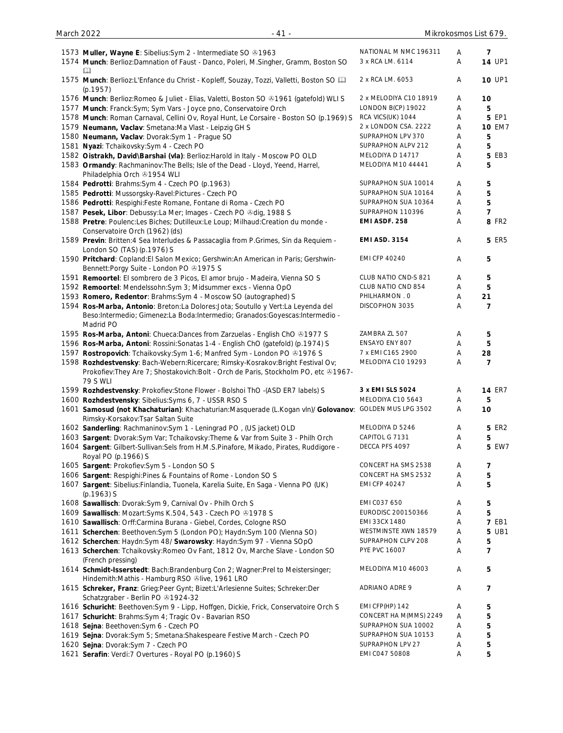| No. | Description | Label | Grade | Price |
|---|---|---|---|---|
| 1573 | **Muller, Wayne E**: Sibelius:Sym 2 - Intermediate SO ℗1963 | NATIONAL M NMC 196311 | A | 7 |
| 1574 | **Munch**: Berlioz:Damnation of Faust - Danco, Poleri, M.Singher, Gramm, Boston SO 📖 | 3 x RCA LM. 6114 | A | 14 UP1 |
| 1575 | **Munch**: Berlioz:L'Enfance du Christ - Kopleff, Souzay, Tozzi, Valletti, Boston SO 📖 (p.1957) | 2 x RCA LM. 6053 | A | 10 UP1 |
| 1576 | **Munch**: Berlioz:Romeo & Juliet - Elias, Valetti, Boston SO ℗1961 (gatefold) WLI S | 2 x MELODIYA C10 18919 | A | 10 |
| 1577 | **Munch**: Franck:Sym; Sym Vars - Joyce pno, Conservatoire Orch | LONDON B(CP) 19022 | A | 5 |
| 1578 | **Munch**: Roman Carnaval, Cellini Ov, Royal Hunt, Le Corsaire - Boston SO (p.1969) S | RCA VICS(UK) 1044 | A | 5 EP1 |
| 1579 | **Neumann, Vaclav**: Smetana:Ma Vlast - Leipzig GH S | 2 x LONDON CSA. 2222 | A | 10 EM7 |
| 1580 | **Neumann, Vaclav**: Dvorak:Sym 1 - Prague SO | SUPRAPHON LPV 370 | A | 5 |
| 1581 | **Nyazi**: Tchaikovsky:Sym 4 - Czech PO | SUPRAPHON ALPV 212 | A | 5 |
| 1582 | **Oistrakh, David\Barshai (vla)**: Berlioz:Harold in Italy - Moscow PO OLD | MELODIYA D 14717 | A | 5 EB3 |
| 1583 | **Ormandy**: Rachmaninov:The Bells; Isle of the Dead - Lloyd, Yeend, Harrel, Philadelphia Orch ℗1954 WLI | MELODIYA M10 44441 | A | 5 |
| 1584 | **Pedrotti**: Brahms:Sym 4 - Czech PO (p.1963) | SUPRAPHON SUA 10014 | A | 5 |
| 1585 | **Pedrotti**: Mussorgsky-Ravel:Pictures - Czech PO | SUPRAPHON SUA 10164 | A | 5 |
| 1586 | **Pedrotti**: Respighi:Feste Romane, Fontane di Roma - Czech PO | SUPRAPHON SUA 10364 | A | 5 |
| 1587 | **Pesek, Libor**: Debussy:La Mer; Images - Czech PO ℗dig, 1988 S | SUPRAPHON 110396 | A | 7 |
| 1588 | **Pretre**: Poulenc:Les Biches; Dutilleux:Le Loup; Milhaud:Creation du monde - Conservatoire Orch (1962) (ds) | **EMI ASDF. 258** | A | 8 FR2 |
| 1589 | **Previn**: Britten:4 Sea Interludes & Passacaglia from P.Grimes, Sin da Requiem - London SO (TAS) (p.1976) S | **EMI ASD. 3154** | A | 5 ER5 |
| 1590 | **Pritchard**: Copland:El Salon Mexico; Gershwin:An American in Paris; Gershwin-Bennett:Porgy Suite - London PO ℗1975 S | EMI CFP 40240 | A | 5 |
| 1591 | **Remoortel**: El sombrero de 3 Picos, El amor brujo - Madeira, Vienna SO S | CLUB NATIO CND-S 821 | A | 5 |
| 1592 | **Remoortel**: Mendelssohn:Sym 3; Midsummer excs - Vienna OpO | CLUB NATIO CND 854 | A | 5 |
| 1593 | **Romero, Redentor**: Brahms:Sym 4 - Moscow SO (autographed) S | PHILHARMON . 0 | A | 21 |
| 1594 | **Ros-Marba, Antonio**: Breton:La Dolores:Jota; Soutullo y Vert:La Leyenda del Beso:Intermedio; Gimenez:La Boda:Intermedio; Granados:Goyescas:Intermedio - Madrid PO | DISCOPHON 3035 | A | 7 |
| 1595 | **Ros-Marba, Antoni**: Chueca:Dances from Zarzuelas - English ChO ℗1977 S | ZAMBRA ZL 507 | A | 5 |
| 1596 | **Ros-Marba, Antoni**: Rossini:Sonatas 1-4 - English ChO (gatefold) (p.1974) S | ENSAYO ENY 807 | A | 5 |
| 1597 | **Rostropovich**: Tchaikovsky:Sym 1-6; Manfred Sym - London PO ℗1976 S | 7 x EMI C165 2900 | A | 28 |
| 1598 | **Rozhdestvensky**: Bach-Webern:Ricercare; Rimsky-Kosrakov:Bright Festival Ov; Prokofiev:They Are 7; Shostakovich:Bolt - Orch de Paris, Stockholm PO, etc ℗1967-79 S WLI | MELODIYA C10 19293 | A | 7 |
| 1599 | **Rozhdestvensky**: Prokofiev:Stone Flower - Bolshoi ThO -(ASD ER7 labels) S | **3 x EMI SLS 5024** | A | 14 ER7 |
| 1600 | **Rozhdestvensky**: Sibelius:Syms 6, 7 - USSR RSO S | MELODIYA C10 5643 | A | 5 |
| 1601 | **Samosud (not Khachaturian)**: Khachaturian:Masquerade (L.Kogan vln)/ **Golovanov**: Rimsky-Korsakov:Tsar Saltan Suite | GOLDEN MUS LPG 3502 | A | 10 |
| 1602 | **Sanderling**: Rachmaninov:Sym 1 - Leningrad PO , (US jacket) OLD | MELODIYA D 5246 | A | 5 ER2 |
| 1603 | **Sargent**: Dvorak:Sym Var; Tchaikovsky:Theme & Var from Suite 3 - Philh Orch | CAPITOL G 7131 | A | 5 |
| 1604 | **Sargent**: Gilbert-Sullivan:Sels from H.M.S.Pinafore, Mikado, Pirates, Ruddigore - Royal PO (p.1966) S | DECCA PFS 4097 | A | 5 EW7 |
| 1605 | **Sargent**: Prokofiev:Sym 5 - London SO S | CONCERT HA SMS 2538 | A | 7 |
| 1606 | **Sargent**: Respighi:Pines & Fountains of Rome - London SO S | CONCERT HA SMS 2532 | A | 5 |
| 1607 | **Sargent**: Sibelius:Finlandia, Tuonela, Karelia Suite, En Saga - Vienna PO (UK) (p.1963) S | EMI CFP 40247 | A | 5 |
| 1608 | **Sawallisch**: Dvorak:Sym 9, Carnival Ov - Philh Orch S | EMI C037 650 | A | 5 |
| 1609 | **Sawallisch**: Mozart:Syms K.504, 543 - Czech PO ℗1978 S | EURODISC 200150366 | A | 5 |
| 1610 | **Sawallisch**: Orff:Carmina Burana - Giebel, Cordes, Cologne RSO | EMI 33CX 1480 | A | 7 EB1 |
| 1611 | **Scherchen**: Beethoven:Sym 5 (London PO); Haydn:Sym 100 (Vienna SO) | WESTMINSTE XWN 18579 | A | 5 UB1 |
| 1612 | **Scherchen**: Haydn:Sym 48/ **Swarowsky**: Haydn:Sym 97 - Vienna SOpO | SUPRAPHON CLPV 208 | A | 5 |
| 1613 | **Scherchen**: Tchaikovsky:Romeo Ov Fant, 1812 Ov, Marche Slave - London SO (French pressing) | PYE PVC 16007 | A | 7 |
| 1614 | **Schmidt-Isserstedt**: Bach:Brandenburg Con 2; Wagner:Prel to Meistersinger; Hindemith:Mathis - Hamburg RSO ℗live, 1961 LRO | MELODIYA M10 46003 | A | 5 |
| 1615 | **Schreker, Franz**: Grieg:Peer Gynt; Bizet:L'Arlesienne Suites; Schreker:Der Schatzgraber - Berlin PO ℗1924-32 | ADRIANO ADRE 9 | A | 7 |
| 1616 | **Schuricht**: Beethoven:Sym 9 - Lipp, Hoffgen, Dickie, Frick, Conservatoire Orch S | EMI CFP(HP) 142 | A | 5 |
| 1617 | **Schuricht**: Brahms:Sym 4; Tragic Ov - Bavarian RSO | CONCERT HA M(MMS) 2249 | A | 5 |
| 1618 | **Sejna**: Beethoven:Sym 6 - Czech PO | SUPRAPHON SUA 10002 | A | 5 |
| 1619 | **Sejna**: Dvorak:Sym 5; Smetana:Shakespeare Festive March - Czech PO | SUPRAPHON SUA 10153 | A | 5 |
| 1620 | **Sejna**: Dvorak:Sym 7 - Czech PO | SUPRAPHON LPV 27 | A | 5 |
| 1621 | **Serafin**: Verdi:7 Overtures - Royal PO (p.1960) S | EMI C047 50808 | A | 5 |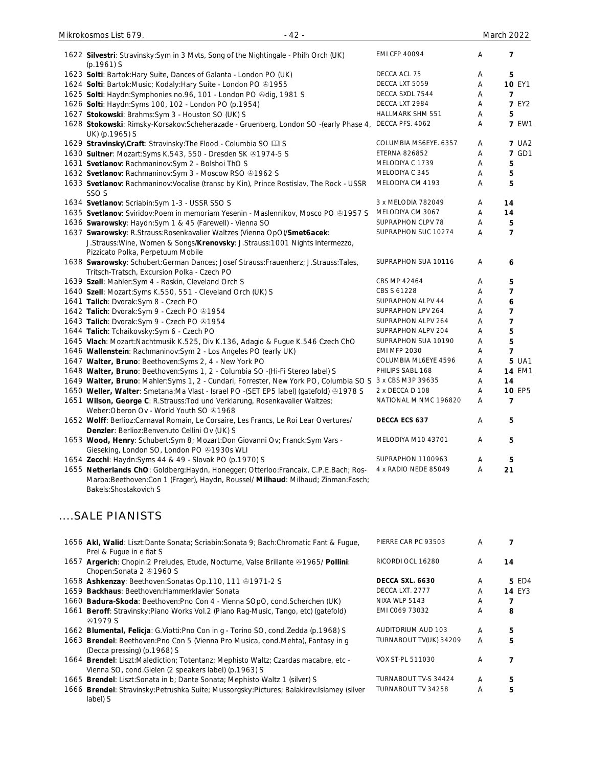| | | | | |
|---|---|---|---|---|
| 1622 **Silvestri**: Stravinsky:Sym in 3 Mvts, Song of the Nightingale - Philh Orch (UK) (p.1961) S | EMI CFP 40094 | A | **7** | |
| 1623 **Solti**: Bartok:Hary Suite, Dances of Galanta - London PO (UK) | DECCA ACL 75 | A | **5** | |
| 1624 **Solti**: Bartok:Music; Kodaly:Hary Suite - London PO ℗1955 | DECCA LXT 5059 | A | **10** | EY1 |
| 1625 **Solti**: Haydn:Symphonies no.96, 101 - London PO ℗dig, 1981 S | DECCA SXDL 7544 | A | **7** | |
| 1626 **Solti**: Haydn:Syms 100, 102 - London PO (p.1954) | DECCA LXT 2984 | A | **7** | EY2 |
| 1627 **Stokowski**: Brahms:Sym 3 - Houston SO (UK) S | HALLMARK SHM 551 | A | **5** | |
| 1628 **Stokowski**: Rimsky-Korsakov:Scheherazade - Gruenberg, London SO -(early Phase 4, UK) (p.1965) S | DECCA PFS. 4062 | A | **7** | EW1 |
| 1629 **Stravinsky\Craft**: Stravinsky:The Flood - Columbia SO 🕮 S | COLUMBIA MS6EYE. 6357 | A | **7** | UA2 |
| 1630 **Suitner**: Mozart:Syms K.543, 550 - Dresden SK ℗1974-5 S | ETERNA 826852 | A | **7** | GD1 |
| 1631 **Svetlanov**: Rachmaninov:Sym 2 - Bolshoi ThO S | MELODIYA C 1739 | A | **5** | |
| 1632 **Svetlanov**: Rachmaninov:Sym 3 - Moscow RSO ℗1962 S | MELODIYA C 345 | A | **5** | |
| 1633 **Svetlanov**: Rachmaninov:Vocalise (transc by Kin), Prince Rostislav, The Rock - USSR SSO S | MELODIYA CM 4193 | A | **5** | |
| 1634 **Svetlanov**: Scriabin:Sym 1-3 - USSR SSO S | 3 x MELODIA 782049 | A | **14** | |
| 1635 **Svetlanov**: Sviridov:Poem in memoriam Yesenin - Maslennikov, Mosco PO ℗1957 S | MELODIYA CM 3067 | A | **14** | |
| 1636 **Swarowsky**: Haydn:Sym 1 & 45 (Farewell) - Vienna SO | SUPRAPHON CLPV 78 | A | **5** | |
| 1637 **Swarowsky**: R.Strauss:Rosenkavalier Waltzes (Vienna OpO)/**Smet6acek**: J.Strauss:Wine, Women & Songs/**Krenovsky**: J.Strauss:1001 Nights Intermezzo, Pizzicato Polka, Perpetuum Mobile | SUPRAPHON SUC 10274 | A | **7** | |
| 1638 **Swarowsky**: Schubert:German Dances; Josef Strauss:Frauenherz; J.Strauss:Tales, Tritsch-Tratsch, Excursion Polka - Czech PO | SUPRAPHON SUA 10116 | A | **6** | |
| 1639 **Szell**: Mahler:Sym 4 - Raskin, Cleveland Orch S | CBS MP 42464 | A | **5** | |
| 1640 **Szell**: Mozart:Syms K.550, 551 - Cleveland Orch (UK) S | CBS S 61228 | A | **7** | |
| 1641 **Talich**: Dvorak:Sym 8 - Czech PO | SUPRAPHON ALPV 44 | A | **6** | |
| 1642 **Talich**: Dvorak:Sym 9 - Czech PO ℗1954 | SUPRAPHON LPV 264 | A | **7** | |
| 1643 **Talich**: Dvorak:Sym 9 - Czech PO ℗1954 | SUPRAPHON ALPV 264 | A | **7** | |
| 1644 **Talich**: Tchaikovsky:Sym 6 - Czech PO | SUPRAPHON ALPV 204 | A | **5** | |
| 1645 **Vlach**: Mozart:Nachtmusik K.525, Div K.136, Adagio & Fugue K.546 Czech ChO | SUPRAPHON SUA 10190 | A | **5** | |
| 1646 **Wallenstein**: Rachmaninov:Sym 2 - Los Angeles PO (early UK) | EMI MFP 2030 | A | **7** | |
| 1647 **Walter, Bruno**: Beethoven:Syms 2, 4 - New York PO | COLUMBIA ML6EYE 4596 | A | **5** | UA1 |
| 1648 **Walter, Bruno**: Beethoven:Syms 1, 2 - Columbia SO -(Hi-Fi Stereo label) S | PHILIPS SABL 168 | A | **14** | EM1 |
| 1649 **Walter, Bruno**: Mahler:Syms 1, 2 - Cundari, Forrester, New York PO, Columbia SO S | 3 x CBS M3P 39635 | A | **14** | |
| 1650 **Weller, Walter**: Smetana:Ma Vlast - Israel PO -(SET EP5 label) (gatefold) ℗1978 S | 2 x DECCA D 108 | A | **10** | EP5 |
| 1651 **Wilson, George C**: R.Strauss:Tod und Verklarung, Rosenkavalier Waltzes; Weber:Oberon Ov - World Youth SO ℗1968 | NATIONAL M NMC 196820 | A | **7** | |
| 1652 **Wolff**: Berlioz:Carnaval Romain, Le Corsaire, Les Francs, Le Roi Lear Overtures/ **Denzler**: Berlioz:Benvenuto Cellini Ov (UK) S | **DECCA ECS 637** | A | **5** | |
| 1653 **Wood, Henry**: Schubert:Sym 8; Mozart:Don Giovanni Ov; Franck:Sym Vars - Gieseking, London SO, London PO ℗1930s WLI | MELODIYA M10 43701 | A | **5** | |
| 1654 **Zecchi**: Haydn:Syms 44 & 49 - Slovak PO (p.1970) S | SUPRAPHON 1100963 | A | **5** | |
| 1655 **Netherlands ChO**: Goldberg:Haydn, Honegger; Otterloo:Francaix, C.P.E.Bach; Ros-Marba:Beethoven:Con 1 (Frager), Haydn, Roussel/ **Milhaud**: Milhaud; Zinman:Fasch; Bakels:Shostakovich S | 4 x RADIO NEDE 85049 | A | **21** | |

## ....SALE PIANISTS

| | | | | |
|---|---|---|---|---|
| 1656 **Akl, Walid**: Liszt:Dante Sonata; Scriabin:Sonata 9; Bach:Chromatic Fant & Fugue, Prel & Fugue in e flat S | PIERRE CAR PC 93503 | A | **7** | |
| 1657 **Argerich**: Chopin:2 Preludes, Etude, Nocturne, Valse Brillante ℗1965/ **Pollini**: Chopen:Sonata 2 ℗1960 S | RICORDI OCL 16280 | A | **14** | |
| 1658 **Ashkenzay**: Beethoven:Sonatas Op.110, 111 ℗1971-2 S | **DECCA SXL. 6630** | A | **5** | ED4 |
| 1659 **Backhaus**: Beethoven:Hammerklavier Sonata | DECCA LXT. 2777 | A | **14** | EY3 |
| 1660 **Badura-Skoda**: Beethoven:Pno Con 4 - Vienna SOpO, cond.Scherchen (UK) | NIXA WLP 5143 | A | **7** | |
| 1661 **Beroff**: Stravinsky:Piano Works Vol.2 (Piano Rag-Music, Tango, etc) (gatefold) ℗1979 S | EMI C069 73032 | A | **8** | |
| 1662 **Blumental, Felicja**: G.Viotti:Pno Con in g - Torino SO, cond.Zedda (p.1968) S | AUDITORIUM AUD 103 | A | **5** | |
| 1663 **Brendel**: Beethoven:Pno Con 5 (Vienna Pro Musica, cond.Mehta), Fantasy in g (Decca pressing) (p.1968) S | TURNABOUT TV(UK) 34209 | A | **5** | |
| 1664 **Brendel**: Liszt:Malediction; Totentanz; Mephisto Waltz; Czardas macabre, etc - Vienna SO, cond.Gielen (2 speakers label) (p.1963) S | VOX ST-PL 511030 | A | **7** | |
| 1665 **Brendel**: Liszt:Sonata in b; Dante Sonata; Mephisto Waltz 1 (silver) S | TURNABOUT TV-S 34424 | A | **5** | |
| 1666 **Brendel**: Stravinsky:Petrushka Suite; Mussorgsky:Pictures; Balakirev:Islamey (silver label) S | TURNABOUT TV 34258 | A | **5** | |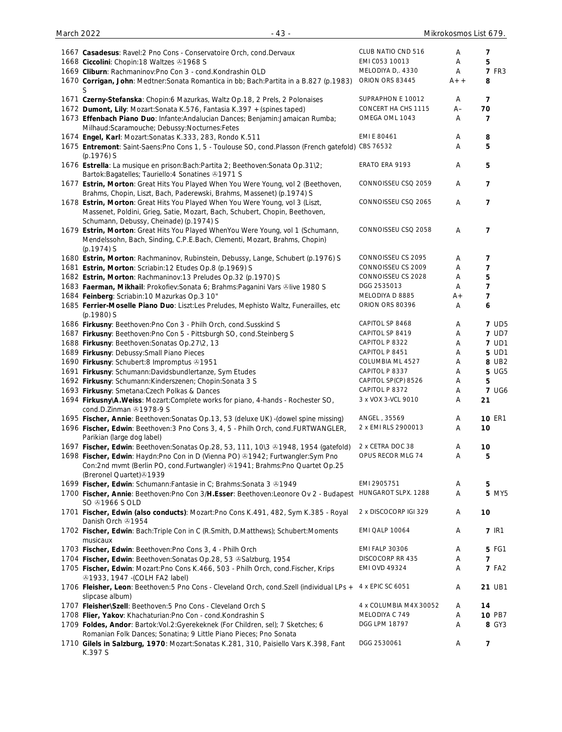| No. | Description | Label | Grade | Price |
|---|---|---|---|---|
| 1667 | **Casadesus**: Ravel:2 Pno Cons - Conservatoire Orch, cond.Dervaux | CLUB NATIO CND 516 | A | 7 |
| 1668 | **Ciccolini**: Chopin:18 Waltzes ℗1968 S | EMI C053 10013 | A | 5 |
| 1669 | **Cliburn**: Rachmaninov:Pno Con 3 - cond.Kondrashin OLD | MELODIYA D,. 4330 | A | 7 FR3 |
| 1670 | **Corrigan, John**: Medtner:Sonata Romantica in bb; Bach:Partita in a B.827 (p.1983) S | ORION ORS 83445 | A++ | 8 |
| 1671 | **Czerny-Stefanska**: Chopin:6 Mazurkas, Waltz Op.18, 2 Prels, 2 Polonaises | SUPRAPHON E 10012 | A | 7 |
| 1672 | **Dumont, Lily**: Mozart:Sonata K.576, Fantasia K.397 + (spines taped) | CONCERT HA CHS 1115 | A– | 70 |
| 1673 | **Effenbach Piano Duo**: Infante:Andalucian Dances; Benjamin:Jamaican Rumba; Milhaud:Scaramouche; Debussy:Nocturnes:Fetes | OMEGA OML 1043 | A | 7 |
| 1674 | **Engel, Karl**: Mozart:Sonatas K.333, 283, Rondo K.511 | EMI E 80461 | A | 8 |
| 1675 | **Entremont**: Saint-Saens:Pno Cons 1, 5 - Toulouse SO, cond.Plasson (French gatefold) (p.1976) S | CBS 76532 | A | 5 |
| 1676 | **Estrella**: La musique en prison:Bach:Partita 2; Beethoven:Sonata Op.31\2; Bartok:Bagatelles; Tauriello:4 Sonatines ℗1971 S | ERATO ERA 9193 | A | 5 |
| 1677 | **Estrin, Morton**: Great Hits You Played When You Were Young, vol 2 (Beethoven, Brahms, Chopin, Liszt, Bach, Paderewski, Brahms, Massenet) (p.1974) S | CONNOISSEU CSQ 2059 | A | 7 |
| 1678 | **Estrin, Morton**: Great Hits You Played When You Were Young, vol 3 (Liszt, Massenet, Poldini, Grieg, Satie, Mozart, Bach, Schubert, Chopin, Beethoven, Schumann, Debussy, Cheinade) (p.1974) S | CONNOISSEU CSQ 2065 | A | 7 |
| 1679 | **Estrin, Morton**: Great Hits You Played WhenYou Were Young, vol 1 (Schumann, Mendelssohn, Bach, Sinding, C.P.E.Bach, Clementi, Mozart, Brahms, Chopin) (p.1974) S | CONNOISSEU CSQ 2058 | A | 7 |
| 1680 | **Estrin, Morton**: Rachmaninov, Rubinstein, Debussy, Lange, Schubert (p.1976) S | CONNOISSEU CS 2095 | A | 7 |
| 1681 | **Estrin, Morton**: Scriabin:12 Etudes Op.8 (p.1969) S | CONNOISSEU CS 2009 | A | 7 |
| 1682 | **Estrin, Morton**: Rachmaninov:13 Preludes Op.32 (p.1970) S | CONNOISSEU CS 2028 | A | 5 |
| 1683 | **Faerman, Mikhail**: Prokofiev:Sonata 6; Brahms:Paganini Vars ℗live 1980 S | DGG 2535013 | A | 7 |
| 1684 | **Feinberg**: Scriabin:10 Mazurkas Op.3 10" | MELODIYA D 8885 | A+ | 7 |
| 1685 | **Ferrier-Moselle Piano Duo**: Liszt:Les Preludes, Mephisto Waltz, Funerailles, etc (p.1980) S | ORION ORS 80396 | A | 6 |
| 1686 | **Firkusny**: Beethoven:Pno Con 3 - Philh Orch, cond.Susskind S | CAPITOL SP 8468 | A | 7 UD5 |
| 1687 | **Firkusny**: Beethoven:Pno Con 5 - Pittsburgh SO, cond.Steinberg S | CAPITOL SP 8419 | A | 7 UD7 |
| 1688 | **Firkusny**: Beethoven:Sonatas Op.27\2, 13 | CAPITOL P 8322 | A | 7 UD1 |
| 1689 | **Firkusny**: Debussy:Small Piano Pieces | CAPITOL P 8451 | A | 5 UD1 |
| 1690 | **Firkusny**: Schubert:8 Impromptus ℗1951 | COLUMBIA ML 4527 | A | 8 UB2 |
| 1691 | **Firkusny**: Schumann:Davidsbundlertanze, Sym Etudes | CAPITOL P 8337 | A | 5 UG5 |
| 1692 | **Firkusny**: Schumann:Kinderszenen; Chopin:Sonata 3 S | CAPITOL SP(CP) 8526 | A | 5 |
| 1693 | **Firkusny**: Smetana:Czech Polkas & Dances | CAPITOL P 8372 | A | 7 UG6 |
| 1694 | **Firkusny\A.Weiss**: Mozart:Complete works for piano, 4-hands - Rochester SO, cond.D.Zinman ℗1978-9 S | 3 x VOX 3-VCL 9010 | A | 21 |
| 1695 | **Fischer, Annie**: Beethoven:Sonatas Op.13, 53 (deluxe UK) -(dowel spine missing) | ANGEL , 35569 | A | 10 ER1 |
| 1696 | **Fischer, Edwin**: Beethoven:3 Pno Cons 3, 4, 5 - Philh Orch, cond.FURTWANGLER, Parikian (large dog label) | 2 x EMI RLS 2900013 | A | 10 |
| 1697 | **Fischer, Edwin**: Beethoven:Sonatas Op.28, 53, 111, 10\3 ℗1948, 1954 (gatefold) | 2 x CETRA DOC 38 | A | 10 |
| 1698 | **Fischer, Edwin**: Haydn:Pno Con in D (Vienna PO) ℗1942; Furtwangler:Sym Pno Con:2nd mvmt (Berlin PO, cond.Furtwangler) ℗1941; Brahms:Pno Quartet Op.25 (Breronel Quartet)℗1939 | OPUS RECOR MLG 74 | A | 5 |
| 1699 | **Fischer, Edwin**: Schumann:Fantasie in C; Brahms:Sonata 3 ℗1949 | EMI 2905751 | A | 5 |
| 1700 | **Fischer, Annie**: Beethoven:Pno Con 3/**H.Esser**: Beethoven:Leonore Ov 2 - Budapest SO ℗1966 S OLD | HUNGAROT SLPX. 1288 | A | 5 MY5 |
| 1701 | **Fischer, Edwin (also conducts)**: Mozart:Pno Cons K.491, 482, Sym K.385 - Royal Danish Orch ℗1954 | 2 x DISCOCORP IGI 329 | A | 10 |
| 1702 | **Fischer, Edwin**: Bach:Triple Con in C (R.Smith, D.Matthews); Schubert:Moments musicaux | EMI QALP 10064 | A | 7 IR1 |
| 1703 | **Fischer, Edwin**: Beethoven:Pno Cons 3, 4 - Philh Orch | EMI FALP 30306 | A | 5 FG1 |
| 1704 | **Fischer, Edwin**: Beethoven:Sonatas Op.28, 53 ℗Salzburg, 1954 | DISCOCORP RR 435 | A | 7 |
| 1705 | **Fischer, Edwin**: Mozart:Pno Cons K.466, 503 - Philh Orch, cond.Fischer, Krips ℗1933, 1947 -(COLH FA2 label) | EMI OVD 49324 | A | 7 FA2 |
| 1706 | **Fleisher, Leon**: Beethoven:5 Pno Cons - Cleveland Orch, cond.Szell (individual LPs + slipcase album) | 4 x EPIC SC 6051 | A | 21 UB1 |
| 1707 | **Fleisher\Szell**: Beethoven:5 Pno Cons - Cleveland Orch S | 4 x COLUMBIA M4X 30052 | A | 14 |
| 1708 | **Flier, Yakov**: Khachaturian:Pno Con - cond.Kondrashin S | MELODIYA C 749 | A | 10 PB7 |
| 1709 | **Foldes, Andor**: Bartok:Vol.2:Gyerekeknek (For Children, sel); 7 Sketches; 6 Romanian Folk Dances; Sonatina; 9 Little Piano Pieces; Pno Sonata | DGG LPM 18797 | A | 8 GY3 |
| 1710 | **Gilels in Salzburg, 1970**: Mozart:Sonatas K.281, 310, Paisiello Vars K.398, Fant K.397 S | DGG 2530061 | A | 7 |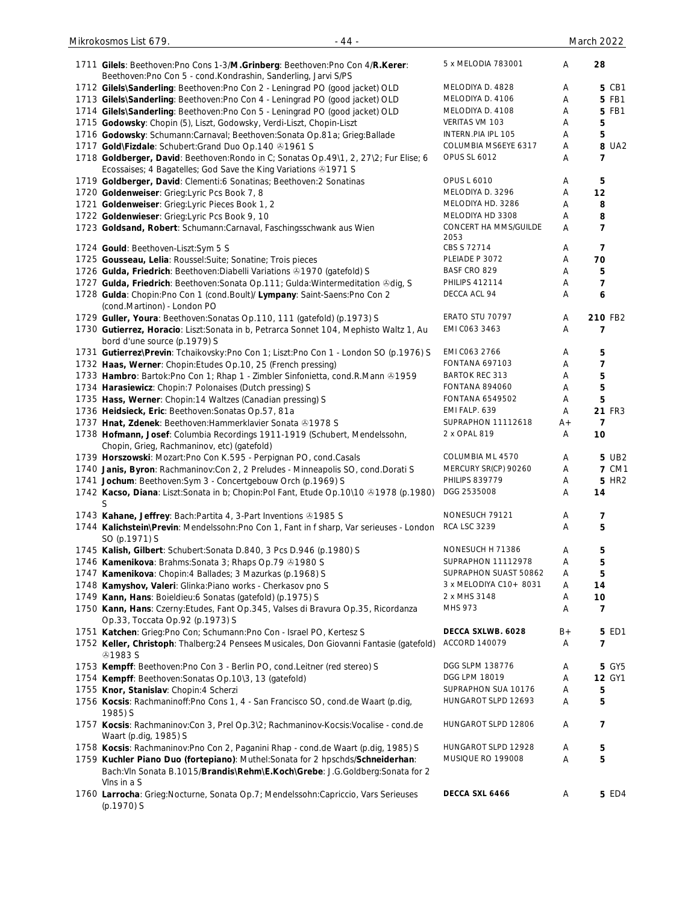| No. | Description | Label | Grade | Price | |
|---|---|---|---|---|---|
| 1711 | **Gilels**: Beethoven:Pno Cons 1-3/**M.Grinberg**: Beethoven:Pno Con 4/**R.Kerer**: Beethoven:Pno Con 5 - cond.Kondrashin, Sanderling, Jarvi S/PS | 5 x MELODIA 783001 | A | 28 | |
| 1712 | **Gilels\Sanderling**: Beethoven:Pno Con 2 - Leningrad PO (good jacket) OLD | MELODIYA D. 4828 | A | 5 | CB1 |
| 1713 | **Gilels\Sanderling**: Beethoven:Pno Con 4 - Leningrad PO (good jacket) OLD | MELODIYA D. 4106 | A | 5 | FB1 |
| 1714 | **Gilels\Sanderling**: Beethoven:Pno Con 5 - Leningrad PO (good jacket) OLD | MELODIYA D. 4108 | A | 5 | FB1 |
| 1715 | **Godowsky**: Chopin (5), Liszt, Godowsky, Verdi-Liszt, Chopin-Liszt | VERITAS VM 103 | A | 5 | |
| 1716 | **Godowsky**: Schumann:Carnaval; Beethoven:Sonata Op.81a; Grieg:Ballade | INTERN.PIA IPL 105 | A | 5 | |
| 1717 | **Gold\Fizdale**: Schubert:Grand Duo Op.140 ℗1961 S | COLUMBIA MS6EYE 6317 | A | 8 | UA2 |
| 1718 | **Goldberger, David**: Beethoven:Rondo in C; Sonatas Op.49\1, 2, 27\2; Fur Elise; 6 Ecossaises; 4 Bagatelles; God Save the King Variations ℗1971 S | OPUS SL 6012 | A | 7 | |
| 1719 | **Goldberger, David**: Clementi:6 Sonatinas; Beethoven:2 Sonatinas | OPUS L 6010 | A | 5 | |
| 1720 | **Goldenweiser**: Grieg:Lyric Pcs Book 7, 8 | MELODIYA D. 3296 | A | 12 | |
| 1721 | **Goldenweiser**: Grieg:Lyric Pieces Book 1, 2 | MELODIYA HD. 3286 | A | 8 | |
| 1722 | **Goldenwieser**: Grieg:Lyric Pcs Book 9, 10 | MELODIYA HD 3308 | A | 8 | |
| 1723 | **Goldsand, Robert**: Schumann:Carnaval, Faschingsschwank aus Wien | CONCERT HA MMS/GUILDE 2053 | A | 7 | |
| 1724 | **Gould**: Beethoven-Liszt:Sym 5 S | CBS S 72714 | A | 7 | |
| 1725 | **Gousseau, Lelia**: Roussel:Suite; Sonatine; Trois pieces | PLEIADE P 3072 | A | 70 | |
| 1726 | **Gulda, Friedrich**: Beethoven:Diabelli Variations ℗1970 (gatefold) S | BASF CRO 829 | A | 5 | |
| 1727 | **Gulda, Friedrich**: Beethoven:Sonata Op.111; Gulda:Wintermeditation ℗dig, S | PHILIPS 412114 | A | 7 | |
| 1728 | **Gulda**: Chopin:Pno Con 1 (cond.Boult)/ **Lympany**: Saint-Saens:Pno Con 2 (cond.Martinon) - London PO | DECCA ACL 94 | A | 6 | |
| 1729 | **Guller, Youra**: Beethoven:Sonatas Op.110, 111 (gatefold) (p.1973) S | ERATO STU 70797 | A | 210 | FB2 |
| 1730 | **Gutierrez, Horacio**: Liszt:Sonata in b, Petrarca Sonnet 104, Mephisto Waltz 1, Au bord d'une source (p.1979) S | EMI C063 3463 | A | 7 | |
| 1731 | **Gutierrez\Previn**: Tchaikovsky:Pno Con 1; Liszt:Pno Con 1 - London SO (p.1976) S | EMI C063 2766 | A | 5 | |
| 1732 | **Haas, Werner**: Chopin:Etudes Op.10, 25 (French pressing) | FONTANA 697103 | A | 7 | |
| 1733 | **Hambro**: Bartok:Pno Con 1; Rhap 1 - Zimbler Sinfonietta, cond.R.Mann ℗1959 | BARTOK REC 313 | A | 5 | |
| 1734 | **Harasiewicz**: Chopin:7 Polonaises (Dutch pressing) S | FONTANA 894060 | A | 5 | |
| 1735 | **Hass, Werner**: Chopin:14 Waltzes (Canadian pressing) S | FONTANA 6549502 | A | 5 | |
| 1736 | **Heidsieck, Eric**: Beethoven:Sonatas Op.57, 81a | EMI FALP. 639 | A | 21 | FR3 |
| 1737 | **Hnat, Zdenek**: Beethoven:Hammerklavier Sonata ℗1978 S | SUPRAPHON 11112618 | A+ | 7 | |
| 1738 | **Hofmann, Josef**: Columbia Recordings 1911-1919 (Schubert, Mendelssohn, Chopin, Grieg, Rachmaninov, etc) (gatefold) | 2 x OPAL 819 | A | 10 | |
| 1739 | **Horszowski**: Mozart:Pno Con K.595 - Perpignan PO, cond.Casals | COLUMBIA ML 4570 | A | 5 | UB2 |
| 1740 | **Janis, Byron**: Rachmaninov:Con 2, 2 Preludes - Minneapolis SO, cond.Dorati S | MERCURY SR(CP) 90260 | A | 7 | CM1 |
| 1741 | **Jochum**: Beethoven:Sym 3 - Concertgebouw Orch (p.1969) S | PHILIPS 839779 | A | 5 | HR2 |
| 1742 | **Kacso, Diana**: Liszt:Sonata in b; Chopin:Pol Fant, Etude Op.10\10 ℗1978 (p.1980) S | DGG 2535008 | A | 14 | |
| 1743 | **Kahane, Jeffrey**: Bach:Partita 4, 3-Part Inventions ℗1985 S | NONESUCH 79121 | A | 7 | |
| 1744 | **Kalichstein\Previn**: Mendelssohn:Pno Con 1, Fant in f sharp, Var serieuses - London SO (p.1971) S | RCA LSC 3239 | A | 5 | |
| 1745 | **Kalish, Gilbert**: Schubert:Sonata D.840, 3 Pcs D.946 (p.1980) S | NONESUCH H 71386 | A | 5 | |
| 1746 | **Kamenikova**: Brahms:Sonata 3; Rhaps Op.79 ℗1980 S | SUPRAPHON 11112978 | A | 5 | |
| 1747 | **Kamenikova**: Chopin:4 Ballades; 3 Mazurkas (p.1968) S | SUPRAPHON SUAST 50862 | A | 5 | |
| 1748 | **Kamyshov, Valeri**: Glinka:Piano works - Cherkasov pno S | 3 x MELODIYA C10+ 8031 | A | 14 | |
| 1749 | **Kann, Hans**: Boieldieu:6 Sonatas (gatefold) (p.1975) S | 2 x MHS 3148 | A | 10 | |
| 1750 | **Kann, Hans**: Czerny:Etudes, Fant Op.345, Valses di Bravura Op.35, Ricordanza Op.33, Toccata Op.92 (p.1973) S | MHS 973 | A | 7 | |
| 1751 | **Katchen**: Grieg:Pno Con; Schumann:Pno Con - Israel PO, Kertesz S | **DECCA SXLWB. 6028** | B+ | 5 | ED1 |
| 1752 | **Keller, Christoph**: Thalberg:24 Pensees Musicales, Don Giovanni Fantasie (gatefold) ℗1983 S | ACCORD 140079 | A | 7 | |
| 1753 | **Kempff**: Beethoven:Pno Con 3 - Berlin PO, cond.Leitner (red stereo) S | DGG SLPM 138776 | A | 5 | GY5 |
| 1754 | **Kempff**: Beethoven:Sonatas Op.10\3, 13 (gatefold) | DGG LPM 18019 | A | 12 | GY1 |
| 1755 | **Knor, Stanislav**: Chopin:4 Scherzi | SUPRAPHON SUA 10176 | A | 5 | |
| 1756 | **Kocsis**: Rachmaninoff:Pno Cons 1, 4 - San Francisco SO, cond.de Waart (p.dig, 1985) S | HUNGAROT SLPD 12693 | A | 5 | |
| 1757 | **Kocsis**: Rachmaninov:Con 3, Prel Op.3\2; Rachmaninov-Kocsis:Vocalise - cond.de Waart (p.dig, 1985) S | HUNGAROT SLPD 12806 | A | 7 | |
| 1758 | **Kocsis**: Rachmaninov:Pno Con 2, Paganini Rhap - cond.de Waart (p.dig, 1985) S | HUNGAROT SLPD 12928 | A | 5 | |
| 1759 | **Kuchler Piano Duo (fortepiano)**: Muthel:Sonata for 2 hpschds/**Schneiderhan**: Bach:Vln Sonata B.1015/**Brandis\Rehm\E.Koch\Grebe**: J.G.Goldberg:Sonata for 2 Vlns in a S | MUSIQUE RO 199008 | A | 5 | |
| 1760 | **Larrocha**: Grieg:Nocturne, Sonata Op.7; Mendelssohn:Capriccio, Vars Serieuses (p.1970) S | **DECCA SXL 6466** | A | 5 | ED4 |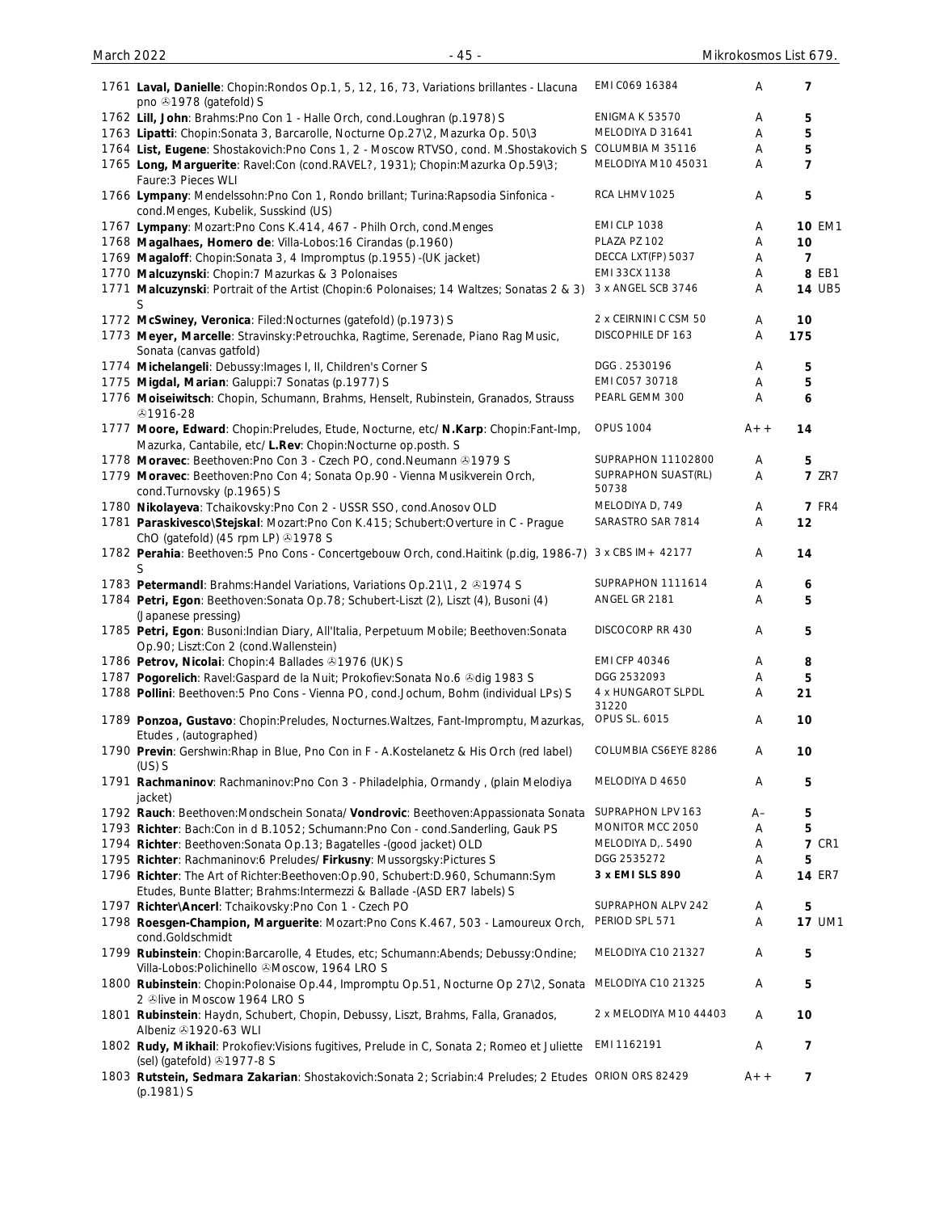| No. | Description | Label | Grade | Price |
|---|---|---|---|---|
| 1761 | **Laval, Danielle**: Chopin:Rondos Op.1, 5, 12, 16, 73, Variations brillantes - Llacuna pno ℗1978 (gatefold) S | EMI C069 16384 | A | 7 |
| 1762 | **Lill, John**: Brahms:Pno Con 1 - Halle Orch, cond.Loughran (p.1978) S | ENIGMA K 53570 | A | 5 |
| 1763 | **Lipatti**: Chopin:Sonata 3, Barcarolle, Nocturne Op.27\2, Mazurka Op. 50\3 | MELODIYA D 31641 | A | 5 |
| 1764 | **List, Eugene**: Shostakovich:Pno Cons 1, 2 - Moscow RTVSO, cond. M.Shostakovich S | COLUMBIA M 35116 | A | 5 |
| 1765 | **Long, Marguerite**: Ravel:Con (cond.RAVEL?, 1931); Chopin:Mazurka Op.59\3; Faure:3 Pieces WLI | MELODIYA M10 45031 | A | 7 |
| 1766 | **Lympany**: Mendelssohn:Pno Con 1, Rondo brillant; Turina:Rapsodia Sinfonica - cond.Menges, Kubelik, Susskind (US) | RCA LHMV 1025 | A | 5 |
| 1767 | **Lympany**: Mozart:Pno Cons K.414, 467 - Philh Orch, cond.Menges | EMI CLP 1038 | A | 10 EM1 |
| 1768 | **Magalhaes, Homero de**: Villa-Lobos:16 Cirandas (p.1960) | PLAZA PZ 102 | A | 10 |
| 1769 | **Magaloff**: Chopin:Sonata 3, 4 Impromptus (p.1955) -(UK jacket) | DECCA LXT(FP) 5037 | A | 7 |
| 1770 | **Malcuzynski**: Chopin:7 Mazurkas & 3 Polonaises | EMI 33CX 1138 | A | 8 EB1 |
| 1771 | **Malcuzynski**: Portrait of the Artist (Chopin:6 Polonaises; 14 Waltzes; Sonatas 2 & 3) S | 3 x ANGEL SCB 3746 | A | 14 UB5 |
| 1772 | **McSwiney, Veronica**: Filed:Nocturnes (gatefold) (p.1973) S | 2 x CEIRNINI C CSM 50 | A | 10 |
| 1773 | **Meyer, Marcelle**: Stravinsky:Petrouchka, Ragtime, Serenade, Piano Rag Music, Sonata (canvas gatfold) | DISCOPHILE DF 163 | A | 175 |
| 1774 | **Michelangeli**: Debussy:Images I, II, Children's Corner S | DGG . 2530196 | A | 5 |
| 1775 | **Migdal, Marian**: Galuppi:7 Sonatas (p.1977) S | EMI C057 30718 | A | 5 |
| 1776 | **Moiseiwitsch**: Chopin, Schumann, Brahms, Henselt, Rubinstein, Granados, Strauss ℗1916-28 | PEARL GEMM 300 | A | 6 |
| 1777 | **Moore, Edward**: Chopin:Preludes, Etude, Nocturne, etc/ **N.Karp**: Chopin:Fant-Imp, Mazurka, Cantabile, etc/ **L.Rev**: Chopin:Nocturne op.posth. S | OPUS 1004 | A++ | 14 |
| 1778 | **Moravec**: Beethoven:Pno Con 3 - Czech PO, cond.Neumann ℗1979 S | SUPRAPHON 11102800 | A | 5 |
| 1779 | **Moravec**: Beethoven:Pno Con 4; Sonata Op.90 - Vienna Musikverein Orch, cond.Turnovsky (p.1965) S | SUPRAPHON SUAST(RL) 50738 | A | 7 ZR7 |
| 1780 | **Nikolayeva**: Tchaikovsky:Pno Con 2 - USSR SSO, cond.Anosov OLD | MELODIYA D, 749 | A | 7 FR4 |
| 1781 | **Paraskivesco\Stejskal**: Mozart:Pno Con K.415; Schubert:Overture in C - Prague ChO (gatefold) (45 rpm LP) ℗1978 S | SARASTRO SAR 7814 | A | 12 |
| 1782 | **Perahia**: Beethoven:5 Pno Cons - Concertgebouw Orch, cond.Haitink (p.dig, 1986-7) S | 3 x CBS IM+ 42177 | A | 14 |
| 1783 | **Petermandl**: Brahms:Handel Variations, Variations Op.21\1, 2 ℗1974 S | SUPRAPHON 1111614 | A | 6 |
| 1784 | **Petri, Egon**: Beethoven:Sonata Op.78; Schubert-Liszt (2), Liszt (4), Busoni (4) (Japanese pressing) | ANGEL GR 2181 | A | 5 |
| 1785 | **Petri, Egon**: Busoni:Indian Diary, All'Italia, Perpetuum Mobile; Beethoven:Sonata Op.90; Liszt:Con 2 (cond.Wallenstein) | DISCOCORP RR 430 | A | 5 |
| 1786 | **Petrov, Nicolai**: Chopin:4 Ballades ℗1976 (UK) S | EMI CFP 40346 | A | 8 |
| 1787 | **Pogorelich**: Ravel:Gaspard de la Nuit; Prokofiev:Sonata No.6 ℗dig 1983 S | DGG 2532093 | A | 5 |
| 1788 | **Pollini**: Beethoven:5 Pno Cons - Vienna PO, cond.Jochum, Bohm (individual LPs) S | 4 x HUNGAROT SLPDL 31220 | A | 21 |
| 1789 | **Ponzoa, Gustavo**: Chopin:Preludes, Nocturnes.Waltzes, Fant-Impromptu, Mazurkas, Etudes , (autographed) | OPUS SL. 6015 | A | 10 |
| 1790 | **Previn**: Gershwin:Rhap in Blue, Pno Con in F - A.Kostelanetz & His Orch (red label) (US) S | COLUMBIA CS6EYE 8286 | A | 10 |
| 1791 | **Rachmaninov**: Rachmaninov:Pno Con 3 - Philadelphia, Ormandy , (plain Melodiya jacket) | MELODIYA D 4650 | A | 5 |
| 1792 | **Rauch**: Beethoven:Mondschein Sonata/ **Vondrovic**: Beethoven:Appassionata Sonata | SUPRAPHON LPV 163 | A– | 5 |
| 1793 | **Richter**: Bach:Con in d B.1052; Schumann:Pno Con - cond.Sanderling, Gauk PS | MONITOR MCC 2050 | A | 5 |
| 1794 | **Richter**: Beethoven:Sonata Op.13; Bagatelles -(good jacket) OLD | MELODIYA D,. 5490 | A | 7 CR1 |
| 1795 | **Richter**: Rachmaninov:6 Preludes/ **Firkusny**: Mussorgsky:Pictures S | DGG 2535272 | A | 5 |
| 1796 | **Richter**: The Art of Richter:Beethoven:Op.90, Schubert:D.960, Schumann:Sym Etudes, Bunte Blatter; Brahms:Intermezzi & Ballade -(ASD ER7 labels) S | **3 x EMI SLS 890** | A | 14 ER7 |
| 1797 | **Richter\Ancerl**: Tchaikovsky:Pno Con 1 - Czech PO | SUPRAPHON ALPV 242 | A | 5 |
| 1798 | **Roesgen-Champion, Marguerite**: Mozart:Pno Cons K.467, 503 - Lamoureux Orch, cond.Goldschmidt | PERIOD SPL 571 | A | 17 UM1 |
| 1799 | **Rubinstein**: Chopin:Barcarolle, 4 Etudes, etc; Schumann:Abends; Debussy:Ondine; Villa-Lobos:Polichinello ℗Moscow, 1964 LRO S | MELODIYA C10 21327 | A | 5 |
| 1800 | **Rubinstein**: Chopin:Polonaise Op.44, Impromptu Op.51, Nocturne Op 27\2, Sonata 2 ℗live in Moscow 1964 LRO S | MELODIYA C10 21325 | A | 5 |
| 1801 | **Rubinstein**: Haydn, Schubert, Chopin, Debussy, Liszt, Brahms, Falla, Granados, Albeniz ℗1920-63 WLI | 2 x MELODIYA M10 44403 | A | 10 |
| 1802 | **Rudy, Mikhail**: Prokofiev:Visions fugitives, Prelude in C, Sonata 2; Romeo et Juliette (sel) (gatefold) ℗1977-8 S | EMI 1162191 | A | 7 |
| 1803 | **Rutstein, Sedmara Zakarian**: Shostakovich:Sonata 2; Scriabin:4 Preludes; 2 Etudes (p.1981) S | ORION ORS 82429 | A++ | 7 |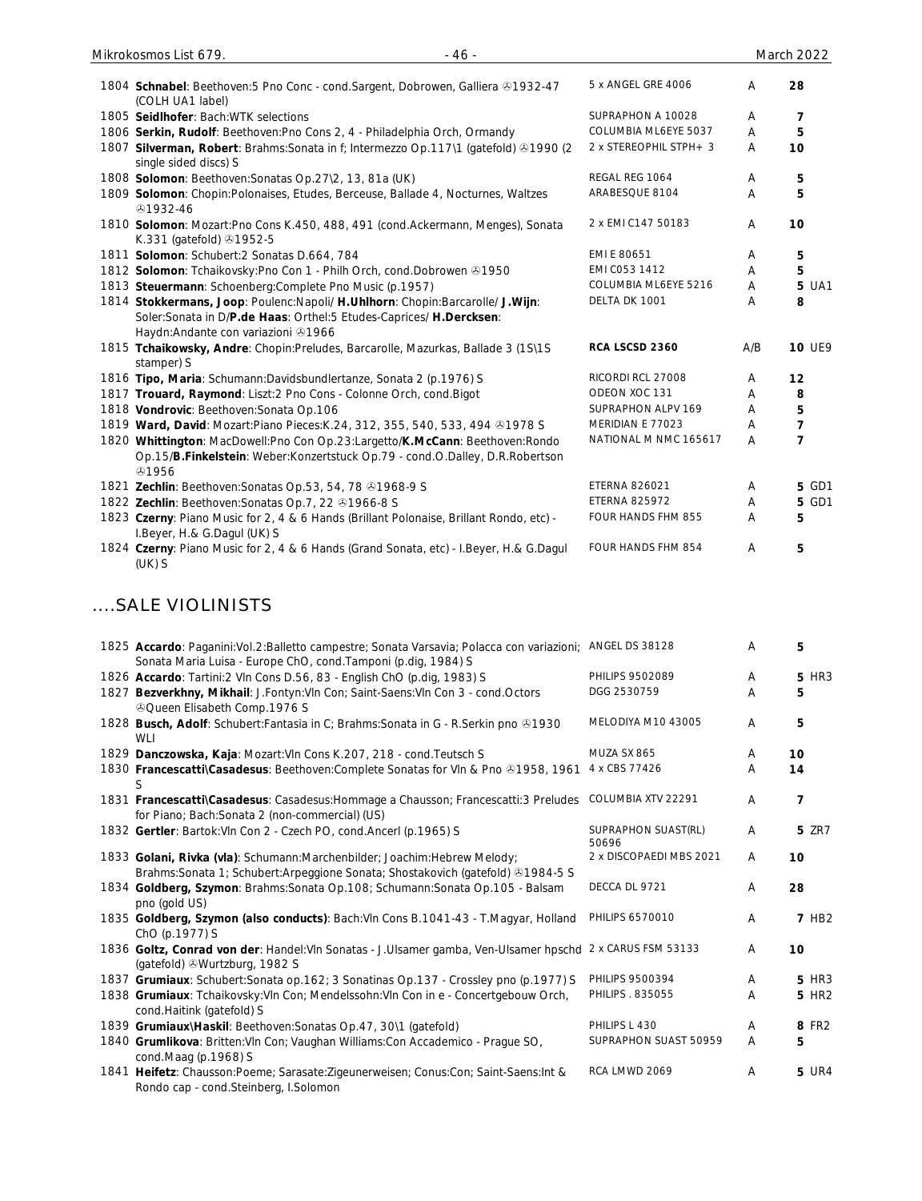| No. | Description | Label | Cond. | Price |
|---|---|---|---|---|
| 1804 | **Schnabel**: Beethoven:5 Pno Conc - cond.Sargent, Dobrowen, Galliera ℗1932-47 (COLH UA1 label) | 5 x ANGEL GRE 4006 | A | 28 |
| 1805 | **Seidlhofer**: Bach:WTK selections | SUPRAPHON A 10028 | A | 7 |
| 1806 | **Serkin, Rudolf**: Beethoven:Pno Cons 2, 4 - Philadelphia Orch, Ormandy | COLUMBIA ML6EYE 5037 | A | 5 |
| 1807 | **Silverman, Robert**: Brahms:Sonata in f; Intermezzo Op.117\1 (gatefold) ℗1990 (2 single sided discs) S | 2 x STEREOPHIL STPH+ 3 | A | 10 |
| 1808 | **Solomon**: Beethoven:Sonatas Op.27\2, 13, 81a (UK) | REGAL REG 1064 | A | 5 |
| 1809 | **Solomon**: Chopin:Polonaises, Etudes, Berceuse, Ballade 4, Nocturnes, Waltzes ℗1932-46 | ARABESQUE 8104 | A | 5 |
| 1810 | **Solomon**: Mozart:Pno Cons K.450, 488, 491 (cond.Ackermann, Menges), Sonata K.331 (gatefold) ℗1952-5 | 2 x EMI C147 50183 | A | 10 |
| 1811 | **Solomon**: Schubert:2 Sonatas D.664, 784 | EMI E 80651 | A | 5 |
| 1812 | **Solomon**: Tchaikovsky:Pno Con 1 - Philh Orch, cond.Dobrowen ℗1950 | EMI C053 1412 | A | 5 |
| 1813 | **Steuermann**: Schoenberg:Complete Pno Music (p.1957) | COLUMBIA ML6EYE 5216 | A | 5 UA1 |
| 1814 | **Stokkermans, Joop**: Poulenc:Napoli/ **H.Uhlhorn**: Chopin:Barcarolle/ **J.Wijn**: Soler:Sonata in D/**P.de Haas**: Orthel:5 Etudes-Caprices/ **H.Dercksen**: Haydn:Andante con variazioni ℗1966 | DELTA DK 1001 | A | 8 |
| 1815 | **Tchaikowsky, Andre**: Chopin:Preludes, Barcarolle, Mazurkas, Ballade 3 (1S\1S stamper) S | **RCA LSCSD 2360** | A/B | 10 UE9 |
| 1816 | **Tipo, Maria**: Schumann:Davidsbundlertanze, Sonata 2 (p.1976) S | RICORDI RCL 27008 | A | 12 |
| 1817 | **Trouard, Raymond**: Liszt:2 Pno Cons - Colonne Orch, cond.Bigot | ODEON XOC 131 | A | 8 |
| 1818 | **Vondrovic**: Beethoven:Sonata Op.106 | SUPRAPHON ALPV 169 | A | 5 |
| 1819 | **Ward, David**: Mozart:Piano Pieces:K.24, 312, 355, 540, 533, 494 ℗1978 S | MERIDIAN E 77023 | A | 7 |
| 1820 | **Whittington**: MacDowell:Pno Con Op.23:Largetto/**K.McCann**: Beethoven:Rondo Op.15/**B.Finkelstein**: Weber:Konzertstuck Op.79 - cond.O.Dalley, D.R.Robertson ℗1956 | NATIONAL M NMC 165617 | A | 7 |
| 1821 | **Zechlin**: Beethoven:Sonatas Op.53, 54, 78 ℗1968-9 S | ETERNA 826021 | A | 5 GD1 |
| 1822 | **Zechlin**: Beethoven:Sonatas Op.7, 22 ℗1966-8 S | ETERNA 825972 | A | 5 GD1 |
| 1823 | **Czerny**: Piano Music for 2, 4 & 6 Hands (Brillant Polonaise, Brillant Rondo, etc) - I.Beyer, H.& G.Dagul (UK) S | FOUR HANDS FHM 855 | A | 5 |
| 1824 | **Czerny**: Piano Music for 2, 4 & 6 Hands (Grand Sonata, etc) - I.Beyer, H.& G.Dagul (UK) S | FOUR HANDS FHM 854 | A | 5 |

## ....SALE VIOLINISTS

| No. | Description | Label | Cond. | Price |
|---|---|---|---|---|
| 1825 | **Accardo**: Paganini:Vol.2:Balletto campestre; Sonata Varsavia; Polacca con variazioni; Sonata Maria Luisa - Europe ChO, cond.Tamponi (p.dig, 1984) S | ANGEL DS 38128 | A | 5 |
| 1826 | **Accardo**: Tartini:2 Vln Cons D.56, 83 - English ChO (p.dig, 1983) S | PHILIPS 9502089 | A | 5 HR3 |
| 1827 | **Bezverkhny, Mikhail**: J.Fontyn:Vln Con; Saint-Saens:Vln Con 3 - cond.Octors ℗Queen Elisabeth Comp.1976 S | DGG 2530759 | A | 5 |
| 1828 | **Busch, Adolf**: Schubert:Fantasia in C; Brahms:Sonata in G - R.Serkin pno ℗1930 WLI | MELODIYA M10 43005 | A | 5 |
| 1829 | **Danczowska, Kaja**: Mozart:Vln Cons K.207, 218 - cond.Teutsch S | MUZA SX 865 | A | 10 |
| 1830 | **Francescatti\Casadesus**: Beethoven:Complete Sonatas for Vln & Pno ℗1958, 1961 S | 4 x CBS 77426 | A | 14 |
| 1831 | **Francescatti\Casadesus**: Casadesus:Hommage a Chausson; Francescatti:3 Preludes for Piano; Bach:Sonata 2 (non-commercial) (US) | COLUMBIA XTV 22291 | A | 7 |
| 1832 | **Gertler**: Bartok:Vln Con 2 - Czech PO, cond.Ancerl (p.1965) S | SUPRAPHON SUAST(RL) 50696 | A | 5 ZR7 |
| 1833 | **Golani, Rivka (vla)**: Schumann:Marchenbilder; Joachim:Hebrew Melody; Brahms:Sonata 1; Schubert:Arpeggione Sonata; Shostakovich (gatefold) ℗1984-5 S | 2 x DISCOPAEDI MBS 2021 | A | 10 |
| 1834 | **Goldberg, Szymon**: Brahms:Sonata Op.108; Schumann:Sonata Op.105 - Balsam pno (gold US) | DECCA DL 9721 | A | 28 |
| 1835 | **Goldberg, Szymon (also conducts)**: Bach:Vln Cons B.1041-43 - T.Magyar, Holland ChO (p.1977) S | PHILIPS 6570010 | A | 7 HB2 |
| 1836 | **Goltz, Conrad von der**: Handel:Vln Sonatas - J.Ulsamer gamba, Ven-Ulsamer hpschd (gatefold) ℗Wurtzburg, 1982 S | 2 x CARUS FSM 53133 | A | 10 |
| 1837 | **Grumiaux**: Schubert:Sonata op.162; 3 Sonatinas Op.137 - Crossley pno (p.1977) S | PHILIPS 9500394 | A | 5 HR3 |
| 1838 | **Grumiaux**: Tchaikovsky:Vln Con; Mendelssohn:Vln Con in e - Concertgebouw Orch, cond.Haitink (gatefold) S | PHILIPS . 835055 | A | 5 HR2 |
| 1839 | **Grumiaux\Haskil**: Beethoven:Sonatas Op.47, 30\1 (gatefold) | PHILIPS L 430 | A | 8 FR2 |
| 1840 | **Grumlikova**: Britten:Vln Con; Vaughan Williams:Con Accademico - Prague SO, cond.Maag (p.1968) S | SUPRAPHON SUAST 50959 | A | 5 |
| 1841 | **Heifetz**: Chausson:Poeme; Sarasate:Zigeunerweisen; Conus:Con; Saint-Saens:Int & Rondo cap - cond.Steinberg, I.Solomon | RCA LMWD 2069 | A | 5 UR4 |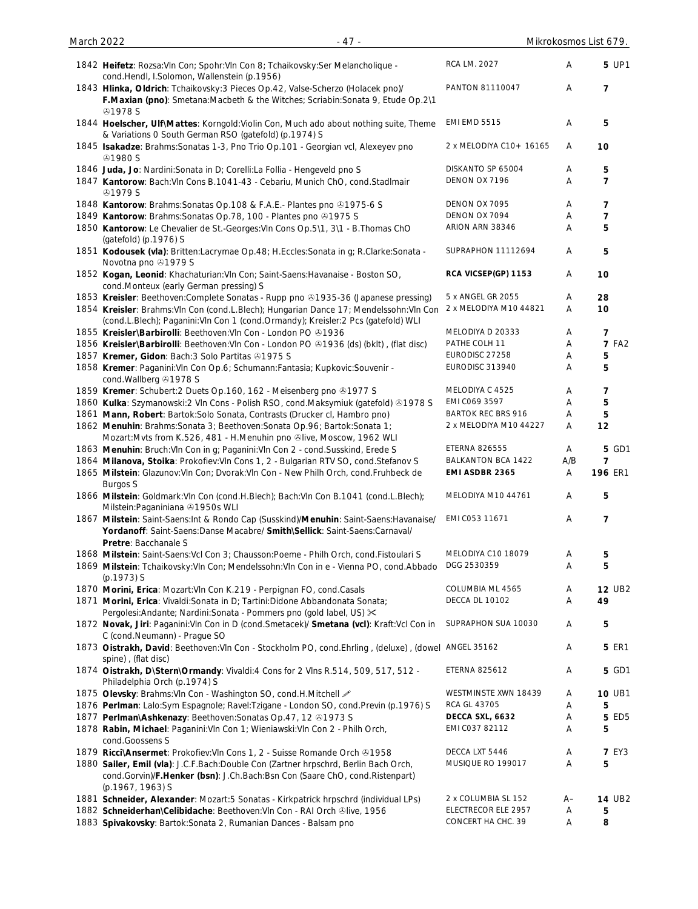| No. | Description | Label | Cond. | Price |
|---|---|---|---|---|
| 1842 | **Heifetz**: Rozsa:Vln Con; Spohr:Vln Con 8; Tchaikovsky:Ser Melancholique - cond.Hendl, I.Solomon, Wallenstein (p.1956) | RCA LM. 2027 | A | 5 UP1 |
| 1843 | **Hlinka, Oldrich**: Tchaikovsky:3 Pieces Op.42, Valse-Scherzo (Holacek pno)/ **F.Maxian (pno)**: Smetana:Macbeth & the Witches; Scriabin:Sonata 9, Etude Op.2\1 ℗1978 S | PANTON 81110047 | A | 7 |
| 1844 | **Hoelscher, Ulf\Mattes**: Korngold:Violin Con, Much ado about nothing suite, Theme & Variations 0 South German RSO (gatefold) (p.1974) S | EMI EMD 5515 | A | 5 |
| 1845 | **Isakadze**: Brahms:Sonatas 1-3, Pno Trio Op.101 - Georgian vcl, Alexeyev pno ℗1980 S | 2 x MELODIYA C10+ 16165 | A | 10 |
| 1846 | **Juda, Jo**: Nardini:Sonata in D; Corelli:La Follia - Hengeveld pno S | DISKANTO SP 65004 | A | 5 |
| 1847 | **Kantorow**: Bach:Vln Cons B.1041-43 - Cebariu, Munich ChO, cond.Stadlmair ℗1979 S | DENON OX 7196 | A | 7 |
| 1848 | **Kantorow**: Brahms:Sonatas Op.108 & F.A.E.- Plantes pno ℗1975-6 S | DENON OX 7095 | A | 7 |
| 1849 | **Kantorow**: Brahms:Sonatas Op.78, 100 - Plantes pno ℗1975 S | DENON OX 7094 | A | 7 |
| 1850 | **Kantorow**: Le Chevalier de St.-Georges:Vln Cons Op.5\1, 3\1 - B.Thomas ChO (gatefold) (p.1976) S | ARION ARN 38346 | A | 5 |
| 1851 | **Kodousek (vla)**: Britten:Lacrymae Op.48; H.Eccles:Sonata in g; R.Clarke:Sonata - Novotna pno ℗1979 S | SUPRAPHON 11112694 | A | 5 |
| 1852 | **Kogan, Leonid**: Khachaturian:Vln Con; Saint-Saens:Havanaise - Boston SO, cond.Monteux (early German pressing) S | **RCA VICSEP(GP) 1153** | A | 10 |
| 1853 | **Kreisler**: Beethoven:Complete Sonatas - Rupp pno ℗1935-36 (Japanese pressing) | 5 x ANGEL GR 2055 | A | 28 |
| 1854 | **Kreisler**: Brahms:Vln Con (cond.L.Blech); Hungarian Dance 17; Mendelssohn:Vln Con (cond.L.Blech); Paganini:Vln Con 1 (cond.Ormandy); Kreisler:2 Pcs (gatefold) WLI | 2 x MELODIYA M10 44821 | A | 10 |
| 1855 | **Kreisler\Barbirolli**: Beethoven:Vln Con - London PO ℗1936 | MELODIYA D 20333 | A | 7 |
| 1856 | **Kreisler\Barbirolli**: Beethoven:Vln Con - London PO ℗1936 (ds) (bklt) , (flat disc) | PATHE COLH 11 | A | 7 FA2 |
| 1857 | **Kremer, Gidon**: Bach:3 Solo Partitas ℗1975 S | EURODISC 27258 | A | 5 |
| 1858 | **Kremer**: Paganini:Vln Con Op.6; Schumann:Fantasia; Kupkovic:Souvenir - cond.Wallberg ℗1978 S | EURODISC 313940 | A | 5 |
| 1859 | **Kremer**: Schubert:2 Duets Op.160, 162 - Meisenberg pno ℗1977 S | MELODIYA C 4525 | A | 7 |
| 1860 | **Kulka**: Szymanowski:2 Vln Cons - Polish RSO, cond.Maksymiuk (gatefold) ℗1978 S | EMI C069 3597 | A | 5 |
| 1861 | **Mann, Robert**: Bartok:Solo Sonata, Contrasts (Drucker cl, Hambro pno) | BARTOK REC BRS 916 | A | 5 |
| 1862 | **Menuhin**: Brahms:Sonata 3; Beethoven:Sonata Op.96; Bartok:Sonata 1; Mozart:Mvts from K.526, 481 - H.Menuhin pno ℗live, Moscow, 1962 WLI | 2 x MELODIYA M10 44227 | A | 12 |
| 1863 | **Menuhin**: Bruch:Vln Con in g; Paganini:Vln Con 2 - cond.Susskind, Erede S | ETERNA 826555 | A | 5 GD1 |
| 1864 | **Milanova, Stoika**: Prokofiev:Vln Cons 1, 2 - Bulgarian RTV SO, cond.Stefanov S | BALKANTON BCA 1422 | A/B | 7 |
| 1865 | **Milstein**: Glazunov:Vln Con; Dvorak:Vln Con - New Philh Orch, cond.Fruhbeck de Burgos S | **EMI ASDBR 2365** | A | 196 ER1 |
| 1866 | **Milstein**: Goldmark:Vln Con (cond.H.Blech); Bach:Vln Con B.1041 (cond.L.Blech); Milstein:Paganiniana ℗1950s WLI | MELODIYA M10 44761 | A | 5 |
| 1867 | **Milstein**: Saint-Saens:Int & Rondo Cap (Susskind)/**Menuhin**: Saint-Saens:Havanaise/ **Yordanoff**: Saint-Saens:Danse Macabre/ **Smith\Sellick**: Saint-Saens:Carnaval/ **Pretre**: Bacchanale S | EMI C053 11671 | A | 7 |
| 1868 | **Milstein**: Saint-Saens:Vcl Con 3; Chausson:Poeme - Philh Orch, cond.Fistoulari S | MELODIYA C10 18079 | A | 5 |
| 1869 | **Milstein**: Tchaikovsky:Vln Con; Mendelssohn:Vln Con in e - Vienna PO, cond.Abbado (p.1973) S | DGG 2530359 | A | 5 |
| 1870 | **Morini, Erica**: Mozart:Vln Con K.219 - Perpignan FO, cond.Casals | COLUMBIA ML 4565 | A | 12 UB2 |
| 1871 | **Morini, Erica**: Vivaldi:Sonata in D; Tartini:Didone Abbandonata Sonata; Pergolesi:Andante; Nardini:Sonata - Pommers pno (gold label, US) ✂ | DECCA DL 10102 | A | 49 |
| 1872 | **Novak, Jiri**: Paganini:Vln Con in D (cond.Smetacek)/ **Smetana (vcl)**: Kraft:Vcl Con in C (cond.Neumann) - Prague SO | SUPRAPHON SUA 10030 | A | 5 |
| 1873 | **Oistrakh, David**: Beethoven:Vln Con - Stockholm PO, cond.Ehrling , (deluxe) , (dowel spine) , (flat disc) | ANGEL 35162 | A | 5 ER1 |
| 1874 | **Oistrakh, D\Stern\Ormandy**: Vivaldi:4 Cons for 2 Vlns R.514, 509, 517, 512 - Philadelphia Orch (p.1974) S | ETERNA 825612 | A | 5 GD1 |
| 1875 | **Olevsky**: Brahms:Vln Con - Washington SO, cond.H.Mitchell ✐ | WESTMINSTE XWN 18439 | A | 10 UB1 |
| 1876 | **Perlman**: Lalo:Sym Espagnole; Ravel:Tzigane - London SO, cond.Previn (p.1976) S | RCA GL 43705 | A | 5 |
| 1877 | **Perlman\Ashkenazy**: Beethoven:Sonatas Op.47, 12 ℗1973 S | **DECCA SXL, 6632** | A | 5 ED5 |
| 1878 | **Rabin, Michael**: Paganini:Vln Con 1; Wieniawski:Vln Con 2 - Philh Orch, cond.Goossens S | EMI C037 82112 | A | 5 |
| 1879 | **Ricci\Ansermet**: Prokofiev:Vln Cons 1, 2 - Suisse Romande Orch ℗1958 | DECCA LXT 5446 | A | 7 EY3 |
| 1880 | **Sailer, Emil (vla)**: J.C.F.Bach:Double Con (Zartner hrpschrd, Berlin Bach Orch, cond.Gorvin)/**F.Henker (bsn)**: J.Ch.Bach:Bsn Con (Saare ChO, cond.Ristenpart) (p.1967, 1963) S | MUSIQUE RO 199017 | A | 5 |
| 1881 | **Schneider, Alexander**: Mozart:5 Sonatas - Kirkpatrick hrpschrd (individual LPs) | 2 x COLUMBIA SL 152 | A– | 14 UB2 |
| 1882 | **Schneiderhan\Celibidache**: Beethoven:Vln Con - RAI Orch ℗live, 1956 | ELECTRECOR ELE 2957 | A | 5 |
| 1883 | **Spivakovsky**: Bartok:Sonata 2, Rumanian Dances - Balsam pno | CONCERT HA CHC. 39 | A | 8 |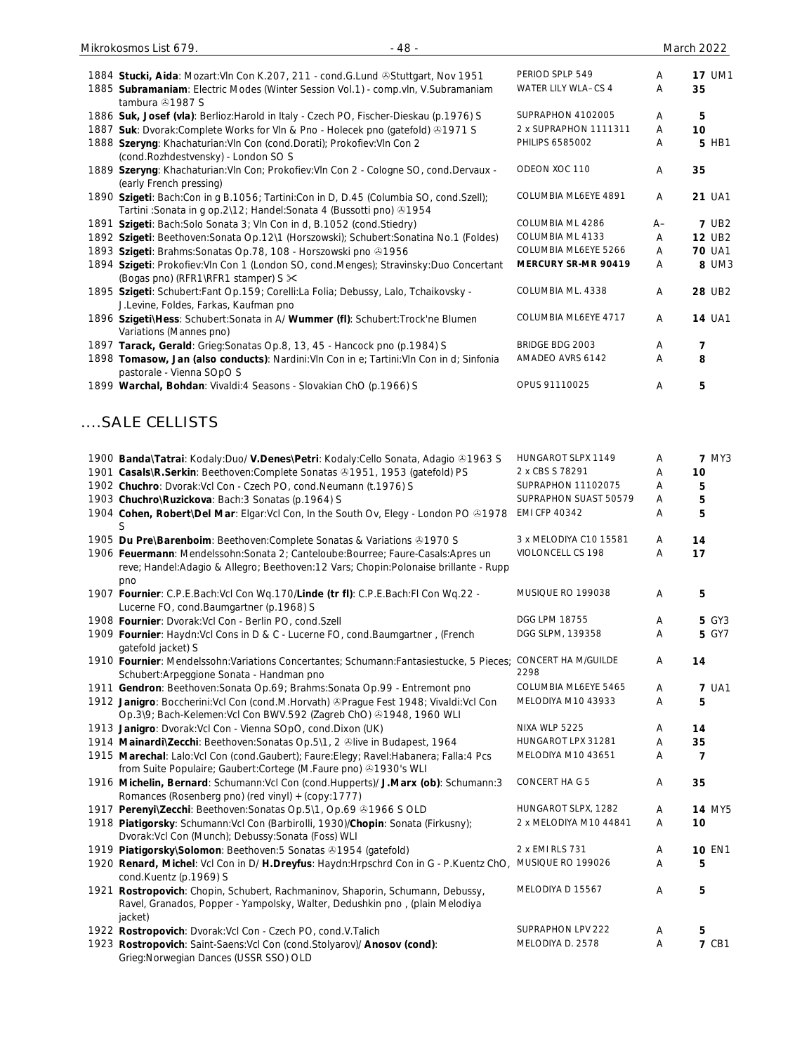| # | Description | Label | Grade | Price |
|---|---|---|---|---|
| 1884 | **Stucki, Aida**: Mozart:Vln Con K.207, 211 - cond.G.Lund ℗Stuttgart, Nov 1951 | PERIOD SPLP 549 | A | **17** UM1 |
| 1885 | **Subramaniam**: Electric Modes (Winter Session Vol.1) - comp.vln, V.Subramaniam tambura ℗1987 S | WATER LILY WLA–CS 4 | A | **35** |
| 1886 | **Suk, Josef (vla)**: Berlioz:Harold in Italy - Czech PO, Fischer-Dieskau (p.1976) S | SUPRAPHON 4102005 | A | **5** |
| 1887 | **Suk**: Dvorak:Complete Works for Vln & Pno - Holecek pno (gatefold) ℗1971 S | 2 x SUPRAPHON 1111311 | A | **10** |
| 1888 | **Szeryng**: Khachaturian:Vln Con (cond.Dorati); Prokofiev:Vln Con 2 (cond.Rozhdestvensky) - London SO S | PHILIPS 6585002 | A | **5** HB1 |
| 1889 | **Szeryng**: Khachaturian:Vln Con; Prokofiev:Vln Con 2 - Cologne SO, cond.Dervaux - (early French pressing) | ODEON XOC 110 | A | **35** |
| 1890 | **Szigeti**: Bach:Con in g B.1056; Tartini:Con in D, D.45 (Columbia SO, cond.Szell); Tartini :Sonata in g op.2\12; Handel:Sonata 4 (Bussotti pno) ℗1954 | COLUMBIA ML6EYE 4891 | A | **21** UA1 |
| 1891 | **Szigeti**: Bach:Solo Sonata 3; Vln Con in d, B.1052 (cond.Stiedry) | COLUMBIA ML 4286 | A– | **7** UB2 |
| 1892 | **Szigeti**: Beethoven:Sonata Op.12\1 (Horszowski); Schubert:Sonatina No.1 (Foldes) | COLUMBIA ML 4133 | A | **12** UB2 |
| 1893 | **Szigeti**: Brahms:Sonatas Op.78, 108 - Horszowski pno ℗1956 | COLUMBIA ML6EYE 5266 | A | **70** UA1 |
| 1894 | **Szigeti**: Prokofiev:Vln Con 1 (London SO, cond.Menges); Stravinsky:Duo Concertant (Bogas pno) (RFR1\RFR1 stamper) S ✂ | **MERCURY SR-MR 90419** | A | **8** UM3 |
| 1895 | **Szigeti**: Schubert:Fant Op.159; Corelli:La Folia; Debussy, Lalo, Tchaikovsky - J.Levine, Foldes, Farkas, Kaufman pno | COLUMBIA ML. 4338 | A | **28** UB2 |
| 1896 | **Szigeti\Hess**: Schubert:Sonata in A/ **Wummer (fl)**: Schubert:Trock'ne Blumen Variations (Mannes pno) | COLUMBIA ML6EYE 4717 | A | **14** UA1 |
| 1897 | **Tarack, Gerald**: Grieg:Sonatas Op.8, 13, 45 - Hancock pno (p.1984) S | BRIDGE BDG 2003 | A | **7** |
| 1898 | **Tomasow, Jan (also conducts)**: Nardini:Vln Con in e; Tartini:Vln Con in d; Sinfonia pastorale - Vienna SOpO S | AMADEO AVRS 6142 | A | **8** |
| 1899 | **Warchal, Bohdan**: Vivaldi:4 Seasons - Slovakian ChO (p.1966) S | OPUS 91110025 | A | **5** |

## ....SALE CELLISTS

| # | Description | Label | Grade | Price |
|---|---|---|---|---|
| 1900 | **Banda\Tatrai**: Kodaly:Duo/ **V.Denes\Petri**: Kodaly:Cello Sonata, Adagio ℗1963 S | HUNGAROT SLPX 1149 | A | **7** MY3 |
| 1901 | **Casals\R.Serkin**: Beethoven:Complete Sonatas ℗1951, 1953 (gatefold) PS | 2 x CBS S 78291 | A | **10** |
| 1902 | **Chuchro**: Dvorak:Vcl Con - Czech PO, cond.Neumann (t.1976) S | SUPRAPHON 11102075 | A | **5** |
| 1903 | **Chuchro\Ruzickova**: Bach:3 Sonatas (p.1964) S | SUPRAPHON SUAST 50579 | A | **5** |
| 1904 | **Cohen, Robert\Del Mar**: Elgar:Vcl Con, In the South Ov, Elegy - London PO ℗1978 S | EMI CFP 40342 | A | **5** |
| 1905 | **Du Pre\Barenboim**: Beethoven:Complete Sonatas & Variations ℗1970 S | 3 x MELODIYA C10 15581 | A | **14** |
| 1906 | **Feuermann**: Mendelssohn:Sonata 2; Canteloube:Bourree; Faure-Casals:Apres un reve; Handel:Adagio & Allegro; Beethoven:12 Vars; Chopin:Polonaise brillante - Rupp pno | VIOLONCELL CS 198 | A | **17** |
| 1907 | **Fournier**: C.P.E.Bach:Vcl Con Wq.170/**Linde (tr fl)**: C.P.E.Bach:Fl Con Wq.22 - Lucerne FO, cond.Baumgartner (p.1968) S | MUSIQUE RO 199038 | A | **5** |
| 1908 | **Fournier**: Dvorak:Vcl Con - Berlin PO, cond.Szell | DGG LPM 18755 | A | **5** GY3 |
| 1909 | **Fournier**: Haydn:Vcl Cons in D & C - Lucerne FO, cond.Baumgartner , (French gatefold jacket) S | DGG SLPM, 139358 | A | **5** GY7 |
| 1910 | **Fournier**: Mendelssohn:Variations Concertantes; Schumann:Fantasiestucke, 5 Pieces; Schubert:Arpeggione Sonata - Handman pno | CONCERT HA M/GUILDE 2298 | A | **14** |
| 1911 | **Gendron**: Beethoven:Sonata Op.69; Brahms:Sonata Op.99 - Entremont pno | COLUMBIA ML6EYE 5465 | A | **7** UA1 |
| 1912 | **Janigro**: Boccherini:Vcl Con (cond.M.Horvath) ℗Prague Fest 1948; Vivaldi:Vcl Con Op.3\9; Bach-Kelemen:Vcl Con BWV.592 (Zagreb ChO) ℗1948, 1960 WLI | MELODIYA M10 43933 | A | **5** |
| 1913 | **Janigro**: Dvorak:Vcl Con - Vienna SOpO, cond.Dixon (UK) | NIXA WLP 5225 | A | **14** |
| 1914 | **Mainardi\Zecchi**: Beethoven:Sonatas Op.5\1, 2 ℗live in Budapest, 1964 | HUNGAROT LPX 31281 | A | **35** |
| 1915 | **Marechal**: Lalo:Vcl Con (cond.Gaubert); Faure:Elegy; Ravel:Habanera; Falla:4 Pcs from Suite Populaire; Gaubert:Cortege (M.Faure pno) ℗1930's WLI | MELODIYA M10 43651 | A | **7** |
| 1916 | **Michelin, Bernard**: Schumann:Vcl Con (cond.Hupperts)/ **J.Marx (ob)**: Schumann:3 Romances (Rosenberg pno) (red vinyl) + (copy:1777) | CONCERT HA G 5 | A | **35** |
| 1917 | **Perenyi\Zecchi**: Beethoven:Sonatas Op.5\1, Op.69 ℗1966 S OLD | HUNGAROT SLPX, 1282 | A | **14** MY5 |
| 1918 | **Piatigorsky**: Schumann:Vcl Con (Barbirolli, 1930)/**Chopin**: Sonata (Firkusny); Dvorak:Vcl Con (Munch); Debussy:Sonata (Foss) WLI | 2 x MELODIYA M10 44841 | A | **10** |
| 1919 | **Piatigorsky\Solomon**: Beethoven:5 Sonatas ℗1954 (gatefold) | 2 x EMI RLS 731 | A | **10** EN1 |
| 1920 | **Renard, Michel**: Vcl Con in D/ **H.Dreyfus**: Haydn:Hrpschrd Con in G - P.Kuentz ChO, cond.Kuentz (p.1969) S | MUSIQUE RO 199026 | A | **5** |
| 1921 | **Rostropovich**: Chopin, Schubert, Rachmaninov, Shaporin, Schumann, Debussy, Ravel, Granados, Popper - Yampolsky, Walter, Dedushkin pno , (plain Melodiya jacket) | MELODIYA D 15567 | A | **5** |
| 1922 | **Rostropovich**: Dvorak:Vcl Con - Czech PO, cond.V.Talich | SUPRAPHON LPV 222 | A | **5** |
| 1923 | **Rostropovich**: Saint-Saens:Vcl Con (cond.Stolyarov)/ **Anosov (cond)**: Grieg:Norwegian Dances (USSR SSO) OLD | MELODIYA D. 2578 | A | **7** CB1 |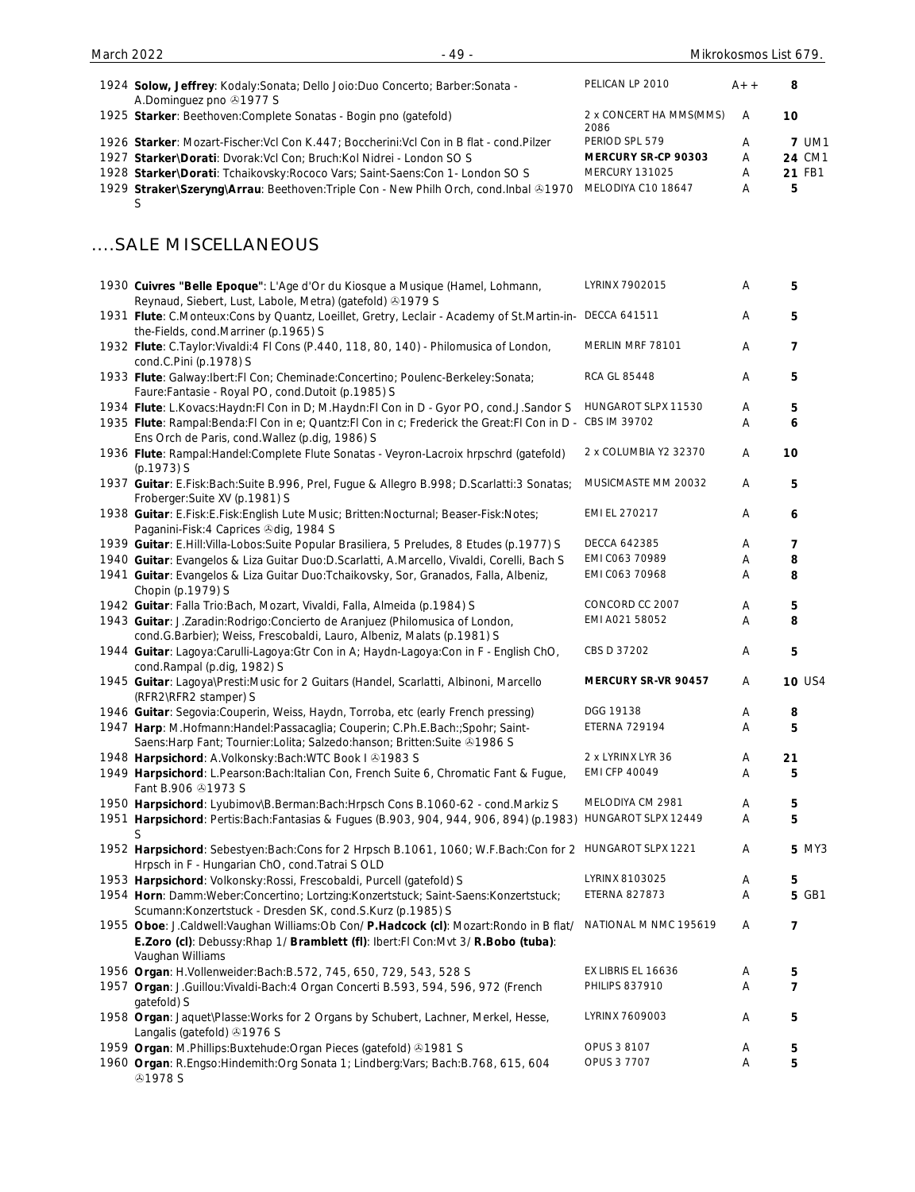| No. | Description | Label | Grade | Price | |
|---|---|---|---|---|---|
| 1924 | **Solow, Jeffrey**: Kodaly:Sonata; Dello Joio:Duo Concerto; Barber:Sonata - A.Dominguez pno ℗1977 S | PELICAN LP 2010 | A++ | 8 | |
| 1925 | **Starker**: Beethoven:Complete Sonatas - Bogin pno (gatefold) | 2 x CONCERT HA MMS(MMS) 2086 | A | 10 | |
| 1926 | **Starker**: Mozart-Fischer:Vcl Con K.447; Boccherini:Vcl Con in B flat - cond.Pilzer | PERIOD SPL 579 | A | 7 | UM1 |
| 1927 | **Starker\Dorati**: Dvorak:Vcl Con; Bruch:Kol Nidrei - London SO S | **MERCURY SR-CP 90303** | A | 24 | CM1 |
| 1928 | **Starker\Dorati**: Tchaikovsky:Rococo Vars; Saint-Saens:Con 1- London SO S | MERCURY 131025 | A | 21 | FB1 |
| 1929 | **Straker\Szeryng\Arrau**: Beethoven:Triple Con - New Philh Orch, cond.Inbal ℗1970 S | MELODIYA C10 18647 | A | 5 | |

## ....SALE MISCELLANEOUS

| No. | Description | Label | Grade | Price | |
|---|---|---|---|---|---|
| 1930 | **Cuivres "Belle Epoque"**: L'Age d'Or du Kiosque a Musique (Hamel, Lohmann, Reynaud, Siebert, Lust, Labole, Metra) (gatefold) ℗1979 S | LYRINX 7902015 | A | 5 | |
| 1931 | **Flute**: C.Monteux:Cons by Quantz, Loeillet, Gretry, Leclair - Academy of St.Martin-in-the-Fields, cond.Marriner (p.1965) S | DECCA 641511 | A | 5 | |
| 1932 | **Flute**: C.Taylor:Vivaldi:4 Fl Cons (P.440, 118, 80, 140) - Philomusica of London, cond.C.Pini (p.1978) S | MERLIN MRF 78101 | A | 7 | |
| 1933 | **Flute**: Galway:Ibert:Fl Con; Cheminade:Concertino; Poulenc-Berkeley:Sonata; Faure:Fantasie - Royal PO, cond.Dutoit (p.1985) S | RCA GL 85448 | A | 5 | |
| 1934 | **Flute**: L.Kovacs:Haydn:Fl Con in D; M.Haydn:Fl Con in D - Gyor PO, cond.J.Sandor S | HUNGAROT SLPX 11530 | A | 5 | |
| 1935 | **Flute**: Rampal:Benda:Fl Con in e; Quantz:Fl Con in c; Frederick the Great:Fl Con in D - Ens Orch de Paris, cond.Wallez (p.dig, 1986) S | CBS IM 39702 | A | 6 | |
| 1936 | **Flute**: Rampal:Handel:Complete Flute Sonatas - Veyron-Lacroix hrpschrd (gatefold) (p.1973) S | 2 x COLUMBIA Y2 32370 | A | 10 | |
| 1937 | **Guitar**: E.Fisk:Bach:Suite B.996, Prel, Fugue & Allegro B.998; D.Scarlatti:3 Sonatas; Froberger:Suite XV (p.1981) S | MUSICMASTE MM 20032 | A | 5 | |
| 1938 | **Guitar**: E.Fisk:E.Fisk:English Lute Music; Britten:Nocturnal; Beaser-Fisk:Notes; Paganini-Fisk:4 Caprices ℗dig, 1984 S | EMI EL 270217 | A | 6 | |
| 1939 | **Guitar**: E.Hill:Villa-Lobos:Suite Popular Brasiliera, 5 Preludes, 8 Etudes (p.1977) S | DECCA 642385 | A | 7 | |
| 1940 | **Guitar**: Evangelos & Liza Guitar Duo:D.Scarlatti, A.Marcello, Vivaldi, Corelli, Bach S | EMI C063 70989 | A | 8 | |
| 1941 | **Guitar**: Evangelos & Liza Guitar Duo:Tchaikovsky, Sor, Granados, Falla, Albeniz, Chopin (p.1979) S | EMI C063 70968 | A | 8 | |
| 1942 | **Guitar**: Falla Trio:Bach, Mozart, Vivaldi, Falla, Almeida (p.1984) S | CONCORD CC 2007 | A | 5 | |
| 1943 | **Guitar**: J.Zaradin:Rodrigo:Concierto de Aranjuez (Philomusica of London, cond.G.Barbier); Weiss, Frescobaldi, Lauro, Albeniz, Malats (p.1981) S | EMI A021 58052 | A | 8 | |
| 1944 | **Guitar**: Lagoya:Carulli-Lagoya:Gtr Con in A; Haydn-Lagoya:Con in F - English ChO, cond.Rampal (p.dig, 1982) S | CBS D 37202 | A | 5 | |
| 1945 | **Guitar**: Lagoya\Presti:Music for 2 Guitars (Handel, Scarlatti, Albinoni, Marcello (RFR2\RFR2 stamper) S | **MERCURY SR-VR 90457** | A | 10 | US4 |
| 1946 | **Guitar**: Segovia:Couperin, Weiss, Haydn, Torroba, etc (early French pressing) | DGG 19138 | A | 8 | |
| 1947 | **Harp**: M.Hofmann:Handel:Passacaglia; Couperin; C.Ph.E.Bach:;Spohr; Saint-Saens:Harp Fant; Tournier:Lolita; Salzedo:hanson; Britten:Suite ℗1986 S | ETERNA 729194 | A | 5 | |
| 1948 | **Harpsichord**: A.Volkonsky:Bach:WTC Book I ℗1983 S | 2 x LYRINX LYR 36 | A | 21 | |
| 1949 | **Harpsichord**: L.Pearson:Bach:Italian Con, French Suite 6, Chromatic Fant & Fugue, Fant B.906 ℗1973 S | EMI CFP 40049 | A | 5 | |
| 1950 | **Harpsichord**: Lyubimov\B.Berman:Bach:Hrpsch Cons B.1060-62 - cond.Markiz S | MELODIYA CM 2981 | A | 5 | |
| 1951 | **Harpsichord**: Pertis:Bach:Fantasias & Fugues (B.903, 904, 944, 906, 894) (p.1983) S | HUNGAROT SLPX 12449 | A | 5 | |
| 1952 | **Harpsichord**: Sebestyen:Bach:Cons for 2 Hrpsch B.1061, 1060; W.F.Bach:Con for 2 Hrpsch in F - Hungarian ChO, cond.Tatrai S OLD | HUNGAROT SLPX 1221 | A | 5 | MY3 |
| 1953 | **Harpsichord**: Volkonsky:Rossi, Frescobaldi, Purcell (gatefold) S | LYRINX 8103025 | A | 5 | |
| 1954 | **Horn**: Damm:Weber:Concertino; Lortzing:Konzertstuck; Saint-Saens:Konzertstuck; Scumann:Konzertstuck - Dresden SK, cond.S.Kurz (p.1985) S | ETERNA 827873 | A | 5 | GB1 |
| 1955 | **Oboe**: J.Caldwell:Vaughan Williams:Ob Con/ **P.Hadcock (cl)**: Mozart:Rondo in B flat/ **E.Zoro (cl)**: Debussy:Rhap 1/ **Bramblett (fl)**: Ibert:Fl Con:Mvt 3/ **R.Bobo (tuba)**: Vaughan Williams | NATIONAL M NMC 195619 | A | 7 | |
| 1956 | **Organ**: H.Vollenweider:Bach:B.572, 745, 650, 729, 543, 528 S | EX LIBRIS EL 16636 | A | 5 | |
| 1957 | **Organ**: J.Guillou:Vivaldi-Bach:4 Organ Concerti B.593, 594, 596, 972 (French gatefold) S | PHILIPS 837910 | A | 7 | |
| 1958 | **Organ**: Jaquet\Plasse:Works for 2 Organs by Schubert, Lachner, Merkel, Hesse, Langalis (gatefold) ℗1976 S | LYRINX 7609003 | A | 5 | |
| 1959 | **Organ**: M.Phillips:Buxtehude:Organ Pieces (gatefold) ℗1981 S | OPUS 3 8107 | A | 5 | |
| 1960 | **Organ**: R.Engso:Hindemith:Org Sonata 1; Lindberg:Vars; Bach:B.768, 615, 604 ℗1978 S | OPUS 3 7707 | A | 5 | |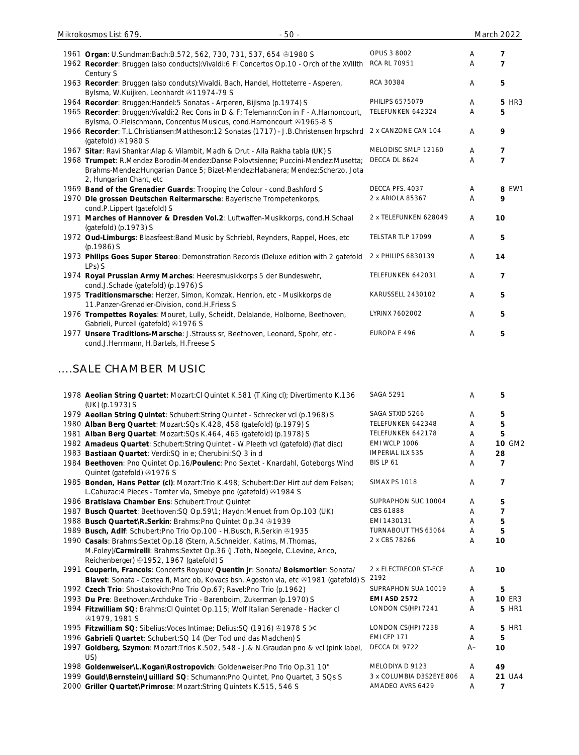| | | | | | |
|---|---|---|---|---|---|
| 1961 | **Organ**: U.Sundman:Bach:B.572, 562, 730, 731, 537, 654 ℗1980 S | OPUS 3 8002 | A | 7 | |
| 1962 | **Recorder**: Bruggen (also conducts):Vivaldi:6 Fl Concertos Op.10 - Orch of the XVIIIth Century S | RCA RL 70951 | A | 7 | |
| 1963 | **Recorder**: Bruggen (also conduts):Vivaldi, Bach, Handel, Hotteterre - Asperen, Bylsma, W.Kuijken, Leonhardt ℗11974-79 S | RCA 30384 | A | 5 | |
| 1964 | **Recorder**: Bruggen:Handel:5 Sonatas - Arperen, Bijlsma (p.1974) S | PHILIPS 6575079 | A | 5 | HR3 |
| 1965 | **Recorder**: Bruggen:Vivaldi:2 Rec Cons in D & F; Telemann:Con in F - A.Harnoncourt, Bylsma, O.Fleischmann, Concentus Musicus, cond.Harnoncourt ℗1965-8 S | TELEFUNKEN 642324 | A | 5 | |
| 1966 | **Recorder**: T.L.Christiansen:Mattheson:12 Sonatas (1717) - J.B.Christensen hrpschrd (gatefold) ℗1980 S | 2 x CANZONE CAN 104 | A | 9 | |
| 1967 | **Sitar**: Ravi Shankar:Alap & Vilambit, Madh & Drut - Alla Rakha tabla (UK) S | MELODISC SMLP 12160 | A | 7 | |
| 1968 | **Trumpet**: R.Mendez Borodin-Mendez:Danse Polovtsienne; Puccini-Mendez:Musetta; Brahms-Mendez:Hungarian Dance 5; Bizet-Mendez:Habanera; Mendez:Scherzo, Jota 2, Hungarian Chant, etc | DECCA DL 8624 | A | 7 | |
| 1969 | **Band of the Grenadier Guards**: Trooping the Colour - cond.Bashford S | DECCA PFS. 4037 | A | 8 | EW1 |
| 1970 | **Die grossen Deutschen Reitermarsche**: Bayerische Trompetenkorps, cond.P.Lippert (gatefold) S | 2 x ARIOLA 85367 | A | 9 | |
| 1971 | **Marches of Hannover & Dresden Vol.2**: Luftwaffen-Musikkorps, cond.H.Schaal (gatefold) (p.1973) S | 2 x TELEFUNKEN 628049 | A | 10 | |
| 1972 | **Oud-Limburgs**: Blaasfeest:Band Music by Schriebl, Reynders, Rappel, Hoes, etc (p.1986) S | TELSTAR TLP 17099 | A | 5 | |
| 1973 | **Philips Goes Super Stereo**: Demonstration Records (Deluxe edition with 2 gatefold LPs) S | 2 x PHILIPS 6830139 | A | 14 | |
| 1974 | **Royal Prussian Army Marches**: Heeresmusikkorps 5 der Bundeswehr, cond.J.Schade (gatefold) (p.1976) S | TELEFUNKEN 642031 | A | 7 | |
| 1975 | **Traditionsmarsche**: Herzer, Simon, Komzak, Henrion, etc - Musikkorps de 11.Panzer-Grenadier-Division, cond.H.Friess S | KARUSSELL 2430102 | A | 5 | |
| 1976 | **Trompettes Royales**: Mouret, Lully, Scheidt, Delalande, Holborne, Beethoven, Gabrieli, Purcell (gatefold) ℗1976 S | LYRINX 7602002 | A | 5 | |
| 1977 | **Unsere Traditions-Marsche**: J.Strauss sr, Beethoven, Leonard, Spohr, etc - cond.J.Herrmann, H.Bartels, H.Freese S | EUROPA E 496 | A | 5 | |

## ....SALE CHAMBER MUSIC

| | | | | | |
|---|---|---|---|---|---|
| 1978 | **Aeolian String Quartet**: Mozart:Cl Quintet K.581 (T.King cl); Divertimento K.136 (UK) (p.1973) S | SAGA 5291 | A | 5 | |
| 1979 | **Aeolian String Quintet**: Schubert:String Quintet - Schrecker vcl (p.1968) S | SAGA STXID 5266 | A | 5 | |
| 1980 | **Alban Berg Quartet**: Mozart:SQs K.428, 458 (gatefold) (p.1979) S | TELEFUNKEN 642348 | A | 5 | |
| 1981 | **Alban Berg Quartet**: Mozart:SQs K.464, 465 (gatefold) (p.1978) S | TELEFUNKEN 642178 | A | 5 | |
| 1982 | **Amadeus Quartet**: Schubert:String Quintet - W.Pleeth vcl (gatefold) (flat disc) | EMI WCLP 1006 | A | 10 | GM2 |
| 1983 | **Bastiaan Quartet**: Verdi:SQ in e; Cherubini:SQ 3 in d | IMPERIAL ILX 535 | A | 28 | |
| 1984 | **Beethoven**: Pno Quintet Op.16/**Poulenc**: Pno Sextet - Knardahl, Goteborgs Wind Quintet (gatefold) ℗1976 S | BIS LP 61 | A | 7 | |
| 1985 | **Bonden, Hans Petter (cl)**: Mozart:Trio K.498; Schubert:Der Hirt auf dem Felsen; L.Cahuzac:4 Pieces - Tomter vla, Smebye pno (gatefold) ℗1984 S | SIMAX PS 1018 | A | 7 | |
| 1986 | **Bratislava Chamber Ens**: Schubert:Trout Quintet | SUPRAPHON SUC 10004 | A | 5 | |
| 1987 | **Busch Quartet**: Beethoven:SQ Op.59\1; Haydn:Menuet from Op.103 (UK) | CBS 61888 | A | 7 | |
| 1988 | **Busch Quartet\R.Serkin**: Brahms:Pno Quintet Op.34 ℗1939 | EMI 1430131 | A | 5 | |
| 1989 | **Busch, Adlf**: Schubert:Pno Trio Op.100 - H.Busch, R.Serkin ℗1935 | TURNABOUT THS 65064 | A | 5 | |
| 1990 | **Casals**: Brahms:Sextet Op.18 (Stern, A.Schneider, Katims, M.Thomas, M.Foley)/**Carmirelli**: Brahms:Sextet Op.36 (J.Toth, Naegele, C.Levine, Arico, Reichenberger) ℗1952, 1967 (gatefold) S | 2 x CBS 78266 | A | 10 | |
| 1991 | **Couperin, Francois**: Concerts Royaux/ **Quentin jr**: Sonata/ **Boismortier**: Sonata/ **Blavet**: Sonata - Costea fl, Marc ob, Kovacs bsn, Agoston vla, etc ℗1981 (gatefold) S | 2 x ELECTRECOR ST-ECE 2192 | A | 10 | |
| 1992 | **Czech Trio**: Shostakovich:Pno Trio Op.67; Ravel:Pno Trio (p.1962) | SUPRAPHON SUA 10019 | A | 5 | |
| 1993 | **Du Pre**: Beethoven:Archduke Trio - Barenboim, Zukerman (p.1970) S | **EMI ASD 2572** | A | 10 | ER3 |
| 1994 | **Fitzwilliam SQ**: Brahms:Cl Quintet Op.115; Wolf Italian Serenade - Hacker cl ℗1979, 1981 S | LONDON CS(HP) 7241 | A | 5 | HR1 |
| 1995 | **Fitzwilliam SQ**: Sibelius:Voces Intimae; Delius:SQ (1916) ℗1978 S ✂ | LONDON CS(HP) 7238 | A | 5 | HR1 |
| 1996 | **Gabrieli Quartet**: Schubert:SQ 14 (Der Tod und das Madchen) S | EMI CFP 171 | A | 5 | |
| 1997 | **Goldberg, Szymon**: Mozart:Trios K.502, 548 - J.& N.Graudan pno & vcl (pink label, US) | DECCA DL 9722 | A– | 10 | |
| 1998 | **Goldenweiser\L.Kogan\Rostropovich**: Goldenweiser:Pno Trio Op.31 10" | MELODIYA D 9123 | A | 49 | |
| 1999 | **Gould\Bernstein\Juilliard SQ**: Schumann:Pno Quintet, Pno Quartet, 3 SQs S | 3 x COLUMBIA D3S2EYE 806 | A | 21 | UA4 |
| 2000 | **Griller Quartet\Primrose**: Mozart:String Quintets K.515, 546 S | AMADEO AVRS 6429 | A | 7 | |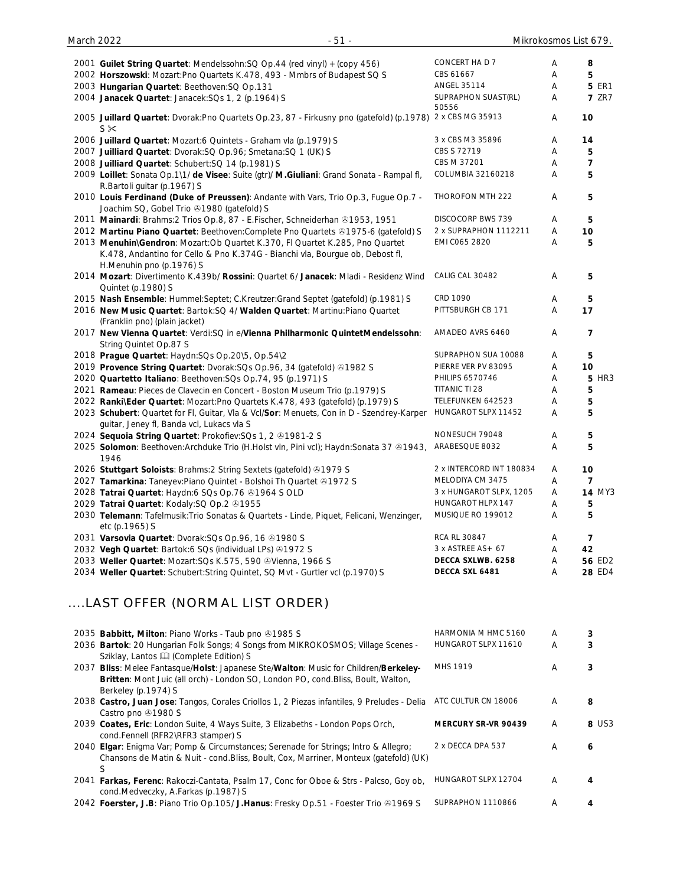| | | | | |
|---|---|---|---|---|
| 2001 | **Guilet String Quartet**: Mendelssohn:SQ Op.44 (red vinyl) + (copy 456) | CONCERT HA D 7 | A | 8 |
| 2002 | **Horszowski**: Mozart:Pno Quartets K.478, 493 - Mmbrs of Budapest SQ S | CBS 61667 | A | 5 |
| 2003 | **Hungarian Quartet**: Beethoven:SQ Op.131 | ANGEL 35114 | A | 5 ER1 |
| 2004 | **Janacek Quartet**: Janacek:SQs 1, 2 (p.1964) S | SUPRAPHON SUAST(RL) 50556 | A | 7 ZR7 |
| 2005 | **Juillard Quartet**: Dvorak:Pno Quartets Op.23, 87 - Firkusny pno (gatefold) (p.1978) S ✂ | 2 x CBS MG 35913 | A | 10 |
| 2006 | **Juillard Quartet**: Mozart:6 Quintets - Graham vla (p.1979) S | 3 x CBS M3 35896 | A | 14 |
| 2007 | **Juilliard Quartet**: Dvorak:SQ Op.96; Smetana:SQ 1 (UK) S | CBS S 72719 | A | 5 |
| 2008 | **Juilliard Quartet**: Schubert:SQ 14 (p.1981) S | CBS M 37201 | A | 7 |
| 2009 | **Loillet**: Sonata Op.1\1/ **de Visee**: Suite (gtr)/ **M.Giuliani**: Grand Sonata - Rampal fl, R.Bartoli guitar (p.1967) S | COLUMBIA 32160218 | A | 5 |
| 2010 | **Louis Ferdinand (Duke of Preussen)**: Andante with Vars, Trio Op.3, Fugue Op.7 - Joachim SQ, Gobel Trio ℗1980 (gatefold) S | THOROFON MTH 222 | A | 5 |
| 2011 | **Mainardi**: Brahms:2 Trios Op.8, 87 - E.Fischer, Schneiderhan ℗1953, 1951 | DISCOCORP BWS 739 | A | 5 |
| 2012 | **Martinu Piano Quartet**: Beethoven:Complete Pno Quartets ℗1975-6 (gatefold) S | 2 x SUPRAPHON 1112211 | A | 10 |
| 2013 | **Menuhin\Gendron**: Mozart:Ob Quartet K.370, Fl Quartet K.285, Pno Quartet K.478, Andantino for Cello & Pno K.374G - Bianchi vla, Bourgue ob, Debost fl, H.Menuhin pno (p.1976) S | EMI C065 2820 | A | 5 |
| 2014 | **Mozart**: Divertimento K.439b/ **Rossini**: Quartet 6/ **Janacek**: Mladi - Residenz Wind Quintet (p.1980) S | CALIG CAL 30482 | A | 5 |
| 2015 | **Nash Ensemble**: Hummel:Septet; C.Kreutzer:Grand Septet (gatefold) (p.1981) S | CRD 1090 | A | 5 |
| 2016 | **New Music Quartet**: Bartok:SQ 4/ **Walden Quartet**: Martinu:Piano Quartet (Franklin pno) (plain jacket) | PITTSBURGH CB 171 | A | 17 |
| 2017 | **New Vienna Quartet**: Verdi:SQ in e/**Vienna Philharmonic QuintetMendelssohn**: String Quintet Op.87 S | AMADEO AVRS 6460 | A | 7 |
| 2018 | **Prague Quartet**: Haydn:SQs Op.20\5, Op.54\2 | SUPRAPHON SUA 10088 | A | 5 |
| 2019 | **Provence String Quartet**: Dvorak:SQs Op.96, 34 (gatefold) ℗1982 S | PIERRE VER PV 83095 | A | 10 |
| 2020 | **Quartetto Italiano**: Beethoven:SQs Op.74, 95 (p.1971) S | PHILIPS 6570746 | A | 5 HR3 |
| 2021 | **Rameau**: Pieces de Clavecin en Concert - Boston Museum Trio (p.1979) S | TITANIC TI 28 | A | 5 |
| 2022 | **Ranki\Eder Quartet**: Mozart:Pno Quartets K.478, 493 (gatefold) (p.1979) S | TELEFUNKEN 642523 | A | 5 |
| 2023 | **Schubert**: Quartet for Fl, Guitar, Vla & Vcl/**Sor**: Menuets, Con in D - Szendrey-Karper guitar, Jeney fl, Banda vcl, Lukacs vla S | HUNGAROT SLPX 11452 | A | 5 |
| 2024 | **Sequoia String Quartet**: Prokofiev:SQs 1, 2 ℗1981-2 S | NONESUCH 79048 | A | 5 |
| 2025 | **Solomon**: Beethoven:Archduke Trio (H.Holst vln, Pini vcl); Haydn:Sonata 37 ℗1943, 1946 | ARABESQUE 8032 | A | 5 |
| 2026 | **Stuttgart Soloists**: Brahms:2 String Sextets (gatefold) ℗1979 S | 2 x INTERCORD INT 180834 | A | 10 |
| 2027 | **Tamarkina**: Taneyev:Piano Quintet - Bolshoi Th Quartet ℗1972 S | MELODIYA CM 3475 | A | 7 |
| 2028 | **Tatrai Quartet**: Haydn:6 SQs Op.76 ℗1964 S OLD | 3 x HUNGAROT SLPX, 1205 | A | 14 MY3 |
| 2029 | **Tatrai Quartet**: Kodaly:SQ Op.2 ℗1955 | HUNGAROT HLPX 147 | A | 5 |
| 2030 | **Telemann**: Tafelmusik:Trio Sonatas & Quartets - Linde, Piquet, Felicani, Wenzinger, etc (p.1965) S | MUSIQUE RO 199012 | A | 5 |
| 2031 | **Varsovia Quartet**: Dvorak:SQs Op.96, 16 ℗1980 S | RCA RL 30847 | A | 7 |
| 2032 | **Vegh Quartet**: Bartok:6 SQs (individual LPs) ℗1972 S | 3 x ASTREE AS+ 67 | A | 42 |
| 2033 | **Weller Quartet**: Mozart:SQs K.575, 590 ℗Vienna, 1966 S | **DECCA SXLWB. 6258** | A | 56 ED2 |
| 2034 | **Weller Quartet**: Schubert:String Quintet, SQ Mvt - Gurtler vcl (p.1970) S | **DECCA SXL 6481** | A | 28 ED4 |

## ....LAST OFFER (NORMAL LIST ORDER)

| | | | | |
|---|---|---|---|---|
| 2035 | **Babbitt, Milton**: Piano Works - Taub pno ℗1985 S | HARMONIA M HMC 5160 | A | 3 |
| 2036 | **Bartok**: 20 Hungarian Folk Songs; 4 Songs from MIKROKOSMOS; Village Scenes - Sziklay, Lantos 🕮 (Complete Edition) S | HUNGAROT SLPX 11610 | A | 3 |
| 2037 | **Bliss**: Melee Fantasque/**Holst**: Japanese Ste/**Walton**: Music for Children/**Berkeley-Britten**: Mont Juic (all orch) - London SO, London PO, cond.Bliss, Boult, Walton, Berkeley (p.1974) S | MHS 1919 | A | 3 |
| 2038 | **Castro, Juan Jose**: Tangos, Corales Criollos 1, 2 Piezas infantiles, 9 Preludes - Delia Castro pno ℗1980 S | ATC CULTUR CN 18006 | A | 8 |
| 2039 | **Coates, Eric**: London Suite, 4 Ways Suite, 3 Elizabeths - London Pops Orch, cond.Fennell (RFR2\RFR3 stamper) S | **MERCURY SR-VR 90439** | A | 8 US3 |
| 2040 | **Elgar**: Enigma Var; Pomp & Circumstances; Serenade for Strings; Intro & Allegro; Chansons de Matin & Nuit - cond.Bliss, Boult, Cox, Marriner, Monteux (gatefold) (UK) S | 2 x DECCA DPA 537 | A | 6 |
| 2041 | **Farkas, Ferenc**: Rakoczi-Cantata, Psalm 17, Conc for Oboe & Strs - Palcso, Goy ob, cond.Medveczky, A.Farkas (p.1987) S | HUNGAROT SLPX 12704 | A | 4 |
| 2042 | **Foerster, J.B**: Piano Trio Op.105/ **J.Hanus**: Fresky Op.51 - Foester Trio ℗1969 S | SUPRAPHON 1110866 | A | 4 |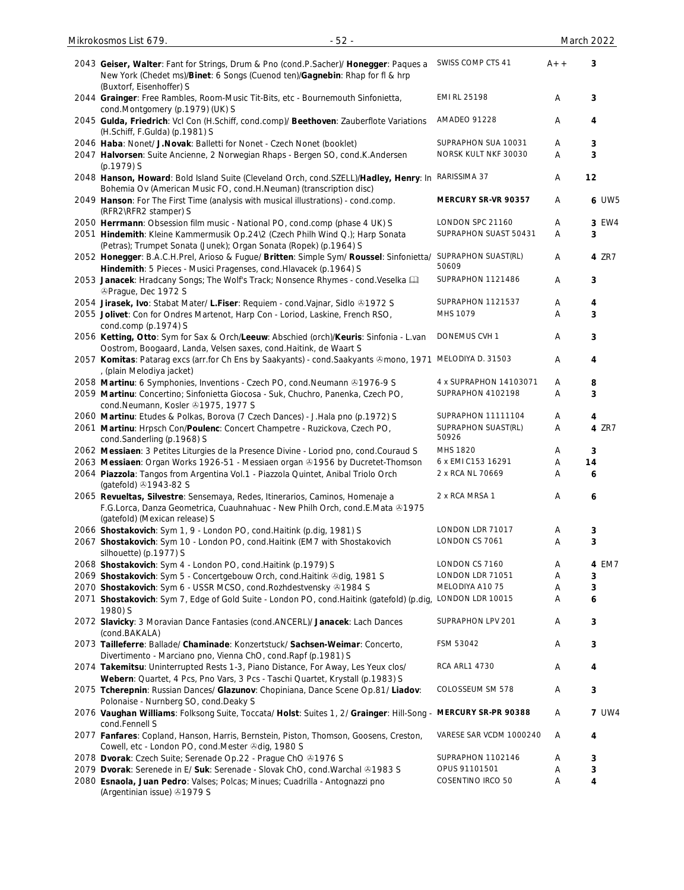| | | | | |
|---|---|---|---|---|
| 2043 | **Geiser, Walter**: Fant for Strings, Drum & Pno (cond.P.Sacher)/ **Honegger**: Paques a New York (Chedet ms)/**Binet**: 6 Songs (Cuenod ten)/**Gagnebin**: Rhap for fl & hrp (Buxtorf, Eisenhoffer) S | SWISS COMP CTS 41 | A++ | 3 |
| 2044 | **Grainger**: Free Rambles, Room-Music Tit-Bits, etc - Bournemouth Sinfonietta, cond.Montgomery (p.1979) (UK) S | EMI RL 25198 | A | 3 |
| 2045 | **Gulda, Friedrich**: Vcl Con (H.Schiff, cond.comp)/ **Beethoven**: Zauberflote Variations (H.Schiff, F.Gulda) (p.1981) S | AMADEO 91228 | A | 4 |
| 2046 | **Haba**: Nonet/ **J.Novak**: Balletti for Nonet - Czech Nonet (booklet) | SUPRAPHON SUA 10031 | A | 3 |
| 2047 | **Halvorsen**: Suite Ancienne, 2 Norwegian Rhaps - Bergen SO, cond.K.Andersen (p.1979) S | NORSK KULT NKF 30030 | A | 3 |
| 2048 | **Hanson, Howard**: Bold Island Suite (Cleveland Orch, cond.SZELL)/**Hadley, Henry**: In Bohemia Ov (American Music FO, cond.H.Neuman) (transcription disc) | RARISSIMA 37 | A | 12 |
| 2049 | **Hanson**: For The First Time (analysis with musical illustrations) - cond.comp. (RFR2\RFR2 stamper) S | **MERCURY SR-VR 90357** | A | 6 UW5 |
| 2050 | **Herrmann**: Obsession film music - National PO, cond.comp (phase 4 UK) S | LONDON SPC 21160 | A | 3 EW4 |
| 2051 | **Hindemith**: Kleine Kammermusik Op.24\2 (Czech Philh Wind Q.); Harp Sonata (Petras); Trumpet Sonata (Junek); Organ Sonata (Ropek) (p.1964) S | SUPRAPHON SUAST 50431 | A | 3 |
| 2052 | **Honegger**: B.A.C.H.Prel, Arioso & Fugue/ **Britten**: Simple Sym/ **Roussel**: Sinfonietta/ **Hindemith**: 5 Pieces - Musici Pragenses, cond.Hlavacek (p.1964) S | SUPRAPHON SUAST(RL) 50609 | A | 4 ZR7 |
| 2053 | **Janacek**: Hradcany Songs; The Wolf's Track; Nonsence Rhymes - cond.Veselka 🕮 ℗Prague, Dec 1972 S | SUPRAPHON 1121486 | A | 3 |
| 2054 | **Jirasek, Ivo**: Stabat Mater/ **L.Fiser**: Requiem - cond.Vajnar, Sidlo ℗1972 S | SUPRAPHON 1121537 | A | 4 |
| 2055 | **Jolivet**: Con for Ondres Martenot, Harp Con - Loriod, Laskine, French RSO, cond.comp (p.1974) S | MHS 1079 | A | 3 |
| 2056 | **Ketting, Otto**: Sym for Sax & Orch/**Leeuw**: Abschied (orch)/**Keuris**: Sinfonia - L.van Oostrom, Boogaard, Landa, Velsen saxes, cond.Haitink, de Waart S | DONEMUS CVH 1 | A | 3 |
| 2057 | **Komitas**: Patarag excs (arr.for Ch Ens by Saakyants) - cond.Saakyants ℗mono, 1971 , (plain Melodiya jacket) | MELODIYA D. 31503 | A | 4 |
| 2058 | **Martinu**: 6 Symphonies, Inventions - Czech PO, cond.Neumann ℗1976-9 S | 4 x SUPRAPHON 14103071 | A | 8 |
| 2059 | **Martinu**: Concertino; Sinfonietta Giocosa - Suk, Chuchro, Panenka, Czech PO, cond.Neumann, Kosler ℗1975, 1977 S | SUPRAPHON 4102198 | A | 3 |
| 2060 | **Martinu**: Etudes & Polkas, Borova (7 Czech Dances) - J.Hala pno (p.1972) S | SUPRAPHON 11111104 | A | 4 |
| 2061 | **Martinu**: Hrpsch Con/**Poulenc**: Concert Champetre - Ruzickova, Czech PO, cond.Sanderling (p.1968) S | SUPRAPHON SUAST(RL) 50926 | A | 4 ZR7 |
| 2062 | **Messiaen**: 3 Petites Liturgies de la Presence Divine - Loriod pno, cond.Couraud S | MHS 1820 | A | 3 |
| 2063 | **Messiaen**: Organ Works 1926-51 - Messiaen organ ℗1956 by Ducretet-Thomson | 6 x EMI C153 16291 | A | 14 |
| 2064 | **Piazzola**: Tangos from Argentina Vol.1 - Piazzola Quintet, Anibal Triolo Orch (gatefold) ℗1943-82 S | 2 x RCA NL 70669 | A | 6 |
| 2065 | **Revueltas, Silvestre**: Sensemaya, Redes, Itinerarios, Caminos, Homenaje a F.G.Lorca, Danza Geometrica, Cuauhnahuac - New Philh Orch, cond.E.Mata ℗1975 (gatefold) (Mexican release) S | 2 x RCA MRSA 1 | A | 6 |
| 2066 | **Shostakovich**: Sym 1, 9 - London PO, cond.Haitink (p.dig, 1981) S | LONDON LDR 71017 | A | 3 |
| 2067 | **Shostakovich**: Sym 10 - London PO, cond.Haitink (EM7 with Shostakovich silhouette) (p.1977) S | LONDON CS 7061 | A | 3 |
| 2068 | **Shostakovich**: Sym 4 - London PO, cond.Haitink (p.1979) S | LONDON CS 7160 | A | 4 EM7 |
| 2069 | **Shostakovich**: Sym 5 - Concertgebouw Orch, cond.Haitink ℗dig, 1981 S | LONDON LDR 71051 | A | 3 |
| 2070 | **Shostakovich**: Sym 6 - USSR MCSO, cond.Rozhdestvensky ℗1984 S | MELODIYA A10 75 | A | 3 |
| 2071 | **Shostakovich**: Sym 7, Edge of Gold Suite - London PO, cond.Haitink (gatefold) (p.dig, 1980) S | LONDON LDR 10015 | A | 6 |
| 2072 | **Slavicky**: 3 Moravian Dance Fantasies (cond.ANCERL)/ **Janacek**: Lach Dances (cond.BAKALA) | SUPRAPHON LPV 201 | A | 3 |
| 2073 | **Tailleferre**: Ballade/ **Chaminade**: Konzertstuck/ **Sachsen-Weimar**: Concerto, Divertimento - Marciano pno, Vienna ChO, cond.Rapf (p.1981) S | FSM 53042 | A | 3 |
| 2074 | **Takemitsu**: Uninterrupted Rests 1-3, Piano Distance, For Away, Les Yeux clos/ **Webern**: Quartet, 4 Pcs, Pno Vars, 3 Pcs - Taschi Quartet, Krystall (p.1983) S | RCA ARL1 4730 | A | 4 |
| 2075 | **Tcherepnin**: Russian Dances/ **Glazunov**: Chopiniana, Dance Scene Op.81/ **Liadov**: Polonaise - Nurnberg SO, cond.Deaky S | COLOSSEUM SM 578 | A | 3 |
| 2076 | **Vaughan Williams**: Folksong Suite, Toccata/ **Holst**: Suites 1, 2/ **Grainger**: Hill-Song - cond.Fennell S | **MERCURY SR-PR 90388** | A | 7 UW4 |
| 2077 | **Fanfares**: Copland, Hanson, Harris, Bernstein, Piston, Thomson, Goosens, Creston, Cowell, etc - London PO, cond.Mester ℗dig, 1980 S | VARESE SAR VCDM 1000240 | A | 4 |
| 2078 | **Dvorak**: Czech Suite; Serenade Op.22 - Prague ChO ℗1976 S | SUPRAPHON 1102146 | A | 3 |
| 2079 | **Dvorak**: Serenede in E/ **Suk**: Serenade - Slovak ChO, cond.Warchal ℗1983 S | OPUS 91101501 | A | 3 |
| 2080 | **Esnaola, Juan Pedro**: Valses; Polcas; Minues; Cuadrilla - Antognazzi pno (Argentinian issue) ℗1979 S | COSENTINO IRCO 50 | A | 4 |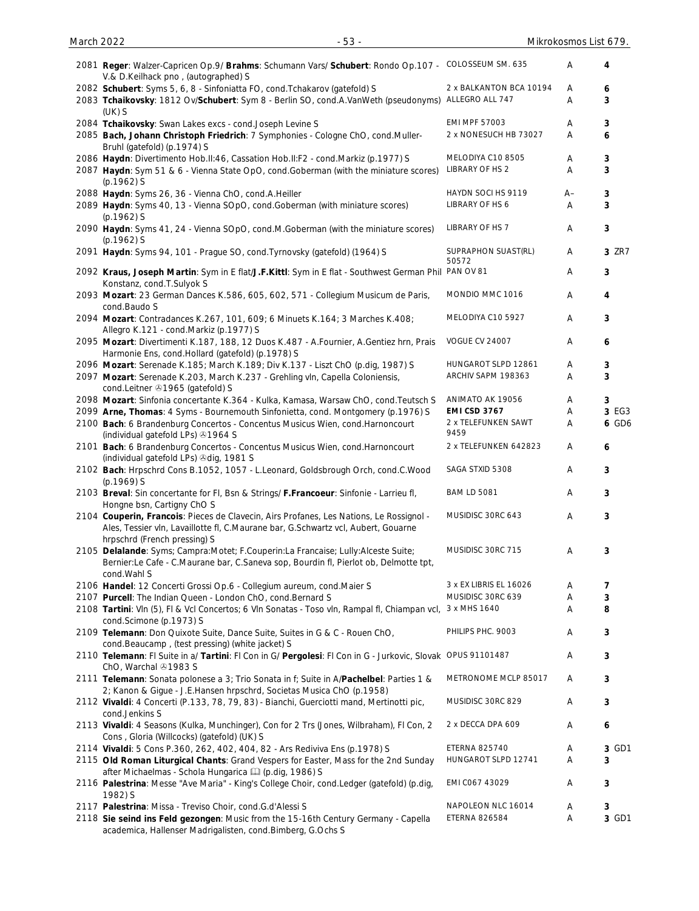| No. | Description | Label | Cond. | Price |
|---|---|---|---|---|
| 2081 | **Reger**: Walzer-Capricen Op.9/ **Brahms**: Schumann Vars/ **Schubert**: Rondo Op.107 - V.& D.Keilhack pno , (autographed) S | COLOSSEUM SM. 635 | A | 4 |
| 2082 | **Schubert**: Syms 5, 6, 8 - Sinfoniatta FO, cond.Tchakarov (gatefold) S | 2 x BALKANTON BCA 10194 | A | 6 |
| 2083 | **Tchaikovsky**: 1812 Ov/**Schubert**: Sym 8 - Berlin SO, cond.A.VanWeth (pseudonyms) (UK) S | ALLEGRO ALL 747 | A | 3 |
| 2084 | **Tchaikovsky**: Swan Lakes excs - cond.Joseph Levine S | EMI MPF 57003 | A | 3 |
| 2085 | **Bach, Johann Christoph Friedrich**: 7 Symphonies - Cologne ChO, cond.Muller-Bruhl (gatefold) (p.1974) S | 2 x NONESUCH HB 73027 | A | 6 |
| 2086 | **Haydn**: Divertimento Hob.II:46, Cassation Hob.II:F2 - cond.Markiz (p.1977) S | MELODIYA C10 8505 | A | 3 |
| 2087 | **Haydn**: Sym 51 & 6 - Vienna State OpO, cond.Goberman (with the miniature scores) (p.1962) S | LIBRARY OF HS 2 | A | 3 |
| 2088 | **Haydn**: Syms 26, 36 - Vienna ChO, cond.A.Heiller | HAYDN SOCI HS 9119 | A– | 3 |
| 2089 | **Haydn**: Syms 40, 13 - Vienna SOpO, cond.Goberman (with miniature scores) (p.1962) S | LIBRARY OF HS 6 | A | 3 |
| 2090 | **Haydn**: Syms 41, 24 - Vienna SOpO, cond.M.Goberman (with the miniature scores) (p.1962) S | LIBRARY OF HS 7 | A | 3 |
| 2091 | **Haydn**: Syms 94, 101 - Prague SO, cond.Tyrnovsky (gatefold) (1964) S | SUPRAPHON SUAST(RL) 50572 | A | 3 ZR7 |
| 2092 | **Kraus, Joseph Martin**: Sym in E flat/**J.F.Kittl**: Sym in E flat - Southwest German Phil Konstanz, cond.T.Sulyok S | PAN OV 81 | A | 3 |
| 2093 | **Mozart**: 23 German Dances K.586, 605, 602, 571 - Collegium Musicum de Paris, cond.Baudo S | MONDIO MMC 1016 | A | 4 |
| 2094 | **Mozart**: Contradances K.267, 101, 609; 6 Minuets K.164; 3 Marches K.408; Allegro K.121 - cond.Markiz (p.1977) S | MELODIYA C10 5927 | A | 3 |
| 2095 | **Mozart**: Divertimenti K.187, 188, 12 Duos K.487 - A.Fournier, A.Gentiez hrn, Prais Harmonie Ens, cond.Hollard (gatefold) (p.1978) S | VOGUE CV 24007 | A | 6 |
| 2096 | **Mozart**: Serenade K.185; March K.189; Div K.137 - Liszt ChO (p.dig, 1987) S | HUNGAROT SLPD 12861 | A | 3 |
| 2097 | **Mozart**: Serenade K.203, March K.237 - Grehling vln, Capella Coloniensis, cond.Leitner ℗1965 (gatefold) S | ARCHIV SAPM 198363 | A | 3 |
| 2098 | **Mozart**: Sinfonia concertante K.364 - Kulka, Kamasa, Warsaw ChO, cond.Teutsch S | ANIMATO AK 19056 | A | 3 |
| 2099 | **Arne, Thomas**: 4 Syms - Bournemouth Sinfonietta, cond. Montgomery (p.1976) S | **EMI CSD 3767** | A | 3 EG3 |
| 2100 | **Bach**: 6 Brandenburg Concertos - Concentus Musicus Wien, cond.Harnoncourt (individual gatefold LPs) ℗1964 S | 2 x TELEFUNKEN SAWT 9459 | A | 6 GD6 |
| 2101 | **Bach**: 6 Brandenburg Concertos - Concentus Musicus Wien, cond.Harnoncourt (individual gatefold LPs) ℗dig, 1981 S | 2 x TELEFUNKEN 642823 | A | 6 |
| 2102 | **Bach**: Hrpschrd Cons B.1052, 1057 - L.Leonard, Goldsbrough Orch, cond.C.Wood (p.1969) S | SAGA STXID 5308 | A | 3 |
| 2103 | **Breval**: Sin concertante for Fl, Bsn & Strings/ **F.Francoeur**: Sinfonie - Larrieu fl, Hongne bsn, Cartigny ChO S | BAM LD 5081 | A | 3 |
| 2104 | **Couperin, Francois**: Pieces de Clavecin, Airs Profanes, Les Nations, Le Rossignol - Ales, Tessier vln, Lavaillotte fl, C.Maurane bar, G.Schwartz vcl, Aubert, Gouarne hrpschrd (French pressing) S | MUSIDISC 30RC 643 | A | 3 |
| 2105 | **Delalande**: Syms; Campra:Motet; F.Couperin:La Francaise; Lully:Alceste Suite; Bernier:Le Cafe - C.Maurane bar, C.Saneva sop, Bourdin fl, Pierlot ob, Delmotte tpt, cond.Wahl S | MUSIDISC 30RC 715 | A | 3 |
| 2106 | **Handel**: 12 Concerti Grossi Op.6 - Collegium aureum, cond.Maier S | 3 x EX LIBRIS EL 16026 | A | 7 |
| 2107 | **Purcell**: The Indian Queen - London ChO, cond.Bernard S | MUSIDISC 30RC 639 | A | 3 |
| 2108 | **Tartini**: Vln (5), Fl & Vcl Concertos; 6 Vln Sonatas - Toso vln, Rampal fl, Chiampan vcl, cond.Scimone (p.1973) S | 3 x MHS 1640 | A | 8 |
| 2109 | **Telemann**: Don Quixote Suite, Dance Suite, Suites in G & C - Rouen ChO, cond.Beaucamp , (test pressing) (white jacket) S | PHILIPS PHC. 9003 | A | 3 |
| 2110 | **Telemann**: Fl Suite in a/ **Tartini**: Fl Con in G/ **Pergolesi**: Fl Con in G - Jurkovic, Slovak ChO, Warchal ℗1983 S | OPUS 91101487 | A | 3 |
| 2111 | **Telemann**: Sonata polonese a 3; Trio Sonata in f; Suite in A/**Pachelbel**: Parties 1 & 2; Kanon & Gigue - J.E.Hansen hrpschrd, Societas Musica ChO (p.1958) | METRONOME MCLP 85017 | A | 3 |
| 2112 | **Vivaldi**: 4 Concerti (P.133, 78, 79, 83) - Bianchi, Guerciotti mand, Mertinotti pic, cond.Jenkins S | MUSIDISC 30RC 829 | A | 3 |
| 2113 | **Vivaldi**: 4 Seasons (Kulka, Munchinger), Con for 2 Trs (Jones, Wilbraham), Fl Con, 2 Cons , Gloria (Willcocks) (gatefold) (UK) S | 2 x DECCA DPA 609 | A | 6 |
| 2114 | **Vivaldi**: 5 Cons P.360, 262, 402, 404, 82 - Ars Rediviva Ens (p.1978) S | ETERNA 825740 | A | 3 GD1 |
| 2115 | **Old Roman Liturgical Chants**: Grand Vespers for Easter, Mass for the 2nd Sunday after Michaelmas - Schola Hungarica 🕮 (p.dig, 1986) S | HUNGAROT SLPD 12741 | A | 3 |
| 2116 | **Palestrina**: Messe "Ave Maria" - King's College Choir, cond.Ledger (gatefold) (p.dig, 1982) S | EMI C067 43029 | A | 3 |
| 2117 | **Palestrina**: Missa - Treviso Choir, cond.G.d'Alessi S | NAPOLEON NLC 16014 | A | 3 |
| 2118 | **Sie seind ins Feld gezongen**: Music from the 15-16th Century Germany - Capella academica, Hallenser Madrigalisten, cond.Bimberg, G.Ochs S | ETERNA 826584 | A | 3 GD1 |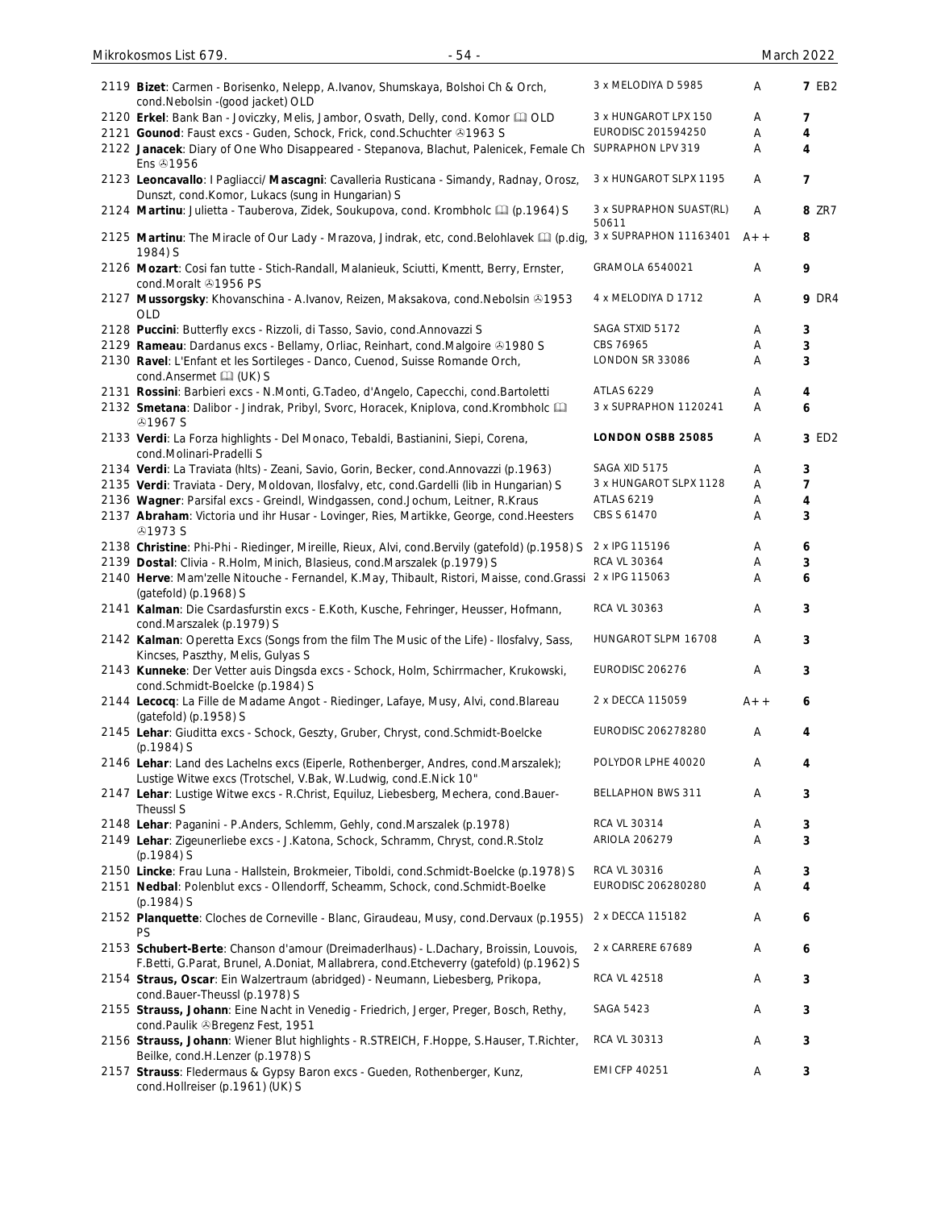| No. | Description | Label | Grade | Price |
|---|---|---|---|---|
| 2119 | **Bizet**: Carmen - Borisenko, Nelepp, A.Ivanov, Shumskaya, Bolshoi Ch & Orch, cond.Nebolsin -(good jacket) OLD | 3 x MELODIYA D 5985 | A | 7 EB2 |
| 2120 | **Erkel**: Bank Ban - Joviczky, Melis, Jambor, Osvath, Delly, cond. Komor 🕮 OLD | 3 x HUNGAROT LPX 150 | A | 7 |
| 2121 | **Gounod**: Faust excs - Guden, Schock, Frick, cond.Schuchter ℗1963 S | EURODISC 201594250 | A | 4 |
| 2122 | **Janacek**: Diary of One Who Disappeared - Stepanova, Blachut, Palenicek, Female Ch Ens ℗1956 | SUPRAPHON LPV 319 | A | 4 |
| 2123 | **Leoncavallo**: I Pagliacci/ **Mascagni**: Cavalleria Rusticana - Simandy, Radnay, Orosz, Dunszt, cond.Komor, Lukacs (sung in Hungarian) S | 3 x HUNGAROT SLPX 1195 | A | 7 |
| 2124 | **Martinu**: Julietta - Tauberova, Zidek, Soukupova, cond. Krombholc 🕮 (p.1964) S | 3 x SUPRAPHON SUAST(RL) 50611 | A | 8 ZR7 |
| 2125 | **Martinu**: The Miracle of Our Lady - Mrazova, Jindrak, etc, cond.Belohlavek 🕮 (p.dig, 1984) S | 3 x SUPRAPHON 11163401 | A++ | 8 |
| 2126 | **Mozart**: Cosi fan tutte - Stich-Randall, Malanieuk, Sciutti, Kmentt, Berry, Ernster, cond.Moralt ℗1956 PS | GRAMOLA 6540021 | A | 9 |
| 2127 | **Mussorgsky**: Khovanschina - A.Ivanov, Reizen, Maksakova, cond.Nebolsin ℗1953 OLD | 4 x MELODIYA D 1712 | A | 9 DR4 |
| 2128 | **Puccini**: Butterfly excs - Rizzoli, di Tasso, Savio, cond.Annovazzi S | SAGA STXID 5172 | A | 3 |
| 2129 | **Rameau**: Dardanus excs - Bellamy, Orliac, Reinhart, cond.Malgoire ℗1980 S | CBS 76965 | A | 3 |
| 2130 | **Ravel**: L'Enfant et les Sortileges - Danco, Cuenod, Suisse Romande Orch, cond.Ansermet 🕮 (UK) S | LONDON SR 33086 | A | 3 |
| 2131 | **Rossini**: Barbieri excs - N.Monti, G.Tadeo, d'Angelo, Capecchi, cond.Bartoletti | ATLAS 6229 | A | 4 |
| 2132 | **Smetana**: Dalibor - Jindrak, Pribyl, Svorc, Horacek, Kniplova, cond.Krombholc 🕮 ℗1967 S | 3 x SUPRAPHON 1120241 | A | 6 |
| 2133 | **Verdi**: La Forza highlights - Del Monaco, Tebaldi, Bastianini, Siepi, Corena, cond.Molinari-Pradelli S | **LONDON OSBB 25085** | A | 3 ED2 |
| 2134 | **Verdi**: La Traviata (hlts) - Zeani, Savio, Gorin, Becker, cond.Annovazzi (p.1963) | SAGA XID 5175 | A | 3 |
| 2135 | **Verdi**: Traviata - Dery, Moldovan, Ilosfalvy, etc, cond.Gardelli (lib in Hungarian) S | 3 x HUNGAROT SLPX 1128 | A | 7 |
| 2136 | **Wagner**: Parsifal excs - Greindl, Windgassen, cond.Jochum, Leitner, R.Kraus | ATLAS 6219 | A | 4 |
| 2137 | **Abraham**: Victoria und ihr Husar - Lovinger, Ries, Martikke, George, cond.Heesters ℗1973 S | CBS S 61470 | A | 3 |
| 2138 | **Christine**: Phi-Phi - Riedinger, Mireille, Rieux, Alvi, cond.Bervily (gatefold) (p.1958) S | 2 x IPG 115196 | A | 6 |
| 2139 | **Dostal**: Clivia - R.Holm, Minich, Blasieus, cond.Marszalek (p.1979) S | RCA VL 30364 | A | 3 |
| 2140 | **Herve**: Mam'zelle Nitouche - Fernandel, K.May, Thibault, Ristori, Maisse, cond.Grassi (gatefold) (p.1968) S | 2 x IPG 115063 | A | 6 |
| 2141 | **Kalman**: Die Csardasfurstin excs - E.Koth, Kusche, Fehringer, Heusser, Hofmann, cond.Marszalek (p.1979) S | RCA VL 30363 | A | 3 |
| 2142 | **Kalman**: Operetta Excs (Songs from the film The Music of the Life) - Ilosfalvy, Sass, Kincses, Paszthy, Melis, Gulyas S | HUNGAROT SLPM 16708 | A | 3 |
| 2143 | **Kunneke**: Der Vetter auis Dingsda excs - Schock, Holm, Schirrmacher, Krukowski, cond.Schmidt-Boelcke (p.1984) S | EURODISC 206276 | A | 3 |
| 2144 | **Lecocq**: La Fille de Madame Angot - Riedinger, Lafaye, Musy, Alvi, cond.Blareau (gatefold) (p.1958) S | 2 x DECCA 115059 | A++ | 6 |
| 2145 | **Lehar**: Giuditta excs - Schock, Geszty, Gruber, Chryst, cond.Schmidt-Boelcke (p.1984) S | EURODISC 206278280 | A | 4 |
| 2146 | **Lehar**: Land des Lachelns excs (Eiperle, Rothenberger, Andres, cond.Marszalek); Lustige Witwe excs (Trotschel, V.Bak, W.Ludwig, cond.E.Nick 10" | POLYDOR LPHE 40020 | A | 4 |
| 2147 | **Lehar**: Lustige Witwe excs - R.Christ, Equiluz, Liebesberg, Mechera, cond.Bauer-Theussl S | BELLAPHON BWS 311 | A | 3 |
| 2148 | **Lehar**: Paganini - P.Anders, Schlemm, Gehly, cond.Marszalek (p.1978) | RCA VL 30314 | A | 3 |
| 2149 | **Lehar**: Zigeunerliebe excs - J.Katona, Schock, Schramm, Chryst, cond.R.Stolz (p.1984) S | ARIOLA 206279 | A | 3 |
| 2150 | **Lincke**: Frau Luna - Hallstein, Brokmeier, Tiboldi, cond.Schmidt-Boelcke (p.1978) S | RCA VL 30316 | A | 3 |
| 2151 | **Nedbal**: Polenblut excs - Ollendorff, Scheamm, Schock, cond.Schmidt-Boelke (p.1984) S | EURODISC 206280280 | A | 4 |
| 2152 | **Planquette**: Cloches de Corneville - Blanc, Giraudeau, Musy, cond.Dervaux (p.1955) PS | 2 x DECCA 115182 | A | 6 |
| 2153 | **Schubert-Berte**: Chanson d'amour (Dreimaderlhaus) - L.Dachary, Broissin, Louvois, F.Betti, G.Parat, Brunel, A.Doniat, Mallabrera, cond.Etcheverry (gatefold) (p.1962) S | 2 x CARRERE 67689 | A | 6 |
| 2154 | **Straus, Oscar**: Ein Walzertraum (abridged) - Neumann, Liebesberg, Prikopa, cond.Bauer-Theussl (p.1978) S | RCA VL 42518 | A | 3 |
| 2155 | **Strauss, Johann**: Eine Nacht in Venedig - Friedrich, Jerger, Preger, Bosch, Rethy, cond.Paulik ℗Bregenz Fest, 1951 | SAGA 5423 | A | 3 |
| 2156 | **Strauss, Johann**: Wiener Blut highlights - R.STREICH, F.Hoppe, S.Hauser, T.Richter, Beilke, cond.H.Lenzer (p.1978) S | RCA VL 30313 | A | 3 |
| 2157 | **Strauss**: Fledermaus & Gypsy Baron excs - Gueden, Rothenberger, Kunz, cond.Hollreiser (p.1961) (UK) S | EMI CFP 40251 | A | 3 |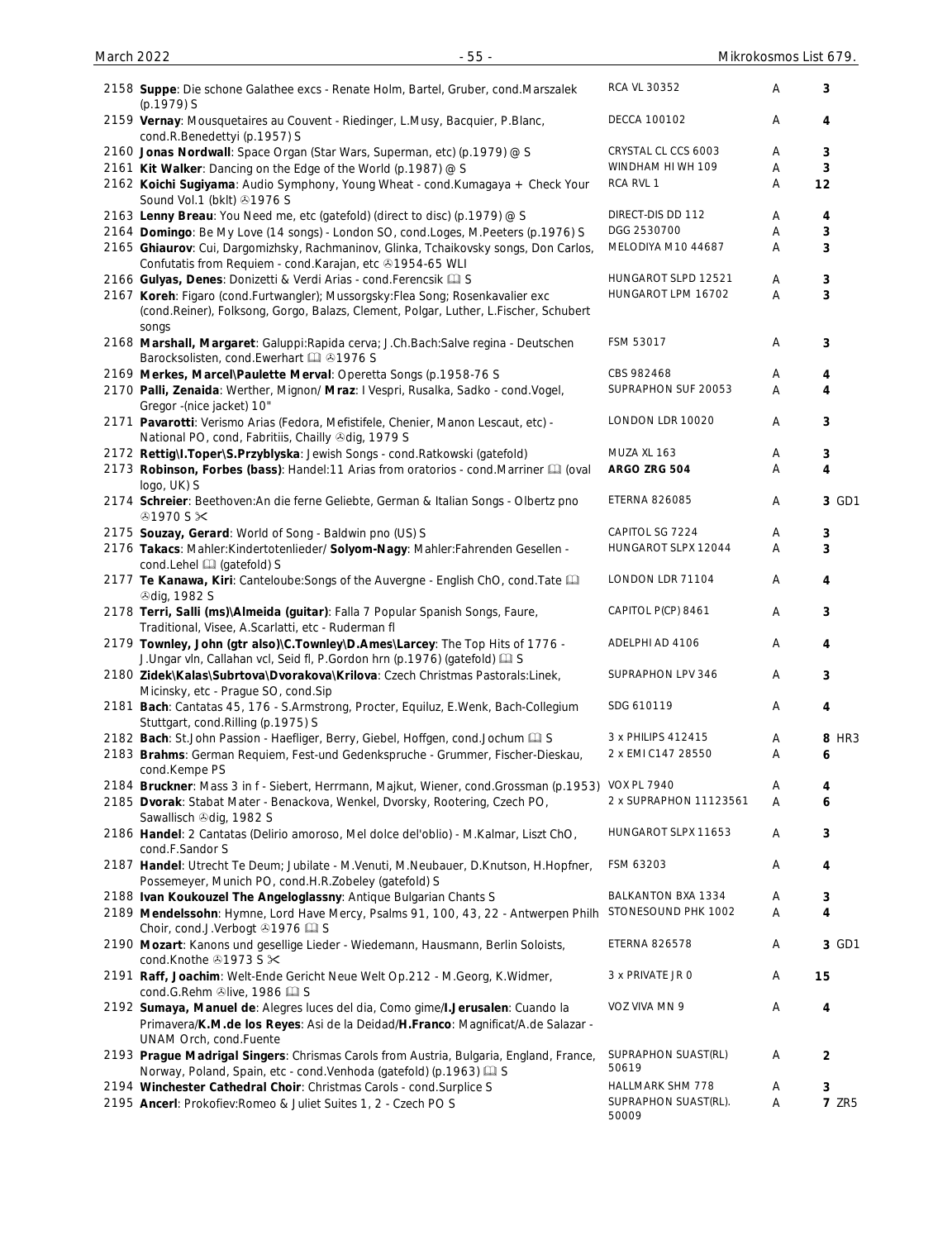| No. | Description | Label | Grade | Price |
|---|---|---|---|---|
| 2158 | **Suppe**: Die schone Galathee excs - Renate Holm, Bartel, Gruber, cond.Marszalek (p.1979) S | RCA VL 30352 | A | 3 |
| 2159 | **Vernay**: Mousquetaires au Couvent - Riedinger, L.Musy, Bacquier, P.Blanc, cond.R.Benedettyi (p.1957) S | DECCA 100102 | A | 4 |
| 2160 | **Jonas Nordwall**: Space Organ (Star Wars, Superman, etc) (p.1979) @ S | CRYSTAL CL CCS 6003 | A | 3 |
| 2161 | **Kit Walker**: Dancing on the Edge of the World (p.1987) @ S | WINDHAM HI WH 109 | A | 3 |
| 2162 | **Koichi Sugiyama**: Audio Symphony, Young Wheat - cond.Kumagaya + Check Your Sound Vol.1 (bklt) ℗1976 S | RCA RVL 1 | A | 12 |
| 2163 | **Lenny Breau**: You Need me, etc (gatefold) (direct to disc) (p.1979) @ S | DIRECT-DIS DD 112 | A | 4 |
| 2164 | **Domingo**: Be My Love (14 songs) - London SO, cond.Loges, M.Peeters (p.1976) S | DGG 2530700 | A | 3 |
| 2165 | **Ghiaurov**: Cui, Dargomizhsky, Rachmaninov, Glinka, Tchaikovsky songs, Don Carlos, Confutatis from Requiem - cond.Karajan, etc ℗1954-65 WLI | MELODIYA M10 44687 | A | 3 |
| 2166 | **Gulyas, Denes**: Donizetti & Verdi Arias - cond.Ferencsik 📖 S | HUNGAROT SLPD 12521 | A | 3 |
| 2167 | **Koreh**: Figaro (cond.Furtwangler); Mussorgsky:Flea Song; Rosenkavalier exc (cond.Reiner), Folksong, Gorgo, Balazs, Clement, Polgar, Luther, L.Fischer, Schubert songs | HUNGAROT LPM 16702 | A | 3 |
| 2168 | **Marshall, Margaret**: Galuppi:Rapida cerva; J.Ch.Bach:Salve regina - Deutschen Barocksolisten, cond.Ewerhart 📖 ℗1976 S | FSM 53017 | A | 3 |
| 2169 | **Merkes, Marcel\Paulette Merval**: Operetta Songs (p.1958-76 S | CBS 982468 | A | 4 |
| 2170 | **Palli, Zenaida**: Werther, Mignon/ **Mraz**: I Vespri, Rusalka, Sadko - cond.Vogel, Gregor -(nice jacket) 10" | SUPRAPHON SUF 20053 | A | 4 |
| 2171 | **Pavarotti**: Verismo Arias (Fedora, Mefistifele, Chenier, Manon Lescaut, etc) - National PO, cond, Fabritiis, Chailly ℗dig, 1979 S | LONDON LDR 10020 | A | 3 |
| 2172 | **Rettig\I.Toper\S.Przyblyska**: Jewish Songs - cond.Ratkowski (gatefold) | MUZA XL 163 | A | 3 |
| 2173 | **Robinson, Forbes (bass)**: Handel:11 Arias from oratorios - cond.Marriner 📖 (oval logo, UK) S | **ARGO ZRG 504** | A | 4 |
| 2174 | **Schreier**: Beethoven:An die ferne Geliebte, German & Italian Songs - Olbertz pno ℗1970 S ✂ | ETERNA 826085 | A | 3 GD1 |
| 2175 | **Souzay, Gerard**: World of Song - Baldwin pno (US) S | CAPITOL SG 7224 | A | 3 |
| 2176 | **Takacs**: Mahler:Kindertotenlieder/ **Solyom-Nagy**: Mahler:Fahrenden Gesellen - cond.Lehel 📖 (gatefold) S | HUNGAROT SLPX 12044 | A | 3 |
| 2177 | **Te Kanawa, Kiri**: Canteloube:Songs of the Auvergne - English ChO, cond.Tate 📖 ℗dig, 1982 S | LONDON LDR 71104 | A | 4 |
| 2178 | **Terri, Salli (ms)\Almeida (guitar)**: Falla 7 Popular Spanish Songs, Faure, Traditional, Visee, A.Scarlatti, etc - Ruderman fl | CAPITOL P(CP) 8461 | A | 3 |
| 2179 | **Townley, John (gtr also)\C.Townley\D.Ames\Larcey**: The Top Hits of 1776 - J.Ungar vln, Callahan vcl, Seid fl, P.Gordon hrn (p.1976) (gatefold) 📖 S | ADELPHI AD 4106 | A | 4 |
| 2180 | **Zidek\Kalas\Subrtova\Dvorakova\Krilova**: Czech Christmas Pastorals:Linek, Micinsky, etc - Prague SO, cond.Sip | SUPRAPHON LPV 346 | A | 3 |
| 2181 | **Bach**: Cantatas 45, 176 - S.Armstrong, Procter, Equiluz, E.Wenk, Bach-Collegium Stuttgart, cond.Rilling (p.1975) S | SDG 610119 | A | 4 |
| 2182 | **Bach**: St.John Passion - Haefliger, Berry, Giebel, Hoffgen, cond.Jochum 📖 S | 3 x PHILIPS 412415 | A | 8 HR3 |
| 2183 | **Brahms**: German Requiem, Fest-und Gedenkspruche - Grummer, Fischer-Dieskau, cond.Kempe PS | 2 x EMI C147 28550 | A | 6 |
| 2184 | **Bruckner**: Mass 3 in f - Siebert, Herrmann, Majkut, Wiener, cond.Grossman (p.1953) | VOX PL 7940 | A | 4 |
| 2185 | **Dvorak**: Stabat Mater - Benackova, Wenkel, Dvorsky, Rootering, Czech PO, Sawallisch ℗dig, 1982 S | 2 x SUPRAPHON 11123561 | A | 6 |
| 2186 | **Handel**: 2 Cantatas (Delirio amoroso, Mel dolce del'oblio) - M.Kalmar, Liszt ChO, cond.F.Sandor S | HUNGAROT SLPX 11653 | A | 3 |
| 2187 | **Handel**: Utrecht Te Deum; Jubilate - M.Venuti, M.Neubauer, D.Knutson, H.Hopfner, Possemeyer, Munich PO, cond.H.R.Zobeley (gatefold) S | FSM 63203 | A | 4 |
| 2188 | **Ivan Koukouzel The Angeloglassny**: Antique Bulgarian Chants S | BALKANTON BXA 1334 | A | 3 |
| 2189 | **Mendelssohn**: Hymne, Lord Have Mercy, Psalms 91, 100, 43, 22 - Antwerpen Philh Choir, cond.J.Verbogt ℗1976 📖 S | STONESOUND PHK 1002 | A | 4 |
| 2190 | **Mozart**: Kanons und gesellige Lieder - Wiedemann, Hausmann, Berlin Soloists, cond.Knothe ℗1973 S ✂ | ETERNA 826578 | A | 3 GD1 |
| 2191 | **Raff, Joachim**: Welt-Ende Gericht Neue Welt Op.212 - M.Georg, K.Widmer, cond.G.Rehm ℗live, 1986 📖 S | 3 x PRIVATE JR 0 | A | 15 |
| 2192 | **Sumaya, Manuel de**: Alegres luces del dia, Como gime/**I.Jerusalen**: Cuando la Primavera/**K.M.de los Reyes**: Asi de la Deidad/**H.Franco**: Magnificat/A.de Salazar - UNAM Orch, cond.Fuente | VOZ VIVA MN 9 | A | 4 |
| 2193 | **Prague Madrigal Singers**: Chrismas Carols from Austria, Bulgaria, England, France, Norway, Poland, Spain, etc - cond.Venhoda (gatefold) (p.1963) 📖 S | SUPRAPHON SUAST(RL) 50619 | A | 2 |
| 2194 | **Winchester Cathedral Choir**: Christmas Carols - cond.Surplice S | HALLMARK SHM 778 | A | 3 |
| 2195 | **Ancerl**: Prokofiev:Romeo & Juliet Suites 1, 2 - Czech PO S | SUPRAPHON SUAST(RL). 50009 | A | 7 ZR5 |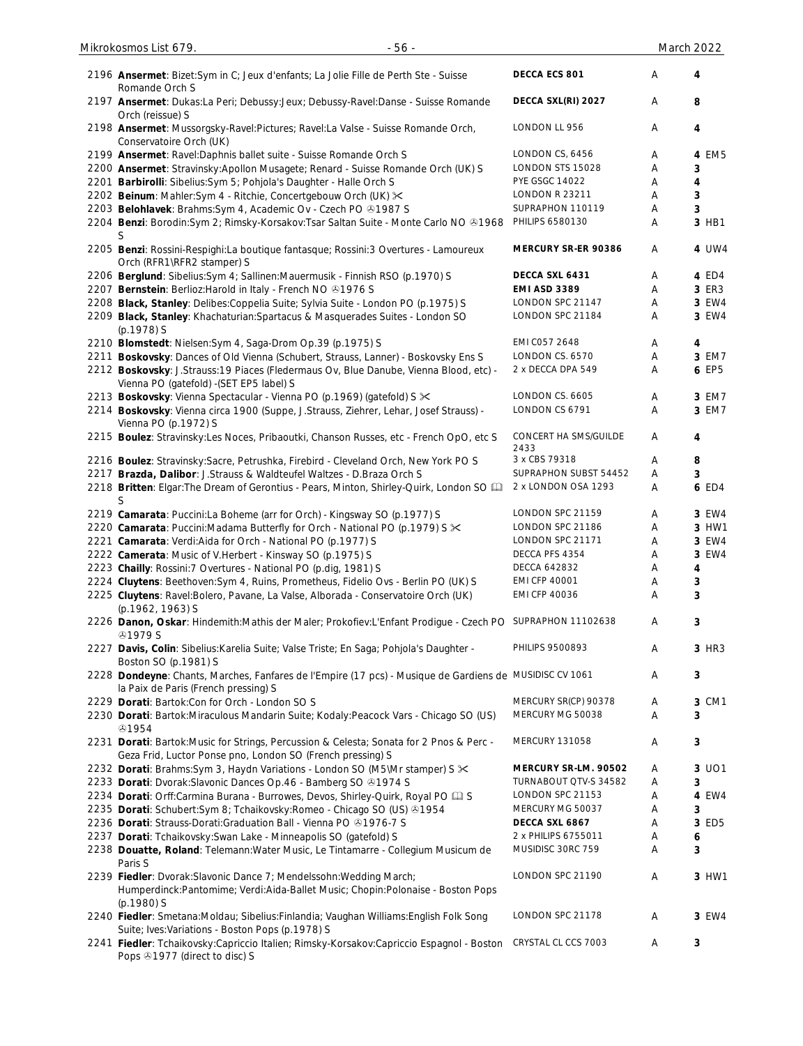| No. | Description | Label | Grade | Price |
|---|---|---|---|---|
| 2196 | **Ansermet**: Bizet:Sym in C; Jeux d'enfants; La Jolie Fille de Perth Ste - Suisse Romande Orch S | **DECCA ECS 801** | A | 4 |
| 2197 | **Ansermet**: Dukas:La Peri; Debussy:Jeux; Debussy-Ravel:Danse - Suisse Romande Orch (reissue) S | **DECCA SXL(RI) 2027** | A | 8 |
| 2198 | **Ansermet**: Mussorgsky-Ravel:Pictures; Ravel:La Valse - Suisse Romande Orch, Conservatoire Orch (UK) | LONDON LL 956 | A | 4 |
| 2199 | **Ansermet**: Ravel:Daphnis ballet suite - Suisse Romande Orch S | LONDON CS, 6456 | A | 4 EM5 |
| 2200 | **Ansermet**: Stravinsky:Apollon Musagete; Renard - Suisse Romande Orch (UK) S | LONDON STS 15028 | A | 3 |
| 2201 | **Barbirolli**: Sibelius:Sym 5; Pohjola's Daughter - Halle Orch S | PYE GSGC 14022 | A | 4 |
| 2202 | **Beinum**: Mahler:Sym 4 - Ritchie, Concertgebouw Orch (UK) ✂ | LONDON R 23211 | A | 3 |
| 2203 | **Belohlavek**: Brahms:Sym 4, Academic Ov - Czech PO ℗1987 S | SUPRAPHON 110119 | A | 3 |
| 2204 | **Benzi**: Borodin:Sym 2; Rimsky-Korsakov:Tsar Saltan Suite - Monte Carlo NO ℗1968 S | PHILIPS 6580130 | A | 3 HB1 |
| 2205 | **Benzi**: Rossini-Respighi:La boutique fantasque; Rossini:3 Overtures - Lamoureux Orch (RFR1\RFR2 stamper) S | **MERCURY SR-ER 90386** | A | 4 UW4 |
| 2206 | **Berglund**: Sibelius:Sym 4; Sallinen:Mauermusik - Finnish RSO (p.1970) S | **DECCA SXL 6431** | A | 4 ED4 |
| 2207 | **Bernstein**: Berlioz:Harold in Italy - French NO ℗1976 S | **EMI ASD 3389** | A | 3 ER3 |
| 2208 | **Black, Stanley**: Delibes:Coppelia Suite; Sylvia Suite - London PO (p.1975) S | LONDON SPC 21147 | A | 3 EW4 |
| 2209 | **Black, Stanley**: Khachaturian:Spartacus & Masquerades Suites - London SO (p.1978) S | LONDON SPC 21184 | A | 3 EW4 |
| 2210 | **Blomstedt**: Nielsen:Sym 4, Saga-Drom Op.39 (p.1975) S | EMI C057 2648 | A | 4 |
| 2211 | **Boskovsky**: Dances of Old Vienna (Schubert, Strauss, Lanner) - Boskovsky Ens S | LONDON CS. 6570 | A | 3 EM7 |
| 2212 | **Boskovsky**: J.Strauss:19 Piaces (Fledermaus Ov, Blue Danube, Vienna Blood, etc) - Vienna PO (gatefold) -(SET EP5 label) S | 2 x DECCA DPA 549 | A | 6 EP5 |
| 2213 | **Boskovsky**: Vienna Spectacular - Vienna PO (p.1969) (gatefold) S ✂ | LONDON CS. 6605 | A | 3 EM7 |
| 2214 | **Boskovsky**: Vienna circa 1900 (Suppe, J.Strauss, Ziehrer, Lehar, Josef Strauss) - Vienna PO (p.1972) S | LONDON CS 6791 | A | 3 EM7 |
| 2215 | **Boulez**: Stravinsky:Les Noces, Pribaoutki, Chanson Russes, etc - French OpO, etc S | CONCERT HA SMS/GUILDE 2433 | A | 4 |
| 2216 | **Boulez**: Stravinsky:Sacre, Petrushka, Firebird - Cleveland Orch, New York PO S | 3 x CBS 79318 | A | 8 |
| 2217 | **Brazda, Dalibor**: J.Strauss & Waldteufel Waltzes - D.Braza Orch S | SUPRAPHON SUBST 54452 | A | 3 |
| 2218 | **Britten**: Elgar:The Dream of Gerontius - Pears, Minton, Shirley-Quirk, London SO 🕮 S | 2 x LONDON OSA 1293 | A | 6 ED4 |
| 2219 | **Camarata**: Puccini:La Boheme (arr for Orch) - Kingsway SO (p.1977) S | LONDON SPC 21159 | A | 3 EW4 |
| 2220 | **Camarata**: Puccini:Madama Butterfly for Orch - National PO (p.1979) S ✂ | LONDON SPC 21186 | A | 3 HW1 |
| 2221 | **Camarata**: Verdi:Aida for Orch - National PO (p.1977) S | LONDON SPC 21171 | A | 3 EW4 |
| 2222 | **Camerata**: Music of V.Herbert - Kinsway SO (p.1975) S | DECCA PFS 4354 | A | 3 EW4 |
| 2223 | **Chailly**: Rossini:7 Overtures - National PO (p.dig, 1981) S | DECCA 642832 | A | 4 |
| 2224 | **Cluytens**: Beethoven:Sym 4, Ruins, Prometheus, Fidelio Ovs - Berlin PO (UK) S | EMI CFP 40001 | A | 3 |
| 2225 | **Cluytens**: Ravel:Bolero, Pavane, La Valse, Alborada - Conservatoire Orch (UK) (p.1962, 1963) S | EMI CFP 40036 | A | 3 |
| 2226 | **Danon, Oskar**: Hindemith:Mathis der Maler; Prokofiev:L'Enfant Prodigue - Czech PO ℗1979 S | SUPRAPHON 11102638 | A | 3 |
| 2227 | **Davis, Colin**: Sibelius:Karelia Suite; Valse Triste; En Saga; Pohjola's Daughter - Boston SO (p.1981) S | PHILIPS 9500893 | A | 3 HR3 |
| 2228 | **Dondeyne**: Chants, Marches, Fanfares de l'Empire (17 pcs) - Musique de Gardiens de la Paix de Paris (French pressing) S | MUSIDISC CV 1061 | A | 3 |
| 2229 | **Dorati**: Bartok:Con for Orch - London SO S | MERCURY SR(CP) 90378 | A | 3 CM1 |
| 2230 | **Dorati**: Bartok:Miraculous Mandarin Suite; Kodaly:Peacock Vars - Chicago SO (US) ℗1954 | MERCURY MG 50038 | A | 3 |
| 2231 | **Dorati**: Bartok:Music for Strings, Percussion & Celesta; Sonata for 2 Pnos & Perc - Geza Frid, Luctor Ponse pno, London SO (French pressing) S | MERCURY 131058 | A | 3 |
| 2232 | **Dorati**: Brahms:Sym 3, Haydn Variations - London SO (M5\Mr stamper) S ✂ | **MERCURY SR-LM. 90502** | A | 3 UO1 |
| 2233 | **Dorati**: Dvorak:Slavonic Dances Op.46 - Bamberg SO ℗1974 S | TURNABOUT QTV-S 34582 | A | 3 |
| 2234 | **Dorati**: Orff:Carmina Burana - Burrowes, Devos, Shirley-Quirk, Royal PO 🕮 S | LONDON SPC 21153 | A | 4 EW4 |
| 2235 | **Dorati**: Schubert:Sym 8; Tchaikovsky:Romeo - Chicago SO (US) ℗1954 | MERCURY MG 50037 | A | 3 |
| 2236 | **Dorati**: Strauss-Dorati:Graduation Ball - Vienna PO ℗1976-7 S | **DECCA SXL 6867** | A | 3 ED5 |
| 2237 | **Dorati**: Tchaikovsky:Swan Lake - Minneapolis SO (gatefold) S | 2 x PHILIPS 6755011 | A | 6 |
| 2238 | **Douatte, Roland**: Telemann:Water Music, Le Tintamarre - Collegium Musicum de Paris S | MUSIDISC 30RC 759 | A | 3 |
| 2239 | **Fiedler**: Dvorak:Slavonic Dance 7; Mendelssohn:Wedding March; Humperdinck:Pantomime; Verdi:Aida-Ballet Music; Chopin:Polonaise - Boston Pops (p.1980) S | LONDON SPC 21190 | A | 3 HW1 |
| 2240 | **Fiedler**: Smetana:Moldau; Sibelius:Finlandia; Vaughan Williams:English Folk Song Suite; Ives:Variations - Boston Pops (p.1978) S | LONDON SPC 21178 | A | 3 EW4 |
| 2241 | **Fiedler**: Tchaikovsky:Capriccio Italien; Rimsky-Korsakov:Capriccio Espagnol - Boston Pops ℗1977 (direct to disc) S | CRYSTAL CL CCS 7003 | A | 3 |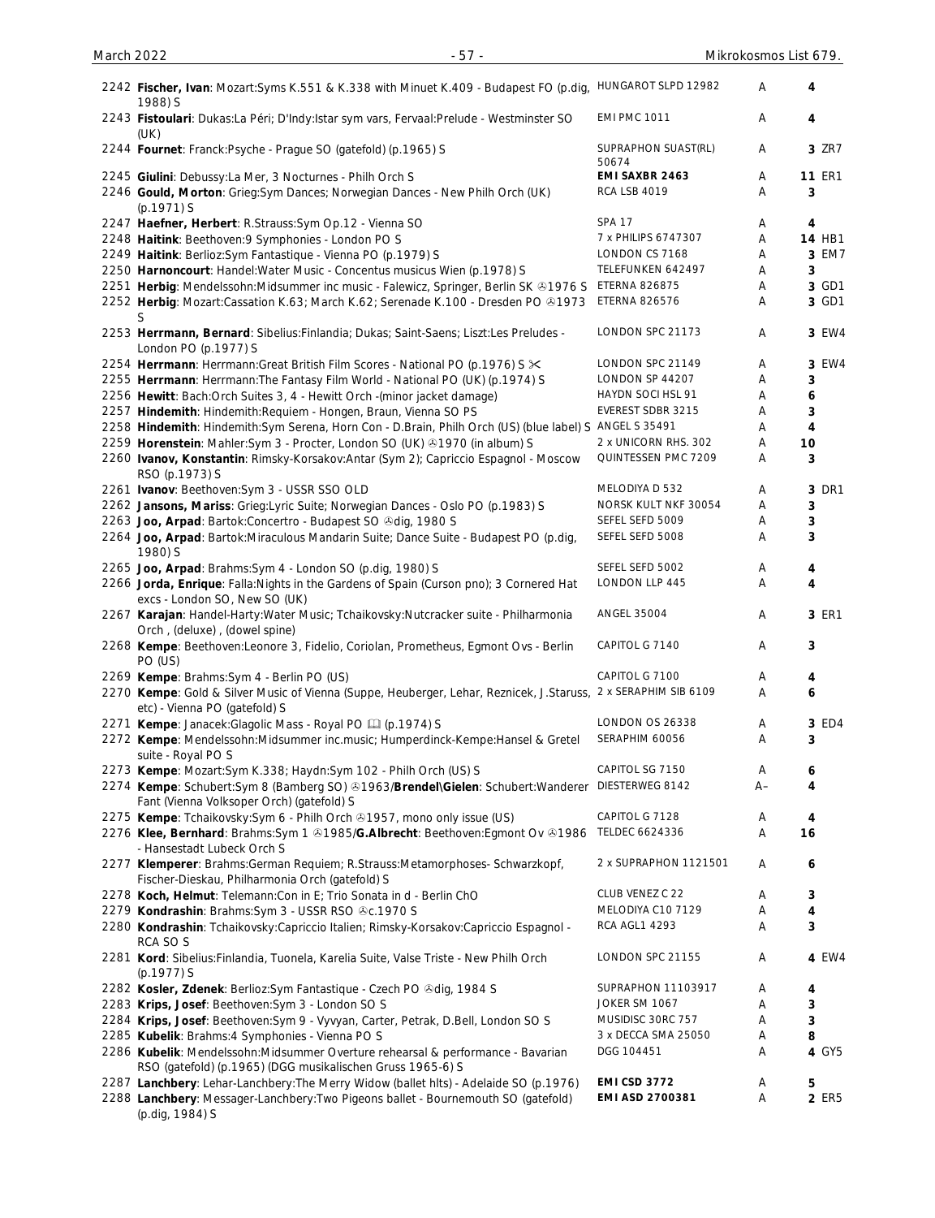| No. | Description | Label | Grade | Price |
|---|---|---|---|---|
| 2242 | **Fischer, Ivan**: Mozart:Syms K.551 & K.338 with Minuet K.409 - Budapest FO (p.dig, 1988) S | HUNGAROT SLPD 12982 | A | 4 |
| 2243 | **Fistoulari**: Dukas:La Péri; D'Indy:Istar sym vars, Fervaal:Prelude - Westminster SO (UK) | EMI PMC 1011 | A | 4 |
| 2244 | **Fournet**: Franck:Psyche - Prague SO (gatefold) (p.1965) S | SUPRAPHON SUAST(RL) 50674 | A | 3 ZR7 |
| 2245 | **Giulini**: Debussy:La Mer, 3 Nocturnes - Philh Orch S | **EMI SAXBR 2463** | A | **11** ER1 |
| 2246 | **Gould, Morton**: Grieg:Sym Dances; Norwegian Dances - New Philh Orch (UK) (p.1971) S | RCA LSB 4019 | A | 3 |
| 2247 | **Haefner, Herbert**: R.Strauss:Sym Op.12 - Vienna SO | SPA 17 | A | 4 |
| 2248 | **Haitink**: Beethoven:9 Symphonies - London PO S | 7 x PHILIPS 6747307 | A | **14** HB1 |
| 2249 | **Haitink**: Berlioz:Sym Fantastique - Vienna PO (p.1979) S | LONDON CS 7168 | A | 3 EM7 |
| 2250 | **Harnoncourt**: Handel:Water Music - Concentus musicus Wien (p.1978) S | TELEFUNKEN 642497 | A | 3 |
| 2251 | **Herbig**: Mendelssohn:Midsummer inc music - Falewicz, Springer, Berlin SK ℗1976 S | ETERNA 826875 | A | 3 GD1 |
| 2252 | **Herbig**: Mozart:Cassation K.63; March K.62; Serenade K.100 - Dresden PO ℗1973 S | ETERNA 826576 | A | 3 GD1 |
| 2253 | **Herrmann, Bernard**: Sibelius:Finlandia; Dukas; Saint-Saens; Liszt:Les Preludes - London PO (p.1977) S | LONDON SPC 21173 | A | 3 EW4 |
| 2254 | **Herrmann**: Herrmann:Great British Film Scores - National PO (p.1976) S ✂ | LONDON SPC 21149 | A | 3 EW4 |
| 2255 | **Herrmann**: Herrmann:The Fantasy Film World - National PO (UK) (p.1974) S | LONDON SP 44207 | A | 3 |
| 2256 | **Hewitt**: Bach:Orch Suites 3, 4 - Hewitt Orch -(minor jacket damage) | HAYDN SOCI HSL 91 | A | 6 |
| 2257 | **Hindemith**: Hindemith:Requiem - Hongen, Braun, Vienna SO PS | EVEREST SDBR 3215 | A | 3 |
| 2258 | **Hindemith**: Hindemith:Sym Serena, Horn Con - D.Brain, Philh Orch (US) (blue label) S | ANGEL S 35491 | A | 4 |
| 2259 | **Horenstein**: Mahler:Sym 3 - Procter, London SO (UK) ℗1970 (in album) S | 2 x UNICORN RHS. 302 | A | 10 |
| 2260 | **Ivanov, Konstantin**: Rimsky-Korsakov:Antar (Sym 2); Capriccio Espagnol - Moscow RSO (p.1973) S | QUINTESSEN PMC 7209 | A | 3 |
| 2261 | **Ivanov**: Beethoven:Sym 3 - USSR SSO OLD | MELODIYA D 532 | A | 3 DR1 |
| 2262 | **Jansons, Mariss**: Grieg:Lyric Suite; Norwegian Dances - Oslo PO (p.1983) S | NORSK KULT NKF 30054 | A | 3 |
| 2263 | **Joo, Arpad**: Bartok:Concertro - Budapest SO ℗dig, 1980 S | SEFEL SEFD 5009 | A | 3 |
| 2264 | **Joo, Arpad**: Bartok:Miraculous Mandarin Suite; Dance Suite - Budapest PO (p.dig, 1980) S | SEFEL SEFD 5008 | A | 3 |
| 2265 | **Joo, Arpad**: Brahms:Sym 4 - London SO (p.dig, 1980) S | SEFEL SEFD 5002 | A | 4 |
| 2266 | **Jorda, Enrique**: Falla:Nights in the Gardens of Spain (Curson pno); 3 Cornered Hat excs - London SO, New SO (UK) | LONDON LLP 445 | A | 4 |
| 2267 | **Karajan**: Handel-Harty:Water Music; Tchaikovsky:Nutcracker suite - Philharmonia Orch , (deluxe) , (dowel spine) | ANGEL 35004 | A | 3 ER1 |
| 2268 | **Kempe**: Beethoven:Leonore 3, Fidelio, Coriolan, Prometheus, Egmont Ovs - Berlin PO (US) | CAPITOL G 7140 | A | 3 |
| 2269 | **Kempe**: Brahms:Sym 4 - Berlin PO (US) | CAPITOL G 7100 | A | 4 |
| 2270 | **Kempe**: Gold & Silver Music of Vienna (Suppe, Heuberger, Lehar, Reznicek, J.Staruss, etc) - Vienna PO (gatefold) S | 2 x SERAPHIM SIB 6109 | A | 6 |
| 2271 | **Kempe**: Janacek:Glagolic Mass - Royal PO 🕮 (p.1974) S | LONDON OS 26338 | A | 3 ED4 |
| 2272 | **Kempe**: Mendelssohn:Midsummer inc.music; Humperdinck-Kempe:Hansel & Gretel suite - Royal PO S | SERAPHIM 60056 | A | 3 |
| 2273 | **Kempe**: Mozart:Sym K.338; Haydn:Sym 102 - Philh Orch (US) S | CAPITOL SG 7150 | A | 6 |
| 2274 | **Kempe**: Schubert:Sym 8 (Bamberg SO) ℗1963/**Brendel\Gielen**: Schubert:Wanderer Fant (Vienna Volksoper Orch) (gatefold) S | DIESTERWEG 8142 | A– | 4 |
| 2275 | **Kempe**: Tchaikovsky:Sym 6 - Philh Orch ℗1957, mono only issue (US) | CAPITOL G 7128 | A | 4 |
| 2276 | **Klee, Bernhard**: Brahms:Sym 1 ℗1985/**G.Albrecht**: Beethoven:Egmont Ov ℗1986 - Hansestadt Lubeck Orch S | TELDEC 6624336 | A | 16 |
| 2277 | **Klemperer**: Brahms:German Requiem; R.Strauss:Metamorphoses- Schwarzkopf, Fischer-Dieskau, Philharmonia Orch (gatefold) S | 2 x SUPRAPHON 1121501 | A | 6 |
| 2278 | **Koch, Helmut**: Telemann:Con in E; Trio Sonata in d - Berlin ChO | CLUB VENEZ C 22 | A | 3 |
| 2279 | **Kondrashin**: Brahms:Sym 3 - USSR RSO ℗c.1970 S | MELODIYA C10 7129 | A | 4 |
| 2280 | **Kondrashin**: Tchaikovsky:Capriccio Italien; Rimsky-Korsakov:Capriccio Espagnol - RCA SO S | RCA AGL1 4293 | A | 3 |
| 2281 | **Kord**: Sibelius:Finlandia, Tuonela, Karelia Suite, Valse Triste - New Philh Orch (p.1977) S | LONDON SPC 21155 | A | 4 EW4 |
| 2282 | **Kosler, Zdenek**: Berlioz:Sym Fantastique - Czech PO ℗dig, 1984 S | SUPRAPHON 11103917 | A | 4 |
| 2283 | **Krips, Josef**: Beethoven:Sym 3 - London SO S | JOKER SM 1067 | A | 3 |
| 2284 | **Krips, Josef**: Beethoven:Sym 9 - Vyvyan, Carter, Petrak, D.Bell, London SO S | MUSIDISC 30RC 757 | A | 3 |
| 2285 | **Kubelik**: Brahms:4 Symphonies - Vienna PO S | 3 x DECCA SMA 25050 | A | 8 |
| 2286 | **Kubelik**: Mendelssohn:Midsummer Overture rehearsal & performance - Bavarian RSO (gatefold) (p.1965) (DGG musikalischen Gruss 1965-6) S | DGG 104451 | A | 4 GY5 |
| 2287 | **Lanchbery**: Lehar-Lanchbery:The Merry Widow (ballet hlts) - Adelaide SO (p.1976) | **EMI CSD 3772** | A | 5 |
| 2288 | **Lanchbery**: Messager-Lanchbery:Two Pigeons ballet - Bournemouth SO (gatefold) (p.dig, 1984) S | **EMI ASD 2700381** | A | 2 ER5 |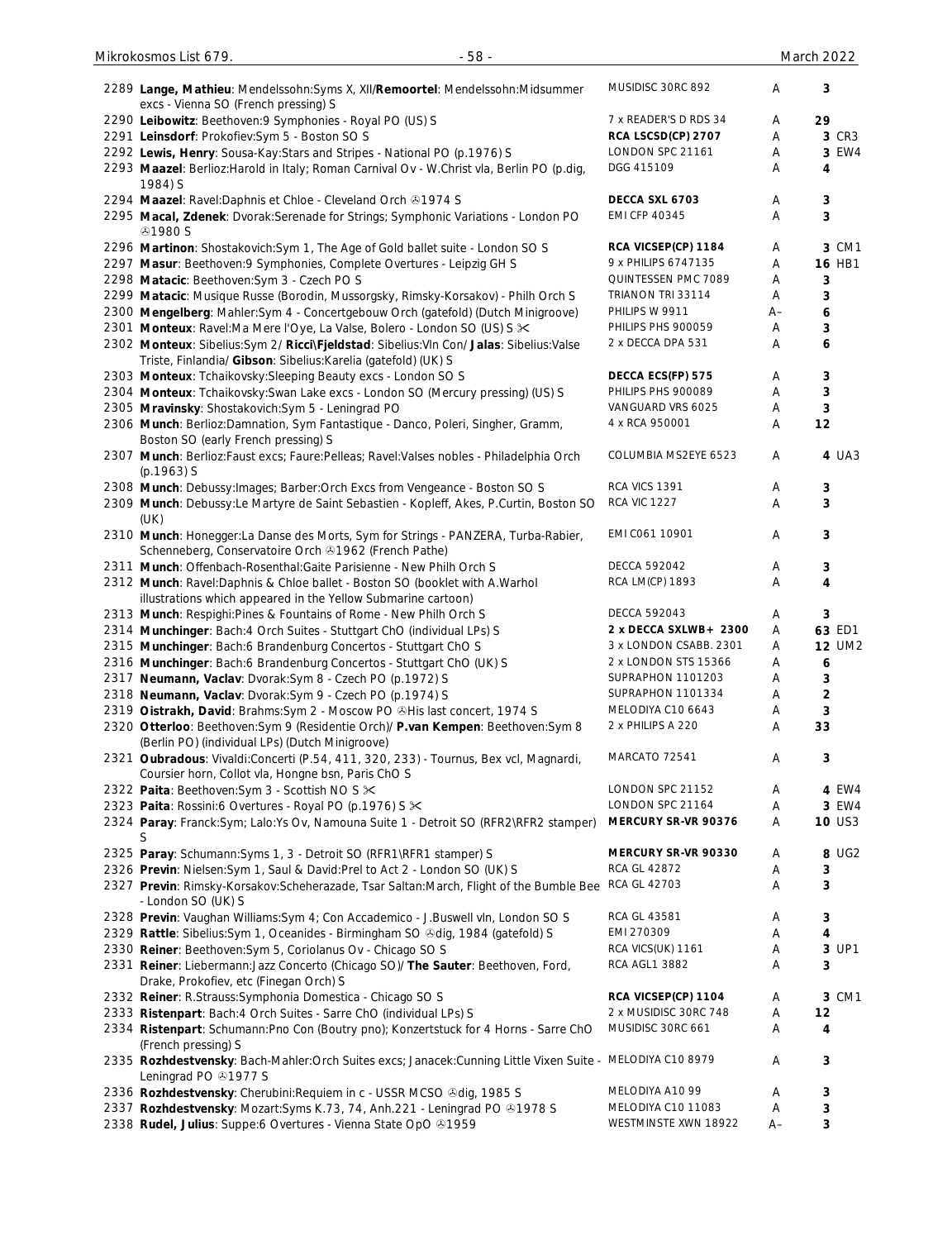| No. | Description | Label | Grade | Price | Code |
|---|---|---|---|---|---|
| 2289 | **Lange, Mathieu**: Mendelssohn:Syms X, XII/**Remoortel**: Mendelssohn:Midsummer excs - Vienna SO (French pressing) S | MUSIDISC 30RC 892 | A | 3 | |
| 2290 | **Leibowitz**: Beethoven:9 Symphonies - Royal PO (US) S | 7 x READER'S D RDS 34 | A | 29 | |
| 2291 | **Leinsdorf**: Prokofiev:Sym 5 - Boston SO S | **RCA LSCSD(CP) 2707** | A | 3 | CR3 |
| 2292 | **Lewis, Henry**: Sousa-Kay:Stars and Stripes - National PO (p.1976) S | LONDON SPC 21161 | A | 3 | EW4 |
| 2293 | **Maazel**: Berlioz:Harold in Italy; Roman Carnival Ov - W.Christ vla, Berlin PO (p.dig, 1984) S | DGG 415109 | A | 4 | |
| 2294 | **Maazel**: Ravel:Daphnis et Chloe - Cleveland Orch ℗1974 S | **DECCA SXL 6703** | A | 3 | |
| 2295 | **Macal, Zdenek**: Dvorak:Serenade for Strings; Symphonic Variations - London PO ℗1980 S | EMI CFP 40345 | A | 3 | |
| 2296 | **Martinon**: Shostakovich:Sym 1, The Age of Gold ballet suite - London SO S | **RCA VICSEP(CP) 1184** | A | 3 | CM1 |
| 2297 | **Masur**: Beethoven:9 Symphonies, Complete Overtures - Leipzig GH S | 9 x PHILIPS 6747135 | A | 16 | HB1 |
| 2298 | **Matacic**: Beethoven:Sym 3 - Czech PO S | QUINTESSEN PMC 7089 | A | 3 | |
| 2299 | **Matacic**: Musique Russe (Borodin, Mussorgsky, Rimsky-Korsakov) - Philh Orch S | TRIANON TRI 33114 | A | 3 | |
| 2300 | **Mengelberg**: Mahler:Sym 4 - Concertgebouw Orch (gatefold) (Dutch Minigroove) | PHILIPS W 9911 | A– | 6 | |
| 2301 | **Monteux**: Ravel:Ma Mere l'Oye, La Valse, Bolero - London SO (US) S ✂ | PHILIPS PHS 900059 | A | 3 | |
| 2302 | **Monteux**: Sibelius:Sym 2/ **Ricci\Fjeldstad**: Sibelius:Vln Con/ **Jalas**: Sibelius:Valse Triste, Finlandia/ **Gibson**: Sibelius:Karelia (gatefold) (UK) S | 2 x DECCA DPA 531 | A | 6 | |
| 2303 | **Monteux**: Tchaikovsky:Sleeping Beauty excs - London SO S | **DECCA ECS(FP) 575** | A | 3 | |
| 2304 | **Monteux**: Tchaikovsky:Swan Lake excs - London SO (Mercury pressing) (US) S | PHILIPS PHS 900089 | A | 3 | |
| 2305 | **Mravinsky**: Shostakovich:Sym 5 - Leningrad PO | VANGUARD VRS 6025 | A | 3 | |
| 2306 | **Munch**: Berlioz:Damnation, Sym Fantastique - Danco, Poleri, Singher, Gramm, Boston SO (early French pressing) S | 4 x RCA 950001 | A | 12 | |
| 2307 | **Munch**: Berlioz:Faust excs; Faure:Pelleas; Ravel:Valses nobles - Philadelphia Orch (p.1963) S | COLUMBIA MS2EYE 6523 | A | 4 | UA3 |
| 2308 | **Munch**: Debussy:Images; Barber:Orch Excs from Vengeance - Boston SO S | RCA VICS 1391 | A | 3 | |
| 2309 | **Munch**: Debussy:Le Martyre de Saint Sebastien - Kopleff, Akes, P.Curtin, Boston SO (UK) | RCA VIC 1227 | A | 3 | |
| 2310 | **Munch**: Honegger:La Danse des Morts, Sym for Strings - PANZERA, Turba-Rabier, Schenneberg, Conservatoire Orch ℗1962 (French Pathe) | EMI C061 10901 | A | 3 | |
| 2311 | **Munch**: Offenbach-Rosenthal:Gaite Parisienne - New Philh Orch S | DECCA 592042 | A | 3 | |
| 2312 | **Munch**: Ravel:Daphnis & Chloe ballet - Boston SO (booklet with A.Warhol illustrations which appeared in the Yellow Submarine cartoon) | RCA LM(CP) 1893 | A | 4 | |
| 2313 | **Munch**: Respighi:Pines & Fountains of Rome - New Philh Orch S | DECCA 592043 | A | 3 | |
| 2314 | **Munchinger**: Bach:4 Orch Suites - Stuttgart ChO (individual LPs) S | **2 x DECCA SXLWB+ 2300** | A | 63 | ED1 |
| 2315 | **Munchinger**: Bach:6 Brandenburg Concertos - Stuttgart ChO S | 3 x LONDON CSABB. 2301 | A | 12 | UM2 |
| 2316 | **Munchinger**: Bach:6 Brandenburg Concertos - Stuttgart ChO (UK) S | 2 x LONDON STS 15366 | A | 6 | |
| 2317 | **Neumann, Vaclav**: Dvorak:Sym 8 - Czech PO (p.1972) S | SUPRAPHON 1101203 | A | 3 | |
| 2318 | **Neumann, Vaclav**: Dvorak:Sym 9 - Czech PO (p.1974) S | SUPRAPHON 1101334 | A | 2 | |
| 2319 | **Oistrakh, David**: Brahms:Sym 2 - Moscow PO ℗His last concert, 1974 S | MELODIYA C10 6643 | A | 3 | |
| 2320 | **Otterloo**: Beethoven:Sym 9 (Residentie Orch)/ **P.van Kempen**: Beethoven:Sym 8 (Berlin PO) (individual LPs) (Dutch Minigroove) | 2 x PHILIPS A 220 | A | 33 | |
| 2321 | **Oubradous**: Vivaldi:Concerti (P.54, 411, 320, 233) - Tournus, Bex vcl, Magnardi, Coursier horn, Collot vla, Hongne bsn, Paris ChO S | MARCATO 72541 | A | 3 | |
| 2322 | **Paita**: Beethoven:Sym 3 - Scottish NO S ✂ | LONDON SPC 21152 | A | 4 | EW4 |
| 2323 | **Paita**: Rossini:6 Overtures - Royal PO (p.1976) S ✂ | LONDON SPC 21164 | A | 3 | EW4 |
| 2324 | **Paray**: Franck:Sym; Lalo:Ys Ov, Namouna Suite 1 - Detroit SO (RFR2\RFR2 stamper) S | **MERCURY SR-VR 90376** | A | 10 | US3 |
| 2325 | **Paray**: Schumann:Syms 1, 3 - Detroit SO (RFR1\RFR1 stamper) S | **MERCURY SR-VR 90330** | A | 8 | UG2 |
| 2326 | **Previn**: Nielsen:Sym 1, Saul & David:Prel to Act 2 - London SO (UK) S | RCA GL 42872 | A | 3 | |
| 2327 | **Previn**: Rimsky-Korsakov:Scheherazade, Tsar Saltan:March, Flight of the Bumble Bee - London SO (UK) S | RCA GL 42703 | A | 3 | |
| 2328 | **Previn**: Vaughan Williams:Sym 4; Con Accademico - J.Buswell vln, London SO S | RCA GL 43581 | A | 3 | |
| 2329 | **Rattle**: Sibelius:Sym 1, Oceanides - Birmingham SO ℗dig, 1984 (gatefold) S | EMI 270309 | A | 4 | |
| 2330 | **Reiner**: Beethoven:Sym 5, Coriolanus Ov - Chicago SO S | RCA VICS(UK) 1161 | A | 3 | UP1 |
| 2331 | **Reiner**: Liebermann:Jazz Concerto (Chicago SO)/ **The Sauter**: Beethoven, Ford, Drake, Prokofiev, etc (Finegan Orch) S | RCA AGL1 3882 | A | 3 | |
| 2332 | **Reiner**: R.Strauss:Symphonia Domestica - Chicago SO S | **RCA VICSEP(CP) 1104** | A | 3 | CM1 |
| 2333 | **Ristenpart**: Bach:4 Orch Suites - Sarre ChO (individual LPs) S | 2 x MUSIDISC 30RC 748 | A | 12 | |
| 2334 | **Ristenpart**: Schumann:Pno Con (Boutry pno); Konzertstuck for 4 Horns - Sarre ChO (French pressing) S | MUSIDISC 30RC 661 | A | 4 | |
| 2335 | **Rozhdestvensky**: Bach-Mahler:Orch Suites excs; Janacek:Cunning Little Vixen Suite - Leningrad PO ℗1977 S | MELODIYA C10 8979 | A | 3 | |
| 2336 | **Rozhdestvensky**: Cherubini:Requiem in c - USSR MCSO ℗dig, 1985 S | MELODIYA A10 99 | A | 3 | |
| 2337 | **Rozhdestvensky**: Mozart:Syms K.73, 74, Anh.221 - Leningrad PO ℗1978 S | MELODIYA C10 11083 | A | 3 | |
| 2338 | **Rudel, Julius**: Suppe:6 Overtures - Vienna State OpO ℗1959 | WESTMINSTE XWN 18922 | A– | 3 | |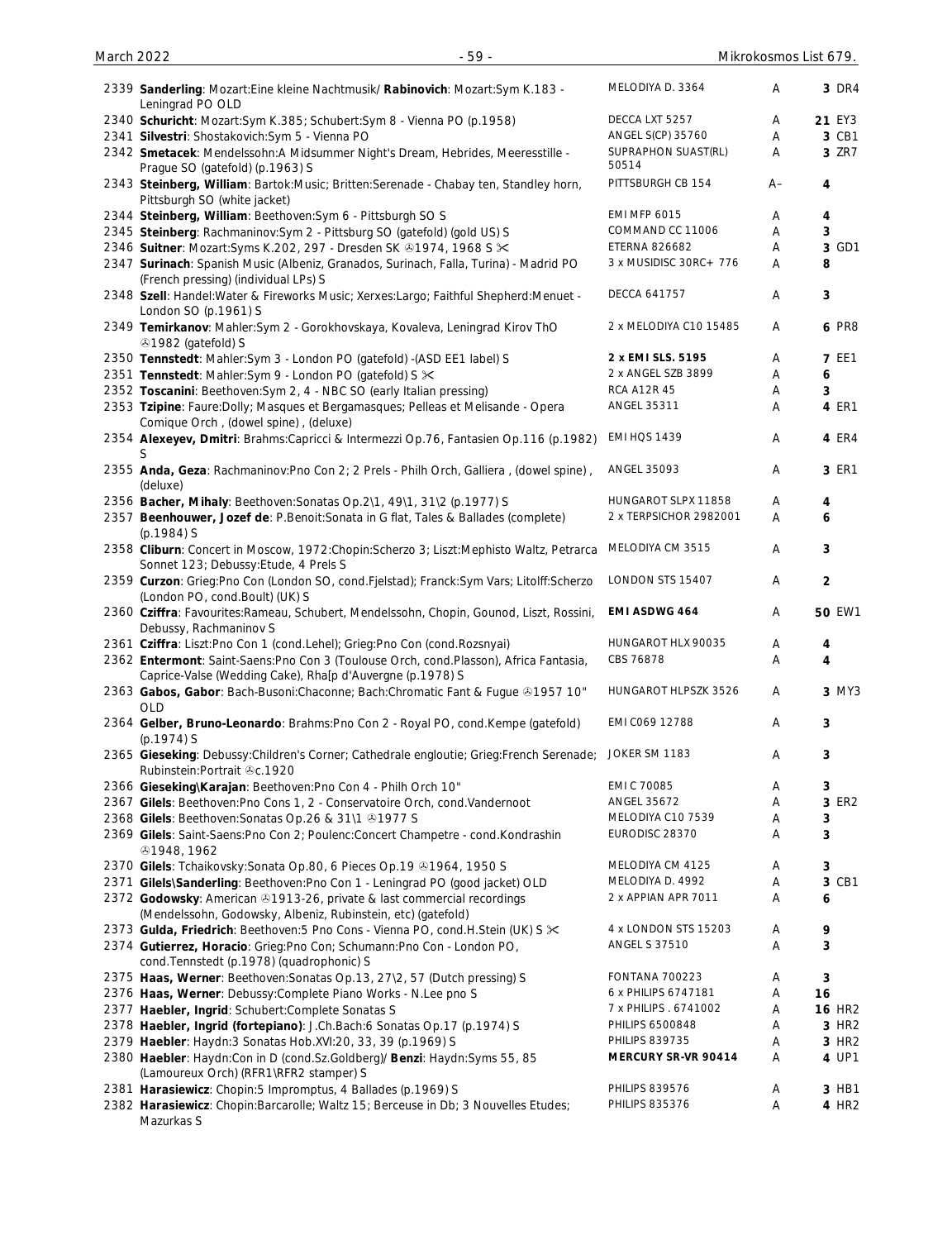| No. | Description | Label | Grade | Price |
|---|---|---|---|---|
| 2339 | **Sanderling**: Mozart:Eine kleine Nachtmusik/ **Rabinovich**: Mozart:Sym K.183 - Leningrad PO OLD | MELODIYA D. 3364 | A | 3 DR4 |
| 2340 | **Schuricht**: Mozart:Sym K.385; Schubert:Sym 8 - Vienna PO (p.1958) | DECCA LXT 5257 | A | 21 EY3 |
| 2341 | **Silvestri**: Shostakovich:Sym 5 - Vienna PO | ANGEL S(CP) 35760 | A | 3 CB1 |
| 2342 | **Smetacek**: Mendelssohn:A Midsummer Night's Dream, Hebrides, Meeresstille - Prague SO (gatefold) (p.1963) S | SUPRAPHON SUAST(RL) 50514 | A | 3 ZR7 |
| 2343 | **Steinberg, William**: Bartok:Music; Britten:Serenade - Chabay ten, Standley horn, Pittsburgh SO (white jacket) | PITTSBURGH CB 154 | A– | 4 |
| 2344 | **Steinberg, William**: Beethoven:Sym 6 - Pittsburgh SO S | EMI MFP 6015 | A | 4 |
| 2345 | **Steinberg**: Rachmaninov:Sym 2 - Pittsburg SO (gatefold) (gold US) S | COMMAND CC 11006 | A | 3 |
| 2346 | **Suitner**: Mozart:Syms K.202, 297 - Dresden SK ℗1974, 1968 S ✂ | ETERNA 826682 | A | 3 GD1 |
| 2347 | **Surinach**: Spanish Music (Albeniz, Granados, Surinach, Falla, Turina) - Madrid PO (French pressing) (individual LPs) S | 3 x MUSIDISC 30RC+ 776 | A | 8 |
| 2348 | **Szell**: Handel:Water & Fireworks Music; Xerxes:Largo; Faithful Shepherd:Menuet - London SO (p.1961) S | DECCA 641757 | A | 3 |
| 2349 | **Temirkanov**: Mahler:Sym 2 - Gorokhovskaya, Kovaleva, Leningrad Kirov ThO ℗1982 (gatefold) S | 2 x MELODIYA C10 15485 | A | 6 PR8 |
| 2350 | **Tennstedt**: Mahler:Sym 3 - London PO (gatefold) -(ASD EE1 label) S | **2 x EMI SLS. 5195** | A | 7 EE1 |
| 2351 | **Tennstedt**: Mahler:Sym 9 - London PO (gatefold) S ✂ | 2 x ANGEL SZB 3899 | A | 6 |
| 2352 | **Toscanini**: Beethoven:Sym 2, 4 - NBC SO (early Italian pressing) | RCA A12R 45 | A | 3 |
| 2353 | **Tzipine**: Faure:Dolly; Masques et Bergamasques; Pelleas et Melisande - Opera Comique Orch , (dowel spine) , (deluxe) | ANGEL 35311 | A | 4 ER1 |
| 2354 | **Alexeyev, Dmitri**: Brahms:Capricci & Intermezzi Op.76, Fantasien Op.116 (p.1982) S | EMI HQS 1439 | A | 4 ER4 |
| 2355 | **Anda, Geza**: Rachmaninov:Pno Con 2; 2 Prels - Philh Orch, Galliera , (dowel spine) , (deluxe) | ANGEL 35093 | A | 3 ER1 |
| 2356 | **Bacher, Mihaly**: Beethoven:Sonatas Op.2\1, 49\1, 31\2 (p.1977) S | HUNGAROT SLPX 11858 | A | 4 |
| 2357 | **Beenhouwer, Jozef de**: P.Benoit:Sonata in G flat, Tales & Ballades (complete) (p.1984) S | 2 x TERPSICHOR 2982001 | A | 6 |
| 2358 | **Cliburn**: Concert in Moscow, 1972:Chopin:Scherzo 3; Liszt:Mephisto Waltz, Petrarca Sonnet 123; Debussy:Etude, 4 Prels S | MELODIYA CM 3515 | A | 3 |
| 2359 | **Curzon**: Grieg:Pno Con (London SO, cond.Fjelstad); Franck:Sym Vars; Litolff:Scherzo (London PO, cond.Boult) (UK) S | LONDON STS 15407 | A | 2 |
| 2360 | **Cziffra**: Favourites:Rameau, Schubert, Mendelssohn, Chopin, Gounod, Liszt, Rossini, Debussy, Rachmaninov S | **EMI ASDWG 464** | A | 50 EW1 |
| 2361 | **Cziffra**: Liszt:Pno Con 1 (cond.Lehel); Grieg:Pno Con (cond.Rozsnyai) | HUNGAROT HLX 90035 | A | 4 |
| 2362 | **Entermont**: Saint-Saens:Pno Con 3 (Toulouse Orch, cond.Plasson), Africa Fantasia, Caprice-Valse (Wedding Cake), Rha[p d'Auvergne (p.1978) S | CBS 76878 | A | 4 |
| 2363 | **Gabos, Gabor**: Bach-Busoni:Chaconne; Bach:Chromatic Fant & Fugue ℗1957 10" OLD | HUNGAROT HLPSZK 3526 | A | 3 MY3 |
| 2364 | **Gelber, Bruno-Leonardo**: Brahms:Pno Con 2 - Royal PO, cond.Kempe (gatefold) (p.1974) S | EMI C069 12788 | A | 3 |
| 2365 | **Gieseking**: Debussy:Children's Corner; Cathedrale engloutie; Grieg:French Serenade; Rubinstein:Portrait ℗c.1920 | JOKER SM 1183 | A | 3 |
| 2366 | **Gieseking\Karajan**: Beethoven:Pno Con 4 - Philh Orch 10" | EMI C 70085 | A | 3 |
| 2367 | **Gilels**: Beethoven:Pno Cons 1, 2 - Conservatoire Orch, cond.Vandernoot | ANGEL 35672 | A | 3 ER2 |
| 2368 | **Gilels**: Beethoven:Sonatas Op.26 & 31\1 ℗1977 S | MELODIYA C10 7539 | A | 3 |
| 2369 | **Gilels**: Saint-Saens:Pno Con 2; Poulenc:Concert Champetre - cond.Kondrashin ℗1948, 1962 | EURODISC 28370 | A | 3 |
| 2370 | **Gilels**: Tchaikovsky:Sonata Op.80, 6 Pieces Op.19 ℗1964, 1950 S | MELODIYA CM 4125 | A | 3 |
| 2371 | **Gilels\Sanderling**: Beethoven:Pno Con 1 - Leningrad PO (good jacket) OLD | MELODIYA D. 4992 | A | 3 CB1 |
| 2372 | **Godowsky**: American ℗1913-26, private & last commercial recordings (Mendelssohn, Godowsky, Albeniz, Rubinstein, etc) (gatefold) | 2 x APPIAN APR 7011 | A | 6 |
| 2373 | **Gulda, Friedrich**: Beethoven:5 Pno Cons - Vienna PO, cond.H.Stein (UK) S ✂ | 4 x LONDON STS 15203 | A | 9 |
| 2374 | **Gutierrez, Horacio**: Grieg:Pno Con; Schumann:Pno Con - London PO, cond.Tennstedt (p.1978) (quadrophonic) S | ANGEL S 37510 | A | 3 |
| 2375 | **Haas, Werner**: Beethoven:Sonatas Op.13, 27\2, 57 (Dutch pressing) S | FONTANA 700223 | A | 3 |
| 2376 | **Haas, Werner**: Debussy:Complete Piano Works - N.Lee pno S | 6 x PHILIPS 6747181 | A | 16 |
| 2377 | **Haebler, Ingrid**: Schubert:Complete Sonatas S | 7 x PHILIPS . 6741002 | A | 16 HR2 |
| 2378 | **Haebler, Ingrid (fortepiano)**: J.Ch.Bach:6 Sonatas Op.17 (p.1974) S | PHILIPS 6500848 | A | 3 HR2 |
| 2379 | **Haebler**: Haydn:3 Sonatas Hob.XVI:20, 33, 39 (p.1969) S | PHILIPS 839735 | A | 3 HR2 |
| 2380 | **Haebler**: Haydn:Con in D (cond.Sz.Goldberg)/ **Benzi**: Haydn:Syms 55, 85 (Lamoureux Orch) (RFR1\RFR2 stamper) S | **MERCURY SR-VR 90414** | A | 4 UP1 |
| 2381 | **Harasiewicz**: Chopin:5 Impromptus, 4 Ballades (p.1969) S | PHILIPS 839576 | A | 3 HB1 |
| 2382 | **Harasiewicz**: Chopin:Barcarolle; Waltz 15; Berceuse in Db; 3 Nouvelles Etudes; Mazurkas S | PHILIPS 835376 | A | 4 HR2 |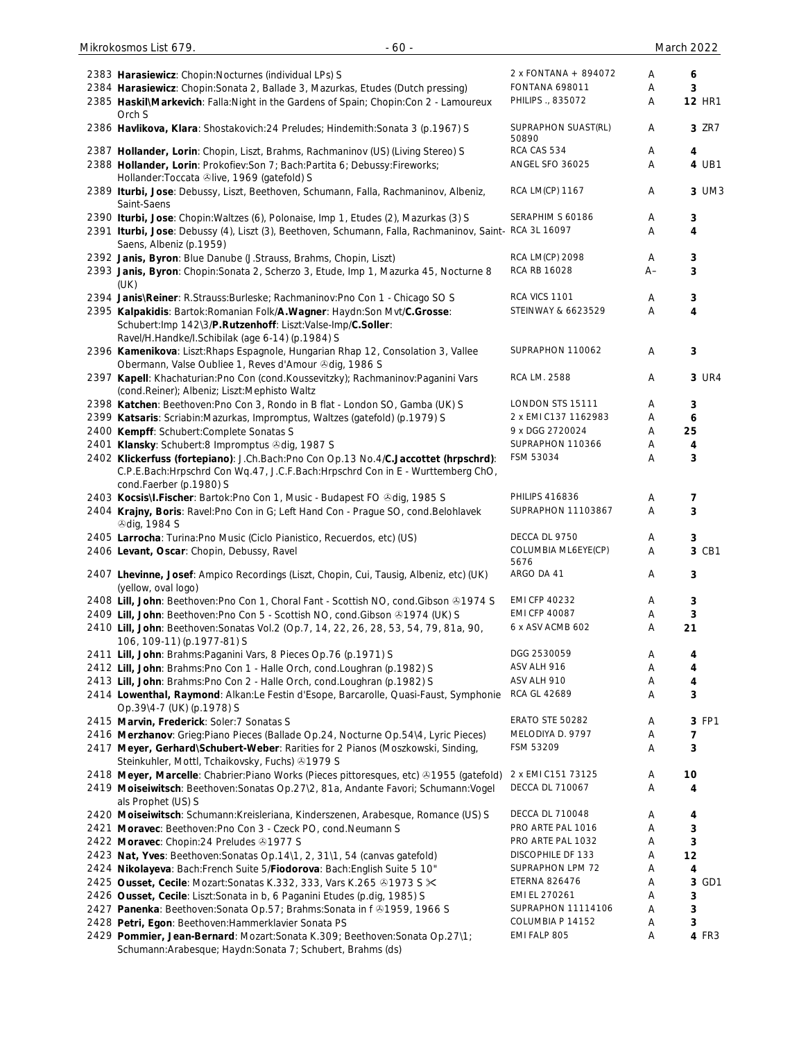| | | | | | |
|---|---|---|---|---|---|
| 2383 | **Harasiewicz**: Chopin:Nocturnes (individual LPs) S | 2 x FONTANA + 894072 | A | 6 | |
| 2384 | **Harasiewicz**: Chopin:Sonata 2, Ballade 3, Mazurkas, Etudes (Dutch pressing) | FONTANA 698011 | A | 3 | |
| 2385 | **Haskil\Markevich**: Falla:Night in the Gardens of Spain; Chopin:Con 2 - Lamoureux Orch S | PHILIPS ., 835072 | A | 12 | HR1 |
| 2386 | **Havlikova, Klara**: Shostakovich:24 Preludes; Hindemith:Sonata 3 (p.1967) S | SUPRAPHON SUAST(RL) 50890 | A | 3 | ZR7 |
| 2387 | **Hollander, Lorin**: Chopin, Liszt, Brahms, Rachmaninov (US) (Living Stereo) S | RCA CAS 534 | A | 4 | |
| 2388 | **Hollander, Lorin**: Prokofiev:Son 7; Bach:Partita 6; Debussy:Fireworks; Hollander:Toccata ℗live, 1969 (gatefold) S | ANGEL SFO 36025 | A | 4 | UB1 |
| 2389 | **Iturbi, Jose**: Debussy, Liszt, Beethoven, Schumann, Falla, Rachmaninov, Albeniz, Saint-Saens | RCA LM(CP) 1167 | A | 3 | UM3 |
| 2390 | **Iturbi, Jose**: Chopin:Waltzes (6), Polonaise, Imp 1, Etudes (2), Mazurkas (3) S | SERAPHIM S 60186 | A | 3 | |
| 2391 | **Iturbi, Jose**: Debussy (4), Liszt (3), Beethoven, Schumann, Falla, Rachmaninov, Saint-Saens, Albeniz (p.1959) | RCA 3L 16097 | A | 4 | |
| 2392 | **Janis, Byron**: Blue Danube (J.Strauss, Brahms, Chopin, Liszt) | RCA LM(CP) 2098 | A | 3 | |
| 2393 | **Janis, Byron**: Chopin:Sonata 2, Scherzo 3, Etude, Imp 1, Mazurka 45, Nocturne 8 (UK) | RCA RB 16028 | A– | 3 | |
| 2394 | **Janis\Reiner**: R.Strauss:Burleske; Rachmaninov:Pno Con 1 - Chicago SO S | RCA VICS 1101 | A | 3 | |
| 2395 | **Kalpakidis**: Bartok:Romanian Folk/**A.Wagner**: Haydn:Son Mvt/**C.Grosse**: Schubert:Imp 142\3/**P.Rutzenhoff**: Liszt:Valse-Imp/**C.Soller**: Ravel/H.Handke/I.Schibilak (age 6-14) (p.1984) S | STEINWAY & 6623529 | A | 4 | |
| 2396 | **Kamenikova**: Liszt:Rhaps Espagnole, Hungarian Rhap 12, Consolation 3, Vallee Obermann, Valse Oubliee 1, Reves d'Amour ℗dig, 1986 S | SUPRAPHON 110062 | A | 3 | |
| 2397 | **Kapell**: Khachaturian:Pno Con (cond.Koussevitzky); Rachmaninov:Paganini Vars (cond.Reiner); Albeniz; Liszt:Mephisto Waltz | RCA LM. 2588 | A | 3 | UR4 |
| 2398 | **Katchen**: Beethoven:Pno Con 3, Rondo in B flat - London SO, Gamba (UK) S | LONDON STS 15111 | A | 3 | |
| 2399 | **Katsaris**: Scriabin:Mazurkas, Impromptus, Waltzes (gatefold) (p.1979) S | 2 x EMI C137 1162983 | A | 6 | |
| 2400 | **Kempff**: Schubert:Complete Sonatas S | 9 x DGG 2720024 | A | 25 | |
| 2401 | **Klansky**: Schubert:8 Impromptus ℗dig, 1987 S | SUPRAPHON 110366 | A | 4 | |
| 2402 | **Klickerfuss (fortepiano)**: J.Ch.Bach:Pno Con Op.13 No.4/**C.Jaccottet (hrpschrd)**: C.P.E.Bach:Hrpschrd Con Wq.47, J.C.F.Bach:Hrpschrd Con in E - Wurttemberg ChO, cond.Faerber (p.1980) S | FSM 53034 | A | 3 | |
| 2403 | **Kocsis\I.Fischer**: Bartok:Pno Con 1, Music - Budapest FO ℗dig, 1985 S | PHILIPS 416836 | A | 7 | |
| 2404 | **Krajny, Boris**: Ravel:Pno Con in G; Left Hand Con - Prague SO, cond.Belohlavek ℗dig, 1984 S | SUPRAPHON 11103867 | A | 3 | |
| 2405 | **Larrocha**: Turina:Pno Music (Ciclo Pianistico, Recuerdos, etc) (US) | DECCA DL 9750 | A | 3 | |
| 2406 | **Levant, Oscar**: Chopin, Debussy, Ravel | COLUMBIA ML6EYE(CP) 5676 | A | 3 | CB1 |
| 2407 | **Lhevinne, Josef**: Ampico Recordings (Liszt, Chopin, Cui, Tausig, Albeniz, etc) (UK) (yellow, oval logo) | ARGO DA 41 | A | 3 | |
| 2408 | **Lill, John**: Beethoven:Pno Con 1, Choral Fant - Scottish NO, cond.Gibson ℗1974 S | EMI CFP 40232 | A | 3 | |
| 2409 | **Lill, John**: Beethoven:Pno Con 5 - Scottish NO, cond.Gibson ℗1974 (UK) S | EMI CFP 40087 | A | 3 | |
| 2410 | **Lill, John**: Beethoven:Sonatas Vol.2 (Op.7, 14, 22, 26, 28, 53, 54, 79, 81a, 90, 106, 109-11) (p.1977-81) S | 6 x ASV ACMB 602 | A | 21 | |
| 2411 | **Lill, John**: Brahms:Paganini Vars, 8 Pieces Op.76 (p.1971) S | DGG 2530059 | A | 4 | |
| 2412 | **Lill, John**: Brahms:Pno Con 1 - Halle Orch, cond.Loughran (p.1982) S | ASV ALH 916 | A | 4 | |
| 2413 | **Lill, John**: Brahms:Pno Con 2 - Halle Orch, cond.Loughran (p.1982) S | ASV ALH 910 | A | 4 | |
| 2414 | **Lowenthal, Raymond**: Alkan:Le Festin d'Esope, Barcarolle, Quasi-Faust, Symphonie Op.39\4-7 (UK) (p.1978) S | RCA GL 42689 | A | 3 | |
| 2415 | **Marvin, Frederick**: Soler:7 Sonatas S | ERATO STE 50282 | A | 3 | FP1 |
| 2416 | **Merzhanov**: Grieg:Piano Pieces (Ballade Op.24, Nocturne Op.54\4, Lyric Pieces) | MELODIYA D. 9797 | A | 7 | |
| 2417 | **Meyer, Gerhard\Schubert-Weber**: Rarities for 2 Pianos (Moszkowski, Sinding, Steinkuhler, Mottl, Tchaikovsky, Fuchs) ℗1979 S | FSM 53209 | A | 3 | |
| 2418 | **Meyer, Marcelle**: Chabrier:Piano Works (Pieces pittoresques, etc) ℗1955 (gatefold) | 2 x EMI C151 73125 | A | 10 | |
| 2419 | **Moiseiwitsch**: Beethoven:Sonatas Op.27\2, 81a, Andante Favori; Schumann:Vogel als Prophet (US) S | DECCA DL 710067 | A | 4 | |
| 2420 | **Moiseiwitsch**: Schumann:Kreisleriana, Kinderszenen, Arabesque, Romance (US) S | DECCA DL 710048 | A | 4 | |
| 2421 | **Moravec**: Beethoven:Pno Con 3 - Czeck PO, cond.Neumann S | PRO ARTE PAL 1016 | A | 3 | |
| 2422 | **Moravec**: Chopin:24 Preludes ℗1977 S | PRO ARTE PAL 1032 | A | 3 | |
| 2423 | **Nat, Yves**: Beethoven:Sonatas Op.14\1, 2, 31\1, 54 (canvas gatefold) | DISCOPHILE DF 133 | A | 12 | |
| 2424 | **Nikolayeva**: Bach:French Suite 5/**Fiodorova**: Bach:English Suite 5 10" | SUPRAPHON LPM 72 | A | 4 | |
| 2425 | **Ousset, Cecile**: Mozart:Sonatas K.332, 333, Vars K.265 ℗1973 S ✂ | ETERNA 826476 | A | 3 | GD1 |
| 2426 | **Ousset, Cecile**: Liszt:Sonata in b, 6 Paganini Etudes (p.dig, 1985) S | EMI EL 270261 | A | 3 | |
| 2427 | **Panenka**: Beethoven:Sonata Op.57; Brahms:Sonata in f ℗1959, 1966 S | SUPRAPHON 11114106 | A | 3 | |
| 2428 | **Petri, Egon**: Beethoven:Hammerklavier Sonata PS | COLUMBIA P 14152 | A | 3 | |
| 2429 | **Pommier, Jean-Bernard**: Mozart:Sonata K.309; Beethoven:Sonata Op.27\1; Schumann:Arabesque; Haydn:Sonata 7; Schubert, Brahms (ds) | EMI FALP 805 | A | 4 | FR3 |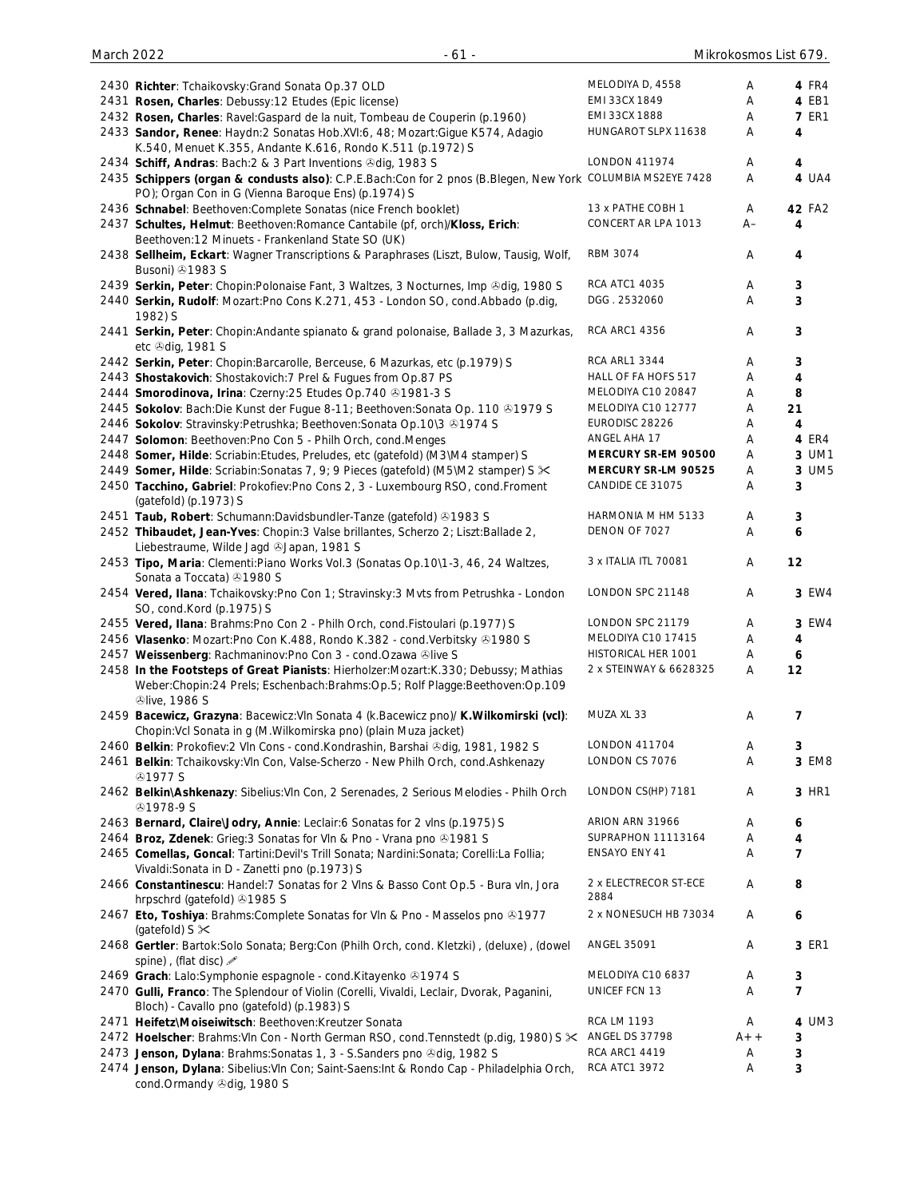| No. | Description | Label | Grade | Price |
|---|---|---|---|---|
| 2430 | **Richter**: Tchaikovsky:Grand Sonata Op.37 OLD | MELODIYA D, 4558 | A | **4** FR4 |
| 2431 | **Rosen, Charles**: Debussy:12 Etudes (Epic license) | EMI 33CX 1849 | A | **4** EB1 |
| 2432 | **Rosen, Charles**: Ravel:Gaspard de la nuit, Tombeau de Couperin (p.1960) | EMI 33CX 1888 | A | **7** ER1 |
| 2433 | **Sandor, Renee**: Haydn:2 Sonatas Hob.XVI:6, 48; Mozart:Gigue K574, Adagio K.540, Menuet K.355, Andante K.616, Rondo K.511 (p.1972) S | HUNGAROT SLPX 11638 | A | **4** |
| 2434 | **Schiff, Andras**: Bach:2 & 3 Part Inventions ℗dig, 1983 S | LONDON 411974 | A | **4** |
| 2435 | **Schippers (organ & condusts also)**: C.P.E.Bach:Con for 2 pnos (B.Blegen, New York PO); Organ Con in G (Vienna Baroque Ens) (p.1974) S | COLUMBIA MS2EYE 7428 | A | **4** UA4 |
| 2436 | **Schnabel**: Beethoven:Complete Sonatas (nice French booklet) | 13 x PATHE COBH 1 | A | **42** FA2 |
| 2437 | **Schultes, Helmut**: Beethoven:Romance Cantabile (pf, orch)/**Kloss, Erich**: Beethoven:12 Minuets - Frankenland State SO (UK) | CONCERT AR LPA 1013 | A– | **4** |
| 2438 | **Sellheim, Eckart**: Wagner Transcriptions & Paraphrases (Liszt, Bulow, Tausig, Wolf, Busoni) ℗1983 S | RBM 3074 | A | **4** |
| 2439 | **Serkin, Peter**: Chopin:Polonaise Fant, 3 Waltzes, 3 Nocturnes, Imp ℗dig, 1980 S | RCA ATC1 4035 | A | **3** |
| 2440 | **Serkin, Rudolf**: Mozart:Pno Cons K.271, 453 - London SO, cond.Abbado (p.dig, 1982) S | DGG . 2532060 | A | **3** |
| 2441 | **Serkin, Peter**: Chopin:Andante spianato & grand polonaise, Ballade 3, 3 Mazurkas, etc ℗dig, 1981 S | RCA ARC1 4356 | A | **3** |
| 2442 | **Serkin, Peter**: Chopin:Barcarolle, Berceuse, 6 Mazurkas, etc (p.1979) S | RCA ARL1 3344 | A | **3** |
| 2443 | **Shostakovich**: Shostakovich:7 Prel & Fugues from Op.87 PS | HALL OF FA HOFS 517 | A | **4** |
| 2444 | **Smorodinova, Irina**: Czerny:25 Etudes Op.740 ℗1981-3 S | MELODIYA C10 20847 | A | **8** |
| 2445 | **Sokolov**: Bach:Die Kunst der Fugue 8-11; Beethoven:Sonata Op. 110 ℗1979 S | MELODIYA C10 12777 | A | **21** |
| 2446 | **Sokolov**: Stravinsky:Petrushka; Beethoven:Sonata Op.10\3 ℗1974 S | EURODISC 28226 | A | **4** |
| 2447 | **Solomon**: Beethoven:Pno Con 5 - Philh Orch, cond.Menges | ANGEL AHA 17 | A | **4** ER4 |
| 2448 | **Somer, Hilde**: Scriabin:Etudes, Preludes, etc (gatefold) (M3\M4 stamper) S | **MERCURY SR-EM 90500** | A | **3** UM1 |
| 2449 | **Somer, Hilde**: Scriabin:Sonatas 7, 9; 9 Pieces (gatefold) (M5\M2 stamper) S ✂ | **MERCURY SR-LM 90525** | A | **3** UM5 |
| 2450 | **Tacchino, Gabriel**: Prokofiev:Pno Cons 2, 3 - Luxembourg RSO, cond.Froment (gatefold) (p.1973) S | CANDIDE CE 31075 | A | **3** |
| 2451 | **Taub, Robert**: Schumann:Davidsbundler-Tanze (gatefold) ℗1983 S | HARMONIA M HM 5133 | A | **3** |
| 2452 | **Thibaudet, Jean-Yves**: Chopin:3 Valse brillantes, Scherzo 2; Liszt:Ballade 2, Liebestraume, Wilde Jagd ℗Japan, 1981 S | DENON OF 7027 | A | **6** |
| 2453 | **Tipo, Maria**: Clementi:Piano Works Vol.3 (Sonatas Op.10\1-3, 46, 24 Waltzes, Sonata a Toccata) ℗1980 S | 3 x ITALIA ITL 70081 | A | **12** |
| 2454 | **Vered, Ilana**: Tchaikovsky:Pno Con 1; Stravinsky:3 Mvts from Petrushka - London SO, cond.Kord (p.1975) S | LONDON SPC 21148 | A | **3** EW4 |
| 2455 | **Vered, Ilana**: Brahms:Pno Con 2 - Philh Orch, cond.Fistoulari (p.1977) S | LONDON SPC 21179 | A | **3** EW4 |
| 2456 | **Vlasenko**: Mozart:Pno Con K.488, Rondo K.382 - cond.Verbitsky ℗1980 S | MELODIYA C10 17415 | A | **4** |
| 2457 | **Weissenberg**: Rachmaninov:Pno Con 3 - cond.Ozawa ℗live S | HISTORICAL HER 1001 | A | **6** |
| 2458 | **In the Footsteps of Great Pianists**: Hierholzer:Mozart:K.330; Debussy; Mathias Weber:Chopin:24 Prels; Eschenbach:Brahms:Op.5; Rolf Plagge:Beethoven:Op.109 ℗live, 1986 S | 2 x STEINWAY & 6628325 | A | **12** |
| 2459 | **Bacewicz, Grazyna**: Bacewicz:Vln Sonata 4 (k.Bacewicz pno)/ **K.Wilkomirski (vcl)**: Chopin:Vcl Sonata in g (M.Wilkomirska pno) (plain Muza jacket) | MUZA XL 33 | A | **7** |
| 2460 | **Belkin**: Prokofiev:2 Vln Cons - cond.Kondrashin, Barshai ℗dig, 1981, 1982 S | LONDON 411704 | A | **3** |
| 2461 | **Belkin**: Tchaikovsky:Vln Con, Valse-Scherzo - New Philh Orch, cond.Ashkenazy ℗1977 S | LONDON CS 7076 | A | **3** EM8 |
| 2462 | **Belkin\Ashkenazy**: Sibelius:Vln Con, 2 Serenades, 2 Serious Melodies - Philh Orch ℗1978-9 S | LONDON CS(HP) 7181 | A | **3** HR1 |
| 2463 | **Bernard, Claire\Jodry, Annie**: Leclair:6 Sonatas for 2 vlns (p.1975) S | ARION ARN 31966 | A | **6** |
| 2464 | **Broz, Zdenek**: Grieg:3 Sonatas for Vln & Pno - Vrana pno ℗1981 S | SUPRAPHON 11113164 | A | **4** |
| 2465 | **Comellas, Goncal**: Tartini:Devil's Trill Sonata; Nardini:Sonata; Corelli:La Follia; Vivaldi:Sonata in D - Zanetti pno (p.1973) S | ENSAYO ENY 41 | A | **7** |
| 2466 | **Constantinescu**: Handel:7 Sonatas for 2 Vlns & Basso Cont Op.5 - Bura vln, Jora hrpschrd (gatefold) ℗1985 S | 2 x ELECTRECOR ST-ECE 2884 | A | **8** |
| 2467 | **Eto, Toshiya**: Brahms:Complete Sonatas for Vln & Pno - Masselos pno ℗1977 (gatefold) S ✂ | 2 x NONESUCH HB 73034 | A | **6** |
| 2468 | **Gertler**: Bartok:Solo Sonata; Berg:Con (Philh Orch, cond. Kletzki) , (deluxe) , (dowel spine) , (flat disc) ✎ | ANGEL 35091 | A | **3** ER1 |
| 2469 | **Grach**: Lalo:Symphonie espagnole - cond.Kitayenko ℗1974 S | MELODIYA C10 6837 | A | **3** |
| 2470 | **Gulli, Franco**: The Splendour of Violin (Corelli, Vivaldi, Leclair, Dvorak, Paganini, Bloch) - Cavallo pno (gatefold) (p.1983) S | UNICEF FCN 13 | A | **7** |
| 2471 | **Heifetz\Moiseiwitsch**: Beethoven:Kreutzer Sonata | RCA LM 1193 | A | **4** UM3 |
| 2472 | **Hoelscher**: Brahms:Vln Con - North German RSO, cond.Tennstedt (p.dig, 1980) S ✂ | ANGEL DS 37798 | A++ | **3** |
| 2473 | **Jenson, Dylana**: Brahms:Sonatas 1, 3 - S.Sanders pno ℗dig, 1982 S | RCA ARC1 4419 | A | **3** |
| 2474 | **Jenson, Dylana**: Sibelius:Vln Con; Saint-Saens:Int & Rondo Cap - Philadelphia Orch, cond.Ormandy ℗dig, 1980 S | RCA ATC1 3972 | A | **3** |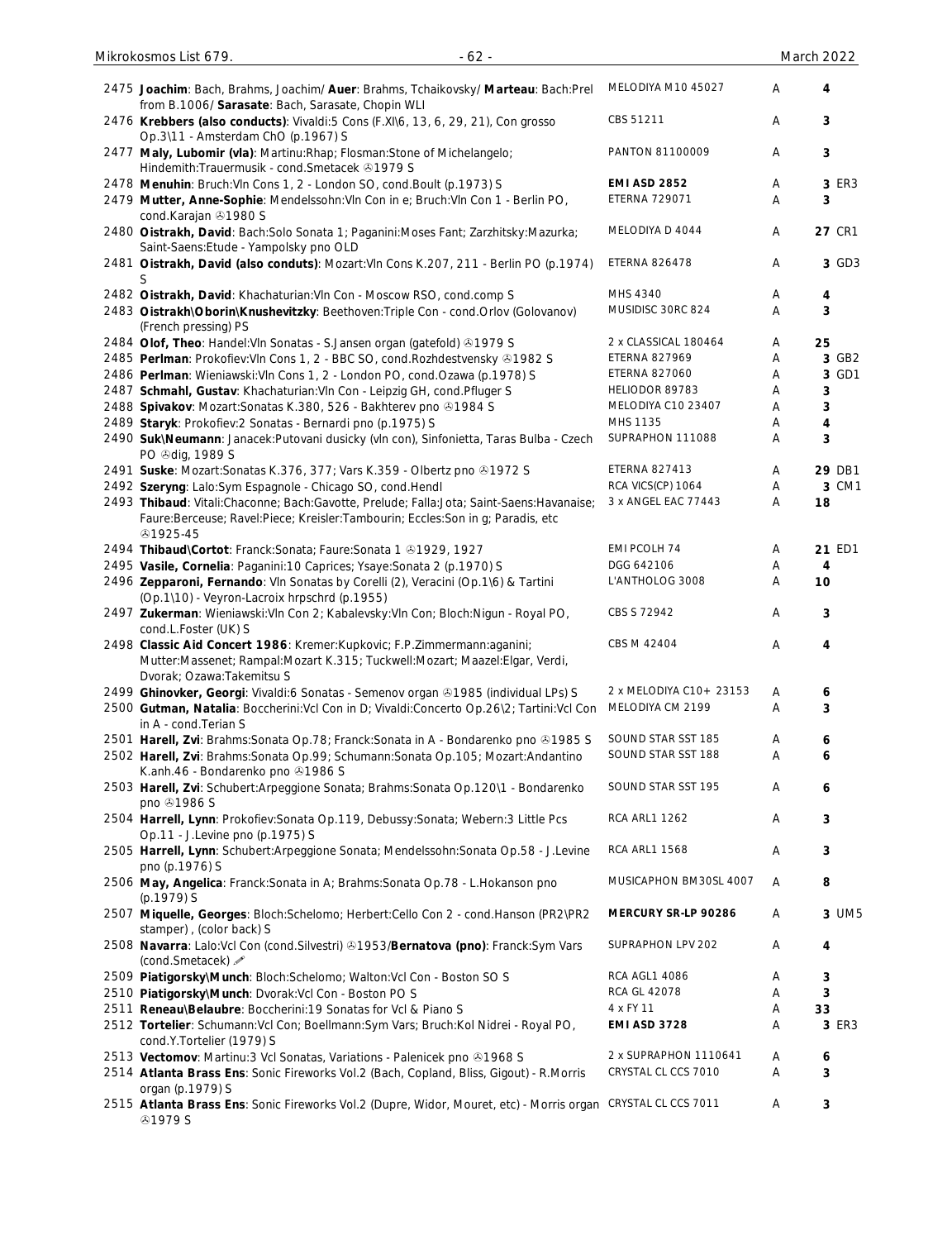| No. | Description | Label | Grade | Price |
|---|---|---|---|---|
| 2475 | **Joachim**: Bach, Brahms, Joachim/ **Auer**: Brahms, Tchaikovsky/ **Marteau**: Bach:Prel from B.1006/ **Sarasate**: Bach, Sarasate, Chopin WLI | MELODIYA M10 45027 | A | 4 |
| 2476 | **Krebbers (also conducts)**: Vivaldi:5 Cons (F.XI\6, 13, 6, 29, 21), Con grosso Op.3\11 - Amsterdam ChO (p.1967) S | CBS 51211 | A | 3 |
| 2477 | **Maly, Lubomir (vla)**: Martinu:Rhap; Flosman:Stone of Michelangelo; Hindemith:Trauermusik - cond.Smetacek ℗1979 S | PANTON 81100009 | A | 3 |
| 2478 | **Menuhin**: Bruch:Vln Cons 1, 2 - London SO, cond.Boult (p.1973) S | **EMI ASD 2852** | A | 3 ER3 |
| 2479 | **Mutter, Anne-Sophie**: Mendelssohn:Vln Con in e; Bruch:Vln Con 1 - Berlin PO, cond.Karajan ℗1980 S | ETERNA 729071 | A | 3 |
| 2480 | **Oistrakh, David**: Bach:Solo Sonata 1; Paganini:Moses Fant; Zarzhitsky:Mazurka; Saint-Saens:Etude - Yampolsky pno OLD | MELODIYA D 4044 | A | 27 CR1 |
| 2481 | **Oistrakh, David (also conduts)**: Mozart:Vln Cons K.207, 211 - Berlin PO (p.1974) S | ETERNA 826478 | A | 3 GD3 |
| 2482 | **Oistrakh, David**: Khachaturian:Vln Con - Moscow RSO, cond.comp S | MHS 4340 | A | 4 |
| 2483 | **Oistrakh\Oborin\Knushevitzky**: Beethoven:Triple Con - cond.Orlov (Golovanov) (French pressing) PS | MUSIDISC 30RC 824 | A | 3 |
| 2484 | **Olof, Theo**: Handel:Vln Sonatas - S.Jansen organ (gatefold) ℗1979 S | 2 x CLASSICAL 180464 | A | 25 |
| 2485 | **Perlman**: Prokofiev:Vln Cons 1, 2 - BBC SO, cond.Rozhdestvensky ℗1982 S | ETERNA 827969 | A | 3 GB2 |
| 2486 | **Perlman**: Wieniawski:Vln Cons 1, 2 - London PO, cond.Ozawa (p.1978) S | ETERNA 827060 | A | 3 GD1 |
| 2487 | **Schmahl, Gustav**: Khachaturian:Vln Con - Leipzig GH, cond.Pfluger S | HELIODOR 89783 | A | 3 |
| 2488 | **Spivakov**: Mozart:Sonatas K.380, 526 - Bakhterev pno ℗1984 S | MELODIYA C10 23407 | A | 3 |
| 2489 | **Staryk**: Prokofiev:2 Sonatas - Bernardi pno (p.1975) S | MHS 1135 | A | 4 |
| 2490 | **Suk\Neumann**: Janacek:Putovani dusicky (vln con), Sinfonietta, Taras Bulba - Czech PO ℗dig, 1989 S | SUPRAPHON 111088 | A | 3 |
| 2491 | **Suske**: Mozart:Sonatas K.376, 377; Vars K.359 - Olbertz pno ℗1972 S | ETERNA 827413 | A | 29 DB1 |
| 2492 | **Szeryng**: Lalo:Sym Espagnole - Chicago SO, cond.Hendl | RCA VICS(CP) 1064 | A | 3 CM1 |
| 2493 | **Thibaud**: Vitali:Chaconne; Bach:Gavotte, Prelude; Falla:Jota; Saint-Saens:Havanaise; Faure:Berceuse; Ravel:Piece; Kreisler:Tambourin; Eccles:Son in g; Paradis, etc ℗1925-45 | 3 x ANGEL EAC 77443 | A | 18 |
| 2494 | **Thibaud\Cortot**: Franck:Sonata; Faure:Sonata 1 ℗1929, 1927 | EMI PCOLH 74 | A | 21 ED1 |
| 2495 | **Vasile, Cornelia**: Paganini:10 Caprices; Ysaye:Sonata 2 (p.1970) S | DGG 642106 | A | 4 |
| 2496 | **Zepparoni, Fernando**: Vln Sonatas by Corelli (2), Veracini (Op.1\6) & Tartini (Op.1\10) - Veyron-Lacroix hrpschrd (p.1955) | L'ANTHOLOG 3008 | A | 10 |
| 2497 | **Zukerman**: Wieniawski:Vln Con 2; Kabalevsky:Vln Con; Bloch:Nigun - Royal PO, cond.L.Foster (UK) S | CBS S 72942 | A | 3 |
| 2498 | **Classic Aid Concert 1986**: Kremer:Kupkovic; F.P.Zimmermann:aganini; Mutter:Massenet; Rampal:Mozart K.315; Tuckwell:Mozart; Maazel:Elgar, Verdi, Dvorak; Ozawa:Takemitsu S | CBS M 42404 | A | 4 |
| 2499 | **Ghinovker, Georgi**: Vivaldi:6 Sonatas - Semenov organ ℗1985 (individual LPs) S | 2 x MELODIYA C10+ 23153 | A | 6 |
| 2500 | **Gutman, Natalia**: Boccherini:Vcl Con in D; Vivaldi:Concerto Op.26\2; Tartini:Vcl Con in A - cond.Terian S | MELODIYA CM 2199 | A | 3 |
| 2501 | **Harell, Zvi**: Brahms:Sonata Op.78; Franck:Sonata in A - Bondarenko pno ℗1985 S | SOUND STAR SST 185 | A | 6 |
| 2502 | **Harell, Zvi**: Brahms:Sonata Op.99; Schumann:Sonata Op.105; Mozart:Andantino K.anh.46 - Bondarenko pno ℗1986 S | SOUND STAR SST 188 | A | 6 |
| 2503 | **Harell, Zvi**: Schubert:Arpeggione Sonata; Brahms:Sonata Op.120\1 - Bondarenko pno ℗1986 S | SOUND STAR SST 195 | A | 6 |
| 2504 | **Harrell, Lynn**: Prokofiev:Sonata Op.119, Debussy:Sonata; Webern:3 Little Pcs Op.11 - J.Levine pno (p.1975) S | RCA ARL1 1262 | A | 3 |
| 2505 | **Harrell, Lynn**: Schubert:Arpeggione Sonata; Mendelssohn:Sonata Op.58 - J.Levine pno (p.1976) S | RCA ARL1 1568 | A | 3 |
| 2506 | **May, Angelica**: Franck:Sonata in A; Brahms:Sonata Op.78 - L.Hokanson pno (p.1979) S | MUSICAPHON BM30SL 4007 | A | 8 |
| 2507 | **Miquelle, Georges**: Bloch:Schelomo; Herbert:Cello Con 2 - cond.Hanson (PR2\PR2 stamper) , (color back) S | **MERCURY SR-LP 90286** | A | 3 UM5 |
| 2508 | **Navarra**: Lalo:Vcl Con (cond.Silvestri) ℗1953/**Bernatova (pno)**: Franck:Sym Vars (cond.Smetacek) ✐ | SUPRAPHON LPV 202 | A | 4 |
| 2509 | **Piatigorsky\Munch**: Bloch:Schelomo; Walton:Vcl Con - Boston SO S | RCA AGL1 4086 | A | 3 |
| 2510 | **Piatigorsky\Munch**: Dvorak:Vcl Con - Boston PO S | RCA GL 42078 | A | 3 |
| 2511 | **Reneau\Belaubre**: Boccherini:19 Sonatas for Vcl & Piano S | 4 x FY 11 | A | 33 |
| 2512 | **Tortelier**: Schumann:Vcl Con; Boellmann:Sym Vars; Bruch:Kol Nidrei - Royal PO, cond.Y.Tortelier (1979) S | **EMI ASD 3728** | A | 3 ER3 |
| 2513 | **Vectomov**: Martinu:3 Vcl Sonatas, Variations - Palenicek pno ℗1968 S | 2 x SUPRAPHON 1110641 | A | 6 |
| 2514 | **Atlanta Brass Ens**: Sonic Fireworks Vol.2 (Bach, Copland, Bliss, Gigout) - R.Morris organ (p.1979) S | CRYSTAL CL CCS 7010 | A | 3 |
| 2515 | **Atlanta Brass Ens**: Sonic Fireworks Vol.2 (Dupre, Widor, Mouret, etc) - Morris organ ℗1979 S | CRYSTAL CL CCS 7011 | A | 3 |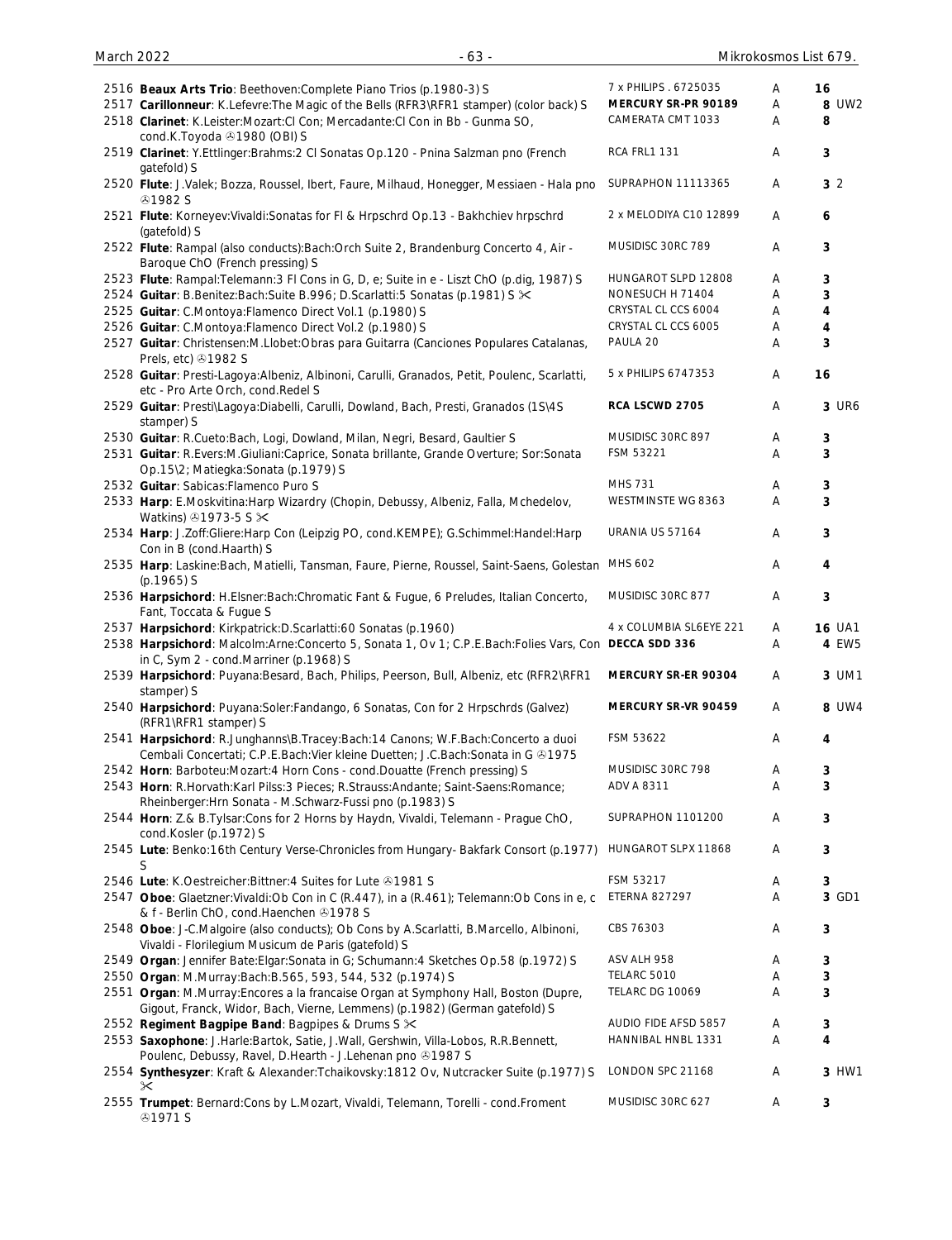| No. | Description | Label | Grade | Price |
|---|---|---|---|---|
| 2516 | **Beaux Arts Trio**: Beethoven:Complete Piano Trios (p.1980-3) S | 7 x PHILIPS . 6725035 | A | 16 |
| 2517 | **Carillonneur**: K.Lefevre:The Magic of the Bells (RFR3\RFR1 stamper) (color back) S | **MERCURY SR-PR 90189** | A | 8 UW2 |
| 2518 | **Clarinet**: K.Leister:Mozart:Cl Con; Mercadante:Cl Con in Bb - Gunma SO, cond.K.Toyoda ℗1980 (OBI) S | CAMERATA CMT 1033 | A | 8 |
| 2519 | **Clarinet**: Y.Ettlinger:Brahms:2 Cl Sonatas Op.120 - Pnina Salzman pno (French gatefold) S | RCA FRL1 131 | A | 3 |
| 2520 | **Flute**: J.Valek; Bozza, Roussel, Ibert, Faure, Milhaud, Honegger, Messiaen - Hala pno ℗1982 S | SUPRAPHON 11113365 | A | 3 2 |
| 2521 | **Flute**: Korneyev:Vivaldi:Sonatas for Fl & Hrpschrd Op.13 - Bakhchiev hrpschrd (gatefold) S | 2 x MELODIYA C10 12899 | A | 6 |
| 2522 | **Flute**: Rampal (also conducts):Bach:Orch Suite 2, Brandenburg Concerto 4, Air - Baroque ChO (French pressing) S | MUSIDISC 30RC 789 | A | 3 |
| 2523 | **Flute**: Rampal:Telemann:3 Fl Cons in G, D, e; Suite in e - Liszt ChO (p.dig, 1987) S | HUNGAROT SLPD 12808 | A | 3 |
| 2524 | **Guitar**: B.Benitez:Bach:Suite B.996; D.Scarlatti:5 Sonatas (p.1981) S ✂ | NONESUCH H 71404 | A | 3 |
| 2525 | **Guitar**: C.Montoya:Flamenco Direct Vol.1 (p.1980) S | CRYSTAL CL CCS 6004 | A | 4 |
| 2526 | **Guitar**: C.Montoya:Flamenco Direct Vol.2 (p.1980) S | CRYSTAL CL CCS 6005 | A | 4 |
| 2527 | **Guitar**: Christensen:M.Llobet:Obras para Guitarra (Canciones Populares Catalanas, Prels, etc) ℗1982 S | PAULA 20 | A | 3 |
| 2528 | **Guitar**: Presti-Lagoya:Albeniz, Albinoni, Carulli, Granados, Petit, Poulenc, Scarlatti, etc - Pro Arte Orch, cond.Redel S | 5 x PHILIPS 6747353 | A | 16 |
| 2529 | **Guitar**: Presti\Lagoya:Diabelli, Carulli, Dowland, Bach, Presti, Granados (1S\4S stamper) S | **RCA LSCWD 2705** | A | 3 UR6 |
| 2530 | **Guitar**: R.Cueto:Bach, Logi, Dowland, Milan, Negri, Besard, Gaultier S | MUSIDISC 30RC 897 | A | 3 |
| 2531 | **Guitar**: R.Evers:M.Giuliani:Caprice, Sonata brillante, Grande Overture; Sor:Sonata Op.15\2; Matiegka:Sonata (p.1979) S | FSM 53221 | A | 3 |
| 2532 | **Guitar**: Sabicas:Flamenco Puro S | MHS 731 | A | 3 |
| 2533 | **Harp**: E.Moskvitina:Harp Wizardry (Chopin, Debussy, Albeniz, Falla, Mchedelov, Watkins) ℗1973-5 S ✂ | WESTMINSTE WG 8363 | A | 3 |
| 2534 | **Harp**: J.Zoff:Gliere:Harp Con (Leipzig PO, cond.KEMPE); G.Schimmel:Handel:Harp Con in B (cond.Haarth) S | URANIA US 57164 | A | 3 |
| 2535 | **Harp**: Laskine:Bach, Matielli, Tansman, Faure, Pierne, Roussel, Saint-Saens, Golestan (p.1965) S | MHS 602 | A | 4 |
| 2536 | **Harpsichord**: H.Elsner:Bach:Chromatic Fant & Fugue, 6 Preludes, Italian Concerto, Fant, Toccata & Fugue S | MUSIDISC 30RC 877 | A | 3 |
| 2537 | **Harpsichord**: Kirkpatrick:D.Scarlatti:60 Sonatas (p.1960) | 4 x COLUMBIA SL6EYE 221 | A | 16 UA1 |
| 2538 | **Harpsichord**: Malcolm:Arne:Concerto 5, Sonata 1, Ov 1; C.P.E.Bach:Folies Vars, Con in C, Sym 2 - cond.Marriner (p.1968) S | **DECCA SDD 336** | A | 4 EW5 |
| 2539 | **Harpsichord**: Puyana:Besard, Bach, Philips, Peerson, Bull, Albeniz, etc (RFR2\RFR1 stamper) S | **MERCURY SR-ER 90304** | A | 3 UM1 |
| 2540 | **Harpsichord**: Puyana:Soler:Fandango, 6 Sonatas, Con for 2 Hrpschrds (Galvez) (RFR1\RFR1 stamper) S | **MERCURY SR-VR 90459** | A | 8 UW4 |
| 2541 | **Harpsichord**: R.Junghanns\B.Tracey:Bach:14 Canons; W.F.Bach:Concerto a duoi Cembali Concertati; C.P.E.Bach:Vier kleine Duetten; J.C.Bach:Sonata in G ℗1975 | FSM 53622 | A | 4 |
| 2542 | **Horn**: Barboteu:Mozart:4 Horn Cons - cond.Douatte (French pressing) S | MUSIDISC 30RC 798 | A | 3 |
| 2543 | **Horn**: R.Horvath:Karl Pilss:3 Pieces; R.Strauss:Andante; Saint-Saens:Romance; Rheinberger:Hrn Sonata - M.Schwarz-Fussi pno (p.1983) S | ADV A 8311 | A | 3 |
| 2544 | **Horn**: Z.& B.Tylsar:Cons for 2 Horns by Haydn, Vivaldi, Telemann - Prague ChO, cond.Kosler (p.1972) S | SUPRAPHON 1101200 | A | 3 |
| 2545 | **Lute**: Benko:16th Century Verse-Chronicles from Hungary- Bakfark Consort (p.1977) S | HUNGAROT SLPX 11868 | A | 3 |
| 2546 | **Lute**: K.Oestreicher:Bittner:4 Suites for Lute ℗1981 S | FSM 53217 | A | 3 |
| 2547 | **Oboe**: Glaetzner:Vivaldi:Ob Con in C (R.447), in a (R.461); Telemann:Ob Cons in e, c & f - Berlin ChO, cond.Haenchen ℗1978 S | ETERNA 827297 | A | 3 GD1 |
| 2548 | **Oboe**: J-C.Malgoire (also conducts); Ob Cons by A.Scarlatti, B.Marcello, Albinoni, Vivaldi - Florilegium Musicum de Paris (gatefold) S | CBS 76303 | A | 3 |
| 2549 | **Organ**: Jennifer Bate:Elgar:Sonata in G; Schumann:4 Sketches Op.58 (p.1972) S | ASV ALH 958 | A | 3 |
| 2550 | **Organ**: M.Murray:Bach:B.565, 593, 544, 532 (p.1974) S | TELARC 5010 | A | 3 |
| 2551 | **Organ**: M.Murray:Encores a la francaise Organ at Symphony Hall, Boston (Dupre, Gigout, Franck, Widor, Bach, Vierne, Lemmens) (p.1982) (German gatefold) S | TELARC DG 10069 | A | 3 |
| 2552 | **Regiment Bagpipe Band**: Bagpipes & Drums S ✂ | AUDIO FIDE AFSD 5857 | A | 3 |
| 2553 | **Saxophone**: J.Harle:Bartok, Satie, J.Wall, Gershwin, Villa-Lobos, R.R.Bennett, Poulenc, Debussy, Ravel, D.Hearth - J.Lehenan pno ℗1987 S | HANNIBAL HNBL 1331 | A | 4 |
| 2554 | **Synthesyzer**: Kraft & Alexander:Tchaikovsky:1812 Ov, Nutcracker Suite (p.1977) S ✂ | LONDON SPC 21168 | A | 3 HW1 |
| 2555 | **Trumpet**: Bernard:Cons by L.Mozart, Vivaldi, Telemann, Torelli - cond.Froment ℗1971 S | MUSIDISC 30RC 627 | A | 3 |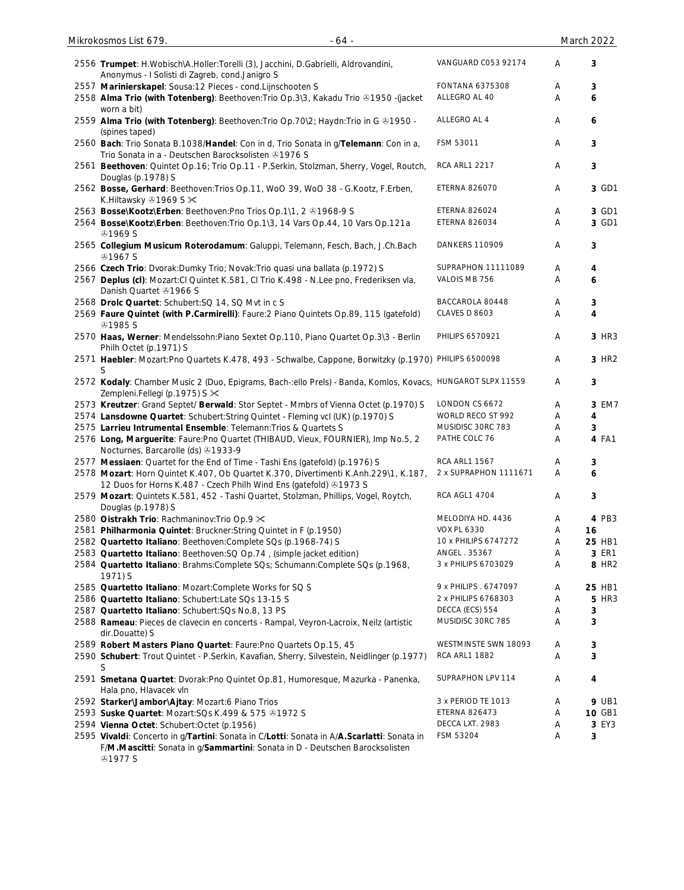| | | | | |
|---|---|---|---|---|
| 2556 **Trumpet**: H.Wobisch\A.Holler:Torelli (3), Jacchini, D.Gabrielli, Aldrovandini, Anonymus - I Solisti di Zagreb, cond.Janigro S | VANGUARD C053 92174 | A | 3 | |
| 2557 **Marinierskapel**: Sousa:12 Pieces - cond.Lijnschooten S | FONTANA 6375308 | A | 3 | |
| 2558 **Alma Trio (with Totenberg)**: Beethoven:Trio Op.3\3, Kakadu Trio ℗1950 -(jacket worn a bit) | ALLEGRO AL 40 | A | 6 | |
| 2559 **Alma Trio (with Totenberg)**: Beethoven:Trio Op.70\2; Haydn:Trio in G ℗1950 - (spines taped) | ALLEGRO AL 4 | A | 6 | |
| 2560 **Bach**: Trio Sonata B.1038/**Handel**: Con in d, Trio Sonata in g/**Telemann**: Con in a, Trio Sonata in a - Deutschen Barocksolisten ℗1976 S | FSM 53011 | A | 3 | |
| 2561 **Beethoven**: Quintet Op.16; Trio Op.11 - P.Serkin, Stolzman, Sherry, Vogel, Routch, Douglas (p.1978) S | RCA ARL1 2217 | A | 3 | |
| 2562 **Bosse, Gerhard**: Beethoven:Trios Op.11, WoO 39, WoO 38 - G.Kootz, F.Erben, K.Hiltawsky ℗1969 S ✂ | ETERNA 826070 | A | 3 | GD1 |
| 2563 **Bosse\Kootz\Erben**: Beethoven:Pno Trios Op.1\1, 2 ℗1968-9 S | ETERNA 826024 | A | 3 | GD1 |
| 2564 **Bosse\Kootz\Erben**: Beethoven:Trio Op.1\3, 14 Vars Op.44, 10 Vars Op.121a ℗1969 S | ETERNA 826034 | A | 3 | GD1 |
| 2565 **Collegium Musicum Roterodamum**: Galuppi, Telemann, Fesch, Bach, J.Ch.Bach ℗1967 S | DANKERS 110909 | A | 3 | |
| 2566 **Czech Trio**: Dvorak:Dumky Trio; Novak:Trio quasi una ballata (p.1972) S | SUPRAPHON 11111089 | A | 4 | |
| 2567 **Deplus (cl)**: Mozart:Cl Quintet K.581, Cl Trio K.498 - N.Lee pno, Frederiksen vla, Danish Quartet ℗1966 S | VALOIS MB 756 | A | 6 | |
| 2568 **Drolc Quartet**: Schubert:SQ 14, SQ Mvt in c S | BACCAROLA 80448 | A | 3 | |
| 2569 **Faure Quintet (with P.Carmirelli)**: Faure:2 Piano Quintets Op.89, 115 (gatefold) ℗1985 S | CLAVES D 8603 | A | 4 | |
| 2570 **Haas, Werner**: Mendelssohn:Piano Sextet Op.110, Piano Quartet Op.3\3 - Berlin Philh Octet (p.1971) S | PHILIPS 6570921 | A | 3 | HR3 |
| 2571 **Haebler**: Mozart:Pno Quartets K.478, 493 - Schwalbe, Cappone, Borwitzky (p.1970) S | PHILIPS 6500098 | A | 3 | HR2 |
| 2572 **Kodaly**: Chamber Music 2 (Duo, Epigrams, Bach-:ello Prels) - Banda, Komlos, Kovacs, Zempleni.Fellegi (p.1975) S ✂ | HUNGAROT SLPX 11559 | A | 3 | |
| 2573 **Kreutzer**: Grand Septet/ **Berwald**: Stor Septet - Mmbrs of Vienna Octet (p.1970) S | LONDON CS 6672 | A | 3 | EM7 |
| 2574 **Lansdowne Quartet**: Schubert:String Quintet - Fleming vcl (UK) (p.1970) S | WORLD RECO ST 992 | A | 4 | |
| 2575 **Larrieu Intrumental Ensemble**: Telemann:Trios & Quartets S | MUSIDISC 30RC 783 | A | 3 | |
| 2576 **Long, Marguerite**: Faure:Pno Quartet (THIBAUD, Vieux, FOURNIER), Imp No.5, 2 Nocturnes, Barcarolle (ds) ℗1933-9 | PATHE COLC 76 | A | 4 | FA1 |
| 2577 **Messiaen**: Quartet for the End of Time - Tashi Ens (gatefold) (p.1976) S | RCA ARL1 1567 | A | 3 | |
| 2578 **Mozart**: Horn Quintet K.407, Ob Quartet K.370, Divertimenti K.Anh.229\1, K.187, 12 Duos for Horns K.487 - Czech Philh Wind Ens (gatefold) ℗1973 S | 2 x SUPRAPHON 1111671 | A | 6 | |
| 2579 **Mozart**: Quintets K.581, 452 - Tashi Quartet, Stolzman, Phillips, Vogel, Roytch, Douglas (p.1978) S | RCA AGL1 4704 | A | 3 | |
| 2580 **Oistrakh Trio**: Rachmaninov:Trio Op.9 ✂ | MELODIYA HD. 4436 | A | 4 | PB3 |
| 2581 **Philharmonia Quintet**: Bruckner:String Quintet in F (p.1950) | VOX PL 6330 | A | 16 | |
| 2582 **Quartetto Italiano**: Beethoven:Complete SQs (p.1968-74) S | 10 x PHILIPS 6747272 | A | 25 | HB1 |
| 2583 **Quartetto Italiano**: Beethoven:SQ Op.74 , (simple jacket edition) | ANGEL . 35367 | A | 3 | ER1 |
| 2584 **Quartetto Italiano**: Brahms:Complete SQs; Schumann:Complete SQs (p.1968, 1971) S | 3 x PHILIPS 6703029 | A | 8 | HR2 |
| 2585 **Quartetto Italiano**: Mozart:Complete Works for SQ S | 9 x PHILIPS . 6747097 | A | 25 | HB1 |
| 2586 **Quartetto Italiano**: Schubert:Late SQs 13-15 S | 2 x PHILIPS 6768303 | A | 5 | HR3 |
| 2587 **Quartetto Italiano**: Schubert:SQs No.8, 13 PS | DECCA (ECS) 554 | A | 3 | |
| 2588 **Rameau**: Pieces de clavecin en concerts - Rampal, Veyron-Lacroix, Neilz (artistic dir.Douatte) S | MUSIDISC 30RC 785 | A | 3 | |
| 2589 **Robert Masters Piano Quartet**: Faure:Pno Quartets Op.15, 45 | WESTMINSTE SWN 18093 | A | 3 | |
| 2590 **Schubert**: Trout Quintet - P.Serkin, Kavafian, Sherry, Silvestein, Neidlinger (p.1977) S | RCA ARL1 1882 | A | 3 | |
| 2591 **Smetana Quartet**: Dvorak:Pno Quintet Op.81, Humoresque, Mazurka - Panenka, Hala pno, Hlavacek vln | SUPRAPHON LPV 114 | A | 4 | |
| 2592 **Starker\Jambor\Ajtay**: Mozart:6 Piano Trios | 3 x PERIOD TE 1013 | A | 9 | UB1 |
| 2593 **Suske Quartet**: Mozart:SQs K.499 & 575 ℗1972 S | ETERNA 826473 | A | 10 | GB1 |
| 2594 **Vienna Octet**: Schubert:Octet (p.1956) | DECCA LXT. 2983 | A | 3 | EY3 |
| 2595 **Vivaldi**: Concerto in g/**Tartini**: Sonata in C/**Lotti**: Sonata in A/**A.Scarlatti**: Sonata in F/**M.Mascitti**: Sonata in g/**Sammartini**: Sonata in D - Deutschen Barocksolisten ℗1977 S | FSM 53204 | A | 3 | |